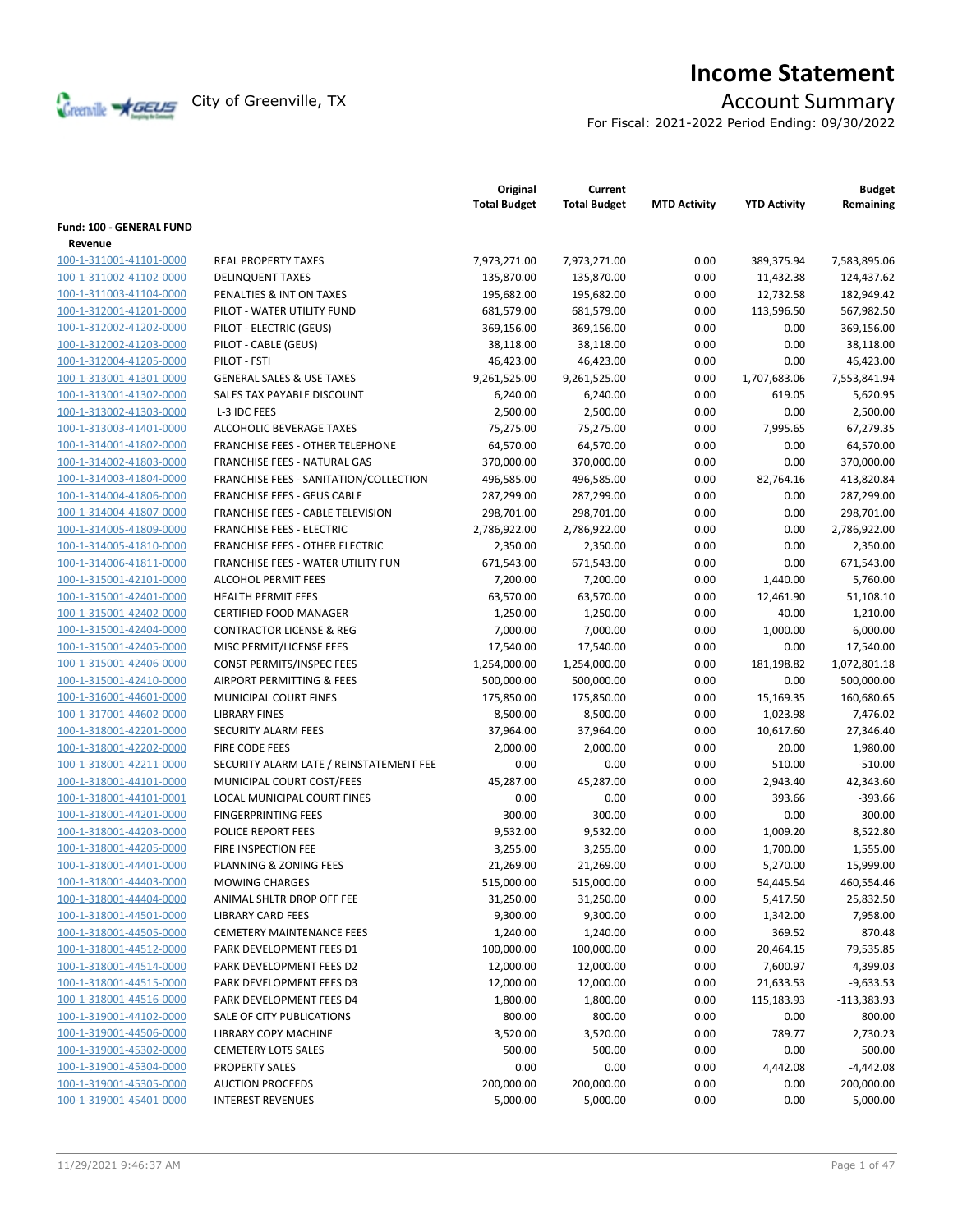# Income Statement

City of Greenville, TX

## Account Summary

For Fiscal: 2021-2022 Period Ending: 09/30/2022

| | | Original Total Budget | Current Total Budget | MTD Activity | YTD Activity | Budget Remaining |
|---|---|---|---|---|---|---|
| **Fund: 100 - GENERAL FUND** | | | | | | |
| **Revenue** | | | | | | |
| 100-1-311001-41101-0000 | REAL PROPERTY TAXES | 7,973,271.00 | 7,973,271.00 | 0.00 | 389,375.94 | 7,583,895.06 |
| 100-1-311002-41102-0000 | DELINQUENT TAXES | 135,870.00 | 135,870.00 | 0.00 | 11,432.38 | 124,437.62 |
| 100-1-311003-41104-0000 | PENALTIES & INT ON TAXES | 195,682.00 | 195,682.00 | 0.00 | 12,732.58 | 182,949.42 |
| 100-1-312001-41201-0000 | PILOT - WATER UTILITY FUND | 681,579.00 | 681,579.00 | 0.00 | 113,596.50 | 567,982.50 |
| 100-1-312002-41202-0000 | PILOT - ELECTRIC (GEUS) | 369,156.00 | 369,156.00 | 0.00 | 0.00 | 369,156.00 |
| 100-1-312002-41203-0000 | PILOT - CABLE (GEUS) | 38,118.00 | 38,118.00 | 0.00 | 0.00 | 38,118.00 |
| 100-1-312004-41205-0000 | PILOT - FSTI | 46,423.00 | 46,423.00 | 0.00 | 0.00 | 46,423.00 |
| 100-1-313001-41301-0000 | GENERAL SALES & USE TAXES | 9,261,525.00 | 9,261,525.00 | 0.00 | 1,707,683.06 | 7,553,841.94 |
| 100-1-313001-41302-0000 | SALES TAX PAYABLE DISCOUNT | 6,240.00 | 6,240.00 | 0.00 | 619.05 | 5,620.95 |
| 100-1-313002-41303-0000 | L-3 IDC FEES | 2,500.00 | 2,500.00 | 0.00 | 0.00 | 2,500.00 |
| 100-1-313003-41401-0000 | ALCOHOLIC BEVERAGE TAXES | 75,275.00 | 75,275.00 | 0.00 | 7,995.65 | 67,279.35 |
| 100-1-314001-41802-0000 | FRANCHISE FEES - OTHER TELEPHONE | 64,570.00 | 64,570.00 | 0.00 | 0.00 | 64,570.00 |
| 100-1-314002-41803-0000 | FRANCHISE FEES - NATURAL GAS | 370,000.00 | 370,000.00 | 0.00 | 0.00 | 370,000.00 |
| 100-1-314003-41804-0000 | FRANCHISE FEES - SANITATION/COLLECTION | 496,585.00 | 496,585.00 | 0.00 | 82,764.16 | 413,820.84 |
| 100-1-314004-41806-0000 | FRANCHISE FEES - GEUS CABLE | 287,299.00 | 287,299.00 | 0.00 | 0.00 | 287,299.00 |
| 100-1-314004-41807-0000 | FRANCHISE FEES - CABLE TELEVISION | 298,701.00 | 298,701.00 | 0.00 | 0.00 | 298,701.00 |
| 100-1-314005-41809-0000 | FRANCHISE FEES - ELECTRIC | 2,786,922.00 | 2,786,922.00 | 0.00 | 0.00 | 2,786,922.00 |
| 100-1-314005-41810-0000 | FRANCHISE FEES - OTHER ELECTRIC | 2,350.00 | 2,350.00 | 0.00 | 0.00 | 2,350.00 |
| 100-1-314006-41811-0000 | FRANCHISE FEES - WATER UTILITY FUN | 671,543.00 | 671,543.00 | 0.00 | 0.00 | 671,543.00 |
| 100-1-315001-42101-0000 | ALCOHOL PERMIT FEES | 7,200.00 | 7,200.00 | 0.00 | 1,440.00 | 5,760.00 |
| 100-1-315001-42401-0000 | HEALTH PERMIT FEES | 63,570.00 | 63,570.00 | 0.00 | 12,461.90 | 51,108.10 |
| 100-1-315001-42402-0000 | CERTIFIED FOOD MANAGER | 1,250.00 | 1,250.00 | 0.00 | 40.00 | 1,210.00 |
| 100-1-315001-42404-0000 | CONTRACTOR LICENSE & REG | 7,000.00 | 7,000.00 | 0.00 | 1,000.00 | 6,000.00 |
| 100-1-315001-42405-0000 | MISC PERMIT/LICENSE FEES | 17,540.00 | 17,540.00 | 0.00 | 0.00 | 17,540.00 |
| 100-1-315001-42406-0000 | CONST PERMITS/INSPEC FEES | 1,254,000.00 | 1,254,000.00 | 0.00 | 181,198.82 | 1,072,801.18 |
| 100-1-315001-42410-0000 | AIRPORT PERMITTING & FEES | 500,000.00 | 500,000.00 | 0.00 | 0.00 | 500,000.00 |
| 100-1-316001-44601-0000 | MUNICIPAL COURT FINES | 175,850.00 | 175,850.00 | 0.00 | 15,169.35 | 160,680.65 |
| 100-1-317001-44602-0000 | LIBRARY FINES | 8,500.00 | 8,500.00 | 0.00 | 1,023.98 | 7,476.02 |
| 100-1-318001-42201-0000 | SECURITY ALARM FEES | 37,964.00 | 37,964.00 | 0.00 | 10,617.60 | 27,346.40 |
| 100-1-318001-42202-0000 | FIRE CODE FEES | 2,000.00 | 2,000.00 | 0.00 | 20.00 | 1,980.00 |
| 100-1-318001-42211-0000 | SECURITY ALARM LATE / REINSTATEMENT FEE | 0.00 | 0.00 | 0.00 | 510.00 | -510.00 |
| 100-1-318001-44101-0000 | MUNICIPAL COURT COST/FEES | 45,287.00 | 45,287.00 | 0.00 | 2,943.40 | 42,343.60 |
| 100-1-318001-44101-0001 | LOCAL MUNICIPAL COURT FINES | 0.00 | 0.00 | 0.00 | 393.66 | -393.66 |
| 100-1-318001-44201-0000 | FINGERPRINTING FEES | 300.00 | 300.00 | 0.00 | 0.00 | 300.00 |
| 100-1-318001-44203-0000 | POLICE REPORT FEES | 9,532.00 | 9,532.00 | 0.00 | 1,009.20 | 8,522.80 |
| 100-1-318001-44205-0000 | FIRE INSPECTION FEE | 3,255.00 | 3,255.00 | 0.00 | 1,700.00 | 1,555.00 |
| 100-1-318001-44401-0000 | PLANNING & ZONING FEES | 21,269.00 | 21,269.00 | 0.00 | 5,270.00 | 15,999.00 |
| 100-1-318001-44403-0000 | MOWING CHARGES | 515,000.00 | 515,000.00 | 0.00 | 54,445.54 | 460,554.46 |
| 100-1-318001-44404-0000 | ANIMAL SHLTR DROP OFF FEE | 31,250.00 | 31,250.00 | 0.00 | 5,417.50 | 25,832.50 |
| 100-1-318001-44501-0000 | LIBRARY CARD FEES | 9,300.00 | 9,300.00 | 0.00 | 1,342.00 | 7,958.00 |
| 100-1-318001-44505-0000 | CEMETERY MAINTENANCE FEES | 1,240.00 | 1,240.00 | 0.00 | 369.52 | 870.48 |
| 100-1-318001-44512-0000 | PARK DEVELOPMENT FEES D1 | 100,000.00 | 100,000.00 | 0.00 | 20,464.15 | 79,535.85 |
| 100-1-318001-44514-0000 | PARK DEVELOPMENT FEES D2 | 12,000.00 | 12,000.00 | 0.00 | 7,600.97 | 4,399.03 |
| 100-1-318001-44515-0000 | PARK DEVELOPMENT FEES D3 | 12,000.00 | 12,000.00 | 0.00 | 21,633.53 | -9,633.53 |
| 100-1-318001-44516-0000 | PARK DEVELOPMENT FEES D4 | 1,800.00 | 1,800.00 | 0.00 | 115,183.93 | -113,383.93 |
| 100-1-319001-44102-0000 | SALE OF CITY PUBLICATIONS | 800.00 | 800.00 | 0.00 | 0.00 | 800.00 |
| 100-1-319001-44506-0000 | LIBRARY COPY MACHINE | 3,520.00 | 3,520.00 | 0.00 | 789.77 | 2,730.23 |
| 100-1-319001-45302-0000 | CEMETERY LOTS SALES | 500.00 | 500.00 | 0.00 | 0.00 | 500.00 |
| 100-1-319001-45304-0000 | PROPERTY SALES | 0.00 | 0.00 | 0.00 | 4,442.08 | -4,442.08 |
| 100-1-319001-45305-0000 | AUCTION PROCEEDS | 200,000.00 | 200,000.00 | 0.00 | 0.00 | 200,000.00 |
| 100-1-319001-45401-0000 | INTEREST REVENUES | 5,000.00 | 5,000.00 | 0.00 | 0.00 | 5,000.00 |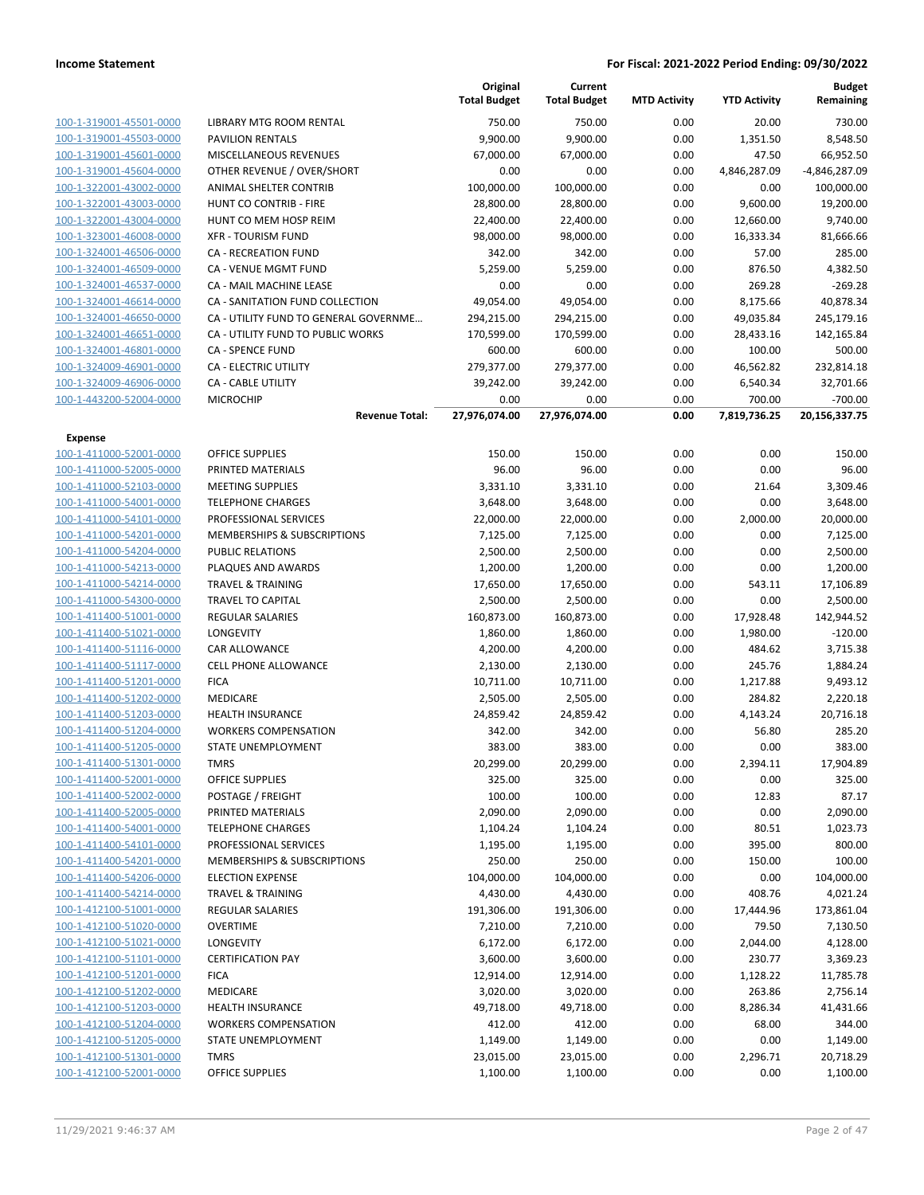| | | Original Total Budget | Current Total Budget | MTD Activity | YTD Activity | Budget Remaining |
|---|---|---|---|---|---|---|
| 100-1-319001-45501-0000 | LIBRARY MTG ROOM RENTAL | 750.00 | 750.00 | 0.00 | 20.00 | 730.00 |
| 100-1-319001-45503-0000 | PAVILION RENTALS | 9,900.00 | 9,900.00 | 0.00 | 1,351.50 | 8,548.50 |
| 100-1-319001-45601-0000 | MISCELLANEOUS REVENUES | 67,000.00 | 67,000.00 | 0.00 | 47.50 | 66,952.50 |
| 100-1-319001-45604-0000 | OTHER REVENUE / OVER/SHORT | 0.00 | 0.00 | 0.00 | 4,846,287.09 | -4,846,287.09 |
| 100-1-322001-43002-0000 | ANIMAL SHELTER CONTRIB | 100,000.00 | 100,000.00 | 0.00 | 0.00 | 100,000.00 |
| 100-1-322001-43003-0000 | HUNT CO CONTRIB - FIRE | 28,800.00 | 28,800.00 | 0.00 | 9,600.00 | 19,200.00 |
| 100-1-322001-43004-0000 | HUNT CO MEM HOSP REIM | 22,400.00 | 22,400.00 | 0.00 | 12,660.00 | 9,740.00 |
| 100-1-323001-46008-0000 | XFR - TOURISM FUND | 98,000.00 | 98,000.00 | 0.00 | 16,333.34 | 81,666.66 |
| 100-1-324001-46506-0000 | CA - RECREATION FUND | 342.00 | 342.00 | 0.00 | 57.00 | 285.00 |
| 100-1-324001-46509-0000 | CA - VENUE MGMT FUND | 5,259.00 | 5,259.00 | 0.00 | 876.50 | 4,382.50 |
| 100-1-324001-46537-0000 | CA - MAIL MACHINE LEASE | 0.00 | 0.00 | 0.00 | 269.28 | -269.28 |
| 100-1-324001-46614-0000 | CA - SANITATION FUND COLLECTION | 49,054.00 | 49,054.00 | 0.00 | 8,175.66 | 40,878.34 |
| 100-1-324001-46650-0000 | CA - UTILITY FUND TO GENERAL GOVERNME… | 294,215.00 | 294,215.00 | 0.00 | 49,035.84 | 245,179.16 |
| 100-1-324001-46651-0000 | CA - UTILITY FUND TO PUBLIC WORKS | 170,599.00 | 170,599.00 | 0.00 | 28,433.16 | 142,165.84 |
| 100-1-324001-46801-0000 | CA - SPENCE FUND | 600.00 | 600.00 | 0.00 | 100.00 | 500.00 |
| 100-1-324009-46901-0000 | CA - ELECTRIC UTILITY | 279,377.00 | 279,377.00 | 0.00 | 46,562.82 | 232,814.18 |
| 100-1-324009-46906-0000 | CA - CABLE UTILITY | 39,242.00 | 39,242.00 | 0.00 | 6,540.34 | 32,701.66 |
| 100-1-443200-52004-0000 | MICROCHIP | 0.00 | 0.00 | 0.00 | 700.00 | -700.00 |
| | **Revenue Total:** | **27,976,074.00** | **27,976,074.00** | **0.00** | **7,819,736.25** | **20,156,337.75** |
| **Expense** | | | | | | |
| 100-1-411000-52001-0000 | OFFICE SUPPLIES | 150.00 | 150.00 | 0.00 | 0.00 | 150.00 |
| 100-1-411000-52005-0000 | PRINTED MATERIALS | 96.00 | 96.00 | 0.00 | 0.00 | 96.00 |
| 100-1-411000-52103-0000 | MEETING SUPPLIES | 3,331.10 | 3,331.10 | 0.00 | 21.64 | 3,309.46 |
| 100-1-411000-54001-0000 | TELEPHONE CHARGES | 3,648.00 | 3,648.00 | 0.00 | 0.00 | 3,648.00 |
| 100-1-411000-54101-0000 | PROFESSIONAL SERVICES | 22,000.00 | 22,000.00 | 0.00 | 2,000.00 | 20,000.00 |
| 100-1-411000-54201-0000 | MEMBERSHIPS & SUBSCRIPTIONS | 7,125.00 | 7,125.00 | 0.00 | 0.00 | 7,125.00 |
| 100-1-411000-54204-0000 | PUBLIC RELATIONS | 2,500.00 | 2,500.00 | 0.00 | 0.00 | 2,500.00 |
| 100-1-411000-54213-0000 | PLAQUES AND AWARDS | 1,200.00 | 1,200.00 | 0.00 | 0.00 | 1,200.00 |
| 100-1-411000-54214-0000 | TRAVEL & TRAINING | 17,650.00 | 17,650.00 | 0.00 | 543.11 | 17,106.89 |
| 100-1-411000-54300-0000 | TRAVEL TO CAPITAL | 2,500.00 | 2,500.00 | 0.00 | 0.00 | 2,500.00 |
| 100-1-411400-51001-0000 | REGULAR SALARIES | 160,873.00 | 160,873.00 | 0.00 | 17,928.48 | 142,944.52 |
| 100-1-411400-51021-0000 | LONGEVITY | 1,860.00 | 1,860.00 | 0.00 | 1,980.00 | -120.00 |
| 100-1-411400-51116-0000 | CAR ALLOWANCE | 4,200.00 | 4,200.00 | 0.00 | 484.62 | 3,715.38 |
| 100-1-411400-51117-0000 | CELL PHONE ALLOWANCE | 2,130.00 | 2,130.00 | 0.00 | 245.76 | 1,884.24 |
| 100-1-411400-51201-0000 | FICA | 10,711.00 | 10,711.00 | 0.00 | 1,217.88 | 9,493.12 |
| 100-1-411400-51202-0000 | MEDICARE | 2,505.00 | 2,505.00 | 0.00 | 284.82 | 2,220.18 |
| 100-1-411400-51203-0000 | HEALTH INSURANCE | 24,859.42 | 24,859.42 | 0.00 | 4,143.24 | 20,716.18 |
| 100-1-411400-51204-0000 | WORKERS COMPENSATION | 342.00 | 342.00 | 0.00 | 56.80 | 285.20 |
| 100-1-411400-51205-0000 | STATE UNEMPLOYMENT | 383.00 | 383.00 | 0.00 | 0.00 | 383.00 |
| 100-1-411400-51301-0000 | TMRS | 20,299.00 | 20,299.00 | 0.00 | 2,394.11 | 17,904.89 |
| 100-1-411400-52001-0000 | OFFICE SUPPLIES | 325.00 | 325.00 | 0.00 | 0.00 | 325.00 |
| 100-1-411400-52002-0000 | POSTAGE / FREIGHT | 100.00 | 100.00 | 0.00 | 12.83 | 87.17 |
| 100-1-411400-52005-0000 | PRINTED MATERIALS | 2,090.00 | 2,090.00 | 0.00 | 0.00 | 2,090.00 |
| 100-1-411400-54001-0000 | TELEPHONE CHARGES | 1,104.24 | 1,104.24 | 0.00 | 80.51 | 1,023.73 |
| 100-1-411400-54101-0000 | PROFESSIONAL SERVICES | 1,195.00 | 1,195.00 | 0.00 | 395.00 | 800.00 |
| 100-1-411400-54201-0000 | MEMBERSHIPS & SUBSCRIPTIONS | 250.00 | 250.00 | 0.00 | 150.00 | 100.00 |
| 100-1-411400-54206-0000 | ELECTION EXPENSE | 104,000.00 | 104,000.00 | 0.00 | 0.00 | 104,000.00 |
| 100-1-411400-54214-0000 | TRAVEL & TRAINING | 4,430.00 | 4,430.00 | 0.00 | 408.76 | 4,021.24 |
| 100-1-412100-51001-0000 | REGULAR SALARIES | 191,306.00 | 191,306.00 | 0.00 | 17,444.96 | 173,861.04 |
| 100-1-412100-51020-0000 | OVERTIME | 7,210.00 | 7,210.00 | 0.00 | 79.50 | 7,130.50 |
| 100-1-412100-51021-0000 | LONGEVITY | 6,172.00 | 6,172.00 | 0.00 | 2,044.00 | 4,128.00 |
| 100-1-412100-51101-0000 | CERTIFICATION PAY | 3,600.00 | 3,600.00 | 0.00 | 230.77 | 3,369.23 |
| 100-1-412100-51201-0000 | FICA | 12,914.00 | 12,914.00 | 0.00 | 1,128.22 | 11,785.78 |
| 100-1-412100-51202-0000 | MEDICARE | 3,020.00 | 3,020.00 | 0.00 | 263.86 | 2,756.14 |
| 100-1-412100-51203-0000 | HEALTH INSURANCE | 49,718.00 | 49,718.00 | 0.00 | 8,286.34 | 41,431.66 |
| 100-1-412100-51204-0000 | WORKERS COMPENSATION | 412.00 | 412.00 | 0.00 | 68.00 | 344.00 |
| 100-1-412100-51205-0000 | STATE UNEMPLOYMENT | 1,149.00 | 1,149.00 | 0.00 | 0.00 | 1,149.00 |
| 100-1-412100-51301-0000 | TMRS | 23,015.00 | 23,015.00 | 0.00 | 2,296.71 | 20,718.29 |
| 100-1-412100-52001-0000 | OFFICE SUPPLIES | 1,100.00 | 1,100.00 | 0.00 | 0.00 | 1,100.00 |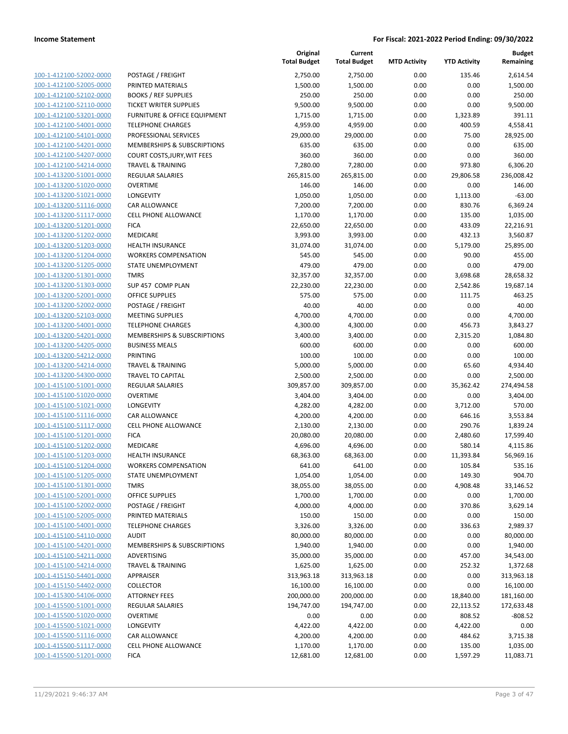| | | Original Total Budget | Current Total Budget | MTD Activity | YTD Activity | Budget Remaining |
|---|---|---|---|---|---|---|
| 100-1-412100-52002-0000 | POSTAGE / FREIGHT | 2,750.00 | 2,750.00 | 0.00 | 135.46 | 2,614.54 |
| 100-1-412100-52005-0000 | PRINTED MATERIALS | 1,500.00 | 1,500.00 | 0.00 | 0.00 | 1,500.00 |
| 100-1-412100-52102-0000 | BOOKS / REF SUPPLIES | 250.00 | 250.00 | 0.00 | 0.00 | 250.00 |
| 100-1-412100-52110-0000 | TICKET WRITER SUPPLIES | 9,500.00 | 9,500.00 | 0.00 | 0.00 | 9,500.00 |
| 100-1-412100-53201-0000 | FURNITURE & OFFICE EQUIPMENT | 1,715.00 | 1,715.00 | 0.00 | 1,323.89 | 391.11 |
| 100-1-412100-54001-0000 | TELEPHONE CHARGES | 4,959.00 | 4,959.00 | 0.00 | 400.59 | 4,558.41 |
| 100-1-412100-54101-0000 | PROFESSIONAL SERVICES | 29,000.00 | 29,000.00 | 0.00 | 75.00 | 28,925.00 |
| 100-1-412100-54201-0000 | MEMBERSHIPS & SUBSCRIPTIONS | 635.00 | 635.00 | 0.00 | 0.00 | 635.00 |
| 100-1-412100-54207-0000 | COURT COSTS,JURY,WIT FEES | 360.00 | 360.00 | 0.00 | 0.00 | 360.00 |
| 100-1-412100-54214-0000 | TRAVEL & TRAINING | 7,280.00 | 7,280.00 | 0.00 | 973.80 | 6,306.20 |
| 100-1-413200-51001-0000 | REGULAR SALARIES | 265,815.00 | 265,815.00 | 0.00 | 29,806.58 | 236,008.42 |
| 100-1-413200-51020-0000 | OVERTIME | 146.00 | 146.00 | 0.00 | 0.00 | 146.00 |
| 100-1-413200-51021-0000 | LONGEVITY | 1,050.00 | 1,050.00 | 0.00 | 1,113.00 | -63.00 |
| 100-1-413200-51116-0000 | CAR ALLOWANCE | 7,200.00 | 7,200.00 | 0.00 | 830.76 | 6,369.24 |
| 100-1-413200-51117-0000 | CELL PHONE ALLOWANCE | 1,170.00 | 1,170.00 | 0.00 | 135.00 | 1,035.00 |
| 100-1-413200-51201-0000 | FICA | 22,650.00 | 22,650.00 | 0.00 | 433.09 | 22,216.91 |
| 100-1-413200-51202-0000 | MEDICARE | 3,993.00 | 3,993.00 | 0.00 | 432.13 | 3,560.87 |
| 100-1-413200-51203-0000 | HEALTH INSURANCE | 31,074.00 | 31,074.00 | 0.00 | 5,179.00 | 25,895.00 |
| 100-1-413200-51204-0000 | WORKERS COMPENSATION | 545.00 | 545.00 | 0.00 | 90.00 | 455.00 |
| 100-1-413200-51205-0000 | STATE UNEMPLOYMENT | 479.00 | 479.00 | 0.00 | 0.00 | 479.00 |
| 100-1-413200-51301-0000 | TMRS | 32,357.00 | 32,357.00 | 0.00 | 3,698.68 | 28,658.32 |
| 100-1-413200-51303-0000 | SUP 457 COMP PLAN | 22,230.00 | 22,230.00 | 0.00 | 2,542.86 | 19,687.14 |
| 100-1-413200-52001-0000 | OFFICE SUPPLIES | 575.00 | 575.00 | 0.00 | 111.75 | 463.25 |
| 100-1-413200-52002-0000 | POSTAGE / FREIGHT | 40.00 | 40.00 | 0.00 | 0.00 | 40.00 |
| 100-1-413200-52103-0000 | MEETING SUPPLIES | 4,700.00 | 4,700.00 | 0.00 | 0.00 | 4,700.00 |
| 100-1-413200-54001-0000 | TELEPHONE CHARGES | 4,300.00 | 4,300.00 | 0.00 | 456.73 | 3,843.27 |
| 100-1-413200-54201-0000 | MEMBERSHIPS & SUBSCRIPTIONS | 3,400.00 | 3,400.00 | 0.00 | 2,315.20 | 1,084.80 |
| 100-1-413200-54205-0000 | BUSINESS MEALS | 600.00 | 600.00 | 0.00 | 0.00 | 600.00 |
| 100-1-413200-54212-0000 | PRINTING | 100.00 | 100.00 | 0.00 | 0.00 | 100.00 |
| 100-1-413200-54214-0000 | TRAVEL & TRAINING | 5,000.00 | 5,000.00 | 0.00 | 65.60 | 4,934.40 |
| 100-1-413200-54300-0000 | TRAVEL TO CAPITAL | 2,500.00 | 2,500.00 | 0.00 | 0.00 | 2,500.00 |
| 100-1-415100-51001-0000 | REGULAR SALARIES | 309,857.00 | 309,857.00 | 0.00 | 35,362.42 | 274,494.58 |
| 100-1-415100-51020-0000 | OVERTIME | 3,404.00 | 3,404.00 | 0.00 | 0.00 | 3,404.00 |
| 100-1-415100-51021-0000 | LONGEVITY | 4,282.00 | 4,282.00 | 0.00 | 3,712.00 | 570.00 |
| 100-1-415100-51116-0000 | CAR ALLOWANCE | 4,200.00 | 4,200.00 | 0.00 | 646.16 | 3,553.84 |
| 100-1-415100-51117-0000 | CELL PHONE ALLOWANCE | 2,130.00 | 2,130.00 | 0.00 | 290.76 | 1,839.24 |
| 100-1-415100-51201-0000 | FICA | 20,080.00 | 20,080.00 | 0.00 | 2,480.60 | 17,599.40 |
| 100-1-415100-51202-0000 | MEDICARE | 4,696.00 | 4,696.00 | 0.00 | 580.14 | 4,115.86 |
| 100-1-415100-51203-0000 | HEALTH INSURANCE | 68,363.00 | 68,363.00 | 0.00 | 11,393.84 | 56,969.16 |
| 100-1-415100-51204-0000 | WORKERS COMPENSATION | 641.00 | 641.00 | 0.00 | 105.84 | 535.16 |
| 100-1-415100-51205-0000 | STATE UNEMPLOYMENT | 1,054.00 | 1,054.00 | 0.00 | 149.30 | 904.70 |
| 100-1-415100-51301-0000 | TMRS | 38,055.00 | 38,055.00 | 0.00 | 4,908.48 | 33,146.52 |
| 100-1-415100-52001-0000 | OFFICE SUPPLIES | 1,700.00 | 1,700.00 | 0.00 | 0.00 | 1,700.00 |
| 100-1-415100-52002-0000 | POSTAGE / FREIGHT | 4,000.00 | 4,000.00 | 0.00 | 370.86 | 3,629.14 |
| 100-1-415100-52005-0000 | PRINTED MATERIALS | 150.00 | 150.00 | 0.00 | 0.00 | 150.00 |
| 100-1-415100-54001-0000 | TELEPHONE CHARGES | 3,326.00 | 3,326.00 | 0.00 | 336.63 | 2,989.37 |
| 100-1-415100-54110-0000 | AUDIT | 80,000.00 | 80,000.00 | 0.00 | 0.00 | 80,000.00 |
| 100-1-415100-54201-0000 | MEMBERSHIPS & SUBSCRIPTIONS | 1,940.00 | 1,940.00 | 0.00 | 0.00 | 1,940.00 |
| 100-1-415100-54211-0000 | ADVERTISING | 35,000.00 | 35,000.00 | 0.00 | 457.00 | 34,543.00 |
| 100-1-415100-54214-0000 | TRAVEL & TRAINING | 1,625.00 | 1,625.00 | 0.00 | 252.32 | 1,372.68 |
| 100-1-415150-54401-0000 | APPRAISER | 313,963.18 | 313,963.18 | 0.00 | 0.00 | 313,963.18 |
| 100-1-415150-54402-0000 | COLLECTOR | 16,100.00 | 16,100.00 | 0.00 | 0.00 | 16,100.00 |
| 100-1-415300-54106-0000 | ATTORNEY FEES | 200,000.00 | 200,000.00 | 0.00 | 18,840.00 | 181,160.00 |
| 100-1-415500-51001-0000 | REGULAR SALARIES | 194,747.00 | 194,747.00 | 0.00 | 22,113.52 | 172,633.48 |
| 100-1-415500-51020-0000 | OVERTIME | 0.00 | 0.00 | 0.00 | 808.52 | -808.52 |
| 100-1-415500-51021-0000 | LONGEVITY | 4,422.00 | 4,422.00 | 0.00 | 4,422.00 | 0.00 |
| 100-1-415500-51116-0000 | CAR ALLOWANCE | 4,200.00 | 4,200.00 | 0.00 | 484.62 | 3,715.38 |
| 100-1-415500-51117-0000 | CELL PHONE ALLOWANCE | 1,170.00 | 1,170.00 | 0.00 | 135.00 | 1,035.00 |
| 100-1-415500-51201-0000 | FICA | 12,681.00 | 12,681.00 | 0.00 | 1,597.29 | 11,083.71 |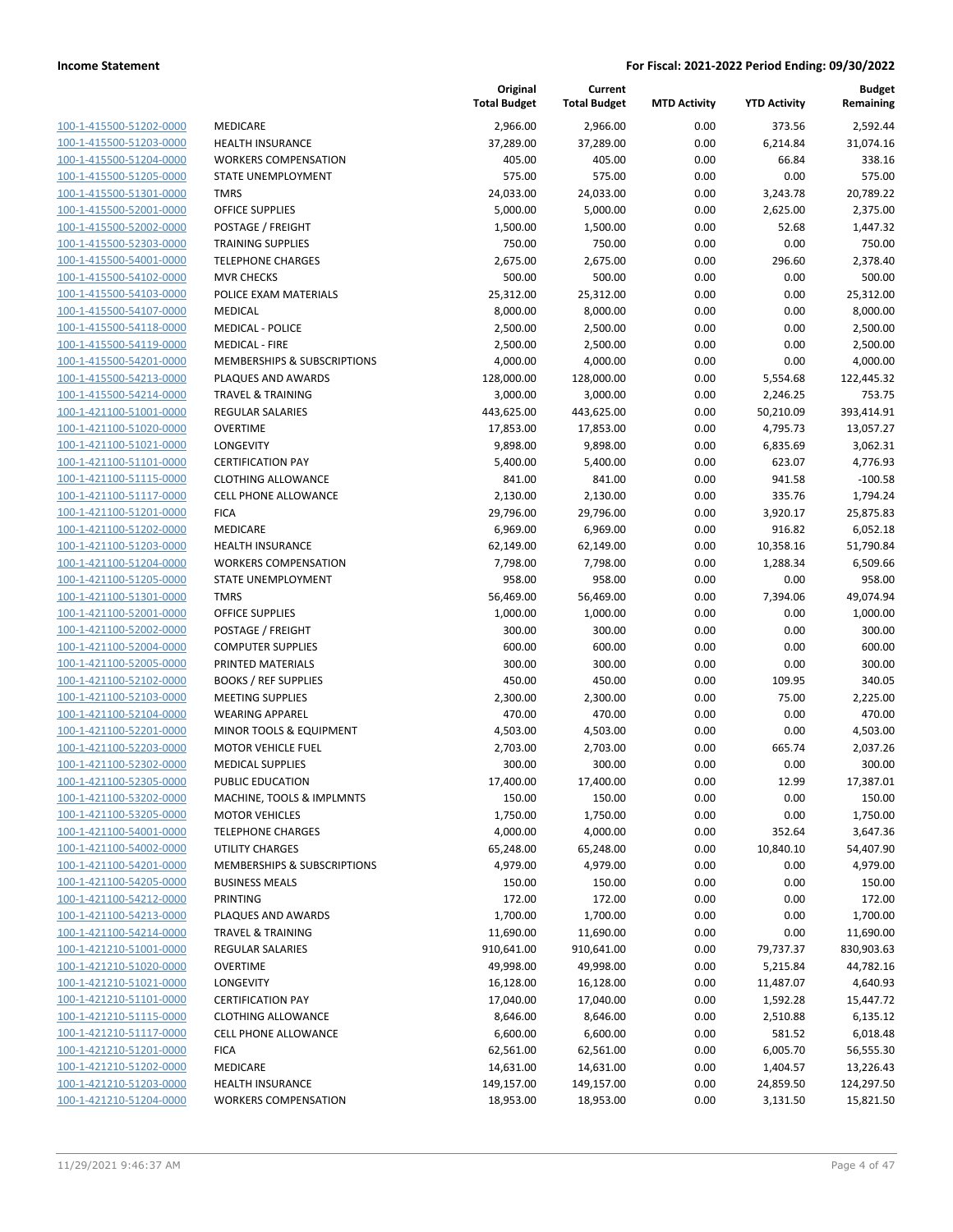| | | Original Total Budget | Current Total Budget | MTD Activity | YTD Activity | Budget Remaining |
|---|---|---|---|---|---|---|
| 100-1-415500-51202-0000 | MEDICARE | 2,966.00 | 2,966.00 | 0.00 | 373.56 | 2,592.44 |
| 100-1-415500-51203-0000 | HEALTH INSURANCE | 37,289.00 | 37,289.00 | 0.00 | 6,214.84 | 31,074.16 |
| 100-1-415500-51204-0000 | WORKERS COMPENSATION | 405.00 | 405.00 | 0.00 | 66.84 | 338.16 |
| 100-1-415500-51205-0000 | STATE UNEMPLOYMENT | 575.00 | 575.00 | 0.00 | 0.00 | 575.00 |
| 100-1-415500-51301-0000 | TMRS | 24,033.00 | 24,033.00 | 0.00 | 3,243.78 | 20,789.22 |
| 100-1-415500-52001-0000 | OFFICE SUPPLIES | 5,000.00 | 5,000.00 | 0.00 | 2,625.00 | 2,375.00 |
| 100-1-415500-52002-0000 | POSTAGE / FREIGHT | 1,500.00 | 1,500.00 | 0.00 | 52.68 | 1,447.32 |
| 100-1-415500-52303-0000 | TRAINING SUPPLIES | 750.00 | 750.00 | 0.00 | 0.00 | 750.00 |
| 100-1-415500-54001-0000 | TELEPHONE CHARGES | 2,675.00 | 2,675.00 | 0.00 | 296.60 | 2,378.40 |
| 100-1-415500-54102-0000 | MVR CHECKS | 500.00 | 500.00 | 0.00 | 0.00 | 500.00 |
| 100-1-415500-54103-0000 | POLICE EXAM MATERIALS | 25,312.00 | 25,312.00 | 0.00 | 0.00 | 25,312.00 |
| 100-1-415500-54107-0000 | MEDICAL | 8,000.00 | 8,000.00 | 0.00 | 0.00 | 8,000.00 |
| 100-1-415500-54118-0000 | MEDICAL - POLICE | 2,500.00 | 2,500.00 | 0.00 | 0.00 | 2,500.00 |
| 100-1-415500-54119-0000 | MEDICAL - FIRE | 2,500.00 | 2,500.00 | 0.00 | 0.00 | 2,500.00 |
| 100-1-415500-54201-0000 | MEMBERSHIPS & SUBSCRIPTIONS | 4,000.00 | 4,000.00 | 0.00 | 0.00 | 4,000.00 |
| 100-1-415500-54213-0000 | PLAQUES AND AWARDS | 128,000.00 | 128,000.00 | 0.00 | 5,554.68 | 122,445.32 |
| 100-1-415500-54214-0000 | TRAVEL & TRAINING | 3,000.00 | 3,000.00 | 0.00 | 2,246.25 | 753.75 |
| 100-1-421100-51001-0000 | REGULAR SALARIES | 443,625.00 | 443,625.00 | 0.00 | 50,210.09 | 393,414.91 |
| 100-1-421100-51020-0000 | OVERTIME | 17,853.00 | 17,853.00 | 0.00 | 4,795.73 | 13,057.27 |
| 100-1-421100-51021-0000 | LONGEVITY | 9,898.00 | 9,898.00 | 0.00 | 6,835.69 | 3,062.31 |
| 100-1-421100-51101-0000 | CERTIFICATION PAY | 5,400.00 | 5,400.00 | 0.00 | 623.07 | 4,776.93 |
| 100-1-421100-51115-0000 | CLOTHING ALLOWANCE | 841.00 | 841.00 | 0.00 | 941.58 | -100.58 |
| 100-1-421100-51117-0000 | CELL PHONE ALLOWANCE | 2,130.00 | 2,130.00 | 0.00 | 335.76 | 1,794.24 |
| 100-1-421100-51201-0000 | FICA | 29,796.00 | 29,796.00 | 0.00 | 3,920.17 | 25,875.83 |
| 100-1-421100-51202-0000 | MEDICARE | 6,969.00 | 6,969.00 | 0.00 | 916.82 | 6,052.18 |
| 100-1-421100-51203-0000 | HEALTH INSURANCE | 62,149.00 | 62,149.00 | 0.00 | 10,358.16 | 51,790.84 |
| 100-1-421100-51204-0000 | WORKERS COMPENSATION | 7,798.00 | 7,798.00 | 0.00 | 1,288.34 | 6,509.66 |
| 100-1-421100-51205-0000 | STATE UNEMPLOYMENT | 958.00 | 958.00 | 0.00 | 0.00 | 958.00 |
| 100-1-421100-51301-0000 | TMRS | 56,469.00 | 56,469.00 | 0.00 | 7,394.06 | 49,074.94 |
| 100-1-421100-52001-0000 | OFFICE SUPPLIES | 1,000.00 | 1,000.00 | 0.00 | 0.00 | 1,000.00 |
| 100-1-421100-52002-0000 | POSTAGE / FREIGHT | 300.00 | 300.00 | 0.00 | 0.00 | 300.00 |
| 100-1-421100-52004-0000 | COMPUTER SUPPLIES | 600.00 | 600.00 | 0.00 | 0.00 | 600.00 |
| 100-1-421100-52005-0000 | PRINTED MATERIALS | 300.00 | 300.00 | 0.00 | 0.00 | 300.00 |
| 100-1-421100-52102-0000 | BOOKS / REF SUPPLIES | 450.00 | 450.00 | 0.00 | 109.95 | 340.05 |
| 100-1-421100-52103-0000 | MEETING SUPPLIES | 2,300.00 | 2,300.00 | 0.00 | 75.00 | 2,225.00 |
| 100-1-421100-52104-0000 | WEARING APPAREL | 470.00 | 470.00 | 0.00 | 0.00 | 470.00 |
| 100-1-421100-52201-0000 | MINOR TOOLS & EQUIPMENT | 4,503.00 | 4,503.00 | 0.00 | 0.00 | 4,503.00 |
| 100-1-421100-52203-0000 | MOTOR VEHICLE FUEL | 2,703.00 | 2,703.00 | 0.00 | 665.74 | 2,037.26 |
| 100-1-421100-52302-0000 | MEDICAL SUPPLIES | 300.00 | 300.00 | 0.00 | 0.00 | 300.00 |
| 100-1-421100-52305-0000 | PUBLIC EDUCATION | 17,400.00 | 17,400.00 | 0.00 | 12.99 | 17,387.01 |
| 100-1-421100-53202-0000 | MACHINE, TOOLS & IMPLMNTS | 150.00 | 150.00 | 0.00 | 0.00 | 150.00 |
| 100-1-421100-53205-0000 | MOTOR VEHICLES | 1,750.00 | 1,750.00 | 0.00 | 0.00 | 1,750.00 |
| 100-1-421100-54001-0000 | TELEPHONE CHARGES | 4,000.00 | 4,000.00 | 0.00 | 352.64 | 3,647.36 |
| 100-1-421100-54002-0000 | UTILITY CHARGES | 65,248.00 | 65,248.00 | 0.00 | 10,840.10 | 54,407.90 |
| 100-1-421100-54201-0000 | MEMBERSHIPS & SUBSCRIPTIONS | 4,979.00 | 4,979.00 | 0.00 | 0.00 | 4,979.00 |
| 100-1-421100-54205-0000 | BUSINESS MEALS | 150.00 | 150.00 | 0.00 | 0.00 | 150.00 |
| 100-1-421100-54212-0000 | PRINTING | 172.00 | 172.00 | 0.00 | 0.00 | 172.00 |
| 100-1-421100-54213-0000 | PLAQUES AND AWARDS | 1,700.00 | 1,700.00 | 0.00 | 0.00 | 1,700.00 |
| 100-1-421100-54214-0000 | TRAVEL & TRAINING | 11,690.00 | 11,690.00 | 0.00 | 0.00 | 11,690.00 |
| 100-1-421210-51001-0000 | REGULAR SALARIES | 910,641.00 | 910,641.00 | 0.00 | 79,737.37 | 830,903.63 |
| 100-1-421210-51020-0000 | OVERTIME | 49,998.00 | 49,998.00 | 0.00 | 5,215.84 | 44,782.16 |
| 100-1-421210-51021-0000 | LONGEVITY | 16,128.00 | 16,128.00 | 0.00 | 11,487.07 | 4,640.93 |
| 100-1-421210-51101-0000 | CERTIFICATION PAY | 17,040.00 | 17,040.00 | 0.00 | 1,592.28 | 15,447.72 |
| 100-1-421210-51115-0000 | CLOTHING ALLOWANCE | 8,646.00 | 8,646.00 | 0.00 | 2,510.88 | 6,135.12 |
| 100-1-421210-51117-0000 | CELL PHONE ALLOWANCE | 6,600.00 | 6,600.00 | 0.00 | 581.52 | 6,018.48 |
| 100-1-421210-51201-0000 | FICA | 62,561.00 | 62,561.00 | 0.00 | 6,005.70 | 56,555.30 |
| 100-1-421210-51202-0000 | MEDICARE | 14,631.00 | 14,631.00 | 0.00 | 1,404.57 | 13,226.43 |
| 100-1-421210-51203-0000 | HEALTH INSURANCE | 149,157.00 | 149,157.00 | 0.00 | 24,859.50 | 124,297.50 |
| 100-1-421210-51204-0000 | WORKERS COMPENSATION | 18,953.00 | 18,953.00 | 0.00 | 3,131.50 | 15,821.50 |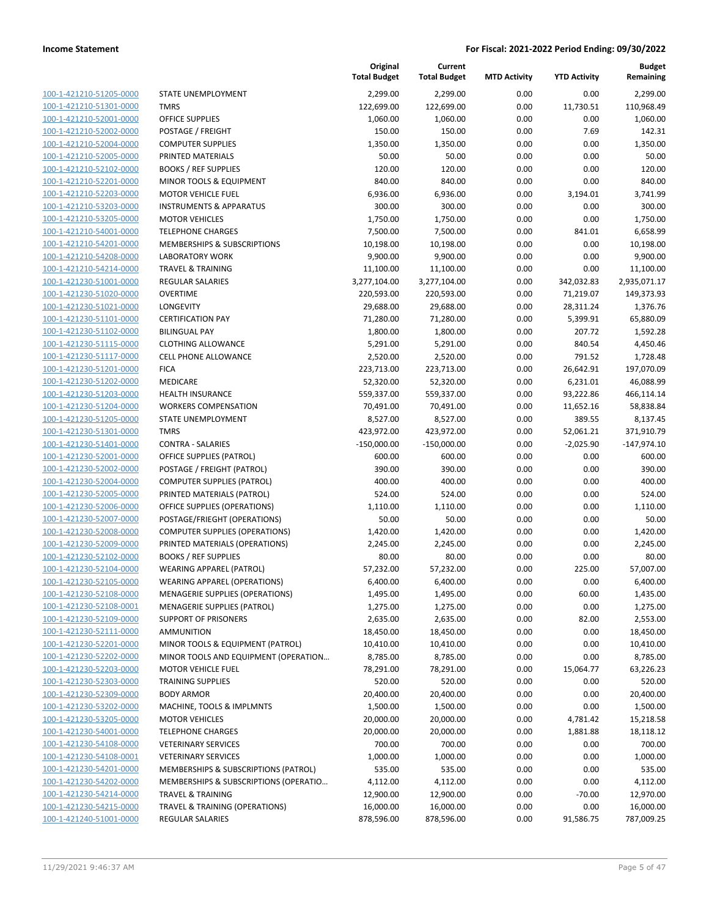| | | Original Total Budget | Current Total Budget | MTD Activity | YTD Activity | Budget Remaining |
|---|---|---|---|---|---|---|
| 100-1-421210-51205-0000 | STATE UNEMPLOYMENT | 2,299.00 | 2,299.00 | 0.00 | 0.00 | 2,299.00 |
| 100-1-421210-51301-0000 | TMRS | 122,699.00 | 122,699.00 | 0.00 | 11,730.51 | 110,968.49 |
| 100-1-421210-52001-0000 | OFFICE SUPPLIES | 1,060.00 | 1,060.00 | 0.00 | 0.00 | 1,060.00 |
| 100-1-421210-52002-0000 | POSTAGE / FREIGHT | 150.00 | 150.00 | 0.00 | 7.69 | 142.31 |
| 100-1-421210-52004-0000 | COMPUTER SUPPLIES | 1,350.00 | 1,350.00 | 0.00 | 0.00 | 1,350.00 |
| 100-1-421210-52005-0000 | PRINTED MATERIALS | 50.00 | 50.00 | 0.00 | 0.00 | 50.00 |
| 100-1-421210-52102-0000 | BOOKS / REF SUPPLIES | 120.00 | 120.00 | 0.00 | 0.00 | 120.00 |
| 100-1-421210-52201-0000 | MINOR TOOLS & EQUIPMENT | 840.00 | 840.00 | 0.00 | 0.00 | 840.00 |
| 100-1-421210-52203-0000 | MOTOR VEHICLE FUEL | 6,936.00 | 6,936.00 | 0.00 | 3,194.01 | 3,741.99 |
| 100-1-421210-53203-0000 | INSTRUMENTS & APPARATUS | 300.00 | 300.00 | 0.00 | 0.00 | 300.00 |
| 100-1-421210-53205-0000 | MOTOR VEHICLES | 1,750.00 | 1,750.00 | 0.00 | 0.00 | 1,750.00 |
| 100-1-421210-54001-0000 | TELEPHONE CHARGES | 7,500.00 | 7,500.00 | 0.00 | 841.01 | 6,658.99 |
| 100-1-421210-54201-0000 | MEMBERSHIPS & SUBSCRIPTIONS | 10,198.00 | 10,198.00 | 0.00 | 0.00 | 10,198.00 |
| 100-1-421210-54208-0000 | LABORATORY WORK | 9,900.00 | 9,900.00 | 0.00 | 0.00 | 9,900.00 |
| 100-1-421210-54214-0000 | TRAVEL & TRAINING | 11,100.00 | 11,100.00 | 0.00 | 0.00 | 11,100.00 |
| 100-1-421230-51001-0000 | REGULAR SALARIES | 3,277,104.00 | 3,277,104.00 | 0.00 | 342,032.83 | 2,935,071.17 |
| 100-1-421230-51020-0000 | OVERTIME | 220,593.00 | 220,593.00 | 0.00 | 71,219.07 | 149,373.93 |
| 100-1-421230-51021-0000 | LONGEVITY | 29,688.00 | 29,688.00 | 0.00 | 28,311.24 | 1,376.76 |
| 100-1-421230-51101-0000 | CERTIFICATION PAY | 71,280.00 | 71,280.00 | 0.00 | 5,399.91 | 65,880.09 |
| 100-1-421230-51102-0000 | BILINGUAL PAY | 1,800.00 | 1,800.00 | 0.00 | 207.72 | 1,592.28 |
| 100-1-421230-51115-0000 | CLOTHING ALLOWANCE | 5,291.00 | 5,291.00 | 0.00 | 840.54 | 4,450.46 |
| 100-1-421230-51117-0000 | CELL PHONE ALLOWANCE | 2,520.00 | 2,520.00 | 0.00 | 791.52 | 1,728.48 |
| 100-1-421230-51201-0000 | FICA | 223,713.00 | 223,713.00 | 0.00 | 26,642.91 | 197,070.09 |
| 100-1-421230-51202-0000 | MEDICARE | 52,320.00 | 52,320.00 | 0.00 | 6,231.01 | 46,088.99 |
| 100-1-421230-51203-0000 | HEALTH INSURANCE | 559,337.00 | 559,337.00 | 0.00 | 93,222.86 | 466,114.14 |
| 100-1-421230-51204-0000 | WORKERS COMPENSATION | 70,491.00 | 70,491.00 | 0.00 | 11,652.16 | 58,838.84 |
| 100-1-421230-51205-0000 | STATE UNEMPLOYMENT | 8,527.00 | 8,527.00 | 0.00 | 389.55 | 8,137.45 |
| 100-1-421230-51301-0000 | TMRS | 423,972.00 | 423,972.00 | 0.00 | 52,061.21 | 371,910.79 |
| 100-1-421230-51401-0000 | CONTRA - SALARIES | -150,000.00 | -150,000.00 | 0.00 | -2,025.90 | -147,974.10 |
| 100-1-421230-52001-0000 | OFFICE SUPPLIES (PATROL) | 600.00 | 600.00 | 0.00 | 0.00 | 600.00 |
| 100-1-421230-52002-0000 | POSTAGE / FREIGHT (PATROL) | 390.00 | 390.00 | 0.00 | 0.00 | 390.00 |
| 100-1-421230-52004-0000 | COMPUTER SUPPLIES (PATROL) | 400.00 | 400.00 | 0.00 | 0.00 | 400.00 |
| 100-1-421230-52005-0000 | PRINTED MATERIALS (PATROL) | 524.00 | 524.00 | 0.00 | 0.00 | 524.00 |
| 100-1-421230-52006-0000 | OFFICE SUPPLIES (OPERATIONS) | 1,110.00 | 1,110.00 | 0.00 | 0.00 | 1,110.00 |
| 100-1-421230-52007-0000 | POSTAGE/FRIEGHT (OPERATIONS) | 50.00 | 50.00 | 0.00 | 0.00 | 50.00 |
| 100-1-421230-52008-0000 | COMPUTER SUPPLIES (OPERATIONS) | 1,420.00 | 1,420.00 | 0.00 | 0.00 | 1,420.00 |
| 100-1-421230-52009-0000 | PRINTED MATERIALS (OPERATIONS) | 2,245.00 | 2,245.00 | 0.00 | 0.00 | 2,245.00 |
| 100-1-421230-52102-0000 | BOOKS / REF SUPPLIES | 80.00 | 80.00 | 0.00 | 0.00 | 80.00 |
| 100-1-421230-52104-0000 | WEARING APPAREL (PATROL) | 57,232.00 | 57,232.00 | 0.00 | 225.00 | 57,007.00 |
| 100-1-421230-52105-0000 | WEARING APPAREL (OPERATIONS) | 6,400.00 | 6,400.00 | 0.00 | 0.00 | 6,400.00 |
| 100-1-421230-52108-0000 | MENAGERIE SUPPLIES (OPERATIONS) | 1,495.00 | 1,495.00 | 0.00 | 60.00 | 1,435.00 |
| 100-1-421230-52108-0001 | MENAGERIE SUPPLIES (PATROL) | 1,275.00 | 1,275.00 | 0.00 | 0.00 | 1,275.00 |
| 100-1-421230-52109-0000 | SUPPORT OF PRISONERS | 2,635.00 | 2,635.00 | 0.00 | 82.00 | 2,553.00 |
| 100-1-421230-52111-0000 | AMMUNITION | 18,450.00 | 18,450.00 | 0.00 | 0.00 | 18,450.00 |
| 100-1-421230-52201-0000 | MINOR TOOLS & EQUIPMENT (PATROL) | 10,410.00 | 10,410.00 | 0.00 | 0.00 | 10,410.00 |
| 100-1-421230-52202-0000 | MINOR TOOLS AND EQUIPMENT (OPERATION… | 8,785.00 | 8,785.00 | 0.00 | 0.00 | 8,785.00 |
| 100-1-421230-52203-0000 | MOTOR VEHICLE FUEL | 78,291.00 | 78,291.00 | 0.00 | 15,064.77 | 63,226.23 |
| 100-1-421230-52303-0000 | TRAINING SUPPLIES | 520.00 | 520.00 | 0.00 | 0.00 | 520.00 |
| 100-1-421230-52309-0000 | BODY ARMOR | 20,400.00 | 20,400.00 | 0.00 | 0.00 | 20,400.00 |
| 100-1-421230-53202-0000 | MACHINE, TOOLS & IMPLMNTS | 1,500.00 | 1,500.00 | 0.00 | 0.00 | 1,500.00 |
| 100-1-421230-53205-0000 | MOTOR VEHICLES | 20,000.00 | 20,000.00 | 0.00 | 4,781.42 | 15,218.58 |
| 100-1-421230-54001-0000 | TELEPHONE CHARGES | 20,000.00 | 20,000.00 | 0.00 | 1,881.88 | 18,118.12 |
| 100-1-421230-54108-0000 | VETERINARY SERVICES | 700.00 | 700.00 | 0.00 | 0.00 | 700.00 |
| 100-1-421230-54108-0001 | VETERINARY SERVICES | 1,000.00 | 1,000.00 | 0.00 | 0.00 | 1,000.00 |
| 100-1-421230-54201-0000 | MEMBERSHIPS & SUBSCRIPTIONS (PATROL) | 535.00 | 535.00 | 0.00 | 0.00 | 535.00 |
| 100-1-421230-54202-0000 | MEMBERSHIPS & SUBSCRIPTIONS (OPERATIO… | 4,112.00 | 4,112.00 | 0.00 | 0.00 | 4,112.00 |
| 100-1-421230-54214-0000 | TRAVEL & TRAINING | 12,900.00 | 12,900.00 | 0.00 | -70.00 | 12,970.00 |
| 100-1-421230-54215-0000 | TRAVEL & TRAINING (OPERATIONS) | 16,000.00 | 16,000.00 | 0.00 | 0.00 | 16,000.00 |
| 100-1-421240-51001-0000 | REGULAR SALARIES | 878,596.00 | 878,596.00 | 0.00 | 91,586.75 | 787,009.25 |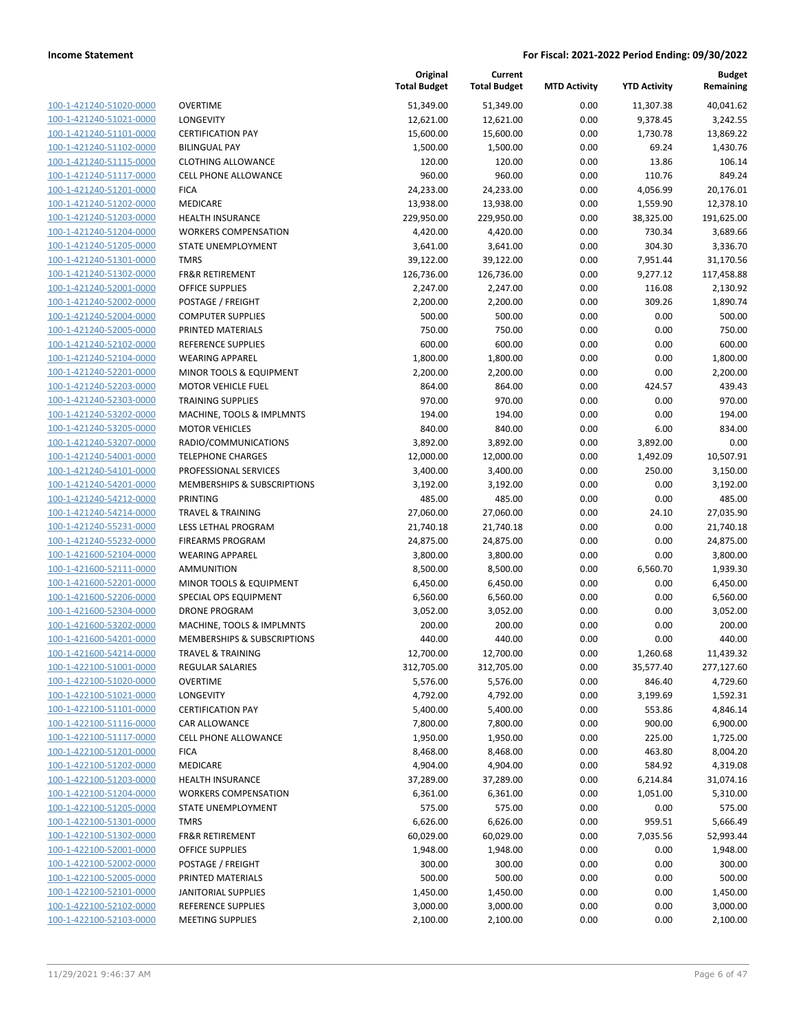**Income Statement** | **For Fiscal: 2021-2022 Period Ending: 09/30/2022**

| | | Original Total Budget | Current Total Budget | MTD Activity | YTD Activity | Budget Remaining |
|---|---|---|---|---|---|---|
| 100-1-421240-51020-0000 | OVERTIME | 51,349.00 | 51,349.00 | 0.00 | 11,307.38 | 40,041.62 |
| 100-1-421240-51021-0000 | LONGEVITY | 12,621.00 | 12,621.00 | 0.00 | 9,378.45 | 3,242.55 |
| 100-1-421240-51101-0000 | CERTIFICATION PAY | 15,600.00 | 15,600.00 | 0.00 | 1,730.78 | 13,869.22 |
| 100-1-421240-51102-0000 | BILINGUAL PAY | 1,500.00 | 1,500.00 | 0.00 | 69.24 | 1,430.76 |
| 100-1-421240-51115-0000 | CLOTHING ALLOWANCE | 120.00 | 120.00 | 0.00 | 13.86 | 106.14 |
| 100-1-421240-51117-0000 | CELL PHONE ALLOWANCE | 960.00 | 960.00 | 0.00 | 110.76 | 849.24 |
| 100-1-421240-51201-0000 | FICA | 24,233.00 | 24,233.00 | 0.00 | 4,056.99 | 20,176.01 |
| 100-1-421240-51202-0000 | MEDICARE | 13,938.00 | 13,938.00 | 0.00 | 1,559.90 | 12,378.10 |
| 100-1-421240-51203-0000 | HEALTH INSURANCE | 229,950.00 | 229,950.00 | 0.00 | 38,325.00 | 191,625.00 |
| 100-1-421240-51204-0000 | WORKERS COMPENSATION | 4,420.00 | 4,420.00 | 0.00 | 730.34 | 3,689.66 |
| 100-1-421240-51205-0000 | STATE UNEMPLOYMENT | 3,641.00 | 3,641.00 | 0.00 | 304.30 | 3,336.70 |
| 100-1-421240-51301-0000 | TMRS | 39,122.00 | 39,122.00 | 0.00 | 7,951.44 | 31,170.56 |
| 100-1-421240-51302-0000 | FR&R RETIREMENT | 126,736.00 | 126,736.00 | 0.00 | 9,277.12 | 117,458.88 |
| 100-1-421240-52001-0000 | OFFICE SUPPLIES | 2,247.00 | 2,247.00 | 0.00 | 116.08 | 2,130.92 |
| 100-1-421240-52002-0000 | POSTAGE / FREIGHT | 2,200.00 | 2,200.00 | 0.00 | 309.26 | 1,890.74 |
| 100-1-421240-52004-0000 | COMPUTER SUPPLIES | 500.00 | 500.00 | 0.00 | 0.00 | 500.00 |
| 100-1-421240-52005-0000 | PRINTED MATERIALS | 750.00 | 750.00 | 0.00 | 0.00 | 750.00 |
| 100-1-421240-52102-0000 | REFERENCE SUPPLIES | 600.00 | 600.00 | 0.00 | 0.00 | 600.00 |
| 100-1-421240-52104-0000 | WEARING APPAREL | 1,800.00 | 1,800.00 | 0.00 | 0.00 | 1,800.00 |
| 100-1-421240-52201-0000 | MINOR TOOLS & EQUIPMENT | 2,200.00 | 2,200.00 | 0.00 | 0.00 | 2,200.00 |
| 100-1-421240-52203-0000 | MOTOR VEHICLE FUEL | 864.00 | 864.00 | 0.00 | 424.57 | 439.43 |
| 100-1-421240-52303-0000 | TRAINING SUPPLIES | 970.00 | 970.00 | 0.00 | 0.00 | 970.00 |
| 100-1-421240-53202-0000 | MACHINE, TOOLS & IMPLMNTS | 194.00 | 194.00 | 0.00 | 0.00 | 194.00 |
| 100-1-421240-53205-0000 | MOTOR VEHICLES | 840.00 | 840.00 | 0.00 | 6.00 | 834.00 |
| 100-1-421240-53207-0000 | RADIO/COMMUNICATIONS | 3,892.00 | 3,892.00 | 0.00 | 3,892.00 | 0.00 |
| 100-1-421240-54001-0000 | TELEPHONE CHARGES | 12,000.00 | 12,000.00 | 0.00 | 1,492.09 | 10,507.91 |
| 100-1-421240-54101-0000 | PROFESSIONAL SERVICES | 3,400.00 | 3,400.00 | 0.00 | 250.00 | 3,150.00 |
| 100-1-421240-54201-0000 | MEMBERSHIPS & SUBSCRIPTIONS | 3,192.00 | 3,192.00 | 0.00 | 0.00 | 3,192.00 |
| 100-1-421240-54212-0000 | PRINTING | 485.00 | 485.00 | 0.00 | 0.00 | 485.00 |
| 100-1-421240-54214-0000 | TRAVEL & TRAINING | 27,060.00 | 27,060.00 | 0.00 | 24.10 | 27,035.90 |
| 100-1-421240-55231-0000 | LESS LETHAL PROGRAM | 21,740.18 | 21,740.18 | 0.00 | 0.00 | 21,740.18 |
| 100-1-421240-55232-0000 | FIREARMS PROGRAM | 24,875.00 | 24,875.00 | 0.00 | 0.00 | 24,875.00 |
| 100-1-421600-52104-0000 | WEARING APPAREL | 3,800.00 | 3,800.00 | 0.00 | 0.00 | 3,800.00 |
| 100-1-421600-52111-0000 | AMMUNITION | 8,500.00 | 8,500.00 | 0.00 | 6,560.70 | 1,939.30 |
| 100-1-421600-52201-0000 | MINOR TOOLS & EQUIPMENT | 6,450.00 | 6,450.00 | 0.00 | 0.00 | 6,450.00 |
| 100-1-421600-52206-0000 | SPECIAL OPS EQUIPMENT | 6,560.00 | 6,560.00 | 0.00 | 0.00 | 6,560.00 |
| 100-1-421600-52304-0000 | DRONE PROGRAM | 3,052.00 | 3,052.00 | 0.00 | 0.00 | 3,052.00 |
| 100-1-421600-53202-0000 | MACHINE, TOOLS & IMPLMNTS | 200.00 | 200.00 | 0.00 | 0.00 | 200.00 |
| 100-1-421600-54201-0000 | MEMBERSHIPS & SUBSCRIPTIONS | 440.00 | 440.00 | 0.00 | 0.00 | 440.00 |
| 100-1-421600-54214-0000 | TRAVEL & TRAINING | 12,700.00 | 12,700.00 | 0.00 | 1,260.68 | 11,439.32 |
| 100-1-422100-51001-0000 | REGULAR SALARIES | 312,705.00 | 312,705.00 | 0.00 | 35,577.40 | 277,127.60 |
| 100-1-422100-51020-0000 | OVERTIME | 5,576.00 | 5,576.00 | 0.00 | 846.40 | 4,729.60 |
| 100-1-422100-51021-0000 | LONGEVITY | 4,792.00 | 4,792.00 | 0.00 | 3,199.69 | 1,592.31 |
| 100-1-422100-51101-0000 | CERTIFICATION PAY | 5,400.00 | 5,400.00 | 0.00 | 553.86 | 4,846.14 |
| 100-1-422100-51116-0000 | CAR ALLOWANCE | 7,800.00 | 7,800.00 | 0.00 | 900.00 | 6,900.00 |
| 100-1-422100-51117-0000 | CELL PHONE ALLOWANCE | 1,950.00 | 1,950.00 | 0.00 | 225.00 | 1,725.00 |
| 100-1-422100-51201-0000 | FICA | 8,468.00 | 8,468.00 | 0.00 | 463.80 | 8,004.20 |
| 100-1-422100-51202-0000 | MEDICARE | 4,904.00 | 4,904.00 | 0.00 | 584.92 | 4,319.08 |
| 100-1-422100-51203-0000 | HEALTH INSURANCE | 37,289.00 | 37,289.00 | 0.00 | 6,214.84 | 31,074.16 |
| 100-1-422100-51204-0000 | WORKERS COMPENSATION | 6,361.00 | 6,361.00 | 0.00 | 1,051.00 | 5,310.00 |
| 100-1-422100-51205-0000 | STATE UNEMPLOYMENT | 575.00 | 575.00 | 0.00 | 0.00 | 575.00 |
| 100-1-422100-51301-0000 | TMRS | 6,626.00 | 6,626.00 | 0.00 | 959.51 | 5,666.49 |
| 100-1-422100-51302-0000 | FR&R RETIREMENT | 60,029.00 | 60,029.00 | 0.00 | 7,035.56 | 52,993.44 |
| 100-1-422100-52001-0000 | OFFICE SUPPLIES | 1,948.00 | 1,948.00 | 0.00 | 0.00 | 1,948.00 |
| 100-1-422100-52002-0000 | POSTAGE / FREIGHT | 300.00 | 300.00 | 0.00 | 0.00 | 300.00 |
| 100-1-422100-52005-0000 | PRINTED MATERIALS | 500.00 | 500.00 | 0.00 | 0.00 | 500.00 |
| 100-1-422100-52101-0000 | JANITORIAL SUPPLIES | 1,450.00 | 1,450.00 | 0.00 | 0.00 | 1,450.00 |
| 100-1-422100-52102-0000 | REFERENCE SUPPLIES | 3,000.00 | 3,000.00 | 0.00 | 0.00 | 3,000.00 |
| 100-1-422100-52103-0000 | MEETING SUPPLIES | 2,100.00 | 2,100.00 | 0.00 | 0.00 | 2,100.00 |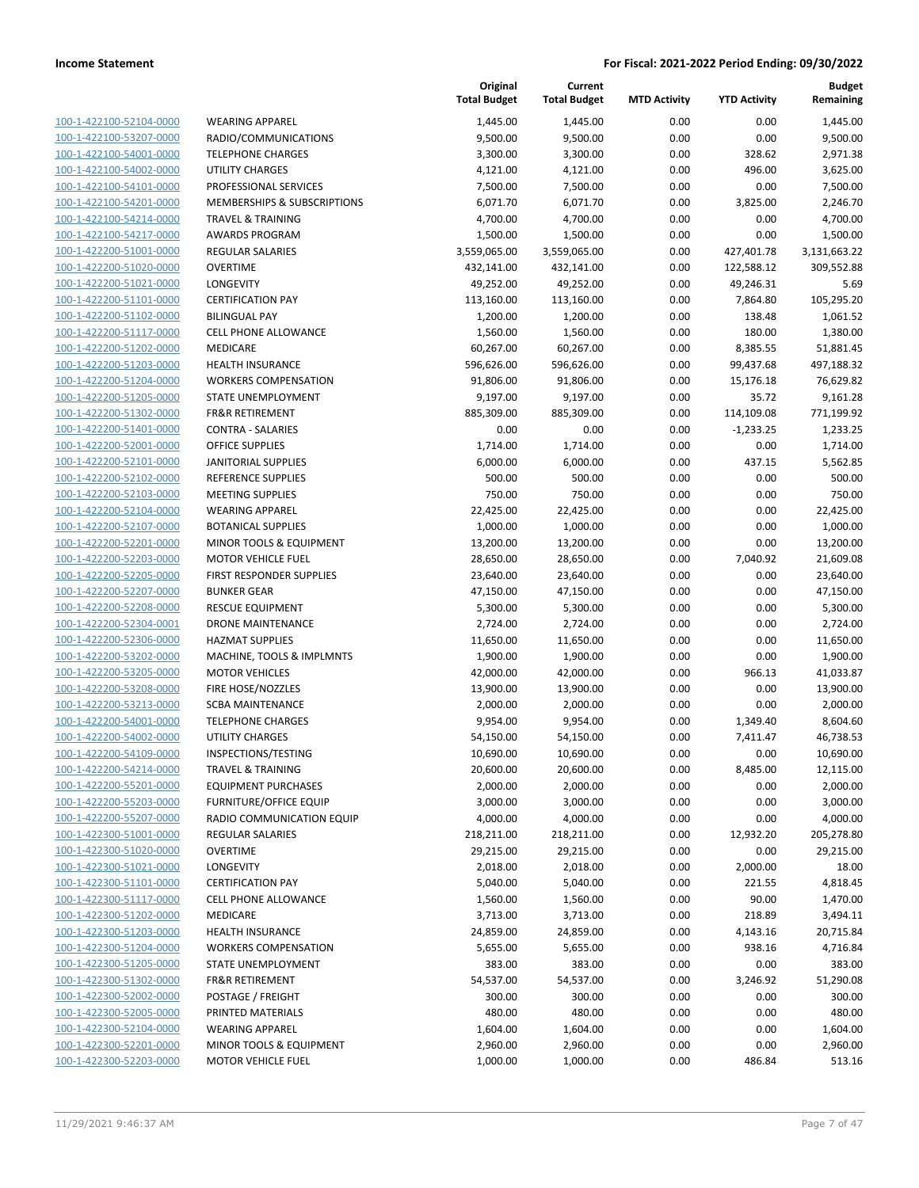| | | Original Total Budget | Current Total Budget | MTD Activity | YTD Activity | Budget Remaining |
|---|---|---|---|---|---|---|
| 100-1-422100-52104-0000 | WEARING APPAREL | 1,445.00 | 1,445.00 | 0.00 | 0.00 | 1,445.00 |
| 100-1-422100-53207-0000 | RADIO/COMMUNICATIONS | 9,500.00 | 9,500.00 | 0.00 | 0.00 | 9,500.00 |
| 100-1-422100-54001-0000 | TELEPHONE CHARGES | 3,300.00 | 3,300.00 | 0.00 | 328.62 | 2,971.38 |
| 100-1-422100-54002-0000 | UTILITY CHARGES | 4,121.00 | 4,121.00 | 0.00 | 496.00 | 3,625.00 |
| 100-1-422100-54101-0000 | PROFESSIONAL SERVICES | 7,500.00 | 7,500.00 | 0.00 | 0.00 | 7,500.00 |
| 100-1-422100-54201-0000 | MEMBERSHIPS & SUBSCRIPTIONS | 6,071.70 | 6,071.70 | 0.00 | 3,825.00 | 2,246.70 |
| 100-1-422100-54214-0000 | TRAVEL & TRAINING | 4,700.00 | 4,700.00 | 0.00 | 0.00 | 4,700.00 |
| 100-1-422100-54217-0000 | AWARDS PROGRAM | 1,500.00 | 1,500.00 | 0.00 | 0.00 | 1,500.00 |
| 100-1-422200-51001-0000 | REGULAR SALARIES | 3,559,065.00 | 3,559,065.00 | 0.00 | 427,401.78 | 3,131,663.22 |
| 100-1-422200-51020-0000 | OVERTIME | 432,141.00 | 432,141.00 | 0.00 | 122,588.12 | 309,552.88 |
| 100-1-422200-51021-0000 | LONGEVITY | 49,252.00 | 49,252.00 | 0.00 | 49,246.31 | 5.69 |
| 100-1-422200-51101-0000 | CERTIFICATION PAY | 113,160.00 | 113,160.00 | 0.00 | 7,864.80 | 105,295.20 |
| 100-1-422200-51102-0000 | BILINGUAL PAY | 1,200.00 | 1,200.00 | 0.00 | 138.48 | 1,061.52 |
| 100-1-422200-51117-0000 | CELL PHONE ALLOWANCE | 1,560.00 | 1,560.00 | 0.00 | 180.00 | 1,380.00 |
| 100-1-422200-51202-0000 | MEDICARE | 60,267.00 | 60,267.00 | 0.00 | 8,385.55 | 51,881.45 |
| 100-1-422200-51203-0000 | HEALTH INSURANCE | 596,626.00 | 596,626.00 | 0.00 | 99,437.68 | 497,188.32 |
| 100-1-422200-51204-0000 | WORKERS COMPENSATION | 91,806.00 | 91,806.00 | 0.00 | 15,176.18 | 76,629.82 |
| 100-1-422200-51205-0000 | STATE UNEMPLOYMENT | 9,197.00 | 9,197.00 | 0.00 | 35.72 | 9,161.28 |
| 100-1-422200-51302-0000 | FR&R RETIREMENT | 885,309.00 | 885,309.00 | 0.00 | 114,109.08 | 771,199.92 |
| 100-1-422200-51401-0000 | CONTRA - SALARIES | 0.00 | 0.00 | 0.00 | -1,233.25 | 1,233.25 |
| 100-1-422200-52001-0000 | OFFICE SUPPLIES | 1,714.00 | 1,714.00 | 0.00 | 0.00 | 1,714.00 |
| 100-1-422200-52101-0000 | JANITORIAL SUPPLIES | 6,000.00 | 6,000.00 | 0.00 | 437.15 | 5,562.85 |
| 100-1-422200-52102-0000 | REFERENCE SUPPLIES | 500.00 | 500.00 | 0.00 | 0.00 | 500.00 |
| 100-1-422200-52103-0000 | MEETING SUPPLIES | 750.00 | 750.00 | 0.00 | 0.00 | 750.00 |
| 100-1-422200-52104-0000 | WEARING APPAREL | 22,425.00 | 22,425.00 | 0.00 | 0.00 | 22,425.00 |
| 100-1-422200-52107-0000 | BOTANICAL SUPPLIES | 1,000.00 | 1,000.00 | 0.00 | 0.00 | 1,000.00 |
| 100-1-422200-52201-0000 | MINOR TOOLS & EQUIPMENT | 13,200.00 | 13,200.00 | 0.00 | 0.00 | 13,200.00 |
| 100-1-422200-52203-0000 | MOTOR VEHICLE FUEL | 28,650.00 | 28,650.00 | 0.00 | 7,040.92 | 21,609.08 |
| 100-1-422200-52205-0000 | FIRST RESPONDER SUPPLIES | 23,640.00 | 23,640.00 | 0.00 | 0.00 | 23,640.00 |
| 100-1-422200-52207-0000 | BUNKER GEAR | 47,150.00 | 47,150.00 | 0.00 | 0.00 | 47,150.00 |
| 100-1-422200-52208-0000 | RESCUE EQUIPMENT | 5,300.00 | 5,300.00 | 0.00 | 0.00 | 5,300.00 |
| 100-1-422200-52304-0001 | DRONE MAINTENANCE | 2,724.00 | 2,724.00 | 0.00 | 0.00 | 2,724.00 |
| 100-1-422200-52306-0000 | HAZMAT SUPPLIES | 11,650.00 | 11,650.00 | 0.00 | 0.00 | 11,650.00 |
| 100-1-422200-53202-0000 | MACHINE, TOOLS & IMPLMNTS | 1,900.00 | 1,900.00 | 0.00 | 0.00 | 1,900.00 |
| 100-1-422200-53205-0000 | MOTOR VEHICLES | 42,000.00 | 42,000.00 | 0.00 | 966.13 | 41,033.87 |
| 100-1-422200-53208-0000 | FIRE HOSE/NOZZLES | 13,900.00 | 13,900.00 | 0.00 | 0.00 | 13,900.00 |
| 100-1-422200-53213-0000 | SCBA MAINTENANCE | 2,000.00 | 2,000.00 | 0.00 | 0.00 | 2,000.00 |
| 100-1-422200-54001-0000 | TELEPHONE CHARGES | 9,954.00 | 9,954.00 | 0.00 | 1,349.40 | 8,604.60 |
| 100-1-422200-54002-0000 | UTILITY CHARGES | 54,150.00 | 54,150.00 | 0.00 | 7,411.47 | 46,738.53 |
| 100-1-422200-54109-0000 | INSPECTIONS/TESTING | 10,690.00 | 10,690.00 | 0.00 | 0.00 | 10,690.00 |
| 100-1-422200-54214-0000 | TRAVEL & TRAINING | 20,600.00 | 20,600.00 | 0.00 | 8,485.00 | 12,115.00 |
| 100-1-422200-55201-0000 | EQUIPMENT PURCHASES | 2,000.00 | 2,000.00 | 0.00 | 0.00 | 2,000.00 |
| 100-1-422200-55203-0000 | FURNITURE/OFFICE EQUIP | 3,000.00 | 3,000.00 | 0.00 | 0.00 | 3,000.00 |
| 100-1-422200-55207-0000 | RADIO COMMUNICATION EQUIP | 4,000.00 | 4,000.00 | 0.00 | 0.00 | 4,000.00 |
| 100-1-422300-51001-0000 | REGULAR SALARIES | 218,211.00 | 218,211.00 | 0.00 | 12,932.20 | 205,278.80 |
| 100-1-422300-51020-0000 | OVERTIME | 29,215.00 | 29,215.00 | 0.00 | 0.00 | 29,215.00 |
| 100-1-422300-51021-0000 | LONGEVITY | 2,018.00 | 2,018.00 | 0.00 | 2,000.00 | 18.00 |
| 100-1-422300-51101-0000 | CERTIFICATION PAY | 5,040.00 | 5,040.00 | 0.00 | 221.55 | 4,818.45 |
| 100-1-422300-51117-0000 | CELL PHONE ALLOWANCE | 1,560.00 | 1,560.00 | 0.00 | 90.00 | 1,470.00 |
| 100-1-422300-51202-0000 | MEDICARE | 3,713.00 | 3,713.00 | 0.00 | 218.89 | 3,494.11 |
| 100-1-422300-51203-0000 | HEALTH INSURANCE | 24,859.00 | 24,859.00 | 0.00 | 4,143.16 | 20,715.84 |
| 100-1-422300-51204-0000 | WORKERS COMPENSATION | 5,655.00 | 5,655.00 | 0.00 | 938.16 | 4,716.84 |
| 100-1-422300-51205-0000 | STATE UNEMPLOYMENT | 383.00 | 383.00 | 0.00 | 0.00 | 383.00 |
| 100-1-422300-51302-0000 | FR&R RETIREMENT | 54,537.00 | 54,537.00 | 0.00 | 3,246.92 | 51,290.08 |
| 100-1-422300-52002-0000 | POSTAGE / FREIGHT | 300.00 | 300.00 | 0.00 | 0.00 | 300.00 |
| 100-1-422300-52005-0000 | PRINTED MATERIALS | 480.00 | 480.00 | 0.00 | 0.00 | 480.00 |
| 100-1-422300-52104-0000 | WEARING APPAREL | 1,604.00 | 1,604.00 | 0.00 | 0.00 | 1,604.00 |
| 100-1-422300-52201-0000 | MINOR TOOLS & EQUIPMENT | 2,960.00 | 2,960.00 | 0.00 | 0.00 | 2,960.00 |
| 100-1-422300-52203-0000 | MOTOR VEHICLE FUEL | 1,000.00 | 1,000.00 | 0.00 | 486.84 | 513.16 |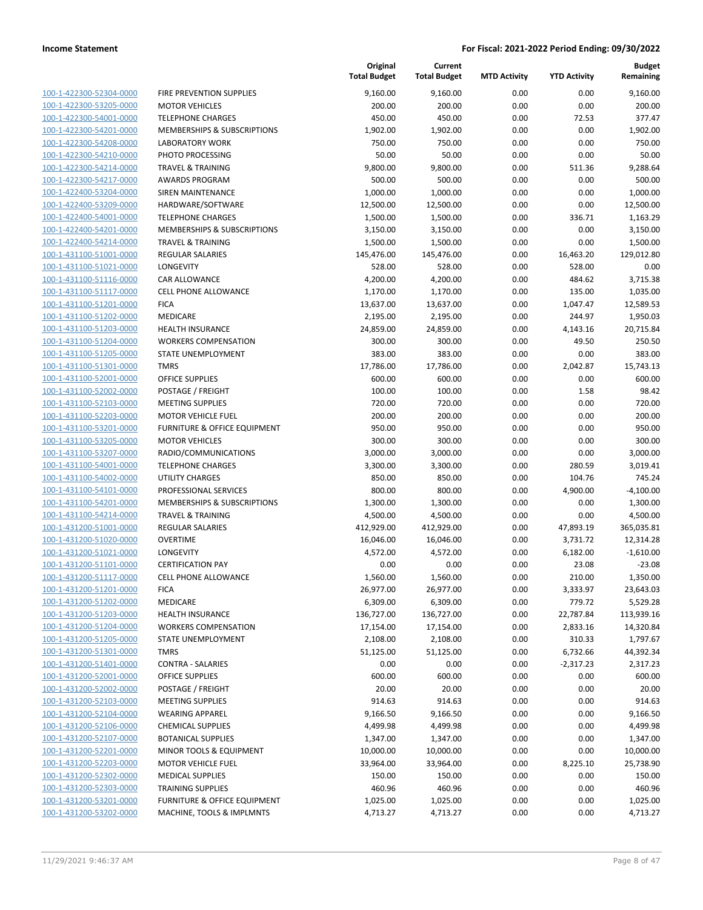| | | Original Total Budget | Current Total Budget | MTD Activity | YTD Activity | Budget Remaining |
|---|---|---|---|---|---|---|
| 100-1-422300-52304-0000 | FIRE PREVENTION SUPPLIES | 9,160.00 | 9,160.00 | 0.00 | 0.00 | 9,160.00 |
| 100-1-422300-53205-0000 | MOTOR VEHICLES | 200.00 | 200.00 | 0.00 | 0.00 | 200.00 |
| 100-1-422300-54001-0000 | TELEPHONE CHARGES | 450.00 | 450.00 | 0.00 | 72.53 | 377.47 |
| 100-1-422300-54201-0000 | MEMBERSHIPS & SUBSCRIPTIONS | 1,902.00 | 1,902.00 | 0.00 | 0.00 | 1,902.00 |
| 100-1-422300-54208-0000 | LABORATORY WORK | 750.00 | 750.00 | 0.00 | 0.00 | 750.00 |
| 100-1-422300-54210-0000 | PHOTO PROCESSING | 50.00 | 50.00 | 0.00 | 0.00 | 50.00 |
| 100-1-422300-54214-0000 | TRAVEL & TRAINING | 9,800.00 | 9,800.00 | 0.00 | 511.36 | 9,288.64 |
| 100-1-422300-54217-0000 | AWARDS PROGRAM | 500.00 | 500.00 | 0.00 | 0.00 | 500.00 |
| 100-1-422400-53204-0000 | SIREN MAINTENANCE | 1,000.00 | 1,000.00 | 0.00 | 0.00 | 1,000.00 |
| 100-1-422400-53209-0000 | HARDWARE/SOFTWARE | 12,500.00 | 12,500.00 | 0.00 | 0.00 | 12,500.00 |
| 100-1-422400-54001-0000 | TELEPHONE CHARGES | 1,500.00 | 1,500.00 | 0.00 | 336.71 | 1,163.29 |
| 100-1-422400-54201-0000 | MEMBERSHIPS & SUBSCRIPTIONS | 3,150.00 | 3,150.00 | 0.00 | 0.00 | 3,150.00 |
| 100-1-422400-54214-0000 | TRAVEL & TRAINING | 1,500.00 | 1,500.00 | 0.00 | 0.00 | 1,500.00 |
| 100-1-431100-51001-0000 | REGULAR SALARIES | 145,476.00 | 145,476.00 | 0.00 | 16,463.20 | 129,012.80 |
| 100-1-431100-51021-0000 | LONGEVITY | 528.00 | 528.00 | 0.00 | 528.00 | 0.00 |
| 100-1-431100-51116-0000 | CAR ALLOWANCE | 4,200.00 | 4,200.00 | 0.00 | 484.62 | 3,715.38 |
| 100-1-431100-51117-0000 | CELL PHONE ALLOWANCE | 1,170.00 | 1,170.00 | 0.00 | 135.00 | 1,035.00 |
| 100-1-431100-51201-0000 | FICA | 13,637.00 | 13,637.00 | 0.00 | 1,047.47 | 12,589.53 |
| 100-1-431100-51202-0000 | MEDICARE | 2,195.00 | 2,195.00 | 0.00 | 244.97 | 1,950.03 |
| 100-1-431100-51203-0000 | HEALTH INSURANCE | 24,859.00 | 24,859.00 | 0.00 | 4,143.16 | 20,715.84 |
| 100-1-431100-51204-0000 | WORKERS COMPENSATION | 300.00 | 300.00 | 0.00 | 49.50 | 250.50 |
| 100-1-431100-51205-0000 | STATE UNEMPLOYMENT | 383.00 | 383.00 | 0.00 | 0.00 | 383.00 |
| 100-1-431100-51301-0000 | TMRS | 17,786.00 | 17,786.00 | 0.00 | 2,042.87 | 15,743.13 |
| 100-1-431100-52001-0000 | OFFICE SUPPLIES | 600.00 | 600.00 | 0.00 | 0.00 | 600.00 |
| 100-1-431100-52002-0000 | POSTAGE / FREIGHT | 100.00 | 100.00 | 0.00 | 1.58 | 98.42 |
| 100-1-431100-52103-0000 | MEETING SUPPLIES | 720.00 | 720.00 | 0.00 | 0.00 | 720.00 |
| 100-1-431100-52203-0000 | MOTOR VEHICLE FUEL | 200.00 | 200.00 | 0.00 | 0.00 | 200.00 |
| 100-1-431100-53201-0000 | FURNITURE & OFFICE EQUIPMENT | 950.00 | 950.00 | 0.00 | 0.00 | 950.00 |
| 100-1-431100-53205-0000 | MOTOR VEHICLES | 300.00 | 300.00 | 0.00 | 0.00 | 300.00 |
| 100-1-431100-53207-0000 | RADIO/COMMUNICATIONS | 3,000.00 | 3,000.00 | 0.00 | 0.00 | 3,000.00 |
| 100-1-431100-54001-0000 | TELEPHONE CHARGES | 3,300.00 | 3,300.00 | 0.00 | 280.59 | 3,019.41 |
| 100-1-431100-54002-0000 | UTILITY CHARGES | 850.00 | 850.00 | 0.00 | 104.76 | 745.24 |
| 100-1-431100-54101-0000 | PROFESSIONAL SERVICES | 800.00 | 800.00 | 0.00 | 4,900.00 | -4,100.00 |
| 100-1-431100-54201-0000 | MEMBERSHIPS & SUBSCRIPTIONS | 1,300.00 | 1,300.00 | 0.00 | 0.00 | 1,300.00 |
| 100-1-431100-54214-0000 | TRAVEL & TRAINING | 4,500.00 | 4,500.00 | 0.00 | 0.00 | 4,500.00 |
| 100-1-431200-51001-0000 | REGULAR SALARIES | 412,929.00 | 412,929.00 | 0.00 | 47,893.19 | 365,035.81 |
| 100-1-431200-51020-0000 | OVERTIME | 16,046.00 | 16,046.00 | 0.00 | 3,731.72 | 12,314.28 |
| 100-1-431200-51021-0000 | LONGEVITY | 4,572.00 | 4,572.00 | 0.00 | 6,182.00 | -1,610.00 |
| 100-1-431200-51101-0000 | CERTIFICATION PAY | 0.00 | 0.00 | 0.00 | 23.08 | -23.08 |
| 100-1-431200-51117-0000 | CELL PHONE ALLOWANCE | 1,560.00 | 1,560.00 | 0.00 | 210.00 | 1,350.00 |
| 100-1-431200-51201-0000 | FICA | 26,977.00 | 26,977.00 | 0.00 | 3,333.97 | 23,643.03 |
| 100-1-431200-51202-0000 | MEDICARE | 6,309.00 | 6,309.00 | 0.00 | 779.72 | 5,529.28 |
| 100-1-431200-51203-0000 | HEALTH INSURANCE | 136,727.00 | 136,727.00 | 0.00 | 22,787.84 | 113,939.16 |
| 100-1-431200-51204-0000 | WORKERS COMPENSATION | 17,154.00 | 17,154.00 | 0.00 | 2,833.16 | 14,320.84 |
| 100-1-431200-51205-0000 | STATE UNEMPLOYMENT | 2,108.00 | 2,108.00 | 0.00 | 310.33 | 1,797.67 |
| 100-1-431200-51301-0000 | TMRS | 51,125.00 | 51,125.00 | 0.00 | 6,732.66 | 44,392.34 |
| 100-1-431200-51401-0000 | CONTRA - SALARIES | 0.00 | 0.00 | 0.00 | -2,317.23 | 2,317.23 |
| 100-1-431200-52001-0000 | OFFICE SUPPLIES | 600.00 | 600.00 | 0.00 | 0.00 | 600.00 |
| 100-1-431200-52002-0000 | POSTAGE / FREIGHT | 20.00 | 20.00 | 0.00 | 0.00 | 20.00 |
| 100-1-431200-52103-0000 | MEETING SUPPLIES | 914.63 | 914.63 | 0.00 | 0.00 | 914.63 |
| 100-1-431200-52104-0000 | WEARING APPAREL | 9,166.50 | 9,166.50 | 0.00 | 0.00 | 9,166.50 |
| 100-1-431200-52106-0000 | CHEMICAL SUPPLIES | 4,499.98 | 4,499.98 | 0.00 | 0.00 | 4,499.98 |
| 100-1-431200-52107-0000 | BOTANICAL SUPPLIES | 1,347.00 | 1,347.00 | 0.00 | 0.00 | 1,347.00 |
| 100-1-431200-52201-0000 | MINOR TOOLS & EQUIPMENT | 10,000.00 | 10,000.00 | 0.00 | 0.00 | 10,000.00 |
| 100-1-431200-52203-0000 | MOTOR VEHICLE FUEL | 33,964.00 | 33,964.00 | 0.00 | 8,225.10 | 25,738.90 |
| 100-1-431200-52302-0000 | MEDICAL SUPPLIES | 150.00 | 150.00 | 0.00 | 0.00 | 150.00 |
| 100-1-431200-52303-0000 | TRAINING SUPPLIES | 460.96 | 460.96 | 0.00 | 0.00 | 460.96 |
| 100-1-431200-53201-0000 | FURNITURE & OFFICE EQUIPMENT | 1,025.00 | 1,025.00 | 0.00 | 0.00 | 1,025.00 |
| 100-1-431200-53202-0000 | MACHINE, TOOLS & IMPLMNTS | 4,713.27 | 4,713.27 | 0.00 | 0.00 | 4,713.27 |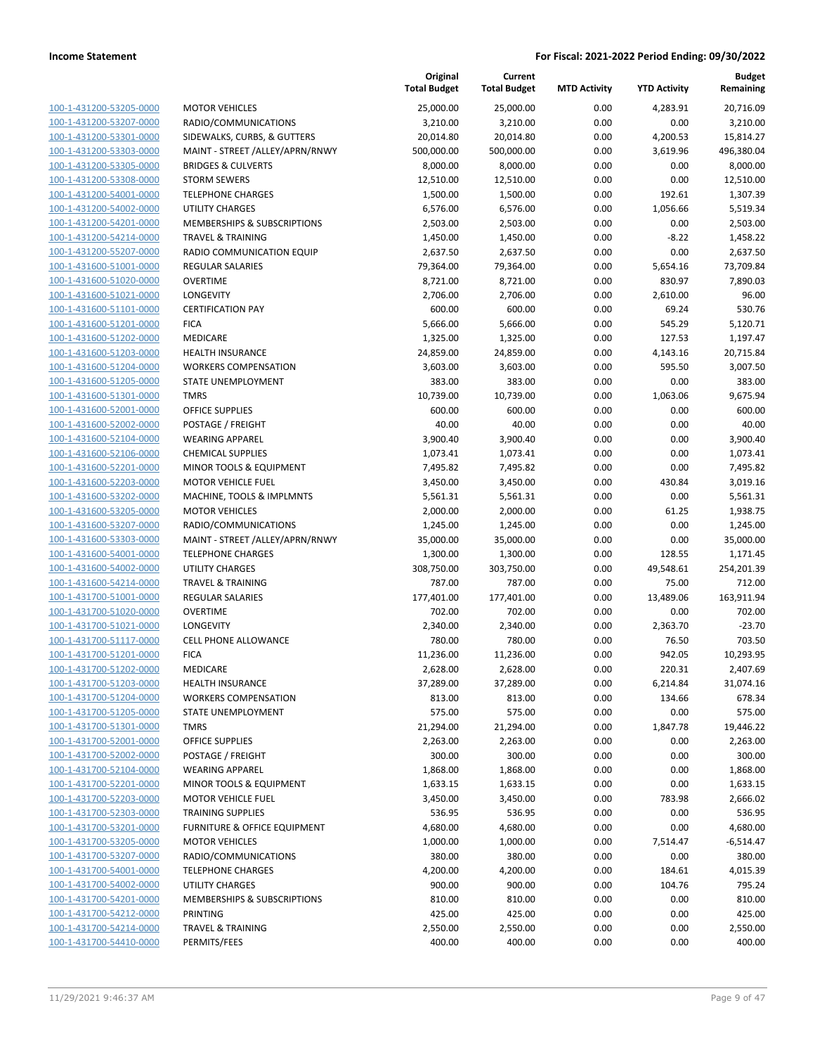**Income Statement** | **For Fiscal: 2021-2022 Period Ending: 09/30/2022**

| | | Original Total Budget | Current Total Budget | MTD Activity | YTD Activity | Budget Remaining |
|---|---|---|---|---|---|---|
| 100-1-431200-53205-0000 | MOTOR VEHICLES | 25,000.00 | 25,000.00 | 0.00 | 4,283.91 | 20,716.09 |
| 100-1-431200-53207-0000 | RADIO/COMMUNICATIONS | 3,210.00 | 3,210.00 | 0.00 | 0.00 | 3,210.00 |
| 100-1-431200-53301-0000 | SIDEWALKS, CURBS, & GUTTERS | 20,014.80 | 20,014.80 | 0.00 | 4,200.53 | 15,814.27 |
| 100-1-431200-53303-0000 | MAINT - STREET /ALLEY/APRN/RNWY | 500,000.00 | 500,000.00 | 0.00 | 3,619.96 | 496,380.04 |
| 100-1-431200-53305-0000 | BRIDGES & CULVERTS | 8,000.00 | 8,000.00 | 0.00 | 0.00 | 8,000.00 |
| 100-1-431200-53308-0000 | STORM SEWERS | 12,510.00 | 12,510.00 | 0.00 | 0.00 | 12,510.00 |
| 100-1-431200-54001-0000 | TELEPHONE CHARGES | 1,500.00 | 1,500.00 | 0.00 | 192.61 | 1,307.39 |
| 100-1-431200-54002-0000 | UTILITY CHARGES | 6,576.00 | 6,576.00 | 0.00 | 1,056.66 | 5,519.34 |
| 100-1-431200-54201-0000 | MEMBERSHIPS & SUBSCRIPTIONS | 2,503.00 | 2,503.00 | 0.00 | 0.00 | 2,503.00 |
| 100-1-431200-54214-0000 | TRAVEL & TRAINING | 1,450.00 | 1,450.00 | 0.00 | -8.22 | 1,458.22 |
| 100-1-431200-55207-0000 | RADIO COMMUNICATION EQUIP | 2,637.50 | 2,637.50 | 0.00 | 0.00 | 2,637.50 |
| 100-1-431600-51001-0000 | REGULAR SALARIES | 79,364.00 | 79,364.00 | 0.00 | 5,654.16 | 73,709.84 |
| 100-1-431600-51020-0000 | OVERTIME | 8,721.00 | 8,721.00 | 0.00 | 830.97 | 7,890.03 |
| 100-1-431600-51021-0000 | LONGEVITY | 2,706.00 | 2,706.00 | 0.00 | 2,610.00 | 96.00 |
| 100-1-431600-51101-0000 | CERTIFICATION PAY | 600.00 | 600.00 | 0.00 | 69.24 | 530.76 |
| 100-1-431600-51201-0000 | FICA | 5,666.00 | 5,666.00 | 0.00 | 545.29 | 5,120.71 |
| 100-1-431600-51202-0000 | MEDICARE | 1,325.00 | 1,325.00 | 0.00 | 127.53 | 1,197.47 |
| 100-1-431600-51203-0000 | HEALTH INSURANCE | 24,859.00 | 24,859.00 | 0.00 | 4,143.16 | 20,715.84 |
| 100-1-431600-51204-0000 | WORKERS COMPENSATION | 3,603.00 | 3,603.00 | 0.00 | 595.50 | 3,007.50 |
| 100-1-431600-51205-0000 | STATE UNEMPLOYMENT | 383.00 | 383.00 | 0.00 | 0.00 | 383.00 |
| 100-1-431600-51301-0000 | TMRS | 10,739.00 | 10,739.00 | 0.00 | 1,063.06 | 9,675.94 |
| 100-1-431600-52001-0000 | OFFICE SUPPLIES | 600.00 | 600.00 | 0.00 | 0.00 | 600.00 |
| 100-1-431600-52002-0000 | POSTAGE / FREIGHT | 40.00 | 40.00 | 0.00 | 0.00 | 40.00 |
| 100-1-431600-52104-0000 | WEARING APPAREL | 3,900.40 | 3,900.40 | 0.00 | 0.00 | 3,900.40 |
| 100-1-431600-52106-0000 | CHEMICAL SUPPLIES | 1,073.41 | 1,073.41 | 0.00 | 0.00 | 1,073.41 |
| 100-1-431600-52201-0000 | MINOR TOOLS & EQUIPMENT | 7,495.82 | 7,495.82 | 0.00 | 0.00 | 7,495.82 |
| 100-1-431600-52203-0000 | MOTOR VEHICLE FUEL | 3,450.00 | 3,450.00 | 0.00 | 430.84 | 3,019.16 |
| 100-1-431600-53202-0000 | MACHINE, TOOLS & IMPLMNTS | 5,561.31 | 5,561.31 | 0.00 | 0.00 | 5,561.31 |
| 100-1-431600-53205-0000 | MOTOR VEHICLES | 2,000.00 | 2,000.00 | 0.00 | 61.25 | 1,938.75 |
| 100-1-431600-53207-0000 | RADIO/COMMUNICATIONS | 1,245.00 | 1,245.00 | 0.00 | 0.00 | 1,245.00 |
| 100-1-431600-53303-0000 | MAINT - STREET /ALLEY/APRN/RNWY | 35,000.00 | 35,000.00 | 0.00 | 0.00 | 35,000.00 |
| 100-1-431600-54001-0000 | TELEPHONE CHARGES | 1,300.00 | 1,300.00 | 0.00 | 128.55 | 1,171.45 |
| 100-1-431600-54002-0000 | UTILITY CHARGES | 308,750.00 | 303,750.00 | 0.00 | 49,548.61 | 254,201.39 |
| 100-1-431600-54214-0000 | TRAVEL & TRAINING | 787.00 | 787.00 | 0.00 | 75.00 | 712.00 |
| 100-1-431700-51001-0000 | REGULAR SALARIES | 177,401.00 | 177,401.00 | 0.00 | 13,489.06 | 163,911.94 |
| 100-1-431700-51020-0000 | OVERTIME | 702.00 | 702.00 | 0.00 | 0.00 | 702.00 |
| 100-1-431700-51021-0000 | LONGEVITY | 2,340.00 | 2,340.00 | 0.00 | 2,363.70 | -23.70 |
| 100-1-431700-51117-0000 | CELL PHONE ALLOWANCE | 780.00 | 780.00 | 0.00 | 76.50 | 703.50 |
| 100-1-431700-51201-0000 | FICA | 11,236.00 | 11,236.00 | 0.00 | 942.05 | 10,293.95 |
| 100-1-431700-51202-0000 | MEDICARE | 2,628.00 | 2,628.00 | 0.00 | 220.31 | 2,407.69 |
| 100-1-431700-51203-0000 | HEALTH INSURANCE | 37,289.00 | 37,289.00 | 0.00 | 6,214.84 | 31,074.16 |
| 100-1-431700-51204-0000 | WORKERS COMPENSATION | 813.00 | 813.00 | 0.00 | 134.66 | 678.34 |
| 100-1-431700-51205-0000 | STATE UNEMPLOYMENT | 575.00 | 575.00 | 0.00 | 0.00 | 575.00 |
| 100-1-431700-51301-0000 | TMRS | 21,294.00 | 21,294.00 | 0.00 | 1,847.78 | 19,446.22 |
| 100-1-431700-52001-0000 | OFFICE SUPPLIES | 2,263.00 | 2,263.00 | 0.00 | 0.00 | 2,263.00 |
| 100-1-431700-52002-0000 | POSTAGE / FREIGHT | 300.00 | 300.00 | 0.00 | 0.00 | 300.00 |
| 100-1-431700-52104-0000 | WEARING APPAREL | 1,868.00 | 1,868.00 | 0.00 | 0.00 | 1,868.00 |
| 100-1-431700-52201-0000 | MINOR TOOLS & EQUIPMENT | 1,633.15 | 1,633.15 | 0.00 | 0.00 | 1,633.15 |
| 100-1-431700-52203-0000 | MOTOR VEHICLE FUEL | 3,450.00 | 3,450.00 | 0.00 | 783.98 | 2,666.02 |
| 100-1-431700-52303-0000 | TRAINING SUPPLIES | 536.95 | 536.95 | 0.00 | 0.00 | 536.95 |
| 100-1-431700-53201-0000 | FURNITURE & OFFICE EQUIPMENT | 4,680.00 | 4,680.00 | 0.00 | 0.00 | 4,680.00 |
| 100-1-431700-53205-0000 | MOTOR VEHICLES | 1,000.00 | 1,000.00 | 0.00 | 7,514.47 | -6,514.47 |
| 100-1-431700-53207-0000 | RADIO/COMMUNICATIONS | 380.00 | 380.00 | 0.00 | 0.00 | 380.00 |
| 100-1-431700-54001-0000 | TELEPHONE CHARGES | 4,200.00 | 4,200.00 | 0.00 | 184.61 | 4,015.39 |
| 100-1-431700-54002-0000 | UTILITY CHARGES | 900.00 | 900.00 | 0.00 | 104.76 | 795.24 |
| 100-1-431700-54201-0000 | MEMBERSHIPS & SUBSCRIPTIONS | 810.00 | 810.00 | 0.00 | 0.00 | 810.00 |
| 100-1-431700-54212-0000 | PRINTING | 425.00 | 425.00 | 0.00 | 0.00 | 425.00 |
| 100-1-431700-54214-0000 | TRAVEL & TRAINING | 2,550.00 | 2,550.00 | 0.00 | 0.00 | 2,550.00 |
| 100-1-431700-54410-0000 | PERMITS/FEES | 400.00 | 400.00 | 0.00 | 0.00 | 400.00 |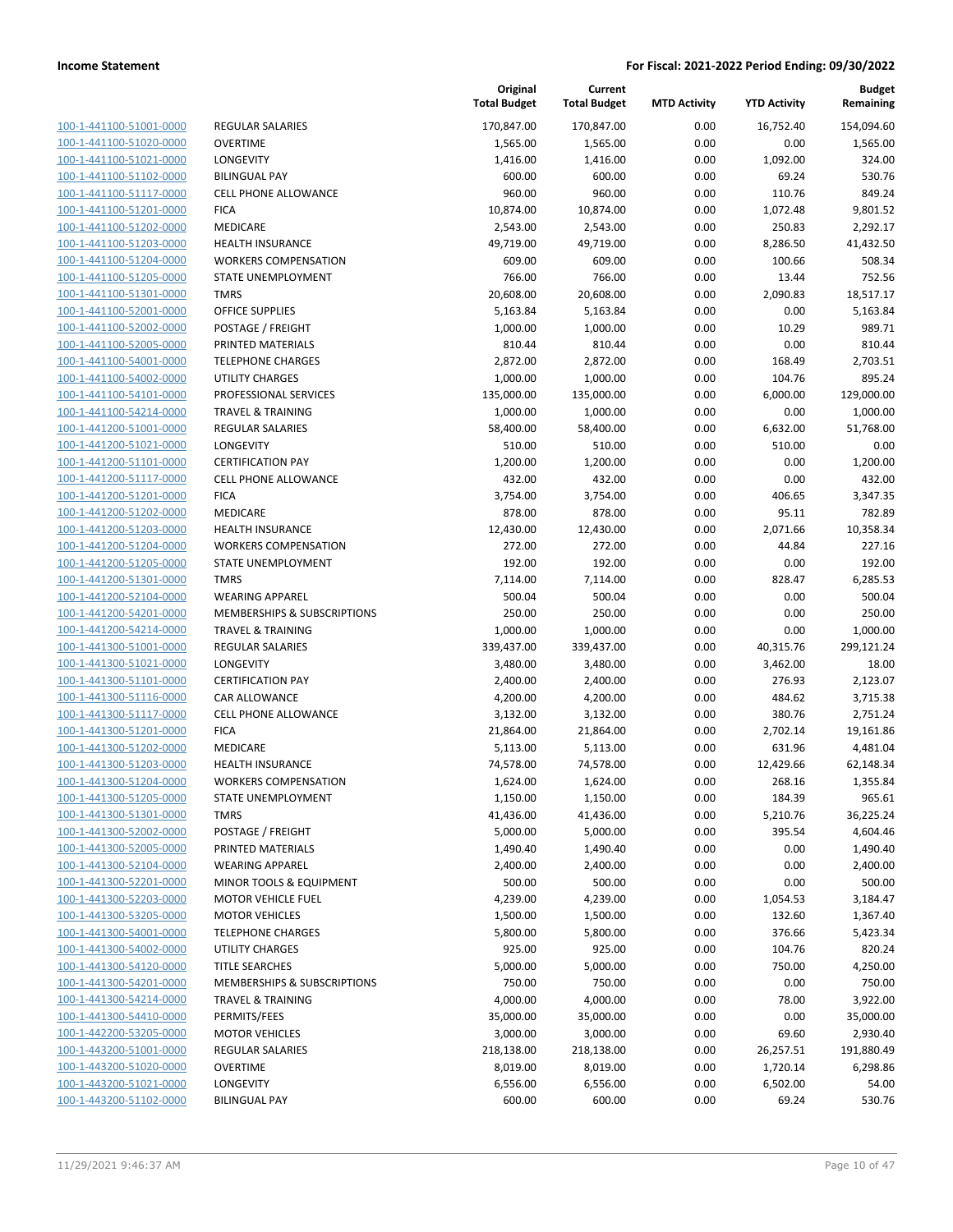**Income Statement** | **For Fiscal: 2021-2022 Period Ending: 09/30/2022**

| | | Original Total Budget | Current Total Budget | MTD Activity | YTD Activity | Budget Remaining |
|---|---|---|---|---|---|---|
| 100-1-441100-51001-0000 | REGULAR SALARIES | 170,847.00 | 170,847.00 | 0.00 | 16,752.40 | 154,094.60 |
| 100-1-441100-51020-0000 | OVERTIME | 1,565.00 | 1,565.00 | 0.00 | 0.00 | 1,565.00 |
| 100-1-441100-51021-0000 | LONGEVITY | 1,416.00 | 1,416.00 | 0.00 | 1,092.00 | 324.00 |
| 100-1-441100-51102-0000 | BILINGUAL PAY | 600.00 | 600.00 | 0.00 | 69.24 | 530.76 |
| 100-1-441100-51117-0000 | CELL PHONE ALLOWANCE | 960.00 | 960.00 | 0.00 | 110.76 | 849.24 |
| 100-1-441100-51201-0000 | FICA | 10,874.00 | 10,874.00 | 0.00 | 1,072.48 | 9,801.52 |
| 100-1-441100-51202-0000 | MEDICARE | 2,543.00 | 2,543.00 | 0.00 | 250.83 | 2,292.17 |
| 100-1-441100-51203-0000 | HEALTH INSURANCE | 49,719.00 | 49,719.00 | 0.00 | 8,286.50 | 41,432.50 |
| 100-1-441100-51204-0000 | WORKERS COMPENSATION | 609.00 | 609.00 | 0.00 | 100.66 | 508.34 |
| 100-1-441100-51205-0000 | STATE UNEMPLOYMENT | 766.00 | 766.00 | 0.00 | 13.44 | 752.56 |
| 100-1-441100-51301-0000 | TMRS | 20,608.00 | 20,608.00 | 0.00 | 2,090.83 | 18,517.17 |
| 100-1-441100-52001-0000 | OFFICE SUPPLIES | 5,163.84 | 5,163.84 | 0.00 | 0.00 | 5,163.84 |
| 100-1-441100-52002-0000 | POSTAGE / FREIGHT | 1,000.00 | 1,000.00 | 0.00 | 10.29 | 989.71 |
| 100-1-441100-52005-0000 | PRINTED MATERIALS | 810.44 | 810.44 | 0.00 | 0.00 | 810.44 |
| 100-1-441100-54001-0000 | TELEPHONE CHARGES | 2,872.00 | 2,872.00 | 0.00 | 168.49 | 2,703.51 |
| 100-1-441100-54002-0000 | UTILITY CHARGES | 1,000.00 | 1,000.00 | 0.00 | 104.76 | 895.24 |
| 100-1-441100-54101-0000 | PROFESSIONAL SERVICES | 135,000.00 | 135,000.00 | 0.00 | 6,000.00 | 129,000.00 |
| 100-1-441100-54214-0000 | TRAVEL & TRAINING | 1,000.00 | 1,000.00 | 0.00 | 0.00 | 1,000.00 |
| 100-1-441200-51001-0000 | REGULAR SALARIES | 58,400.00 | 58,400.00 | 0.00 | 6,632.00 | 51,768.00 |
| 100-1-441200-51021-0000 | LONGEVITY | 510.00 | 510.00 | 0.00 | 510.00 | 0.00 |
| 100-1-441200-51101-0000 | CERTIFICATION PAY | 1,200.00 | 1,200.00 | 0.00 | 0.00 | 1,200.00 |
| 100-1-441200-51117-0000 | CELL PHONE ALLOWANCE | 432.00 | 432.00 | 0.00 | 0.00 | 432.00 |
| 100-1-441200-51201-0000 | FICA | 3,754.00 | 3,754.00 | 0.00 | 406.65 | 3,347.35 |
| 100-1-441200-51202-0000 | MEDICARE | 878.00 | 878.00 | 0.00 | 95.11 | 782.89 |
| 100-1-441200-51203-0000 | HEALTH INSURANCE | 12,430.00 | 12,430.00 | 0.00 | 2,071.66 | 10,358.34 |
| 100-1-441200-51204-0000 | WORKERS COMPENSATION | 272.00 | 272.00 | 0.00 | 44.84 | 227.16 |
| 100-1-441200-51205-0000 | STATE UNEMPLOYMENT | 192.00 | 192.00 | 0.00 | 0.00 | 192.00 |
| 100-1-441200-51301-0000 | TMRS | 7,114.00 | 7,114.00 | 0.00 | 828.47 | 6,285.53 |
| 100-1-441200-52104-0000 | WEARING APPAREL | 500.04 | 500.04 | 0.00 | 0.00 | 500.04 |
| 100-1-441200-54201-0000 | MEMBERSHIPS & SUBSCRIPTIONS | 250.00 | 250.00 | 0.00 | 0.00 | 250.00 |
| 100-1-441200-54214-0000 | TRAVEL & TRAINING | 1,000.00 | 1,000.00 | 0.00 | 0.00 | 1,000.00 |
| 100-1-441300-51001-0000 | REGULAR SALARIES | 339,437.00 | 339,437.00 | 0.00 | 40,315.76 | 299,121.24 |
| 100-1-441300-51021-0000 | LONGEVITY | 3,480.00 | 3,480.00 | 0.00 | 3,462.00 | 18.00 |
| 100-1-441300-51101-0000 | CERTIFICATION PAY | 2,400.00 | 2,400.00 | 0.00 | 276.93 | 2,123.07 |
| 100-1-441300-51116-0000 | CAR ALLOWANCE | 4,200.00 | 4,200.00 | 0.00 | 484.62 | 3,715.38 |
| 100-1-441300-51117-0000 | CELL PHONE ALLOWANCE | 3,132.00 | 3,132.00 | 0.00 | 380.76 | 2,751.24 |
| 100-1-441300-51201-0000 | FICA | 21,864.00 | 21,864.00 | 0.00 | 2,702.14 | 19,161.86 |
| 100-1-441300-51202-0000 | MEDICARE | 5,113.00 | 5,113.00 | 0.00 | 631.96 | 4,481.04 |
| 100-1-441300-51203-0000 | HEALTH INSURANCE | 74,578.00 | 74,578.00 | 0.00 | 12,429.66 | 62,148.34 |
| 100-1-441300-51204-0000 | WORKERS COMPENSATION | 1,624.00 | 1,624.00 | 0.00 | 268.16 | 1,355.84 |
| 100-1-441300-51205-0000 | STATE UNEMPLOYMENT | 1,150.00 | 1,150.00 | 0.00 | 184.39 | 965.61 |
| 100-1-441300-51301-0000 | TMRS | 41,436.00 | 41,436.00 | 0.00 | 5,210.76 | 36,225.24 |
| 100-1-441300-52002-0000 | POSTAGE / FREIGHT | 5,000.00 | 5,000.00 | 0.00 | 395.54 | 4,604.46 |
| 100-1-441300-52005-0000 | PRINTED MATERIALS | 1,490.40 | 1,490.40 | 0.00 | 0.00 | 1,490.40 |
| 100-1-441300-52104-0000 | WEARING APPAREL | 2,400.00 | 2,400.00 | 0.00 | 0.00 | 2,400.00 |
| 100-1-441300-52201-0000 | MINOR TOOLS & EQUIPMENT | 500.00 | 500.00 | 0.00 | 0.00 | 500.00 |
| 100-1-441300-52203-0000 | MOTOR VEHICLE FUEL | 4,239.00 | 4,239.00 | 0.00 | 1,054.53 | 3,184.47 |
| 100-1-441300-53205-0000 | MOTOR VEHICLES | 1,500.00 | 1,500.00 | 0.00 | 132.60 | 1,367.40 |
| 100-1-441300-54001-0000 | TELEPHONE CHARGES | 5,800.00 | 5,800.00 | 0.00 | 376.66 | 5,423.34 |
| 100-1-441300-54002-0000 | UTILITY CHARGES | 925.00 | 925.00 | 0.00 | 104.76 | 820.24 |
| 100-1-441300-54120-0000 | TITLE SEARCHES | 5,000.00 | 5,000.00 | 0.00 | 750.00 | 4,250.00 |
| 100-1-441300-54201-0000 | MEMBERSHIPS & SUBSCRIPTIONS | 750.00 | 750.00 | 0.00 | 0.00 | 750.00 |
| 100-1-441300-54214-0000 | TRAVEL & TRAINING | 4,000.00 | 4,000.00 | 0.00 | 78.00 | 3,922.00 |
| 100-1-441300-54410-0000 | PERMITS/FEES | 35,000.00 | 35,000.00 | 0.00 | 0.00 | 35,000.00 |
| 100-1-442200-53205-0000 | MOTOR VEHICLES | 3,000.00 | 3,000.00 | 0.00 | 69.60 | 2,930.40 |
| 100-1-443200-51001-0000 | REGULAR SALARIES | 218,138.00 | 218,138.00 | 0.00 | 26,257.51 | 191,880.49 |
| 100-1-443200-51020-0000 | OVERTIME | 8,019.00 | 8,019.00 | 0.00 | 1,720.14 | 6,298.86 |
| 100-1-443200-51021-0000 | LONGEVITY | 6,556.00 | 6,556.00 | 0.00 | 6,502.00 | 54.00 |
| 100-1-443200-51102-0000 | BILINGUAL PAY | 600.00 | 600.00 | 0.00 | 69.24 | 530.76 |

11/29/2021 9:46:37 AM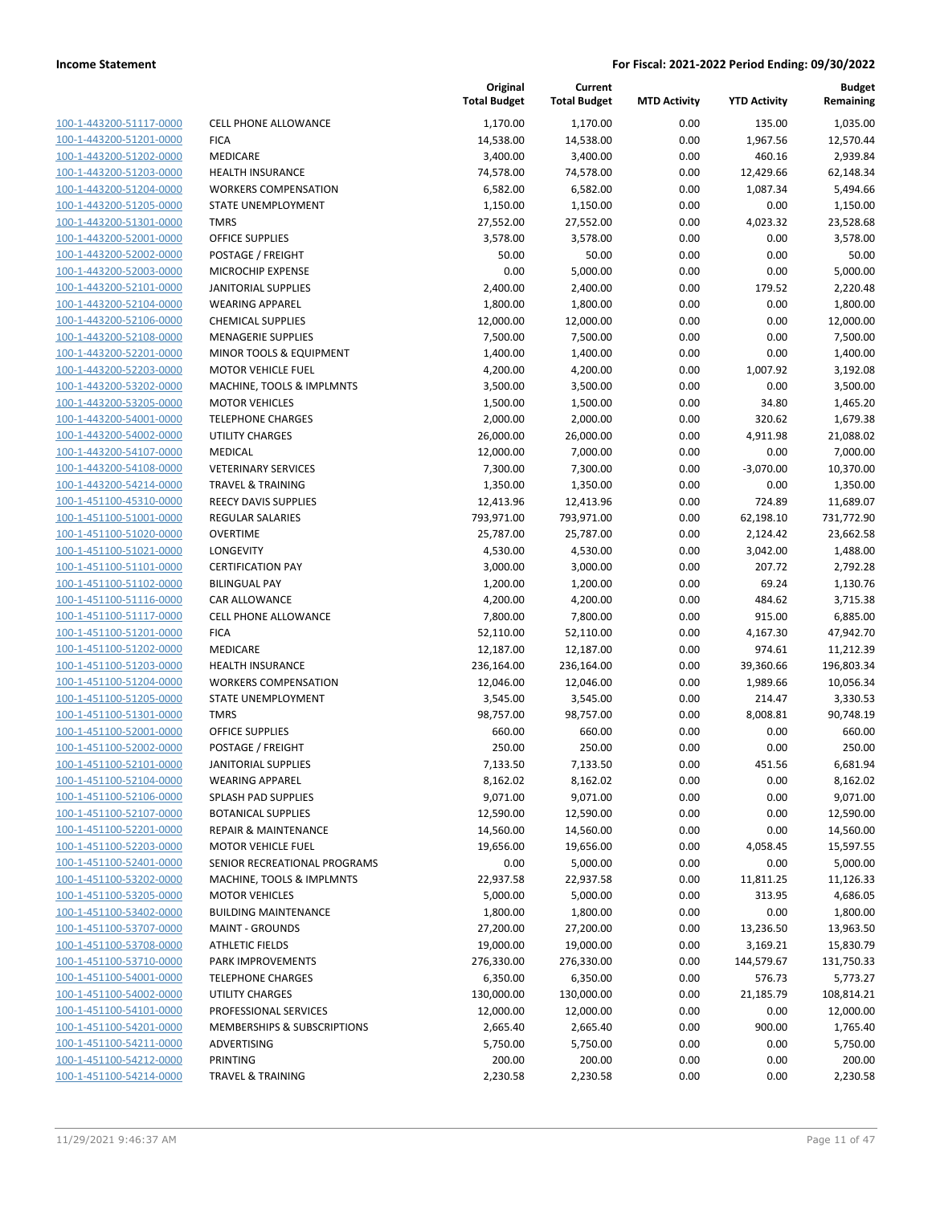## Income Statement

**For Fiscal: 2021-2022 Period Ending: 09/30/2022**

| | | Original Total Budget | Current Total Budget | MTD Activity | YTD Activity | Budget Remaining |
|---|---|---|---|---|---|---|
| 100-1-443200-51117-0000 | CELL PHONE ALLOWANCE | 1,170.00 | 1,170.00 | 0.00 | 135.00 | 1,035.00 |
| 100-1-443200-51201-0000 | FICA | 14,538.00 | 14,538.00 | 0.00 | 1,967.56 | 12,570.44 |
| 100-1-443200-51202-0000 | MEDICARE | 3,400.00 | 3,400.00 | 0.00 | 460.16 | 2,939.84 |
| 100-1-443200-51203-0000 | HEALTH INSURANCE | 74,578.00 | 74,578.00 | 0.00 | 12,429.66 | 62,148.34 |
| 100-1-443200-51204-0000 | WORKERS COMPENSATION | 6,582.00 | 6,582.00 | 0.00 | 1,087.34 | 5,494.66 |
| 100-1-443200-51205-0000 | STATE UNEMPLOYMENT | 1,150.00 | 1,150.00 | 0.00 | 0.00 | 1,150.00 |
| 100-1-443200-51301-0000 | TMRS | 27,552.00 | 27,552.00 | 0.00 | 4,023.32 | 23,528.68 |
| 100-1-443200-52001-0000 | OFFICE SUPPLIES | 3,578.00 | 3,578.00 | 0.00 | 0.00 | 3,578.00 |
| 100-1-443200-52002-0000 | POSTAGE / FREIGHT | 50.00 | 50.00 | 0.00 | 0.00 | 50.00 |
| 100-1-443200-52003-0000 | MICROCHIP EXPENSE | 0.00 | 5,000.00 | 0.00 | 0.00 | 5,000.00 |
| 100-1-443200-52101-0000 | JANITORIAL SUPPLIES | 2,400.00 | 2,400.00 | 0.00 | 179.52 | 2,220.48 |
| 100-1-443200-52104-0000 | WEARING APPAREL | 1,800.00 | 1,800.00 | 0.00 | 0.00 | 1,800.00 |
| 100-1-443200-52106-0000 | CHEMICAL SUPPLIES | 12,000.00 | 12,000.00 | 0.00 | 0.00 | 12,000.00 |
| 100-1-443200-52108-0000 | MENAGERIE SUPPLIES | 7,500.00 | 7,500.00 | 0.00 | 0.00 | 7,500.00 |
| 100-1-443200-52201-0000 | MINOR TOOLS & EQUIPMENT | 1,400.00 | 1,400.00 | 0.00 | 0.00 | 1,400.00 |
| 100-1-443200-52203-0000 | MOTOR VEHICLE FUEL | 4,200.00 | 4,200.00 | 0.00 | 1,007.92 | 3,192.08 |
| 100-1-443200-53202-0000 | MACHINE, TOOLS & IMPLMNTS | 3,500.00 | 3,500.00 | 0.00 | 0.00 | 3,500.00 |
| 100-1-443200-53205-0000 | MOTOR VEHICLES | 1,500.00 | 1,500.00 | 0.00 | 34.80 | 1,465.20 |
| 100-1-443200-54001-0000 | TELEPHONE CHARGES | 2,000.00 | 2,000.00 | 0.00 | 320.62 | 1,679.38 |
| 100-1-443200-54002-0000 | UTILITY CHARGES | 26,000.00 | 26,000.00 | 0.00 | 4,911.98 | 21,088.02 |
| 100-1-443200-54107-0000 | MEDICAL | 12,000.00 | 7,000.00 | 0.00 | 0.00 | 7,000.00 |
| 100-1-443200-54108-0000 | VETERINARY SERVICES | 7,300.00 | 7,300.00 | 0.00 | -3,070.00 | 10,370.00 |
| 100-1-443200-54214-0000 | TRAVEL & TRAINING | 1,350.00 | 1,350.00 | 0.00 | 0.00 | 1,350.00 |
| 100-1-451100-45310-0000 | REECY DAVIS SUPPLIES | 12,413.96 | 12,413.96 | 0.00 | 724.89 | 11,689.07 |
| 100-1-451100-51001-0000 | REGULAR SALARIES | 793,971.00 | 793,971.00 | 0.00 | 62,198.10 | 731,772.90 |
| 100-1-451100-51020-0000 | OVERTIME | 25,787.00 | 25,787.00 | 0.00 | 2,124.42 | 23,662.58 |
| 100-1-451100-51021-0000 | LONGEVITY | 4,530.00 | 4,530.00 | 0.00 | 3,042.00 | 1,488.00 |
| 100-1-451100-51101-0000 | CERTIFICATION PAY | 3,000.00 | 3,000.00 | 0.00 | 207.72 | 2,792.28 |
| 100-1-451100-51102-0000 | BILINGUAL PAY | 1,200.00 | 1,200.00 | 0.00 | 69.24 | 1,130.76 |
| 100-1-451100-51116-0000 | CAR ALLOWANCE | 4,200.00 | 4,200.00 | 0.00 | 484.62 | 3,715.38 |
| 100-1-451100-51117-0000 | CELL PHONE ALLOWANCE | 7,800.00 | 7,800.00 | 0.00 | 915.00 | 6,885.00 |
| 100-1-451100-51201-0000 | FICA | 52,110.00 | 52,110.00 | 0.00 | 4,167.30 | 47,942.70 |
| 100-1-451100-51202-0000 | MEDICARE | 12,187.00 | 12,187.00 | 0.00 | 974.61 | 11,212.39 |
| 100-1-451100-51203-0000 | HEALTH INSURANCE | 236,164.00 | 236,164.00 | 0.00 | 39,360.66 | 196,803.34 |
| 100-1-451100-51204-0000 | WORKERS COMPENSATION | 12,046.00 | 12,046.00 | 0.00 | 1,989.66 | 10,056.34 |
| 100-1-451100-51205-0000 | STATE UNEMPLOYMENT | 3,545.00 | 3,545.00 | 0.00 | 214.47 | 3,330.53 |
| 100-1-451100-51301-0000 | TMRS | 98,757.00 | 98,757.00 | 0.00 | 8,008.81 | 90,748.19 |
| 100-1-451100-52001-0000 | OFFICE SUPPLIES | 660.00 | 660.00 | 0.00 | 0.00 | 660.00 |
| 100-1-451100-52002-0000 | POSTAGE / FREIGHT | 250.00 | 250.00 | 0.00 | 0.00 | 250.00 |
| 100-1-451100-52101-0000 | JANITORIAL SUPPLIES | 7,133.50 | 7,133.50 | 0.00 | 451.56 | 6,681.94 |
| 100-1-451100-52104-0000 | WEARING APPAREL | 8,162.02 | 8,162.02 | 0.00 | 0.00 | 8,162.02 |
| 100-1-451100-52106-0000 | SPLASH PAD SUPPLIES | 9,071.00 | 9,071.00 | 0.00 | 0.00 | 9,071.00 |
| 100-1-451100-52107-0000 | BOTANICAL SUPPLIES | 12,590.00 | 12,590.00 | 0.00 | 0.00 | 12,590.00 |
| 100-1-451100-52201-0000 | REPAIR & MAINTENANCE | 14,560.00 | 14,560.00 | 0.00 | 0.00 | 14,560.00 |
| 100-1-451100-52203-0000 | MOTOR VEHICLE FUEL | 19,656.00 | 19,656.00 | 0.00 | 4,058.45 | 15,597.55 |
| 100-1-451100-52401-0000 | SENIOR RECREATIONAL PROGRAMS | 0.00 | 5,000.00 | 0.00 | 0.00 | 5,000.00 |
| 100-1-451100-53202-0000 | MACHINE, TOOLS & IMPLMNTS | 22,937.58 | 22,937.58 | 0.00 | 11,811.25 | 11,126.33 |
| 100-1-451100-53205-0000 | MOTOR VEHICLES | 5,000.00 | 5,000.00 | 0.00 | 313.95 | 4,686.05 |
| 100-1-451100-53402-0000 | BUILDING MAINTENANCE | 1,800.00 | 1,800.00 | 0.00 | 0.00 | 1,800.00 |
| 100-1-451100-53707-0000 | MAINT - GROUNDS | 27,200.00 | 27,200.00 | 0.00 | 13,236.50 | 13,963.50 |
| 100-1-451100-53708-0000 | ATHLETIC FIELDS | 19,000.00 | 19,000.00 | 0.00 | 3,169.21 | 15,830.79 |
| 100-1-451100-53710-0000 | PARK IMPROVEMENTS | 276,330.00 | 276,330.00 | 0.00 | 144,579.67 | 131,750.33 |
| 100-1-451100-54001-0000 | TELEPHONE CHARGES | 6,350.00 | 6,350.00 | 0.00 | 576.73 | 5,773.27 |
| 100-1-451100-54002-0000 | UTILITY CHARGES | 130,000.00 | 130,000.00 | 0.00 | 21,185.79 | 108,814.21 |
| 100-1-451100-54101-0000 | PROFESSIONAL SERVICES | 12,000.00 | 12,000.00 | 0.00 | 0.00 | 12,000.00 |
| 100-1-451100-54201-0000 | MEMBERSHIPS & SUBSCRIPTIONS | 2,665.40 | 2,665.40 | 0.00 | 900.00 | 1,765.40 |
| 100-1-451100-54211-0000 | ADVERTISING | 5,750.00 | 5,750.00 | 0.00 | 0.00 | 5,750.00 |
| 100-1-451100-54212-0000 | PRINTING | 200.00 | 200.00 | 0.00 | 0.00 | 200.00 |
| 100-1-451100-54214-0000 | TRAVEL & TRAINING | 2,230.58 | 2,230.58 | 0.00 | 0.00 | 2,230.58 |

11/29/2021 9:46:37 AM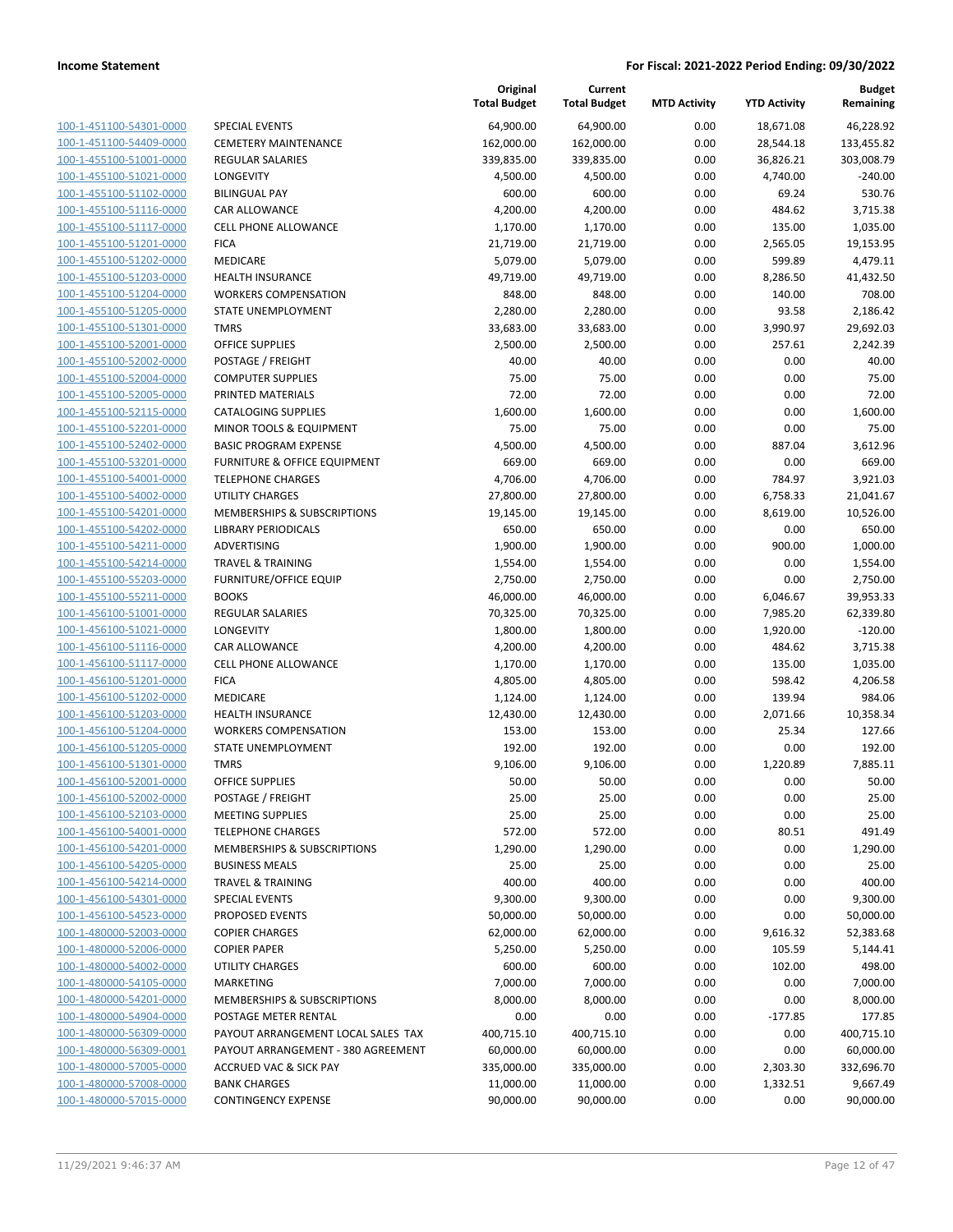**Income Statement** — **For Fiscal: 2021-2022 Period Ending: 09/30/2022**

| | | Original Total Budget | Current Total Budget | MTD Activity | YTD Activity | Budget Remaining |
|---|---|---|---|---|---|---|
| 100-1-451100-54301-0000 | SPECIAL EVENTS | 64,900.00 | 64,900.00 | 0.00 | 18,671.08 | 46,228.92 |
| 100-1-451100-54409-0000 | CEMETERY MAINTENANCE | 162,000.00 | 162,000.00 | 0.00 | 28,544.18 | 133,455.82 |
| 100-1-455100-51001-0000 | REGULAR SALARIES | 339,835.00 | 339,835.00 | 0.00 | 36,826.21 | 303,008.79 |
| 100-1-455100-51021-0000 | LONGEVITY | 4,500.00 | 4,500.00 | 0.00 | 4,740.00 | -240.00 |
| 100-1-455100-51102-0000 | BILINGUAL PAY | 600.00 | 600.00 | 0.00 | 69.24 | 530.76 |
| 100-1-455100-51116-0000 | CAR ALLOWANCE | 4,200.00 | 4,200.00 | 0.00 | 484.62 | 3,715.38 |
| 100-1-455100-51117-0000 | CELL PHONE ALLOWANCE | 1,170.00 | 1,170.00 | 0.00 | 135.00 | 1,035.00 |
| 100-1-455100-51201-0000 | FICA | 21,719.00 | 21,719.00 | 0.00 | 2,565.05 | 19,153.95 |
| 100-1-455100-51202-0000 | MEDICARE | 5,079.00 | 5,079.00 | 0.00 | 599.89 | 4,479.11 |
| 100-1-455100-51203-0000 | HEALTH INSURANCE | 49,719.00 | 49,719.00 | 0.00 | 8,286.50 | 41,432.50 |
| 100-1-455100-51204-0000 | WORKERS COMPENSATION | 848.00 | 848.00 | 0.00 | 140.00 | 708.00 |
| 100-1-455100-51205-0000 | STATE UNEMPLOYMENT | 2,280.00 | 2,280.00 | 0.00 | 93.58 | 2,186.42 |
| 100-1-455100-51301-0000 | TMRS | 33,683.00 | 33,683.00 | 0.00 | 3,990.97 | 29,692.03 |
| 100-1-455100-52001-0000 | OFFICE SUPPLIES | 2,500.00 | 2,500.00 | 0.00 | 257.61 | 2,242.39 |
| 100-1-455100-52002-0000 | POSTAGE / FREIGHT | 40.00 | 40.00 | 0.00 | 0.00 | 40.00 |
| 100-1-455100-52004-0000 | COMPUTER SUPPLIES | 75.00 | 75.00 | 0.00 | 0.00 | 75.00 |
| 100-1-455100-52005-0000 | PRINTED MATERIALS | 72.00 | 72.00 | 0.00 | 0.00 | 72.00 |
| 100-1-455100-52115-0000 | CATALOGING SUPPLIES | 1,600.00 | 1,600.00 | 0.00 | 0.00 | 1,600.00 |
| 100-1-455100-52201-0000 | MINOR TOOLS & EQUIPMENT | 75.00 | 75.00 | 0.00 | 0.00 | 75.00 |
| 100-1-455100-52402-0000 | BASIC PROGRAM EXPENSE | 4,500.00 | 4,500.00 | 0.00 | 887.04 | 3,612.96 |
| 100-1-455100-53201-0000 | FURNITURE & OFFICE EQUIPMENT | 669.00 | 669.00 | 0.00 | 0.00 | 669.00 |
| 100-1-455100-54001-0000 | TELEPHONE CHARGES | 4,706.00 | 4,706.00 | 0.00 | 784.97 | 3,921.03 |
| 100-1-455100-54002-0000 | UTILITY CHARGES | 27,800.00 | 27,800.00 | 0.00 | 6,758.33 | 21,041.67 |
| 100-1-455100-54201-0000 | MEMBERSHIPS & SUBSCRIPTIONS | 19,145.00 | 19,145.00 | 0.00 | 8,619.00 | 10,526.00 |
| 100-1-455100-54202-0000 | LIBRARY PERIODICALS | 650.00 | 650.00 | 0.00 | 0.00 | 650.00 |
| 100-1-455100-54211-0000 | ADVERTISING | 1,900.00 | 1,900.00 | 0.00 | 900.00 | 1,000.00 |
| 100-1-455100-54214-0000 | TRAVEL & TRAINING | 1,554.00 | 1,554.00 | 0.00 | 0.00 | 1,554.00 |
| 100-1-455100-55203-0000 | FURNITURE/OFFICE EQUIP | 2,750.00 | 2,750.00 | 0.00 | 0.00 | 2,750.00 |
| 100-1-455100-55211-0000 | BOOKS | 46,000.00 | 46,000.00 | 0.00 | 6,046.67 | 39,953.33 |
| 100-1-456100-51001-0000 | REGULAR SALARIES | 70,325.00 | 70,325.00 | 0.00 | 7,985.20 | 62,339.80 |
| 100-1-456100-51021-0000 | LONGEVITY | 1,800.00 | 1,800.00 | 0.00 | 1,920.00 | -120.00 |
| 100-1-456100-51116-0000 | CAR ALLOWANCE | 4,200.00 | 4,200.00 | 0.00 | 484.62 | 3,715.38 |
| 100-1-456100-51117-0000 | CELL PHONE ALLOWANCE | 1,170.00 | 1,170.00 | 0.00 | 135.00 | 1,035.00 |
| 100-1-456100-51201-0000 | FICA | 4,805.00 | 4,805.00 | 0.00 | 598.42 | 4,206.58 |
| 100-1-456100-51202-0000 | MEDICARE | 1,124.00 | 1,124.00 | 0.00 | 139.94 | 984.06 |
| 100-1-456100-51203-0000 | HEALTH INSURANCE | 12,430.00 | 12,430.00 | 0.00 | 2,071.66 | 10,358.34 |
| 100-1-456100-51204-0000 | WORKERS COMPENSATION | 153.00 | 153.00 | 0.00 | 25.34 | 127.66 |
| 100-1-456100-51205-0000 | STATE UNEMPLOYMENT | 192.00 | 192.00 | 0.00 | 0.00 | 192.00 |
| 100-1-456100-51301-0000 | TMRS | 9,106.00 | 9,106.00 | 0.00 | 1,220.89 | 7,885.11 |
| 100-1-456100-52001-0000 | OFFICE SUPPLIES | 50.00 | 50.00 | 0.00 | 0.00 | 50.00 |
| 100-1-456100-52002-0000 | POSTAGE / FREIGHT | 25.00 | 25.00 | 0.00 | 0.00 | 25.00 |
| 100-1-456100-52103-0000 | MEETING SUPPLIES | 25.00 | 25.00 | 0.00 | 0.00 | 25.00 |
| 100-1-456100-54001-0000 | TELEPHONE CHARGES | 572.00 | 572.00 | 0.00 | 80.51 | 491.49 |
| 100-1-456100-54201-0000 | MEMBERSHIPS & SUBSCRIPTIONS | 1,290.00 | 1,290.00 | 0.00 | 0.00 | 1,290.00 |
| 100-1-456100-54205-0000 | BUSINESS MEALS | 25.00 | 25.00 | 0.00 | 0.00 | 25.00 |
| 100-1-456100-54214-0000 | TRAVEL & TRAINING | 400.00 | 400.00 | 0.00 | 0.00 | 400.00 |
| 100-1-456100-54301-0000 | SPECIAL EVENTS | 9,300.00 | 9,300.00 | 0.00 | 0.00 | 9,300.00 |
| 100-1-456100-54523-0000 | PROPOSED EVENTS | 50,000.00 | 50,000.00 | 0.00 | 0.00 | 50,000.00 |
| 100-1-480000-52003-0000 | COPIER CHARGES | 62,000.00 | 62,000.00 | 0.00 | 9,616.32 | 52,383.68 |
| 100-1-480000-52006-0000 | COPIER PAPER | 5,250.00 | 5,250.00 | 0.00 | 105.59 | 5,144.41 |
| 100-1-480000-54002-0000 | UTILITY CHARGES | 600.00 | 600.00 | 0.00 | 102.00 | 498.00 |
| 100-1-480000-54105-0000 | MARKETING | 7,000.00 | 7,000.00 | 0.00 | 0.00 | 7,000.00 |
| 100-1-480000-54201-0000 | MEMBERSHIPS & SUBSCRIPTIONS | 8,000.00 | 8,000.00 | 0.00 | 0.00 | 8,000.00 |
| 100-1-480000-54904-0000 | POSTAGE METER RENTAL | 0.00 | 0.00 | 0.00 | -177.85 | 177.85 |
| 100-1-480000-56309-0000 | PAYOUT ARRANGEMENT LOCAL SALES TAX | 400,715.10 | 400,715.10 | 0.00 | 0.00 | 400,715.10 |
| 100-1-480000-56309-0001 | PAYOUT ARRANGEMENT - 380 AGREEMENT | 60,000.00 | 60,000.00 | 0.00 | 0.00 | 60,000.00 |
| 100-1-480000-57005-0000 | ACCRUED VAC & SICK PAY | 335,000.00 | 335,000.00 | 0.00 | 2,303.30 | 332,696.70 |
| 100-1-480000-57008-0000 | BANK CHARGES | 11,000.00 | 11,000.00 | 0.00 | 1,332.51 | 9,667.49 |
| 100-1-480000-57015-0000 | CONTINGENCY EXPENSE | 90,000.00 | 90,000.00 | 0.00 | 0.00 | 90,000.00 |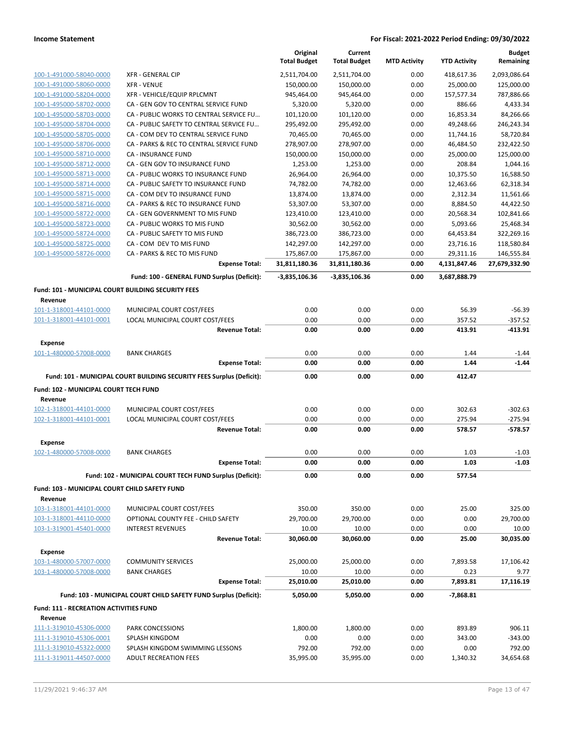**Income Statement** — **For Fiscal: 2021-2022 Period Ending: 09/30/2022**

| | | Original Total Budget | Current Total Budget | MTD Activity | YTD Activity | Budget Remaining |
|---|---|---|---|---|---|---|
| 100-1-491000-58040-0000 | XFR - GENERAL CIP | 2,511,704.00 | 2,511,704.00 | 0.00 | 418,617.36 | 2,093,086.64 |
| 100-1-491000-58060-0000 | XFR - VENUE | 150,000.00 | 150,000.00 | 0.00 | 25,000.00 | 125,000.00 |
| 100-1-491000-58204-0000 | XFR - VEHICLE/EQUIP RPLCMNT | 945,464.00 | 945,464.00 | 0.00 | 157,577.34 | 787,886.66 |
| 100-1-495000-58702-0000 | CA - GEN GOV TO CENTRAL SERVICE FUND | 5,320.00 | 5,320.00 | 0.00 | 886.66 | 4,433.34 |
| 100-1-495000-58703-0000 | CA - PUBLIC WORKS TO CENTRAL SERVICE FU... | 101,120.00 | 101,120.00 | 0.00 | 16,853.34 | 84,266.66 |
| 100-1-495000-58704-0000 | CA - PUBLIC SAFETY TO CENTRAL SERVICE FU... | 295,492.00 | 295,492.00 | 0.00 | 49,248.66 | 246,243.34 |
| 100-1-495000-58705-0000 | CA - COM DEV TO CENTRAL SERVICE FUND | 70,465.00 | 70,465.00 | 0.00 | 11,744.16 | 58,720.84 |
| 100-1-495000-58706-0000 | CA - PARKS & REC TO CENTRAL SERVICE FUND | 278,907.00 | 278,907.00 | 0.00 | 46,484.50 | 232,422.50 |
| 100-1-495000-58710-0000 | CA - INSURANCE FUND | 150,000.00 | 150,000.00 | 0.00 | 25,000.00 | 125,000.00 |
| 100-1-495000-58712-0000 | CA - GEN GOV TO INSURANCE FUND | 1,253.00 | 1,253.00 | 0.00 | 208.84 | 1,044.16 |
| 100-1-495000-58713-0000 | CA - PUBLIC WORKS TO INSURANCE FUND | 26,964.00 | 26,964.00 | 0.00 | 10,375.50 | 16,588.50 |
| 100-1-495000-58714-0000 | CA - PUBLIC SAFETY TO INSURANCE FUND | 74,782.00 | 74,782.00 | 0.00 | 12,463.66 | 62,318.34 |
| 100-1-495000-58715-0000 | CA - COM DEV TO INSURANCE FUND | 13,874.00 | 13,874.00 | 0.00 | 2,312.34 | 11,561.66 |
| 100-1-495000-58716-0000 | CA - PARKS & REC TO INSURANCE FUND | 53,307.00 | 53,307.00 | 0.00 | 8,884.50 | 44,422.50 |
| 100-1-495000-58722-0000 | CA - GEN GOVERNMENT TO MIS FUND | 123,410.00 | 123,410.00 | 0.00 | 20,568.34 | 102,841.66 |
| 100-1-495000-58723-0000 | CA - PUBLIC WORKS TO MIS FUND | 30,562.00 | 30,562.00 | 0.00 | 5,093.66 | 25,468.34 |
| 100-1-495000-58724-0000 | CA - PUBLIC SAFETY TO MIS FUND | 386,723.00 | 386,723.00 | 0.00 | 64,453.84 | 322,269.16 |
| 100-1-495000-58725-0000 | CA - COM DEV TO MIS FUND | 142,297.00 | 142,297.00 | 0.00 | 23,716.16 | 118,580.84 |
| 100-1-495000-58726-0000 | CA - PARKS & REC TO MIS FUND | 175,867.00 | 175,867.00 | 0.00 | 29,311.16 | 146,555.84 |
| | **Expense Total:** | **31,811,180.36** | **31,811,180.36** | **0.00** | **4,131,847.46** | **27,679,332.90** |
| | **Fund: 100 - GENERAL FUND Surplus (Deficit):** | **-3,835,106.36** | **-3,835,106.36** | **0.00** | **3,687,888.79** | |
| **Fund: 101 - MUNICIPAL COURT BUILDING SECURITY FEES** | | | | | | |
| **Revenue** | | | | | | |
| 101-1-318001-44101-0000 | MUNICIPAL COURT COST/FEES | 0.00 | 0.00 | 0.00 | 56.39 | -56.39 |
| 101-1-318001-44101-0001 | LOCAL MUNICIPAL COURT COST/FEES | 0.00 | 0.00 | 0.00 | 357.52 | -357.52 |
| | **Revenue Total:** | **0.00** | **0.00** | **0.00** | **413.91** | **-413.91** |
| **Expense** | | | | | | |
| 101-1-480000-57008-0000 | BANK CHARGES | 0.00 | 0.00 | 0.00 | 1.44 | -1.44 |
| | **Expense Total:** | **0.00** | **0.00** | **0.00** | **1.44** | **-1.44** |
| | **Fund: 101 - MUNICIPAL COURT BUILDING SECURITY FEES Surplus (Deficit):** | **0.00** | **0.00** | **0.00** | **412.47** | |
| **Fund: 102 - MUNICIPAL COURT TECH FUND** | | | | | | |
| **Revenue** | | | | | | |
| 102-1-318001-44101-0000 | MUNICIPAL COURT COST/FEES | 0.00 | 0.00 | 0.00 | 302.63 | -302.63 |
| 102-1-318001-44101-0001 | LOCAL MUNICIPAL COURT COST/FEES | 0.00 | 0.00 | 0.00 | 275.94 | -275.94 |
| | **Revenue Total:** | **0.00** | **0.00** | **0.00** | **578.57** | **-578.57** |
| **Expense** | | | | | | |
| 102-1-480000-57008-0000 | BANK CHARGES | 0.00 | 0.00 | 0.00 | 1.03 | -1.03 |
| | **Expense Total:** | **0.00** | **0.00** | **0.00** | **1.03** | **-1.03** |
| | **Fund: 102 - MUNICIPAL COURT TECH FUND Surplus (Deficit):** | **0.00** | **0.00** | **0.00** | **577.54** | |
| **Fund: 103 - MUNICIPAL COURT CHILD SAFETY FUND** | | | | | | |
| **Revenue** | | | | | | |
| 103-1-318001-44101-0000 | MUNICIPAL COURT COST/FEES | 350.00 | 350.00 | 0.00 | 25.00 | 325.00 |
| 103-1-318001-44110-0000 | OPTIONAL COUNTY FEE - CHILD SAFETY | 29,700.00 | 29,700.00 | 0.00 | 0.00 | 29,700.00 |
| 103-1-319001-45401-0000 | INTEREST REVENUES | 10.00 | 10.00 | 0.00 | 0.00 | 10.00 |
| | **Revenue Total:** | **30,060.00** | **30,060.00** | **0.00** | **25.00** | **30,035.00** |
| **Expense** | | | | | | |
| 103-1-480000-57007-0000 | COMMUNITY SERVICES | 25,000.00 | 25,000.00 | 0.00 | 7,893.58 | 17,106.42 |
| 103-1-480000-57008-0000 | BANK CHARGES | 10.00 | 10.00 | 0.00 | 0.23 | 9.77 |
| | **Expense Total:** | **25,010.00** | **25,010.00** | **0.00** | **7,893.81** | **17,116.19** |
| | **Fund: 103 - MUNICIPAL COURT CHILD SAFETY FUND Surplus (Deficit):** | **5,050.00** | **5,050.00** | **0.00** | **-7,868.81** | |
| **Fund: 111 - RECREATION ACTIVITIES FUND** | | | | | | |
| **Revenue** | | | | | | |
| 111-1-319010-45306-0000 | PARK CONCESSIONS | 1,800.00 | 1,800.00 | 0.00 | 893.89 | 906.11 |
| 111-1-319010-45306-0001 | SPLASH KINGDOM | 0.00 | 0.00 | 0.00 | 343.00 | -343.00 |
| 111-1-319010-45322-0000 | SPLASH KINGDOM SWIMMING LESSONS | 792.00 | 792.00 | 0.00 | 0.00 | 792.00 |
| 111-1-319011-44507-0000 | ADULT RECREATION FEES | 35,995.00 | 35,995.00 | 0.00 | 1,340.32 | 34,654.68 |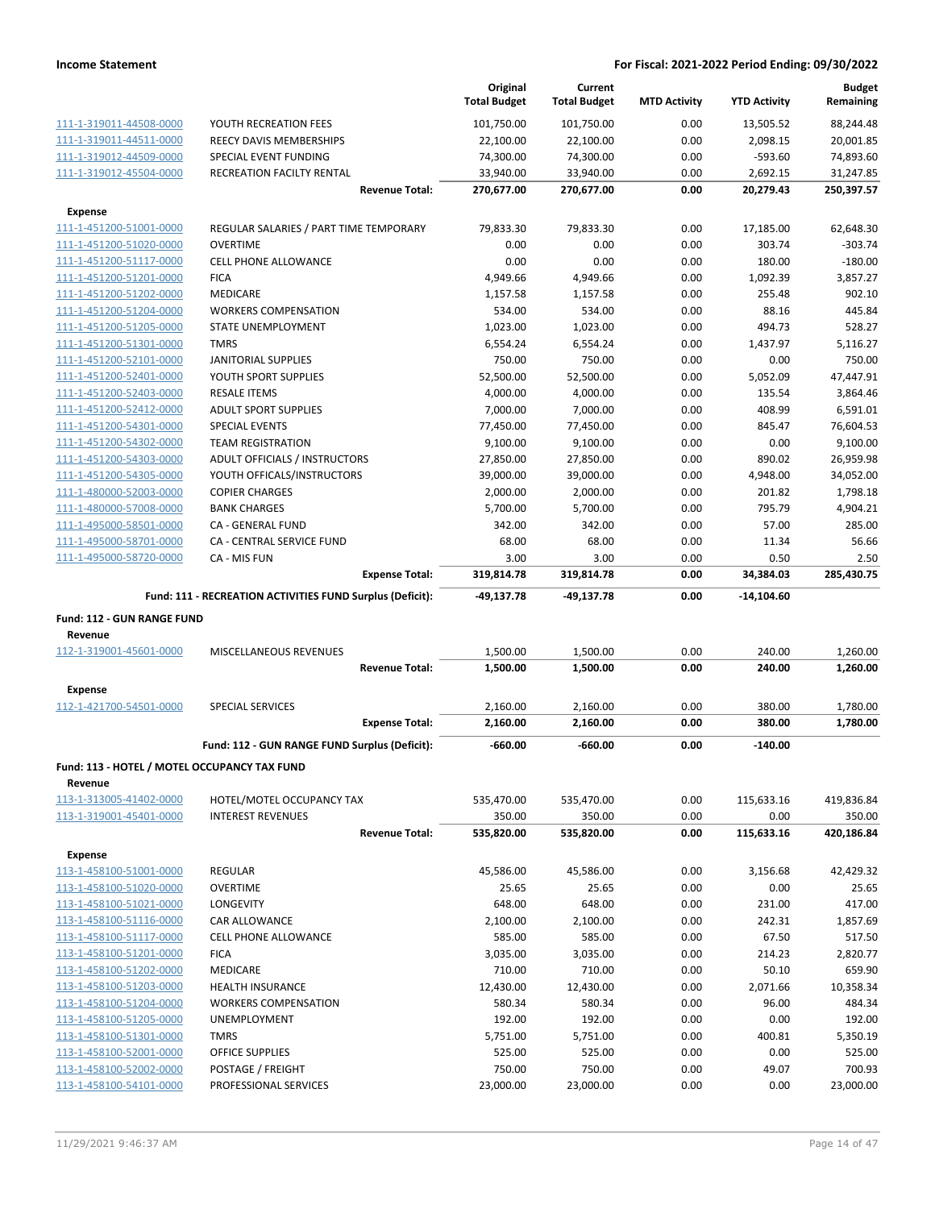**Income Statement** | **For Fiscal: 2021-2022 Period Ending: 09/30/2022**

| | | Original Total Budget | Current Total Budget | MTD Activity | YTD Activity | Budget Remaining |
|---|---|---|---|---|---|---|
| 111-1-319011-44508-0000 | YOUTH RECREATION FEES | 101,750.00 | 101,750.00 | 0.00 | 13,505.52 | 88,244.48 |
| 111-1-319011-44511-0000 | REECY DAVIS MEMBERSHIPS | 22,100.00 | 22,100.00 | 0.00 | 2,098.15 | 20,001.85 |
| 111-1-319012-44509-0000 | SPECIAL EVENT FUNDING | 74,300.00 | 74,300.00 | 0.00 | -593.60 | 74,893.60 |
| 111-1-319012-45504-0000 | RECREATION FACILTY RENTAL | 33,940.00 | 33,940.00 | 0.00 | 2,692.15 | 31,247.85 |
| | **Revenue Total:** | **270,677.00** | **270,677.00** | **0.00** | **20,279.43** | **250,397.57** |
| **Expense** | | | | | | |
| 111-1-451200-51001-0000 | REGULAR SALARIES / PART TIME TEMPORARY | 79,833.30 | 79,833.30 | 0.00 | 17,185.00 | 62,648.30 |
| 111-1-451200-51020-0000 | OVERTIME | 0.00 | 0.00 | 0.00 | 303.74 | -303.74 |
| 111-1-451200-51117-0000 | CELL PHONE ALLOWANCE | 0.00 | 0.00 | 0.00 | 180.00 | -180.00 |
| 111-1-451200-51201-0000 | FICA | 4,949.66 | 4,949.66 | 0.00 | 1,092.39 | 3,857.27 |
| 111-1-451200-51202-0000 | MEDICARE | 1,157.58 | 1,157.58 | 0.00 | 255.48 | 902.10 |
| 111-1-451200-51204-0000 | WORKERS COMPENSATION | 534.00 | 534.00 | 0.00 | 88.16 | 445.84 |
| 111-1-451200-51205-0000 | STATE UNEMPLOYMENT | 1,023.00 | 1,023.00 | 0.00 | 494.73 | 528.27 |
| 111-1-451200-51301-0000 | TMRS | 6,554.24 | 6,554.24 | 0.00 | 1,437.97 | 5,116.27 |
| 111-1-451200-52101-0000 | JANITORIAL SUPPLIES | 750.00 | 750.00 | 0.00 | 0.00 | 750.00 |
| 111-1-451200-52401-0000 | YOUTH SPORT SUPPLIES | 52,500.00 | 52,500.00 | 0.00 | 5,052.09 | 47,447.91 |
| 111-1-451200-52403-0000 | RESALE ITEMS | 4,000.00 | 4,000.00 | 0.00 | 135.54 | 3,864.46 |
| 111-1-451200-52412-0000 | ADULT SPORT SUPPLIES | 7,000.00 | 7,000.00 | 0.00 | 408.99 | 6,591.01 |
| 111-1-451200-54301-0000 | SPECIAL EVENTS | 77,450.00 | 77,450.00 | 0.00 | 845.47 | 76,604.53 |
| 111-1-451200-54302-0000 | TEAM REGISTRATION | 9,100.00 | 9,100.00 | 0.00 | 0.00 | 9,100.00 |
| 111-1-451200-54303-0000 | ADULT OFFICIALS / INSTRUCTORS | 27,850.00 | 27,850.00 | 0.00 | 890.02 | 26,959.98 |
| 111-1-451200-54305-0000 | YOUTH OFFICALS/INSTRUCTORS | 39,000.00 | 39,000.00 | 0.00 | 4,948.00 | 34,052.00 |
| 111-1-480000-52003-0000 | COPIER CHARGES | 2,000.00 | 2,000.00 | 0.00 | 201.82 | 1,798.18 |
| 111-1-480000-57008-0000 | BANK CHARGES | 5,700.00 | 5,700.00 | 0.00 | 795.79 | 4,904.21 |
| 111-1-495000-58501-0000 | CA - GENERAL FUND | 342.00 | 342.00 | 0.00 | 57.00 | 285.00 |
| 111-1-495000-58701-0000 | CA - CENTRAL SERVICE FUND | 68.00 | 68.00 | 0.00 | 11.34 | 56.66 |
| 111-1-495000-58720-0000 | CA - MIS FUN | 3.00 | 3.00 | 0.00 | 0.50 | 2.50 |
| | **Expense Total:** | **319,814.78** | **319,814.78** | **0.00** | **34,384.03** | **285,430.75** |
| | **Fund: 111 - RECREATION ACTIVITIES FUND Surplus (Deficit):** | **-49,137.78** | **-49,137.78** | **0.00** | **-14,104.60** | |
| **Fund: 112 - GUN RANGE FUND** | | | | | | |
| **Revenue** | | | | | | |
| 112-1-319001-45601-0000 | MISCELLANEOUS REVENUES | 1,500.00 | 1,500.00 | 0.00 | 240.00 | 1,260.00 |
| | **Revenue Total:** | **1,500.00** | **1,500.00** | **0.00** | **240.00** | **1,260.00** |
| **Expense** | | | | | | |
| 112-1-421700-54501-0000 | SPECIAL SERVICES | 2,160.00 | 2,160.00 | 0.00 | 380.00 | 1,780.00 |
| | **Expense Total:** | **2,160.00** | **2,160.00** | **0.00** | **380.00** | **1,780.00** |
| | **Fund: 112 - GUN RANGE FUND Surplus (Deficit):** | **-660.00** | **-660.00** | **0.00** | **-140.00** | |
| **Fund: 113 - HOTEL / MOTEL OCCUPANCY TAX FUND** | | | | | | |
| **Revenue** | | | | | | |
| 113-1-313005-41402-0000 | HOTEL/MOTEL OCCUPANCY TAX | 535,470.00 | 535,470.00 | 0.00 | 115,633.16 | 419,836.84 |
| 113-1-319001-45401-0000 | INTEREST REVENUES | 350.00 | 350.00 | 0.00 | 0.00 | 350.00 |
| | **Revenue Total:** | **535,820.00** | **535,820.00** | **0.00** | **115,633.16** | **420,186.84** |
| **Expense** | | | | | | |
| 113-1-458100-51001-0000 | REGULAR | 45,586.00 | 45,586.00 | 0.00 | 3,156.68 | 42,429.32 |
| 113-1-458100-51020-0000 | OVERTIME | 25.65 | 25.65 | 0.00 | 0.00 | 25.65 |
| 113-1-458100-51021-0000 | LONGEVITY | 648.00 | 648.00 | 0.00 | 231.00 | 417.00 |
| 113-1-458100-51116-0000 | CAR ALLOWANCE | 2,100.00 | 2,100.00 | 0.00 | 242.31 | 1,857.69 |
| 113-1-458100-51117-0000 | CELL PHONE ALLOWANCE | 585.00 | 585.00 | 0.00 | 67.50 | 517.50 |
| 113-1-458100-51201-0000 | FICA | 3,035.00 | 3,035.00 | 0.00 | 214.23 | 2,820.77 |
| 113-1-458100-51202-0000 | MEDICARE | 710.00 | 710.00 | 0.00 | 50.10 | 659.90 |
| 113-1-458100-51203-0000 | HEALTH INSURANCE | 12,430.00 | 12,430.00 | 0.00 | 2,071.66 | 10,358.34 |
| 113-1-458100-51204-0000 | WORKERS COMPENSATION | 580.34 | 580.34 | 0.00 | 96.00 | 484.34 |
| 113-1-458100-51205-0000 | UNEMPLOYMENT | 192.00 | 192.00 | 0.00 | 0.00 | 192.00 |
| 113-1-458100-51301-0000 | TMRS | 5,751.00 | 5,751.00 | 0.00 | 400.81 | 5,350.19 |
| 113-1-458100-52001-0000 | OFFICE SUPPLIES | 525.00 | 525.00 | 0.00 | 0.00 | 525.00 |
| 113-1-458100-52002-0000 | POSTAGE / FREIGHT | 750.00 | 750.00 | 0.00 | 49.07 | 700.93 |
| 113-1-458100-54101-0000 | PROFESSIONAL SERVICES | 23,000.00 | 23,000.00 | 0.00 | 0.00 | 23,000.00 |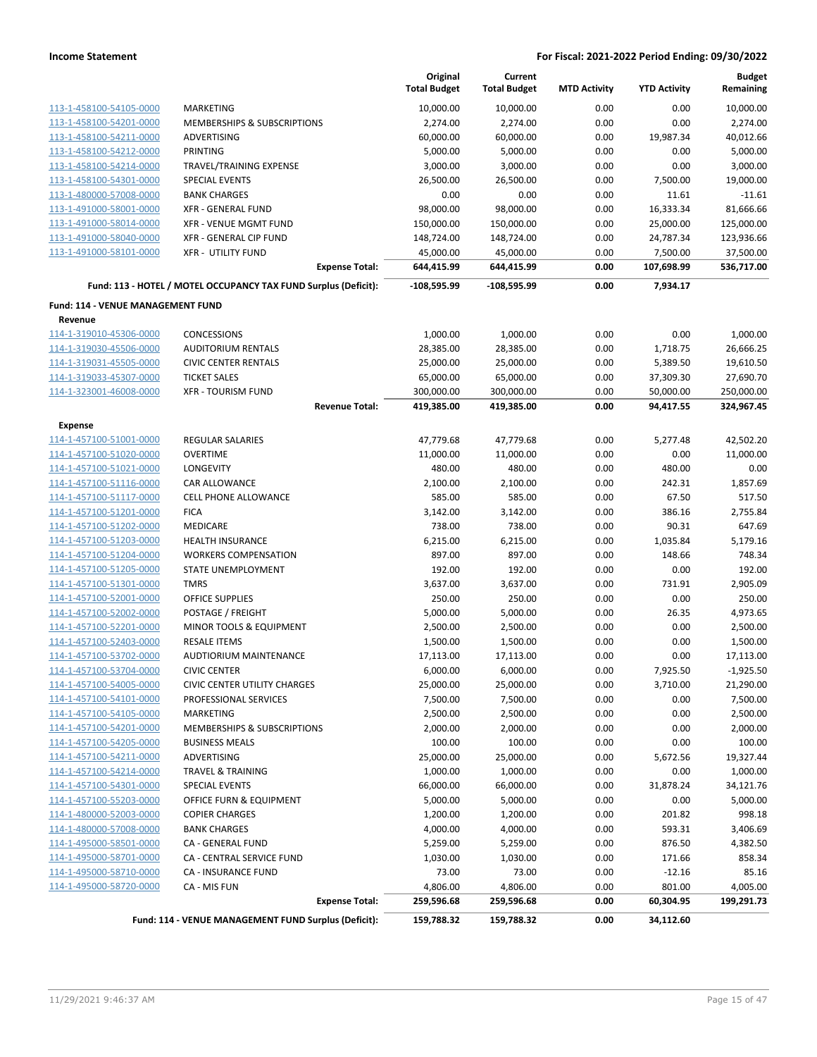**Income Statement** — **For Fiscal: 2021-2022 Period Ending: 09/30/2022**

| | | Original Total Budget | Current Total Budget | MTD Activity | YTD Activity | Budget Remaining |
|---|---|---|---|---|---|---|
| 113-1-458100-54105-0000 | MARKETING | 10,000.00 | 10,000.00 | 0.00 | 0.00 | 10,000.00 |
| 113-1-458100-54201-0000 | MEMBERSHIPS & SUBSCRIPTIONS | 2,274.00 | 2,274.00 | 0.00 | 0.00 | 2,274.00 |
| 113-1-458100-54211-0000 | ADVERTISING | 60,000.00 | 60,000.00 | 0.00 | 19,987.34 | 40,012.66 |
| 113-1-458100-54212-0000 | PRINTING | 5,000.00 | 5,000.00 | 0.00 | 0.00 | 5,000.00 |
| 113-1-458100-54214-0000 | TRAVEL/TRAINING EXPENSE | 3,000.00 | 3,000.00 | 0.00 | 0.00 | 3,000.00 |
| 113-1-458100-54301-0000 | SPECIAL EVENTS | 26,500.00 | 26,500.00 | 0.00 | 7,500.00 | 19,000.00 |
| 113-1-480000-57008-0000 | BANK CHARGES | 0.00 | 0.00 | 0.00 | 11.61 | -11.61 |
| 113-1-491000-58001-0000 | XFR - GENERAL FUND | 98,000.00 | 98,000.00 | 0.00 | 16,333.34 | 81,666.66 |
| 113-1-491000-58014-0000 | XFR - VENUE MGMT FUND | 150,000.00 | 150,000.00 | 0.00 | 25,000.00 | 125,000.00 |
| 113-1-491000-58040-0000 | XFR - GENERAL CIP FUND | 148,724.00 | 148,724.00 | 0.00 | 24,787.34 | 123,936.66 |
| 113-1-491000-58101-0000 | XFR - UTILITY FUND | 45,000.00 | 45,000.00 | 0.00 | 7,500.00 | 37,500.00 |
| | **Expense Total:** | **644,415.99** | **644,415.99** | **0.00** | **107,698.99** | **536,717.00** |
| | **Fund: 113 - HOTEL / MOTEL OCCUPANCY TAX FUND Surplus (Deficit):** | **-108,595.99** | **-108,595.99** | **0.00** | **7,934.17** | |

**Fund: 114 - VENUE MANAGEMENT FUND**

**Revenue**

| | | Original Total Budget | Current Total Budget | MTD Activity | YTD Activity | Budget Remaining |
|---|---|---|---|---|---|---|
| 114-1-319010-45306-0000 | CONCESSIONS | 1,000.00 | 1,000.00 | 0.00 | 0.00 | 1,000.00 |
| 114-1-319030-45506-0000 | AUDITORIUM RENTALS | 28,385.00 | 28,385.00 | 0.00 | 1,718.75 | 26,666.25 |
| 114-1-319031-45505-0000 | CIVIC CENTER RENTALS | 25,000.00 | 25,000.00 | 0.00 | 5,389.50 | 19,610.50 |
| 114-1-319033-45307-0000 | TICKET SALES | 65,000.00 | 65,000.00 | 0.00 | 37,309.30 | 27,690.70 |
| 114-1-323001-46008-0000 | XFR - TOURISM FUND | 300,000.00 | 300,000.00 | 0.00 | 50,000.00 | 250,000.00 |
| | **Revenue Total:** | **419,385.00** | **419,385.00** | **0.00** | **94,417.55** | **324,967.45** |

**Expense**

| | | Original Total Budget | Current Total Budget | MTD Activity | YTD Activity | Budget Remaining |
|---|---|---|---|---|---|---|
| 114-1-457100-51001-0000 | REGULAR SALARIES | 47,779.68 | 47,779.68 | 0.00 | 5,277.48 | 42,502.20 |
| 114-1-457100-51020-0000 | OVERTIME | 11,000.00 | 11,000.00 | 0.00 | 0.00 | 11,000.00 |
| 114-1-457100-51021-0000 | LONGEVITY | 480.00 | 480.00 | 0.00 | 480.00 | 0.00 |
| 114-1-457100-51116-0000 | CAR ALLOWANCE | 2,100.00 | 2,100.00 | 0.00 | 242.31 | 1,857.69 |
| 114-1-457100-51117-0000 | CELL PHONE ALLOWANCE | 585.00 | 585.00 | 0.00 | 67.50 | 517.50 |
| 114-1-457100-51201-0000 | FICA | 3,142.00 | 3,142.00 | 0.00 | 386.16 | 2,755.84 |
| 114-1-457100-51202-0000 | MEDICARE | 738.00 | 738.00 | 0.00 | 90.31 | 647.69 |
| 114-1-457100-51203-0000 | HEALTH INSURANCE | 6,215.00 | 6,215.00 | 0.00 | 1,035.84 | 5,179.16 |
| 114-1-457100-51204-0000 | WORKERS COMPENSATION | 897.00 | 897.00 | 0.00 | 148.66 | 748.34 |
| 114-1-457100-51205-0000 | STATE UNEMPLOYMENT | 192.00 | 192.00 | 0.00 | 0.00 | 192.00 |
| 114-1-457100-51301-0000 | TMRS | 3,637.00 | 3,637.00 | 0.00 | 731.91 | 2,905.09 |
| 114-1-457100-52001-0000 | OFFICE SUPPLIES | 250.00 | 250.00 | 0.00 | 0.00 | 250.00 |
| 114-1-457100-52002-0000 | POSTAGE / FREIGHT | 5,000.00 | 5,000.00 | 0.00 | 26.35 | 4,973.65 |
| 114-1-457100-52201-0000 | MINOR TOOLS & EQUIPMENT | 2,500.00 | 2,500.00 | 0.00 | 0.00 | 2,500.00 |
| 114-1-457100-52403-0000 | RESALE ITEMS | 1,500.00 | 1,500.00 | 0.00 | 0.00 | 1,500.00 |
| 114-1-457100-53702-0000 | AUDTIORIUM MAINTENANCE | 17,113.00 | 17,113.00 | 0.00 | 0.00 | 17,113.00 |
| 114-1-457100-53704-0000 | CIVIC CENTER | 6,000.00 | 6,000.00 | 0.00 | 7,925.50 | -1,925.50 |
| 114-1-457100-54005-0000 | CIVIC CENTER UTILITY CHARGES | 25,000.00 | 25,000.00 | 0.00 | 3,710.00 | 21,290.00 |
| 114-1-457100-54101-0000 | PROFESSIONAL SERVICES | 7,500.00 | 7,500.00 | 0.00 | 0.00 | 7,500.00 |
| 114-1-457100-54105-0000 | MARKETING | 2,500.00 | 2,500.00 | 0.00 | 0.00 | 2,500.00 |
| 114-1-457100-54201-0000 | MEMBERSHIPS & SUBSCRIPTIONS | 2,000.00 | 2,000.00 | 0.00 | 0.00 | 2,000.00 |
| 114-1-457100-54205-0000 | BUSINESS MEALS | 100.00 | 100.00 | 0.00 | 0.00 | 100.00 |
| 114-1-457100-54211-0000 | ADVERTISING | 25,000.00 | 25,000.00 | 0.00 | 5,672.56 | 19,327.44 |
| 114-1-457100-54214-0000 | TRAVEL & TRAINING | 1,000.00 | 1,000.00 | 0.00 | 0.00 | 1,000.00 |
| 114-1-457100-54301-0000 | SPECIAL EVENTS | 66,000.00 | 66,000.00 | 0.00 | 31,878.24 | 34,121.76 |
| 114-1-457100-55203-0000 | OFFICE FURN & EQUIPMENT | 5,000.00 | 5,000.00 | 0.00 | 0.00 | 5,000.00 |
| 114-1-480000-52003-0000 | COPIER CHARGES | 1,200.00 | 1,200.00 | 0.00 | 201.82 | 998.18 |
| 114-1-480000-57008-0000 | BANK CHARGES | 4,000.00 | 4,000.00 | 0.00 | 593.31 | 3,406.69 |
| 114-1-495000-58501-0000 | CA - GENERAL FUND | 5,259.00 | 5,259.00 | 0.00 | 876.50 | 4,382.50 |
| 114-1-495000-58701-0000 | CA - CENTRAL SERVICE FUND | 1,030.00 | 1,030.00 | 0.00 | 171.66 | 858.34 |
| 114-1-495000-58710-0000 | CA - INSURANCE FUND | 73.00 | 73.00 | 0.00 | -12.16 | 85.16 |
| 114-1-495000-58720-0000 | CA - MIS FUN | 4,806.00 | 4,806.00 | 0.00 | 801.00 | 4,005.00 |
| | **Expense Total:** | **259,596.68** | **259,596.68** | **0.00** | **60,304.95** | **199,291.73** |
| | **Fund: 114 - VENUE MANAGEMENT FUND Surplus (Deficit):** | **159,788.32** | **159,788.32** | **0.00** | **34,112.60** | |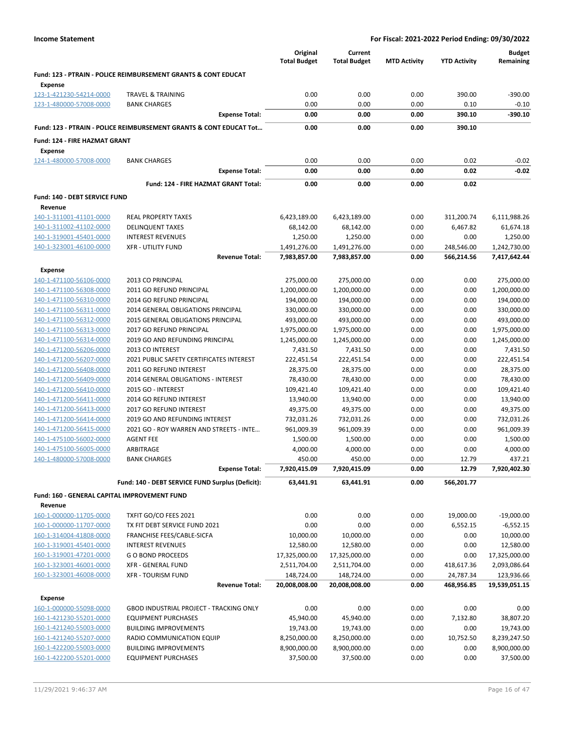**Income Statement** — **For Fiscal: 2021-2022 Period Ending: 09/30/2022**

| | | Original Total Budget | Current Total Budget | MTD Activity | YTD Activity | Budget Remaining |
|---|---|---|---|---|---|---|
| **Fund: 123 - PTRAIN - POLICE REIMBURSEMENT GRANTS & CONT EDUCAT** | | | | | | |
| **Expense** | | | | | | |
| 123-1-421230-54214-0000 | TRAVEL & TRAINING | 0.00 | 0.00 | 0.00 | 390.00 | -390.00 |
| 123-1-480000-57008-0000 | BANK CHARGES | 0.00 | 0.00 | 0.00 | 0.10 | -0.10 |
| | **Expense Total:** | **0.00** | **0.00** | **0.00** | **390.10** | **-390.10** |
| **Fund: 123 - PTRAIN - POLICE REIMBURSEMENT GRANTS & CONT EDUCAT Tot…** | | **0.00** | **0.00** | **0.00** | **390.10** | |
| **Fund: 124 - FIRE HAZMAT GRANT** | | | | | | |
| **Expense** | | | | | | |
| 124-1-480000-57008-0000 | BANK CHARGES | 0.00 | 0.00 | 0.00 | 0.02 | -0.02 |
| | **Expense Total:** | **0.00** | **0.00** | **0.00** | **0.02** | **-0.02** |
| | **Fund: 124 - FIRE HAZMAT GRANT Total:** | **0.00** | **0.00** | **0.00** | **0.02** | |
| **Fund: 140 - DEBT SERVICE FUND** | | | | | | |
| **Revenue** | | | | | | |
| 140-1-311001-41101-0000 | REAL PROPERTY TAXES | 6,423,189.00 | 6,423,189.00 | 0.00 | 311,200.74 | 6,111,988.26 |
| 140-1-311002-41102-0000 | DELINQUENT TAXES | 68,142.00 | 68,142.00 | 0.00 | 6,467.82 | 61,674.18 |
| 140-1-319001-45401-0000 | INTEREST REVENUES | 1,250.00 | 1,250.00 | 0.00 | 0.00 | 1,250.00 |
| 140-1-323001-46100-0000 | XFR - UTILITY FUND | 1,491,276.00 | 1,491,276.00 | 0.00 | 248,546.00 | 1,242,730.00 |
| | **Revenue Total:** | **7,983,857.00** | **7,983,857.00** | **0.00** | **566,214.56** | **7,417,642.44** |
| **Expense** | | | | | | |
| 140-1-471100-56106-0000 | 2013 CO PRINCIPAL | 275,000.00 | 275,000.00 | 0.00 | 0.00 | 275,000.00 |
| 140-1-471100-56308-0000 | 2011 GO REFUND PRINCIPAL | 1,200,000.00 | 1,200,000.00 | 0.00 | 0.00 | 1,200,000.00 |
| 140-1-471100-56310-0000 | 2014 GO REFUND PRINCIPAL | 194,000.00 | 194,000.00 | 0.00 | 0.00 | 194,000.00 |
| 140-1-471100-56311-0000 | 2014 GENERAL OBLIGATIONS PRINCIPAL | 330,000.00 | 330,000.00 | 0.00 | 0.00 | 330,000.00 |
| 140-1-471100-56312-0000 | 2015 GENERAL OBLIGATIONS PRINCIPAL | 493,000.00 | 493,000.00 | 0.00 | 0.00 | 493,000.00 |
| 140-1-471100-56313-0000 | 2017 GO REFUND PRINCIPAL | 1,975,000.00 | 1,975,000.00 | 0.00 | 0.00 | 1,975,000.00 |
| 140-1-471100-56314-0000 | 2019 GO AND REFUNDING PRINCIPAL | 1,245,000.00 | 1,245,000.00 | 0.00 | 0.00 | 1,245,000.00 |
| 140-1-471200-56206-0000 | 2013 CO INTEREST | 7,431.50 | 7,431.50 | 0.00 | 0.00 | 7,431.50 |
| 140-1-471200-56207-0000 | 2021 PUBLIC SAFETY CERTIFICATES INTEREST | 222,451.54 | 222,451.54 | 0.00 | 0.00 | 222,451.54 |
| 140-1-471200-56408-0000 | 2011 GO REFUND INTEREST | 28,375.00 | 28,375.00 | 0.00 | 0.00 | 28,375.00 |
| 140-1-471200-56409-0000 | 2014 GENERAL OBLIGATIONS - INTEREST | 78,430.00 | 78,430.00 | 0.00 | 0.00 | 78,430.00 |
| 140-1-471200-56410-0000 | 2015 GO - INTEREST | 109,421.40 | 109,421.40 | 0.00 | 0.00 | 109,421.40 |
| 140-1-471200-56411-0000 | 2014 GO REFUND INTEREST | 13,940.00 | 13,940.00 | 0.00 | 0.00 | 13,940.00 |
| 140-1-471200-56413-0000 | 2017 GO REFUND INTEREST | 49,375.00 | 49,375.00 | 0.00 | 0.00 | 49,375.00 |
| 140-1-471200-56414-0000 | 2019 GO AND REFUNDING INTEREST | 732,031.26 | 732,031.26 | 0.00 | 0.00 | 732,031.26 |
| 140-1-471200-56415-0000 | 2021 GO - ROY WARREN AND STREETS - INTE… | 961,009.39 | 961,009.39 | 0.00 | 0.00 | 961,009.39 |
| 140-1-475100-56002-0000 | AGENT FEE | 1,500.00 | 1,500.00 | 0.00 | 0.00 | 1,500.00 |
| 140-1-475100-56005-0000 | ARBITRAGE | 4,000.00 | 4,000.00 | 0.00 | 0.00 | 4,000.00 |
| 140-1-480000-57008-0000 | BANK CHARGES | 450.00 | 450.00 | 0.00 | 12.79 | 437.21 |
| | **Expense Total:** | **7,920,415.09** | **7,920,415.09** | **0.00** | **12.79** | **7,920,402.30** |
| | **Fund: 140 - DEBT SERVICE FUND Surplus (Deficit):** | **63,441.91** | **63,441.91** | **0.00** | **566,201.77** | |
| **Fund: 160 - GENERAL CAPITAL IMPROVEMENT FUND** | | | | | | |
| **Revenue** | | | | | | |
| 160-1-000000-11705-0000 | TXFIT GO/CO FEES 2021 | 0.00 | 0.00 | 0.00 | 19,000.00 | -19,000.00 |
| 160-1-000000-11707-0000 | TX FIT DEBT SERVICE FUND 2021 | 0.00 | 0.00 | 0.00 | 6,552.15 | -6,552.15 |
| 160-1-314004-41808-0000 | FRANCHISE FEES/CABLE-SICFA | 10,000.00 | 10,000.00 | 0.00 | 0.00 | 10,000.00 |
| 160-1-319001-45401-0000 | INTEREST REVENUES | 12,580.00 | 12,580.00 | 0.00 | 0.00 | 12,580.00 |
| 160-1-319001-47201-0000 | G O BOND PROCEEDS | 17,325,000.00 | 17,325,000.00 | 0.00 | 0.00 | 17,325,000.00 |
| 160-1-323001-46001-0000 | XFR - GENERAL FUND | 2,511,704.00 | 2,511,704.00 | 0.00 | 418,617.36 | 2,093,086.64 |
| 160-1-323001-46008-0000 | XFR - TOURISM FUND | 148,724.00 | 148,724.00 | 0.00 | 24,787.34 | 123,936.66 |
| | **Revenue Total:** | **20,008,008.00** | **20,008,008.00** | **0.00** | **468,956.85** | **19,539,051.15** |
| **Expense** | | | | | | |
| 160-1-000000-55098-0000 | GBOD INDUSTRIAL PROJECT - TRACKING ONLY | 0.00 | 0.00 | 0.00 | 0.00 | 0.00 |
| 160-1-421230-55201-0000 | EQUIPMENT PURCHASES | 45,940.00 | 45,940.00 | 0.00 | 7,132.80 | 38,807.20 |
| 160-1-421240-55003-0000 | BUILDING IMPROVEMENTS | 19,743.00 | 19,743.00 | 0.00 | 0.00 | 19,743.00 |
| 160-1-421240-55207-0000 | RADIO COMMUNICATION EQUIP | 8,250,000.00 | 8,250,000.00 | 0.00 | 10,752.50 | 8,239,247.50 |
| 160-1-422200-55003-0000 | BUILDING IMPROVEMENTS | 8,900,000.00 | 8,900,000.00 | 0.00 | 0.00 | 8,900,000.00 |
| 160-1-422200-55201-0000 | EQUIPMENT PURCHASES | 37,500.00 | 37,500.00 | 0.00 | 0.00 | 37,500.00 |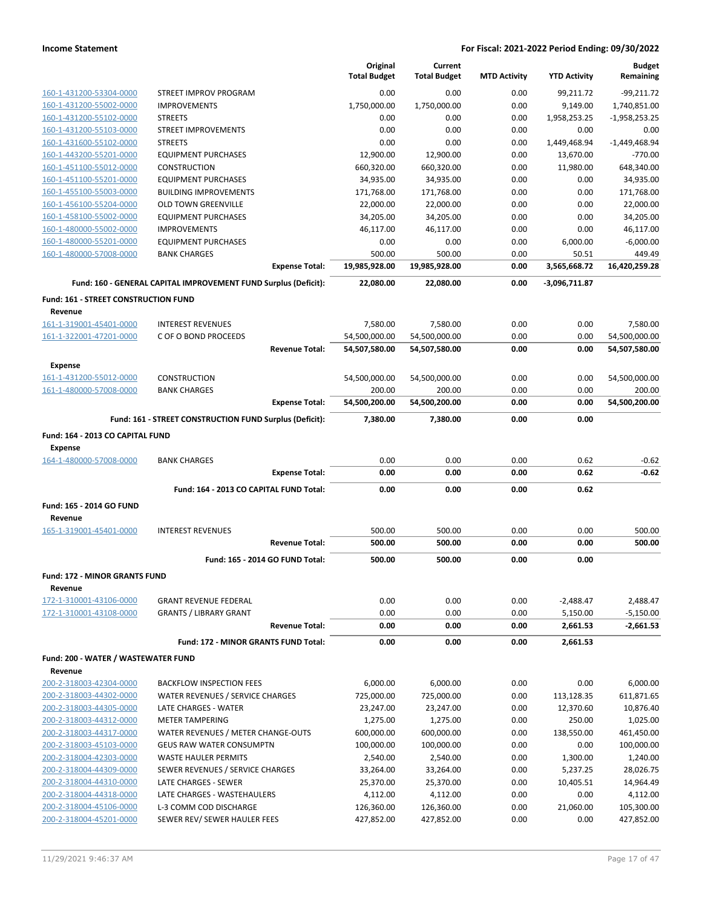| | | Original Total Budget | Current Total Budget | MTD Activity | YTD Activity | Budget Remaining |
|---|---|---|---|---|---|---|
| 160-1-431200-53304-0000 | STREET IMPROV PROGRAM | 0.00 | 0.00 | 0.00 | 99,211.72 | -99,211.72 |
| 160-1-431200-55002-0000 | IMPROVEMENTS | 1,750,000.00 | 1,750,000.00 | 0.00 | 9,149.00 | 1,740,851.00 |
| 160-1-431200-55102-0000 | STREETS | 0.00 | 0.00 | 0.00 | 1,958,253.25 | -1,958,253.25 |
| 160-1-431200-55103-0000 | STREET IMPROVEMENTS | 0.00 | 0.00 | 0.00 | 0.00 | 0.00 |
| 160-1-431600-55102-0000 | STREETS | 0.00 | 0.00 | 0.00 | 1,449,468.94 | -1,449,468.94 |
| 160-1-443200-55201-0000 | EQUIPMENT PURCHASES | 12,900.00 | 12,900.00 | 0.00 | 13,670.00 | -770.00 |
| 160-1-451100-55012-0000 | CONSTRUCTION | 660,320.00 | 660,320.00 | 0.00 | 11,980.00 | 648,340.00 |
| 160-1-451100-55201-0000 | EQUIPMENT PURCHASES | 34,935.00 | 34,935.00 | 0.00 | 0.00 | 34,935.00 |
| 160-1-455100-55003-0000 | BUILDING IMPROVEMENTS | 171,768.00 | 171,768.00 | 0.00 | 0.00 | 171,768.00 |
| 160-1-456100-55204-0000 | OLD TOWN GREENVILLE | 22,000.00 | 22,000.00 | 0.00 | 0.00 | 22,000.00 |
| 160-1-458100-55002-0000 | EQUIPMENT PURCHASES | 34,205.00 | 34,205.00 | 0.00 | 0.00 | 34,205.00 |
| 160-1-480000-55002-0000 | IMPROVEMENTS | 46,117.00 | 46,117.00 | 0.00 | 0.00 | 46,117.00 |
| 160-1-480000-55201-0000 | EQUIPMENT PURCHASES | 0.00 | 0.00 | 0.00 | 6,000.00 | -6,000.00 |
| 160-1-480000-57008-0000 | BANK CHARGES | 500.00 | 500.00 | 0.00 | 50.51 | 449.49 |
| | **Expense Total:** | **19,985,928.00** | **19,985,928.00** | **0.00** | **3,565,668.72** | **16,420,259.28** |
| | **Fund: 160 - GENERAL CAPITAL IMPROVEMENT FUND Surplus (Deficit):** | **22,080.00** | **22,080.00** | **0.00** | **-3,096,711.87** | |
| **Fund: 161 - STREET CONSTRUCTION FUND** | | | | | | |
| **Revenue** | | | | | | |
| 161-1-319001-45401-0000 | INTEREST REVENUES | 7,580.00 | 7,580.00 | 0.00 | 0.00 | 7,580.00 |
| 161-1-322001-47201-0000 | C OF O BOND PROCEEDS | 54,500,000.00 | 54,500,000.00 | 0.00 | 0.00 | 54,500,000.00 |
| | **Revenue Total:** | **54,507,580.00** | **54,507,580.00** | **0.00** | **0.00** | **54,507,580.00** |
| **Expense** | | | | | | |
| 161-1-431200-55012-0000 | CONSTRUCTION | 54,500,000.00 | 54,500,000.00 | 0.00 | 0.00 | 54,500,000.00 |
| 161-1-480000-57008-0000 | BANK CHARGES | 200.00 | 200.00 | 0.00 | 0.00 | 200.00 |
| | **Expense Total:** | **54,500,200.00** | **54,500,200.00** | **0.00** | **0.00** | **54,500,200.00** |
| | **Fund: 161 - STREET CONSTRUCTION FUND Surplus (Deficit):** | **7,380.00** | **7,380.00** | **0.00** | **0.00** | |
| **Fund: 164 - 2013 CO CAPITAL FUND** | | | | | | |
| **Expense** | | | | | | |
| 164-1-480000-57008-0000 | BANK CHARGES | 0.00 | 0.00 | 0.00 | 0.62 | -0.62 |
| | **Expense Total:** | **0.00** | **0.00** | **0.00** | **0.62** | **-0.62** |
| | **Fund: 164 - 2013 CO CAPITAL FUND Total:** | **0.00** | **0.00** | **0.00** | **0.62** | |
| **Fund: 165 - 2014 GO FUND** | | | | | | |
| **Revenue** | | | | | | |
| 165-1-319001-45401-0000 | INTEREST REVENUES | 500.00 | 500.00 | 0.00 | 0.00 | 500.00 |
| | **Revenue Total:** | **500.00** | **500.00** | **0.00** | **0.00** | **500.00** |
| | **Fund: 165 - 2014 GO FUND Total:** | **500.00** | **500.00** | **0.00** | **0.00** | |
| **Fund: 172 - MINOR GRANTS FUND** | | | | | | |
| **Revenue** | | | | | | |
| 172-1-310001-43106-0000 | GRANT REVENUE FEDERAL | 0.00 | 0.00 | 0.00 | -2,488.47 | 2,488.47 |
| 172-1-310001-43108-0000 | GRANTS / LIBRARY GRANT | 0.00 | 0.00 | 0.00 | 5,150.00 | -5,150.00 |
| | **Revenue Total:** | **0.00** | **0.00** | **0.00** | **2,661.53** | **-2,661.53** |
| | **Fund: 172 - MINOR GRANTS FUND Total:** | **0.00** | **0.00** | **0.00** | **2,661.53** | |
| **Fund: 200 - WATER / WASTEWATER FUND** | | | | | | |
| **Revenue** | | | | | | |
| 200-2-318003-42304-0000 | BACKFLOW INSPECTION FEES | 6,000.00 | 6,000.00 | 0.00 | 0.00 | 6,000.00 |
| 200-2-318003-44302-0000 | WATER REVENUES / SERVICE CHARGES | 725,000.00 | 725,000.00 | 0.00 | 113,128.35 | 611,871.65 |
| 200-2-318003-44305-0000 | LATE CHARGES - WATER | 23,247.00 | 23,247.00 | 0.00 | 12,370.60 | 10,876.40 |
| 200-2-318003-44312-0000 | METER TAMPERING | 1,275.00 | 1,275.00 | 0.00 | 250.00 | 1,025.00 |
| 200-2-318003-44317-0000 | WATER REVENUES / METER CHANGE-OUTS | 600,000.00 | 600,000.00 | 0.00 | 138,550.00 | 461,450.00 |
| 200-2-318003-45103-0000 | GEUS RAW WATER CONSUMPTN | 100,000.00 | 100,000.00 | 0.00 | 0.00 | 100,000.00 |
| 200-2-318004-42303-0000 | WASTE HAULER PERMITS | 2,540.00 | 2,540.00 | 0.00 | 1,300.00 | 1,240.00 |
| 200-2-318004-44309-0000 | SEWER REVENUES / SERVICE CHARGES | 33,264.00 | 33,264.00 | 0.00 | 5,237.25 | 28,026.75 |
| 200-2-318004-44310-0000 | LATE CHARGES - SEWER | 25,370.00 | 25,370.00 | 0.00 | 10,405.51 | 14,964.49 |
| 200-2-318004-44318-0000 | LATE CHARGES - WASTEHAULERS | 4,112.00 | 4,112.00 | 0.00 | 0.00 | 4,112.00 |
| 200-2-318004-45106-0000 | L-3 COMM COD DISCHARGE | 126,360.00 | 126,360.00 | 0.00 | 21,060.00 | 105,300.00 |
| 200-2-318004-45201-0000 | SEWER REV/ SEWER HAULER FEES | 427,852.00 | 427,852.00 | 0.00 | 0.00 | 427,852.00 |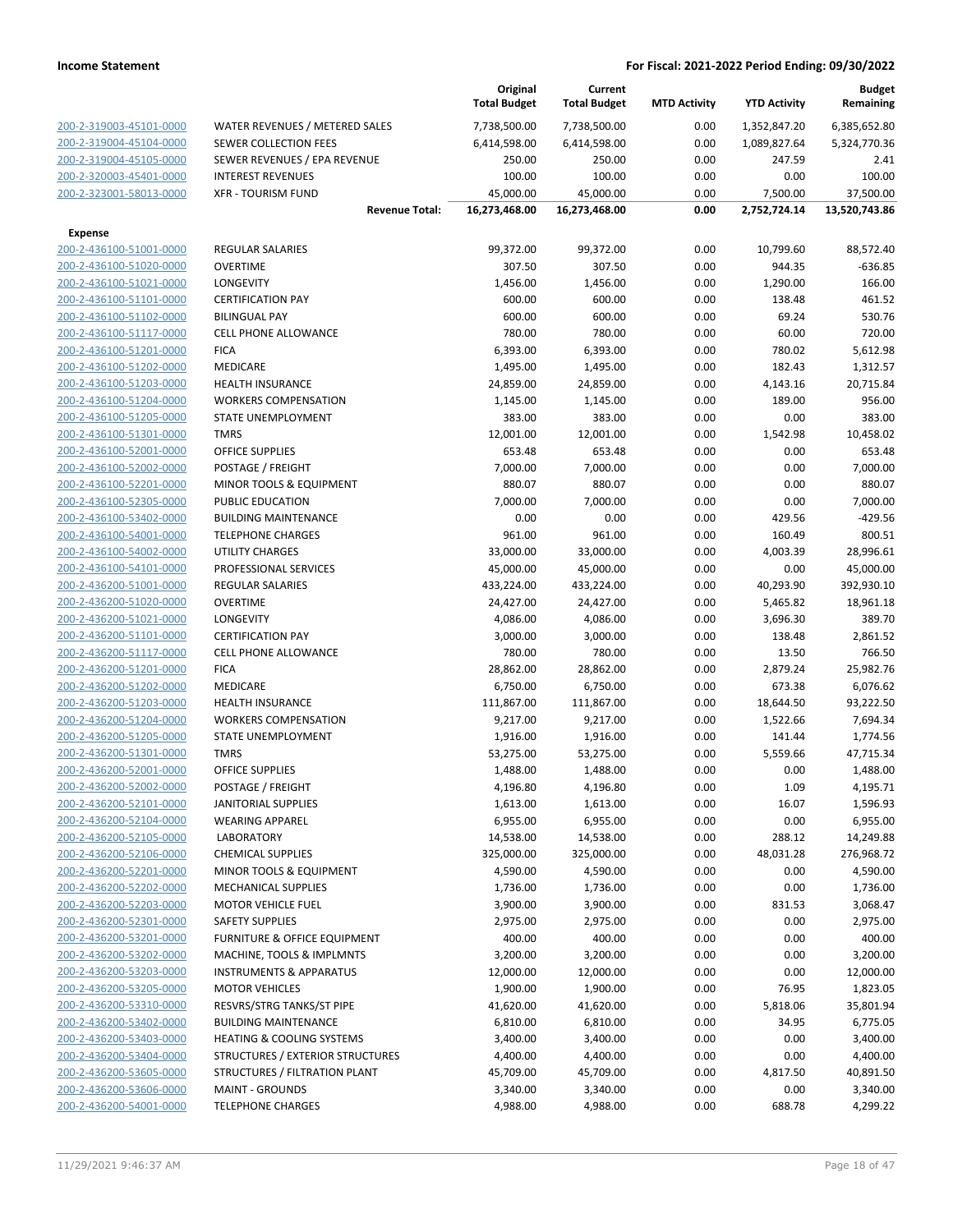| | | Original Total Budget | Current Total Budget | MTD Activity | YTD Activity | Budget Remaining |
|---|---|---|---|---|---|---|
| 200-2-319003-45101-0000 | WATER REVENUES / METERED SALES | 7,738,500.00 | 7,738,500.00 | 0.00 | 1,352,847.20 | 6,385,652.80 |
| 200-2-319004-45104-0000 | SEWER COLLECTION FEES | 6,414,598.00 | 6,414,598.00 | 0.00 | 1,089,827.64 | 5,324,770.36 |
| 200-2-319004-45105-0000 | SEWER REVENUES / EPA REVENUE | 250.00 | 250.00 | 0.00 | 247.59 | 2.41 |
| 200-2-320003-45401-0000 | INTEREST REVENUES | 100.00 | 100.00 | 0.00 | 0.00 | 100.00 |
| 200-2-323001-58013-0000 | XFR - TOURISM FUND | 45,000.00 | 45,000.00 | 0.00 | 7,500.00 | 37,500.00 |
| | **Revenue Total:** | **16,273,468.00** | **16,273,468.00** | **0.00** | **2,752,724.14** | **13,520,743.86** |
| **Expense** | | | | | | |
| 200-2-436100-51001-0000 | REGULAR SALARIES | 99,372.00 | 99,372.00 | 0.00 | 10,799.60 | 88,572.40 |
| 200-2-436100-51020-0000 | OVERTIME | 307.50 | 307.50 | 0.00 | 944.35 | -636.85 |
| 200-2-436100-51021-0000 | LONGEVITY | 1,456.00 | 1,456.00 | 0.00 | 1,290.00 | 166.00 |
| 200-2-436100-51101-0000 | CERTIFICATION PAY | 600.00 | 600.00 | 0.00 | 138.48 | 461.52 |
| 200-2-436100-51102-0000 | BILINGUAL PAY | 600.00 | 600.00 | 0.00 | 69.24 | 530.76 |
| 200-2-436100-51117-0000 | CELL PHONE ALLOWANCE | 780.00 | 780.00 | 0.00 | 60.00 | 720.00 |
| 200-2-436100-51201-0000 | FICA | 6,393.00 | 6,393.00 | 0.00 | 780.02 | 5,612.98 |
| 200-2-436100-51202-0000 | MEDICARE | 1,495.00 | 1,495.00 | 0.00 | 182.43 | 1,312.57 |
| 200-2-436100-51203-0000 | HEALTH INSURANCE | 24,859.00 | 24,859.00 | 0.00 | 4,143.16 | 20,715.84 |
| 200-2-436100-51204-0000 | WORKERS COMPENSATION | 1,145.00 | 1,145.00 | 0.00 | 189.00 | 956.00 |
| 200-2-436100-51205-0000 | STATE UNEMPLOYMENT | 383.00 | 383.00 | 0.00 | 0.00 | 383.00 |
| 200-2-436100-51301-0000 | TMRS | 12,001.00 | 12,001.00 | 0.00 | 1,542.98 | 10,458.02 |
| 200-2-436100-52001-0000 | OFFICE SUPPLIES | 653.48 | 653.48 | 0.00 | 0.00 | 653.48 |
| 200-2-436100-52002-0000 | POSTAGE / FREIGHT | 7,000.00 | 7,000.00 | 0.00 | 0.00 | 7,000.00 |
| 200-2-436100-52201-0000 | MINOR TOOLS & EQUIPMENT | 880.07 | 880.07 | 0.00 | 0.00 | 880.07 |
| 200-2-436100-52305-0000 | PUBLIC EDUCATION | 7,000.00 | 7,000.00 | 0.00 | 0.00 | 7,000.00 |
| 200-2-436100-53402-0000 | BUILDING MAINTENANCE | 0.00 | 0.00 | 0.00 | 429.56 | -429.56 |
| 200-2-436100-54001-0000 | TELEPHONE CHARGES | 961.00 | 961.00 | 0.00 | 160.49 | 800.51 |
| 200-2-436100-54002-0000 | UTILITY CHARGES | 33,000.00 | 33,000.00 | 0.00 | 4,003.39 | 28,996.61 |
| 200-2-436100-54101-0000 | PROFESSIONAL SERVICES | 45,000.00 | 45,000.00 | 0.00 | 0.00 | 45,000.00 |
| 200-2-436200-51001-0000 | REGULAR SALARIES | 433,224.00 | 433,224.00 | 0.00 | 40,293.90 | 392,930.10 |
| 200-2-436200-51020-0000 | OVERTIME | 24,427.00 | 24,427.00 | 0.00 | 5,465.82 | 18,961.18 |
| 200-2-436200-51021-0000 | LONGEVITY | 4,086.00 | 4,086.00 | 0.00 | 3,696.30 | 389.70 |
| 200-2-436200-51101-0000 | CERTIFICATION PAY | 3,000.00 | 3,000.00 | 0.00 | 138.48 | 2,861.52 |
| 200-2-436200-51117-0000 | CELL PHONE ALLOWANCE | 780.00 | 780.00 | 0.00 | 13.50 | 766.50 |
| 200-2-436200-51201-0000 | FICA | 28,862.00 | 28,862.00 | 0.00 | 2,879.24 | 25,982.76 |
| 200-2-436200-51202-0000 | MEDICARE | 6,750.00 | 6,750.00 | 0.00 | 673.38 | 6,076.62 |
| 200-2-436200-51203-0000 | HEALTH INSURANCE | 111,867.00 | 111,867.00 | 0.00 | 18,644.50 | 93,222.50 |
| 200-2-436200-51204-0000 | WORKERS COMPENSATION | 9,217.00 | 9,217.00 | 0.00 | 1,522.66 | 7,694.34 |
| 200-2-436200-51205-0000 | STATE UNEMPLOYMENT | 1,916.00 | 1,916.00 | 0.00 | 141.44 | 1,774.56 |
| 200-2-436200-51301-0000 | TMRS | 53,275.00 | 53,275.00 | 0.00 | 5,559.66 | 47,715.34 |
| 200-2-436200-52001-0000 | OFFICE SUPPLIES | 1,488.00 | 1,488.00 | 0.00 | 0.00 | 1,488.00 |
| 200-2-436200-52002-0000 | POSTAGE / FREIGHT | 4,196.80 | 4,196.80 | 0.00 | 1.09 | 4,195.71 |
| 200-2-436200-52101-0000 | JANITORIAL SUPPLIES | 1,613.00 | 1,613.00 | 0.00 | 16.07 | 1,596.93 |
| 200-2-436200-52104-0000 | WEARING APPAREL | 6,955.00 | 6,955.00 | 0.00 | 0.00 | 6,955.00 |
| 200-2-436200-52105-0000 | LABORATORY | 14,538.00 | 14,538.00 | 0.00 | 288.12 | 14,249.88 |
| 200-2-436200-52106-0000 | CHEMICAL SUPPLIES | 325,000.00 | 325,000.00 | 0.00 | 48,031.28 | 276,968.72 |
| 200-2-436200-52201-0000 | MINOR TOOLS & EQUIPMENT | 4,590.00 | 4,590.00 | 0.00 | 0.00 | 4,590.00 |
| 200-2-436200-52202-0000 | MECHANICAL SUPPLIES | 1,736.00 | 1,736.00 | 0.00 | 0.00 | 1,736.00 |
| 200-2-436200-52203-0000 | MOTOR VEHICLE FUEL | 3,900.00 | 3,900.00 | 0.00 | 831.53 | 3,068.47 |
| 200-2-436200-52301-0000 | SAFETY SUPPLIES | 2,975.00 | 2,975.00 | 0.00 | 0.00 | 2,975.00 |
| 200-2-436200-53201-0000 | FURNITURE & OFFICE EQUIPMENT | 400.00 | 400.00 | 0.00 | 0.00 | 400.00 |
| 200-2-436200-53202-0000 | MACHINE, TOOLS & IMPLMNTS | 3,200.00 | 3,200.00 | 0.00 | 0.00 | 3,200.00 |
| 200-2-436200-53203-0000 | INSTRUMENTS & APPARATUS | 12,000.00 | 12,000.00 | 0.00 | 0.00 | 12,000.00 |
| 200-2-436200-53205-0000 | MOTOR VEHICLES | 1,900.00 | 1,900.00 | 0.00 | 76.95 | 1,823.05 |
| 200-2-436200-53310-0000 | RESVRS/STRG TANKS/ST PIPE | 41,620.00 | 41,620.00 | 0.00 | 5,818.06 | 35,801.94 |
| 200-2-436200-53402-0000 | BUILDING MAINTENANCE | 6,810.00 | 6,810.00 | 0.00 | 34.95 | 6,775.05 |
| 200-2-436200-53403-0000 | HEATING & COOLING SYSTEMS | 3,400.00 | 3,400.00 | 0.00 | 0.00 | 3,400.00 |
| 200-2-436200-53404-0000 | STRUCTURES / EXTERIOR STRUCTURES | 4,400.00 | 4,400.00 | 0.00 | 0.00 | 4,400.00 |
| 200-2-436200-53605-0000 | STRUCTURES / FILTRATION PLANT | 45,709.00 | 45,709.00 | 0.00 | 4,817.50 | 40,891.50 |
| 200-2-436200-53606-0000 | MAINT - GROUNDS | 3,340.00 | 3,340.00 | 0.00 | 0.00 | 3,340.00 |
| 200-2-436200-54001-0000 | TELEPHONE CHARGES | 4,988.00 | 4,988.00 | 0.00 | 688.78 | 4,299.22 |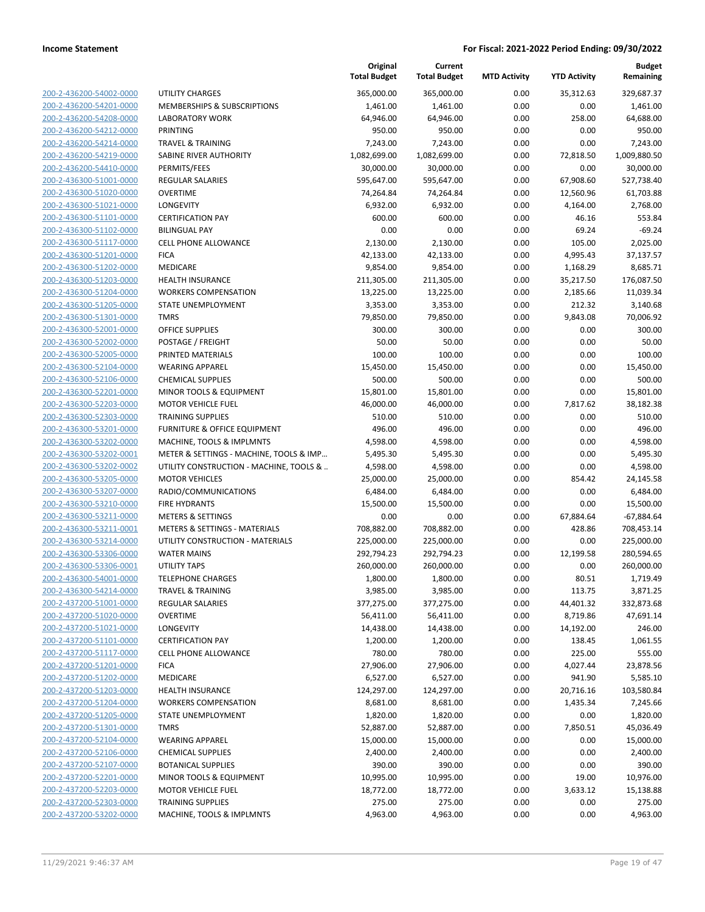**Income Statement** **For Fiscal: 2021-2022 Period Ending: 09/30/2022**

| | | Original Total Budget | Current Total Budget | MTD Activity | YTD Activity | Budget Remaining |
|---|---|---|---|---|---|---|
| 200-2-436200-54002-0000 | UTILITY CHARGES | 365,000.00 | 365,000.00 | 0.00 | 35,312.63 | 329,687.37 |
| 200-2-436200-54201-0000 | MEMBERSHIPS & SUBSCRIPTIONS | 1,461.00 | 1,461.00 | 0.00 | 0.00 | 1,461.00 |
| 200-2-436200-54208-0000 | LABORATORY WORK | 64,946.00 | 64,946.00 | 0.00 | 258.00 | 64,688.00 |
| 200-2-436200-54212-0000 | PRINTING | 950.00 | 950.00 | 0.00 | 0.00 | 950.00 |
| 200-2-436200-54214-0000 | TRAVEL & TRAINING | 7,243.00 | 7,243.00 | 0.00 | 0.00 | 7,243.00 |
| 200-2-436200-54219-0000 | SABINE RIVER AUTHORITY | 1,082,699.00 | 1,082,699.00 | 0.00 | 72,818.50 | 1,009,880.50 |
| 200-2-436200-54410-0000 | PERMITS/FEES | 30,000.00 | 30,000.00 | 0.00 | 0.00 | 30,000.00 |
| 200-2-436300-51001-0000 | REGULAR SALARIES | 595,647.00 | 595,647.00 | 0.00 | 67,908.60 | 527,738.40 |
| 200-2-436300-51020-0000 | OVERTIME | 74,264.84 | 74,264.84 | 0.00 | 12,560.96 | 61,703.88 |
| 200-2-436300-51021-0000 | LONGEVITY | 6,932.00 | 6,932.00 | 0.00 | 4,164.00 | 2,768.00 |
| 200-2-436300-51101-0000 | CERTIFICATION PAY | 600.00 | 600.00 | 0.00 | 46.16 | 553.84 |
| 200-2-436300-51102-0000 | BILINGUAL PAY | 0.00 | 0.00 | 0.00 | 69.24 | -69.24 |
| 200-2-436300-51117-0000 | CELL PHONE ALLOWANCE | 2,130.00 | 2,130.00 | 0.00 | 105.00 | 2,025.00 |
| 200-2-436300-51201-0000 | FICA | 42,133.00 | 42,133.00 | 0.00 | 4,995.43 | 37,137.57 |
| 200-2-436300-51202-0000 | MEDICARE | 9,854.00 | 9,854.00 | 0.00 | 1,168.29 | 8,685.71 |
| 200-2-436300-51203-0000 | HEALTH INSURANCE | 211,305.00 | 211,305.00 | 0.00 | 35,217.50 | 176,087.50 |
| 200-2-436300-51204-0000 | WORKERS COMPENSATION | 13,225.00 | 13,225.00 | 0.00 | 2,185.66 | 11,039.34 |
| 200-2-436300-51205-0000 | STATE UNEMPLOYMENT | 3,353.00 | 3,353.00 | 0.00 | 212.32 | 3,140.68 |
| 200-2-436300-51301-0000 | TMRS | 79,850.00 | 79,850.00 | 0.00 | 9,843.08 | 70,006.92 |
| 200-2-436300-52001-0000 | OFFICE SUPPLIES | 300.00 | 300.00 | 0.00 | 0.00 | 300.00 |
| 200-2-436300-52002-0000 | POSTAGE / FREIGHT | 50.00 | 50.00 | 0.00 | 0.00 | 50.00 |
| 200-2-436300-52005-0000 | PRINTED MATERIALS | 100.00 | 100.00 | 0.00 | 0.00 | 100.00 |
| 200-2-436300-52104-0000 | WEARING APPAREL | 15,450.00 | 15,450.00 | 0.00 | 0.00 | 15,450.00 |
| 200-2-436300-52106-0000 | CHEMICAL SUPPLIES | 500.00 | 500.00 | 0.00 | 0.00 | 500.00 |
| 200-2-436300-52201-0000 | MINOR TOOLS & EQUIPMENT | 15,801.00 | 15,801.00 | 0.00 | 0.00 | 15,801.00 |
| 200-2-436300-52203-0000 | MOTOR VEHICLE FUEL | 46,000.00 | 46,000.00 | 0.00 | 7,817.62 | 38,182.38 |
| 200-2-436300-52303-0000 | TRAINING SUPPLIES | 510.00 | 510.00 | 0.00 | 0.00 | 510.00 |
| 200-2-436300-53201-0000 | FURNITURE & OFFICE EQUIPMENT | 496.00 | 496.00 | 0.00 | 0.00 | 496.00 |
| 200-2-436300-53202-0000 | MACHINE, TOOLS & IMPLMNTS | 4,598.00 | 4,598.00 | 0.00 | 0.00 | 4,598.00 |
| 200-2-436300-53202-0001 | METER & SETTINGS - MACHINE, TOOLS & IMP… | 5,495.30 | 5,495.30 | 0.00 | 0.00 | 5,495.30 |
| 200-2-436300-53202-0002 | UTILITY CONSTRUCTION - MACHINE, TOOLS & .. | 4,598.00 | 4,598.00 | 0.00 | 0.00 | 4,598.00 |
| 200-2-436300-53205-0000 | MOTOR VEHICLES | 25,000.00 | 25,000.00 | 0.00 | 854.42 | 24,145.58 |
| 200-2-436300-53207-0000 | RADIO/COMMUNICATIONS | 6,484.00 | 6,484.00 | 0.00 | 0.00 | 6,484.00 |
| 200-2-436300-53210-0000 | FIRE HYDRANTS | 15,500.00 | 15,500.00 | 0.00 | 0.00 | 15,500.00 |
| 200-2-436300-53211-0000 | METERS & SETTINGS | 0.00 | 0.00 | 0.00 | 67,884.64 | -67,884.64 |
| 200-2-436300-53211-0001 | METERS & SETTINGS - MATERIALS | 708,882.00 | 708,882.00 | 0.00 | 428.86 | 708,453.14 |
| 200-2-436300-53214-0000 | UTILITY CONSTRUCTION - MATERIALS | 225,000.00 | 225,000.00 | 0.00 | 0.00 | 225,000.00 |
| 200-2-436300-53306-0000 | WATER MAINS | 292,794.23 | 292,794.23 | 0.00 | 12,199.58 | 280,594.65 |
| 200-2-436300-53306-0001 | UTILITY TAPS | 260,000.00 | 260,000.00 | 0.00 | 0.00 | 260,000.00 |
| 200-2-436300-54001-0000 | TELEPHONE CHARGES | 1,800.00 | 1,800.00 | 0.00 | 80.51 | 1,719.49 |
| 200-2-436300-54214-0000 | TRAVEL & TRAINING | 3,985.00 | 3,985.00 | 0.00 | 113.75 | 3,871.25 |
| 200-2-437200-51001-0000 | REGULAR SALARIES | 377,275.00 | 377,275.00 | 0.00 | 44,401.32 | 332,873.68 |
| 200-2-437200-51020-0000 | OVERTIME | 56,411.00 | 56,411.00 | 0.00 | 8,719.86 | 47,691.14 |
| 200-2-437200-51021-0000 | LONGEVITY | 14,438.00 | 14,438.00 | 0.00 | 14,192.00 | 246.00 |
| 200-2-437200-51101-0000 | CERTIFICATION PAY | 1,200.00 | 1,200.00 | 0.00 | 138.45 | 1,061.55 |
| 200-2-437200-51117-0000 | CELL PHONE ALLOWANCE | 780.00 | 780.00 | 0.00 | 225.00 | 555.00 |
| 200-2-437200-51201-0000 | FICA | 27,906.00 | 27,906.00 | 0.00 | 4,027.44 | 23,878.56 |
| 200-2-437200-51202-0000 | MEDICARE | 6,527.00 | 6,527.00 | 0.00 | 941.90 | 5,585.10 |
| 200-2-437200-51203-0000 | HEALTH INSURANCE | 124,297.00 | 124,297.00 | 0.00 | 20,716.16 | 103,580.84 |
| 200-2-437200-51204-0000 | WORKERS COMPENSATION | 8,681.00 | 8,681.00 | 0.00 | 1,435.34 | 7,245.66 |
| 200-2-437200-51205-0000 | STATE UNEMPLOYMENT | 1,820.00 | 1,820.00 | 0.00 | 0.00 | 1,820.00 |
| 200-2-437200-51301-0000 | TMRS | 52,887.00 | 52,887.00 | 0.00 | 7,850.51 | 45,036.49 |
| 200-2-437200-52104-0000 | WEARING APPAREL | 15,000.00 | 15,000.00 | 0.00 | 0.00 | 15,000.00 |
| 200-2-437200-52106-0000 | CHEMICAL SUPPLIES | 2,400.00 | 2,400.00 | 0.00 | 0.00 | 2,400.00 |
| 200-2-437200-52107-0000 | BOTANICAL SUPPLIES | 390.00 | 390.00 | 0.00 | 0.00 | 390.00 |
| 200-2-437200-52201-0000 | MINOR TOOLS & EQUIPMENT | 10,995.00 | 10,995.00 | 0.00 | 19.00 | 10,976.00 |
| 200-2-437200-52203-0000 | MOTOR VEHICLE FUEL | 18,772.00 | 18,772.00 | 0.00 | 3,633.12 | 15,138.88 |
| 200-2-437200-52303-0000 | TRAINING SUPPLIES | 275.00 | 275.00 | 0.00 | 0.00 | 275.00 |
| 200-2-437200-53202-0000 | MACHINE, TOOLS & IMPLMNTS | 4,963.00 | 4,963.00 | 0.00 | 0.00 | 4,963.00 |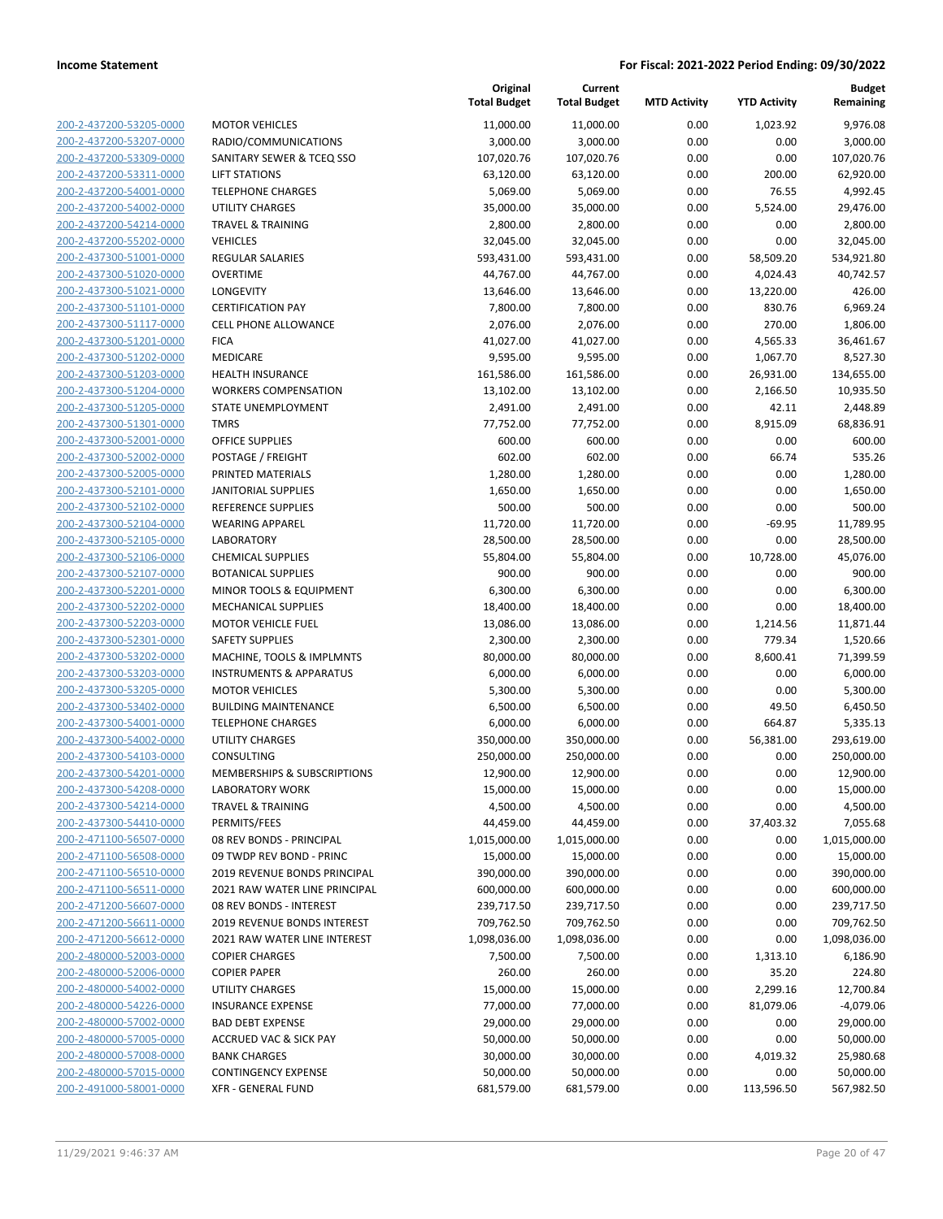**Income Statement** — For Fiscal: 2021-2022 Period Ending: 09/30/2022

| | | Original Total Budget | Current Total Budget | MTD Activity | YTD Activity | Budget Remaining |
|---|---|---|---|---|---|---|
| 200-2-437200-53205-0000 | MOTOR VEHICLES | 11,000.00 | 11,000.00 | 0.00 | 1,023.92 | 9,976.08 |
| 200-2-437200-53207-0000 | RADIO/COMMUNICATIONS | 3,000.00 | 3,000.00 | 0.00 | 0.00 | 3,000.00 |
| 200-2-437200-53309-0000 | SANITARY SEWER & TCEQ SSO | 107,020.76 | 107,020.76 | 0.00 | 0.00 | 107,020.76 |
| 200-2-437200-53311-0000 | LIFT STATIONS | 63,120.00 | 63,120.00 | 0.00 | 200.00 | 62,920.00 |
| 200-2-437200-54001-0000 | TELEPHONE CHARGES | 5,069.00 | 5,069.00 | 0.00 | 76.55 | 4,992.45 |
| 200-2-437200-54002-0000 | UTILITY CHARGES | 35,000.00 | 35,000.00 | 0.00 | 5,524.00 | 29,476.00 |
| 200-2-437200-54214-0000 | TRAVEL & TRAINING | 2,800.00 | 2,800.00 | 0.00 | 0.00 | 2,800.00 |
| 200-2-437200-55202-0000 | VEHICLES | 32,045.00 | 32,045.00 | 0.00 | 0.00 | 32,045.00 |
| 200-2-437300-51001-0000 | REGULAR SALARIES | 593,431.00 | 593,431.00 | 0.00 | 58,509.20 | 534,921.80 |
| 200-2-437300-51020-0000 | OVERTIME | 44,767.00 | 44,767.00 | 0.00 | 4,024.43 | 40,742.57 |
| 200-2-437300-51021-0000 | LONGEVITY | 13,646.00 | 13,646.00 | 0.00 | 13,220.00 | 426.00 |
| 200-2-437300-51101-0000 | CERTIFICATION PAY | 7,800.00 | 7,800.00 | 0.00 | 830.76 | 6,969.24 |
| 200-2-437300-51117-0000 | CELL PHONE ALLOWANCE | 2,076.00 | 2,076.00 | 0.00 | 270.00 | 1,806.00 |
| 200-2-437300-51201-0000 | FICA | 41,027.00 | 41,027.00 | 0.00 | 4,565.33 | 36,461.67 |
| 200-2-437300-51202-0000 | MEDICARE | 9,595.00 | 9,595.00 | 0.00 | 1,067.70 | 8,527.30 |
| 200-2-437300-51203-0000 | HEALTH INSURANCE | 161,586.00 | 161,586.00 | 0.00 | 26,931.00 | 134,655.00 |
| 200-2-437300-51204-0000 | WORKERS COMPENSATION | 13,102.00 | 13,102.00 | 0.00 | 2,166.50 | 10,935.50 |
| 200-2-437300-51205-0000 | STATE UNEMPLOYMENT | 2,491.00 | 2,491.00 | 0.00 | 42.11 | 2,448.89 |
| 200-2-437300-51301-0000 | TMRS | 77,752.00 | 77,752.00 | 0.00 | 8,915.09 | 68,836.91 |
| 200-2-437300-52001-0000 | OFFICE SUPPLIES | 600.00 | 600.00 | 0.00 | 0.00 | 600.00 |
| 200-2-437300-52002-0000 | POSTAGE / FREIGHT | 602.00 | 602.00 | 0.00 | 66.74 | 535.26 |
| 200-2-437300-52005-0000 | PRINTED MATERIALS | 1,280.00 | 1,280.00 | 0.00 | 0.00 | 1,280.00 |
| 200-2-437300-52101-0000 | JANITORIAL SUPPLIES | 1,650.00 | 1,650.00 | 0.00 | 0.00 | 1,650.00 |
| 200-2-437300-52102-0000 | REFERENCE SUPPLIES | 500.00 | 500.00 | 0.00 | 0.00 | 500.00 |
| 200-2-437300-52104-0000 | WEARING APPAREL | 11,720.00 | 11,720.00 | 0.00 | -69.95 | 11,789.95 |
| 200-2-437300-52105-0000 | LABORATORY | 28,500.00 | 28,500.00 | 0.00 | 0.00 | 28,500.00 |
| 200-2-437300-52106-0000 | CHEMICAL SUPPLIES | 55,804.00 | 55,804.00 | 0.00 | 10,728.00 | 45,076.00 |
| 200-2-437300-52107-0000 | BOTANICAL SUPPLIES | 900.00 | 900.00 | 0.00 | 0.00 | 900.00 |
| 200-2-437300-52201-0000 | MINOR TOOLS & EQUIPMENT | 6,300.00 | 6,300.00 | 0.00 | 0.00 | 6,300.00 |
| 200-2-437300-52202-0000 | MECHANICAL SUPPLIES | 18,400.00 | 18,400.00 | 0.00 | 0.00 | 18,400.00 |
| 200-2-437300-52203-0000 | MOTOR VEHICLE FUEL | 13,086.00 | 13,086.00 | 0.00 | 1,214.56 | 11,871.44 |
| 200-2-437300-52301-0000 | SAFETY SUPPLIES | 2,300.00 | 2,300.00 | 0.00 | 779.34 | 1,520.66 |
| 200-2-437300-53202-0000 | MACHINE, TOOLS & IMPLMNTS | 80,000.00 | 80,000.00 | 0.00 | 8,600.41 | 71,399.59 |
| 200-2-437300-53203-0000 | INSTRUMENTS & APPARATUS | 6,000.00 | 6,000.00 | 0.00 | 0.00 | 6,000.00 |
| 200-2-437300-53205-0000 | MOTOR VEHICLES | 5,300.00 | 5,300.00 | 0.00 | 0.00 | 5,300.00 |
| 200-2-437300-53402-0000 | BUILDING MAINTENANCE | 6,500.00 | 6,500.00 | 0.00 | 49.50 | 6,450.50 |
| 200-2-437300-54001-0000 | TELEPHONE CHARGES | 6,000.00 | 6,000.00 | 0.00 | 664.87 | 5,335.13 |
| 200-2-437300-54002-0000 | UTILITY CHARGES | 350,000.00 | 350,000.00 | 0.00 | 56,381.00 | 293,619.00 |
| 200-2-437300-54103-0000 | CONSULTING | 250,000.00 | 250,000.00 | 0.00 | 0.00 | 250,000.00 |
| 200-2-437300-54201-0000 | MEMBERSHIPS & SUBSCRIPTIONS | 12,900.00 | 12,900.00 | 0.00 | 0.00 | 12,900.00 |
| 200-2-437300-54208-0000 | LABORATORY WORK | 15,000.00 | 15,000.00 | 0.00 | 0.00 | 15,000.00 |
| 200-2-437300-54214-0000 | TRAVEL & TRAINING | 4,500.00 | 4,500.00 | 0.00 | 0.00 | 4,500.00 |
| 200-2-437300-54410-0000 | PERMITS/FEES | 44,459.00 | 44,459.00 | 0.00 | 37,403.32 | 7,055.68 |
| 200-2-471100-56507-0000 | 08 REV BONDS - PRINCIPAL | 1,015,000.00 | 1,015,000.00 | 0.00 | 0.00 | 1,015,000.00 |
| 200-2-471100-56508-0000 | 09 TWDP REV BOND - PRINC | 15,000.00 | 15,000.00 | 0.00 | 0.00 | 15,000.00 |
| 200-2-471100-56510-0000 | 2019 REVENUE BONDS PRINCIPAL | 390,000.00 | 390,000.00 | 0.00 | 0.00 | 390,000.00 |
| 200-2-471100-56511-0000 | 2021 RAW WATER LINE PRINCIPAL | 600,000.00 | 600,000.00 | 0.00 | 0.00 | 600,000.00 |
| 200-2-471200-56607-0000 | 08 REV BONDS - INTEREST | 239,717.50 | 239,717.50 | 0.00 | 0.00 | 239,717.50 |
| 200-2-471200-56611-0000 | 2019 REVENUE BONDS INTEREST | 709,762.50 | 709,762.50 | 0.00 | 0.00 | 709,762.50 |
| 200-2-471200-56612-0000 | 2021 RAW WATER LINE INTEREST | 1,098,036.00 | 1,098,036.00 | 0.00 | 0.00 | 1,098,036.00 |
| 200-2-480000-52003-0000 | COPIER CHARGES | 7,500.00 | 7,500.00 | 0.00 | 1,313.10 | 6,186.90 |
| 200-2-480000-52006-0000 | COPIER PAPER | 260.00 | 260.00 | 0.00 | 35.20 | 224.80 |
| 200-2-480000-54002-0000 | UTILITY CHARGES | 15,000.00 | 15,000.00 | 0.00 | 2,299.16 | 12,700.84 |
| 200-2-480000-54226-0000 | INSURANCE EXPENSE | 77,000.00 | 77,000.00 | 0.00 | 81,079.06 | -4,079.06 |
| 200-2-480000-57002-0000 | BAD DEBT EXPENSE | 29,000.00 | 29,000.00 | 0.00 | 0.00 | 29,000.00 |
| 200-2-480000-57005-0000 | ACCRUED VAC & SICK PAY | 50,000.00 | 50,000.00 | 0.00 | 0.00 | 50,000.00 |
| 200-2-480000-57008-0000 | BANK CHARGES | 30,000.00 | 30,000.00 | 0.00 | 4,019.32 | 25,980.68 |
| 200-2-480000-57015-0000 | CONTINGENCY EXPENSE | 50,000.00 | 50,000.00 | 0.00 | 0.00 | 50,000.00 |
| 200-2-491000-58001-0000 | XFR - GENERAL FUND | 681,579.00 | 681,579.00 | 0.00 | 113,596.50 | 567,982.50 |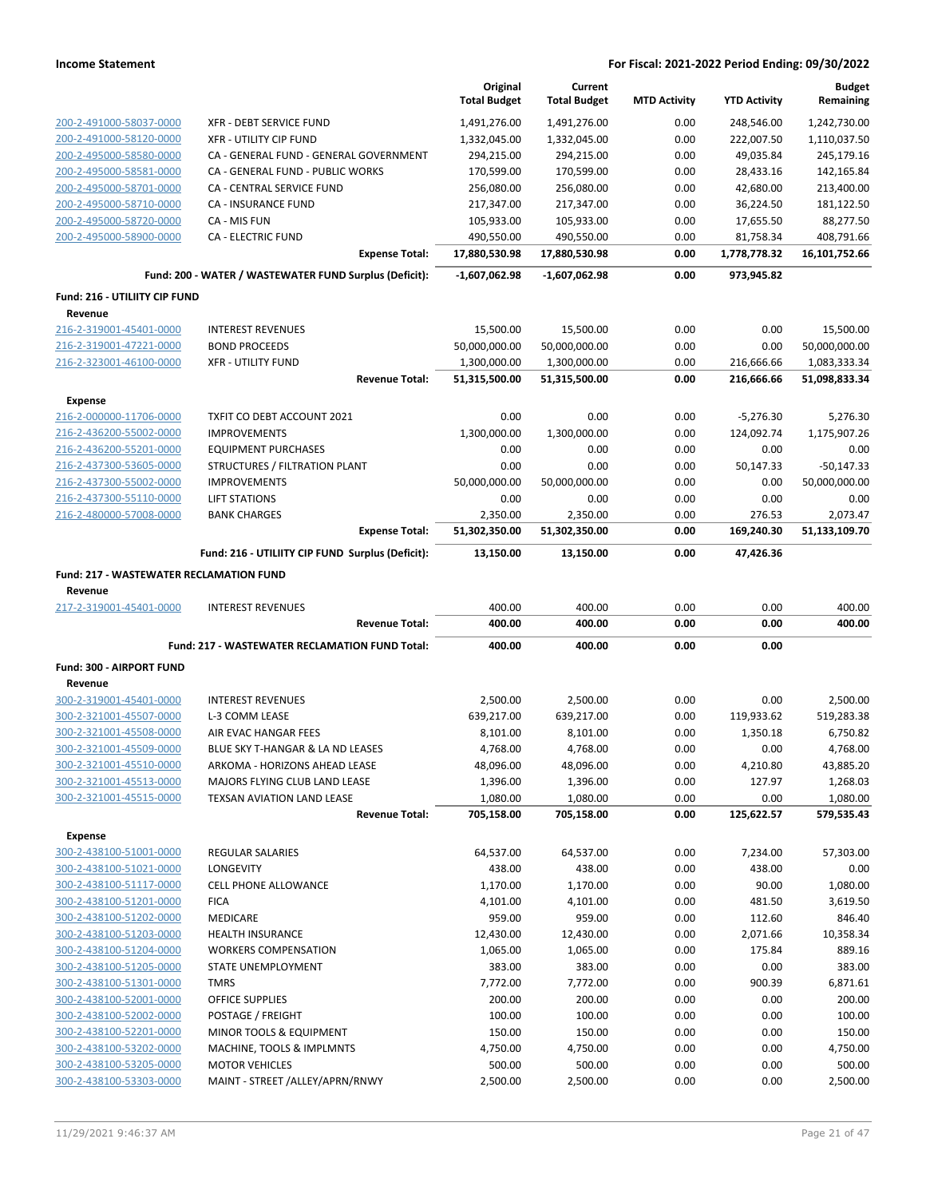| | | Original Total Budget | Current Total Budget | MTD Activity | YTD Activity | Budget Remaining |
|---|---|---|---|---|---|---|
| 200-2-491000-58037-0000 | XFR - DEBT SERVICE FUND | 1,491,276.00 | 1,491,276.00 | 0.00 | 248,546.00 | 1,242,730.00 |
| 200-2-491000-58120-0000 | XFR - UTILITY CIP FUND | 1,332,045.00 | 1,332,045.00 | 0.00 | 222,007.50 | 1,110,037.50 |
| 200-2-495000-58580-0000 | CA - GENERAL FUND - GENERAL GOVERNMENT | 294,215.00 | 294,215.00 | 0.00 | 49,035.84 | 245,179.16 |
| 200-2-495000-58581-0000 | CA - GENERAL FUND - PUBLIC WORKS | 170,599.00 | 170,599.00 | 0.00 | 28,433.16 | 142,165.84 |
| 200-2-495000-58701-0000 | CA - CENTRAL SERVICE FUND | 256,080.00 | 256,080.00 | 0.00 | 42,680.00 | 213,400.00 |
| 200-2-495000-58710-0000 | CA - INSURANCE FUND | 217,347.00 | 217,347.00 | 0.00 | 36,224.50 | 181,122.50 |
| 200-2-495000-58720-0000 | CA - MIS FUN | 105,933.00 | 105,933.00 | 0.00 | 17,655.50 | 88,277.50 |
| 200-2-495000-58900-0000 | CA - ELECTRIC FUND | 490,550.00 | 490,550.00 | 0.00 | 81,758.34 | 408,791.66 |
| | **Expense Total:** | **17,880,530.98** | **17,880,530.98** | **0.00** | **1,778,778.32** | **16,101,752.66** |
| | **Fund: 200 - WATER / WASTEWATER FUND Surplus (Deficit):** | **-1,607,062.98** | **-1,607,062.98** | **0.00** | **973,945.82** | |
| **Fund: 216 - UTILIITY CIP FUND** | | | | | | |
| **Revenue** | | | | | | |
| 216-2-319001-45401-0000 | INTEREST REVENUES | 15,500.00 | 15,500.00 | 0.00 | 0.00 | 15,500.00 |
| 216-2-319001-47221-0000 | BOND PROCEEDS | 50,000,000.00 | 50,000,000.00 | 0.00 | 0.00 | 50,000,000.00 |
| 216-2-323001-46100-0000 | XFR - UTILITY FUND | 1,300,000.00 | 1,300,000.00 | 0.00 | 216,666.66 | 1,083,333.34 |
| | **Revenue Total:** | **51,315,500.00** | **51,315,500.00** | **0.00** | **216,666.66** | **51,098,833.34** |
| **Expense** | | | | | | |
| 216-2-000000-11706-0000 | TXFIT CO DEBT ACCOUNT 2021 | 0.00 | 0.00 | 0.00 | -5,276.30 | 5,276.30 |
| 216-2-436200-55002-0000 | IMPROVEMENTS | 1,300,000.00 | 1,300,000.00 | 0.00 | 124,092.74 | 1,175,907.26 |
| 216-2-436200-55201-0000 | EQUIPMENT PURCHASES | 0.00 | 0.00 | 0.00 | 0.00 | 0.00 |
| 216-2-437300-53605-0000 | STRUCTURES / FILTRATION PLANT | 0.00 | 0.00 | 0.00 | 50,147.33 | -50,147.33 |
| 216-2-437300-55002-0000 | IMPROVEMENTS | 50,000,000.00 | 50,000,000.00 | 0.00 | 0.00 | 50,000,000.00 |
| 216-2-437300-55110-0000 | LIFT STATIONS | 0.00 | 0.00 | 0.00 | 0.00 | 0.00 |
| 216-2-480000-57008-0000 | BANK CHARGES | 2,350.00 | 2,350.00 | 0.00 | 276.53 | 2,073.47 |
| | **Expense Total:** | **51,302,350.00** | **51,302,350.00** | **0.00** | **169,240.30** | **51,133,109.70** |
| | **Fund: 216 - UTILIITY CIP FUND Surplus (Deficit):** | **13,150.00** | **13,150.00** | **0.00** | **47,426.36** | |
| **Fund: 217 - WASTEWATER RECLAMATION FUND** | | | | | | |
| **Revenue** | | | | | | |
| 217-2-319001-45401-0000 | INTEREST REVENUES | 400.00 | 400.00 | 0.00 | 0.00 | 400.00 |
| | **Revenue Total:** | **400.00** | **400.00** | **0.00** | **0.00** | **400.00** |
| | **Fund: 217 - WASTEWATER RECLAMATION FUND Total:** | **400.00** | **400.00** | **0.00** | **0.00** | |
| **Fund: 300 - AIRPORT FUND** | | | | | | |
| **Revenue** | | | | | | |
| 300-2-319001-45401-0000 | INTEREST REVENUES | 2,500.00 | 2,500.00 | 0.00 | 0.00 | 2,500.00 |
| 300-2-321001-45507-0000 | L-3 COMM LEASE | 639,217.00 | 639,217.00 | 0.00 | 119,933.62 | 519,283.38 |
| 300-2-321001-45508-0000 | AIR EVAC HANGAR FEES | 8,101.00 | 8,101.00 | 0.00 | 1,350.18 | 6,750.82 |
| 300-2-321001-45509-0000 | BLUE SKY T-HANGAR & LA ND LEASES | 4,768.00 | 4,768.00 | 0.00 | 0.00 | 4,768.00 |
| 300-2-321001-45510-0000 | ARKOMA - HORIZONS AHEAD LEASE | 48,096.00 | 48,096.00 | 0.00 | 4,210.80 | 43,885.20 |
| 300-2-321001-45513-0000 | MAJORS FLYING CLUB LAND LEASE | 1,396.00 | 1,396.00 | 0.00 | 127.97 | 1,268.03 |
| 300-2-321001-45515-0000 | TEXSAN AVIATION LAND LEASE | 1,080.00 | 1,080.00 | 0.00 | 0.00 | 1,080.00 |
| | **Revenue Total:** | **705,158.00** | **705,158.00** | **0.00** | **125,622.57** | **579,535.43** |
| **Expense** | | | | | | |
| 300-2-438100-51001-0000 | REGULAR SALARIES | 64,537.00 | 64,537.00 | 0.00 | 7,234.00 | 57,303.00 |
| 300-2-438100-51021-0000 | LONGEVITY | 438.00 | 438.00 | 0.00 | 438.00 | 0.00 |
| 300-2-438100-51117-0000 | CELL PHONE ALLOWANCE | 1,170.00 | 1,170.00 | 0.00 | 90.00 | 1,080.00 |
| 300-2-438100-51201-0000 | FICA | 4,101.00 | 4,101.00 | 0.00 | 481.50 | 3,619.50 |
| 300-2-438100-51202-0000 | MEDICARE | 959.00 | 959.00 | 0.00 | 112.60 | 846.40 |
| 300-2-438100-51203-0000 | HEALTH INSURANCE | 12,430.00 | 12,430.00 | 0.00 | 2,071.66 | 10,358.34 |
| 300-2-438100-51204-0000 | WORKERS COMPENSATION | 1,065.00 | 1,065.00 | 0.00 | 175.84 | 889.16 |
| 300-2-438100-51205-0000 | STATE UNEMPLOYMENT | 383.00 | 383.00 | 0.00 | 0.00 | 383.00 |
| 300-2-438100-51301-0000 | TMRS | 7,772.00 | 7,772.00 | 0.00 | 900.39 | 6,871.61 |
| 300-2-438100-52001-0000 | OFFICE SUPPLIES | 200.00 | 200.00 | 0.00 | 0.00 | 200.00 |
| 300-2-438100-52002-0000 | POSTAGE / FREIGHT | 100.00 | 100.00 | 0.00 | 0.00 | 100.00 |
| 300-2-438100-52201-0000 | MINOR TOOLS & EQUIPMENT | 150.00 | 150.00 | 0.00 | 0.00 | 150.00 |
| 300-2-438100-53202-0000 | MACHINE, TOOLS & IMPLMNTS | 4,750.00 | 4,750.00 | 0.00 | 0.00 | 4,750.00 |
| 300-2-438100-53205-0000 | MOTOR VEHICLES | 500.00 | 500.00 | 0.00 | 0.00 | 500.00 |
| 300-2-438100-53303-0000 | MAINT - STREET /ALLEY/APRN/RNWY | 2,500.00 | 2,500.00 | 0.00 | 0.00 | 2,500.00 |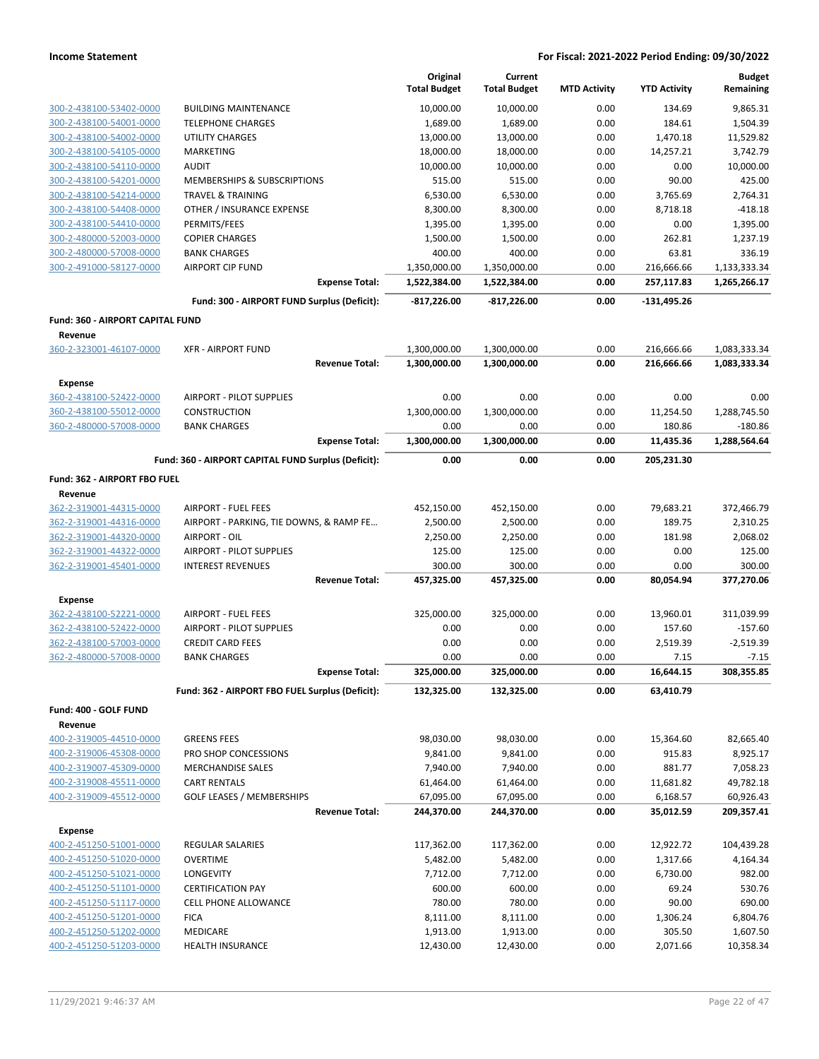**Income Statement** — **For Fiscal: 2021-2022 Period Ending: 09/30/2022**

| | | Original Total Budget | Current Total Budget | MTD Activity | YTD Activity | Budget Remaining |
|---|---|---|---|---|---|---|
| 300-2-438100-53402-0000 | BUILDING MAINTENANCE | 10,000.00 | 10,000.00 | 0.00 | 134.69 | 9,865.31 |
| 300-2-438100-54001-0000 | TELEPHONE CHARGES | 1,689.00 | 1,689.00 | 0.00 | 184.61 | 1,504.39 |
| 300-2-438100-54002-0000 | UTILITY CHARGES | 13,000.00 | 13,000.00 | 0.00 | 1,470.18 | 11,529.82 |
| 300-2-438100-54105-0000 | MARKETING | 18,000.00 | 18,000.00 | 0.00 | 14,257.21 | 3,742.79 |
| 300-2-438100-54110-0000 | AUDIT | 10,000.00 | 10,000.00 | 0.00 | 0.00 | 10,000.00 |
| 300-2-438100-54201-0000 | MEMBERSHIPS & SUBSCRIPTIONS | 515.00 | 515.00 | 0.00 | 90.00 | 425.00 |
| 300-2-438100-54214-0000 | TRAVEL & TRAINING | 6,530.00 | 6,530.00 | 0.00 | 3,765.69 | 2,764.31 |
| 300-2-438100-54408-0000 | OTHER / INSURANCE EXPENSE | 8,300.00 | 8,300.00 | 0.00 | 8,718.18 | -418.18 |
| 300-2-438100-54410-0000 | PERMITS/FEES | 1,395.00 | 1,395.00 | 0.00 | 0.00 | 1,395.00 |
| 300-2-480000-52003-0000 | COPIER CHARGES | 1,500.00 | 1,500.00 | 0.00 | 262.81 | 1,237.19 |
| 300-2-480000-57008-0000 | BANK CHARGES | 400.00 | 400.00 | 0.00 | 63.81 | 336.19 |
| 300-2-491000-58127-0000 | AIRPORT CIP FUND | 1,350,000.00 | 1,350,000.00 | 0.00 | 216,666.66 | 1,133,333.34 |
| | **Expense Total:** | **1,522,384.00** | **1,522,384.00** | **0.00** | **257,117.83** | **1,265,266.17** |
| | **Fund: 300 - AIRPORT FUND Surplus (Deficit):** | **-817,226.00** | **-817,226.00** | **0.00** | **-131,495.26** | |
| **Fund: 360 - AIRPORT CAPITAL FUND** | | | | | | |
| **Revenue** | | | | | | |
| 360-2-323001-46107-0000 | XFR - AIRPORT FUND | 1,300,000.00 | 1,300,000.00 | 0.00 | 216,666.66 | 1,083,333.34 |
| | **Revenue Total:** | **1,300,000.00** | **1,300,000.00** | **0.00** | **216,666.66** | **1,083,333.34** |
| **Expense** | | | | | | |
| 360-2-438100-52422-0000 | AIRPORT - PILOT SUPPLIES | 0.00 | 0.00 | 0.00 | 0.00 | 0.00 |
| 360-2-438100-55012-0000 | CONSTRUCTION | 1,300,000.00 | 1,300,000.00 | 0.00 | 11,254.50 | 1,288,745.50 |
| 360-2-480000-57008-0000 | BANK CHARGES | 0.00 | 0.00 | 0.00 | 180.86 | -180.86 |
| | **Expense Total:** | **1,300,000.00** | **1,300,000.00** | **0.00** | **11,435.36** | **1,288,564.64** |
| | **Fund: 360 - AIRPORT CAPITAL FUND Surplus (Deficit):** | **0.00** | **0.00** | **0.00** | **205,231.30** | |
| **Fund: 362 - AIRPORT FBO FUEL** | | | | | | |
| **Revenue** | | | | | | |
| 362-2-319001-44315-0000 | AIRPORT - FUEL FEES | 452,150.00 | 452,150.00 | 0.00 | 79,683.21 | 372,466.79 |
| 362-2-319001-44316-0000 | AIRPORT - PARKING, TIE DOWNS, & RAMP FE... | 2,500.00 | 2,500.00 | 0.00 | 189.75 | 2,310.25 |
| 362-2-319001-44320-0000 | AIRPORT - OIL | 2,250.00 | 2,250.00 | 0.00 | 181.98 | 2,068.02 |
| 362-2-319001-44322-0000 | AIRPORT - PILOT SUPPLIES | 125.00 | 125.00 | 0.00 | 0.00 | 125.00 |
| 362-2-319001-45401-0000 | INTEREST REVENUES | 300.00 | 300.00 | 0.00 | 0.00 | 300.00 |
| | **Revenue Total:** | **457,325.00** | **457,325.00** | **0.00** | **80,054.94** | **377,270.06** |
| **Expense** | | | | | | |
| 362-2-438100-52221-0000 | AIRPORT - FUEL FEES | 325,000.00 | 325,000.00 | 0.00 | 13,960.01 | 311,039.99 |
| 362-2-438100-52422-0000 | AIRPORT - PILOT SUPPLIES | 0.00 | 0.00 | 0.00 | 157.60 | -157.60 |
| 362-2-438100-57003-0000 | CREDIT CARD FEES | 0.00 | 0.00 | 0.00 | 2,519.39 | -2,519.39 |
| 362-2-480000-57008-0000 | BANK CHARGES | 0.00 | 0.00 | 0.00 | 7.15 | -7.15 |
| | **Expense Total:** | **325,000.00** | **325,000.00** | **0.00** | **16,644.15** | **308,355.85** |
| | **Fund: 362 - AIRPORT FBO FUEL Surplus (Deficit):** | **132,325.00** | **132,325.00** | **0.00** | **63,410.79** | |
| **Fund: 400 - GOLF FUND** | | | | | | |
| **Revenue** | | | | | | |
| 400-2-319005-44510-0000 | GREENS FEES | 98,030.00 | 98,030.00 | 0.00 | 15,364.60 | 82,665.40 |
| 400-2-319006-45308-0000 | PRO SHOP CONCESSIONS | 9,841.00 | 9,841.00 | 0.00 | 915.83 | 8,925.17 |
| 400-2-319007-45309-0000 | MERCHANDISE SALES | 7,940.00 | 7,940.00 | 0.00 | 881.77 | 7,058.23 |
| 400-2-319008-45511-0000 | CART RENTALS | 61,464.00 | 61,464.00 | 0.00 | 11,681.82 | 49,782.18 |
| 400-2-319009-45512-0000 | GOLF LEASES / MEMBERSHIPS | 67,095.00 | 67,095.00 | 0.00 | 6,168.57 | 60,926.43 |
| | **Revenue Total:** | **244,370.00** | **244,370.00** | **0.00** | **35,012.59** | **209,357.41** |
| **Expense** | | | | | | |
| 400-2-451250-51001-0000 | REGULAR SALARIES | 117,362.00 | 117,362.00 | 0.00 | 12,922.72 | 104,439.28 |
| 400-2-451250-51020-0000 | OVERTIME | 5,482.00 | 5,482.00 | 0.00 | 1,317.66 | 4,164.34 |
| 400-2-451250-51021-0000 | LONGEVITY | 7,712.00 | 7,712.00 | 0.00 | 6,730.00 | 982.00 |
| 400-2-451250-51101-0000 | CERTIFICATION PAY | 600.00 | 600.00 | 0.00 | 69.24 | 530.76 |
| 400-2-451250-51117-0000 | CELL PHONE ALLOWANCE | 780.00 | 780.00 | 0.00 | 90.00 | 690.00 |
| 400-2-451250-51201-0000 | FICA | 8,111.00 | 8,111.00 | 0.00 | 1,306.24 | 6,804.76 |
| 400-2-451250-51202-0000 | MEDICARE | 1,913.00 | 1,913.00 | 0.00 | 305.50 | 1,607.50 |
| 400-2-451250-51203-0000 | HEALTH INSURANCE | 12,430.00 | 12,430.00 | 0.00 | 2,071.66 | 10,358.34 |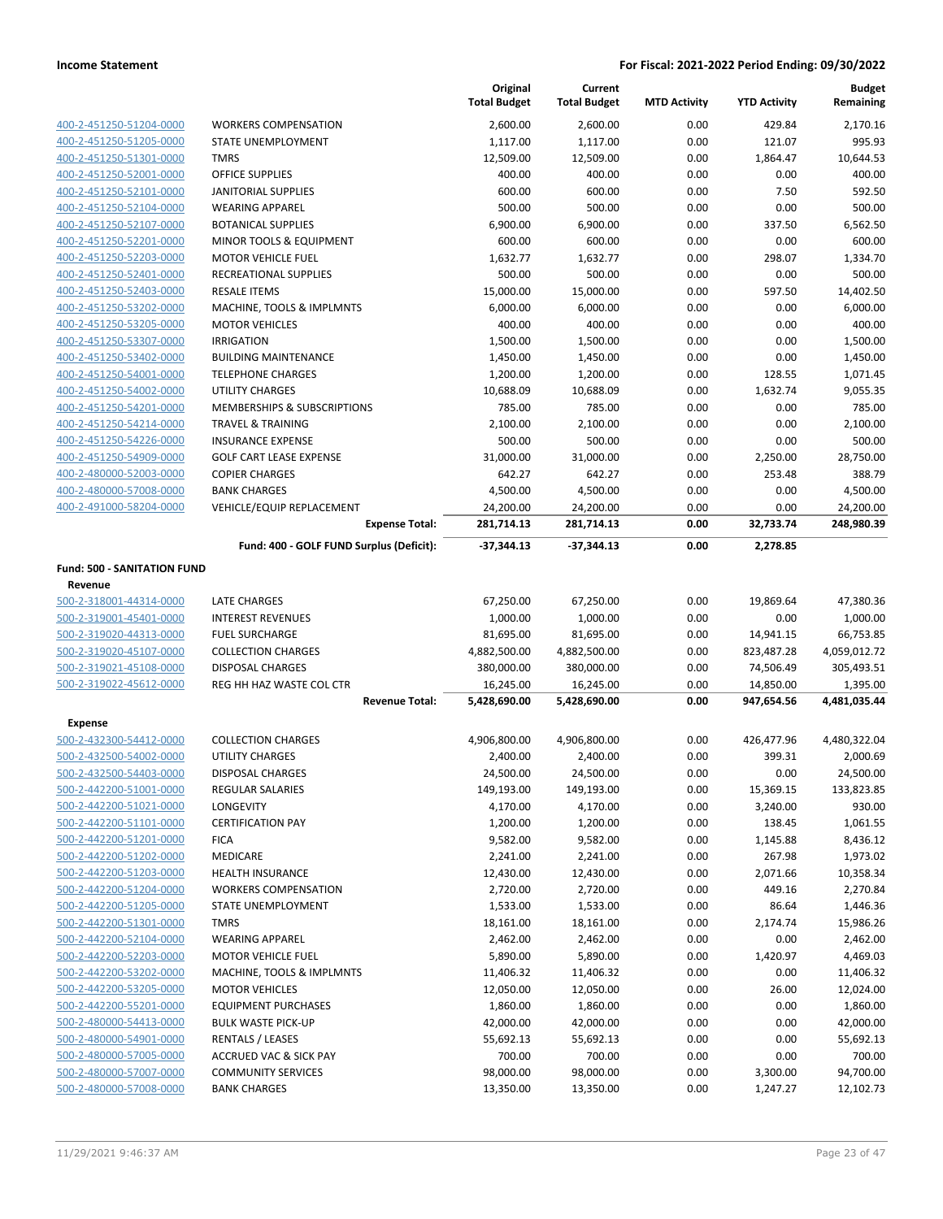**Income Statement** — **For Fiscal: 2021-2022 Period Ending: 09/30/2022**

| | | Original Total Budget | Current Total Budget | MTD Activity | YTD Activity | Budget Remaining |
|---|---|---|---|---|---|---|
| 400-2-451250-51204-0000 | WORKERS COMPENSATION | 2,600.00 | 2,600.00 | 0.00 | 429.84 | 2,170.16 |
| 400-2-451250-51205-0000 | STATE UNEMPLOYMENT | 1,117.00 | 1,117.00 | 0.00 | 121.07 | 995.93 |
| 400-2-451250-51301-0000 | TMRS | 12,509.00 | 12,509.00 | 0.00 | 1,864.47 | 10,644.53 |
| 400-2-451250-52001-0000 | OFFICE SUPPLIES | 400.00 | 400.00 | 0.00 | 0.00 | 400.00 |
| 400-2-451250-52101-0000 | JANITORIAL SUPPLIES | 600.00 | 600.00 | 0.00 | 7.50 | 592.50 |
| 400-2-451250-52104-0000 | WEARING APPAREL | 500.00 | 500.00 | 0.00 | 0.00 | 500.00 |
| 400-2-451250-52107-0000 | BOTANICAL SUPPLIES | 6,900.00 | 6,900.00 | 0.00 | 337.50 | 6,562.50 |
| 400-2-451250-52201-0000 | MINOR TOOLS & EQUIPMENT | 600.00 | 600.00 | 0.00 | 0.00 | 600.00 |
| 400-2-451250-52203-0000 | MOTOR VEHICLE FUEL | 1,632.77 | 1,632.77 | 0.00 | 298.07 | 1,334.70 |
| 400-2-451250-52401-0000 | RECREATIONAL SUPPLIES | 500.00 | 500.00 | 0.00 | 0.00 | 500.00 |
| 400-2-451250-52403-0000 | RESALE ITEMS | 15,000.00 | 15,000.00 | 0.00 | 597.50 | 14,402.50 |
| 400-2-451250-53202-0000 | MACHINE, TOOLS & IMPLMNTS | 6,000.00 | 6,000.00 | 0.00 | 0.00 | 6,000.00 |
| 400-2-451250-53205-0000 | MOTOR VEHICLES | 400.00 | 400.00 | 0.00 | 0.00 | 400.00 |
| 400-2-451250-53307-0000 | IRRIGATION | 1,500.00 | 1,500.00 | 0.00 | 0.00 | 1,500.00 |
| 400-2-451250-53402-0000 | BUILDING MAINTENANCE | 1,450.00 | 1,450.00 | 0.00 | 0.00 | 1,450.00 |
| 400-2-451250-54001-0000 | TELEPHONE CHARGES | 1,200.00 | 1,200.00 | 0.00 | 128.55 | 1,071.45 |
| 400-2-451250-54002-0000 | UTILITY CHARGES | 10,688.09 | 10,688.09 | 0.00 | 1,632.74 | 9,055.35 |
| 400-2-451250-54201-0000 | MEMBERSHIPS & SUBSCRIPTIONS | 785.00 | 785.00 | 0.00 | 0.00 | 785.00 |
| 400-2-451250-54214-0000 | TRAVEL & TRAINING | 2,100.00 | 2,100.00 | 0.00 | 0.00 | 2,100.00 |
| 400-2-451250-54226-0000 | INSURANCE EXPENSE | 500.00 | 500.00 | 0.00 | 0.00 | 500.00 |
| 400-2-451250-54909-0000 | GOLF CART LEASE EXPENSE | 31,000.00 | 31,000.00 | 0.00 | 2,250.00 | 28,750.00 |
| 400-2-480000-52003-0000 | COPIER CHARGES | 642.27 | 642.27 | 0.00 | 253.48 | 388.79 |
| 400-2-480000-57008-0000 | BANK CHARGES | 4,500.00 | 4,500.00 | 0.00 | 0.00 | 4,500.00 |
| 400-2-491000-58204-0000 | VEHICLE/EQUIP REPLACEMENT | 24,200.00 | 24,200.00 | 0.00 | 0.00 | 24,200.00 |
| | **Expense Total:** | **281,714.13** | **281,714.13** | **0.00** | **32,733.74** | **248,980.39** |
| | **Fund: 400 - GOLF FUND Surplus (Deficit):** | **-37,344.13** | **-37,344.13** | **0.00** | **2,278.85** | |
| **Fund: 500 - SANITATION FUND** | | | | | | |
| **Revenue** | | | | | | |
| 500-2-318001-44314-0000 | LATE CHARGES | 67,250.00 | 67,250.00 | 0.00 | 19,869.64 | 47,380.36 |
| 500-2-319001-45401-0000 | INTEREST REVENUES | 1,000.00 | 1,000.00 | 0.00 | 0.00 | 1,000.00 |
| 500-2-319020-44313-0000 | FUEL SURCHARGE | 81,695.00 | 81,695.00 | 0.00 | 14,941.15 | 66,753.85 |
| 500-2-319020-45107-0000 | COLLECTION CHARGES | 4,882,500.00 | 4,882,500.00 | 0.00 | 823,487.28 | 4,059,012.72 |
| 500-2-319021-45108-0000 | DISPOSAL CHARGES | 380,000.00 | 380,000.00 | 0.00 | 74,506.49 | 305,493.51 |
| 500-2-319022-45612-0000 | REG HH HAZ WASTE COL CTR | 16,245.00 | 16,245.00 | 0.00 | 14,850.00 | 1,395.00 |
| | **Revenue Total:** | **5,428,690.00** | **5,428,690.00** | **0.00** | **947,654.56** | **4,481,035.44** |
| **Expense** | | | | | | |
| 500-2-432300-54412-0000 | COLLECTION CHARGES | 4,906,800.00 | 4,906,800.00 | 0.00 | 426,477.96 | 4,480,322.04 |
| 500-2-432500-54002-0000 | UTILITY CHARGES | 2,400.00 | 2,400.00 | 0.00 | 399.31 | 2,000.69 |
| 500-2-432500-54403-0000 | DISPOSAL CHARGES | 24,500.00 | 24,500.00 | 0.00 | 0.00 | 24,500.00 |
| 500-2-442200-51001-0000 | REGULAR SALARIES | 149,193.00 | 149,193.00 | 0.00 | 15,369.15 | 133,823.85 |
| 500-2-442200-51021-0000 | LONGEVITY | 4,170.00 | 4,170.00 | 0.00 | 3,240.00 | 930.00 |
| 500-2-442200-51101-0000 | CERTIFICATION PAY | 1,200.00 | 1,200.00 | 0.00 | 138.45 | 1,061.55 |
| 500-2-442200-51201-0000 | FICA | 9,582.00 | 9,582.00 | 0.00 | 1,145.88 | 8,436.12 |
| 500-2-442200-51202-0000 | MEDICARE | 2,241.00 | 2,241.00 | 0.00 | 267.98 | 1,973.02 |
| 500-2-442200-51203-0000 | HEALTH INSURANCE | 12,430.00 | 12,430.00 | 0.00 | 2,071.66 | 10,358.34 |
| 500-2-442200-51204-0000 | WORKERS COMPENSATION | 2,720.00 | 2,720.00 | 0.00 | 449.16 | 2,270.84 |
| 500-2-442200-51205-0000 | STATE UNEMPLOYMENT | 1,533.00 | 1,533.00 | 0.00 | 86.64 | 1,446.36 |
| 500-2-442200-51301-0000 | TMRS | 18,161.00 | 18,161.00 | 0.00 | 2,174.74 | 15,986.26 |
| 500-2-442200-52104-0000 | WEARING APPAREL | 2,462.00 | 2,462.00 | 0.00 | 0.00 | 2,462.00 |
| 500-2-442200-52203-0000 | MOTOR VEHICLE FUEL | 5,890.00 | 5,890.00 | 0.00 | 1,420.97 | 4,469.03 |
| 500-2-442200-53202-0000 | MACHINE, TOOLS & IMPLMNTS | 11,406.32 | 11,406.32 | 0.00 | 0.00 | 11,406.32 |
| 500-2-442200-53205-0000 | MOTOR VEHICLES | 12,050.00 | 12,050.00 | 0.00 | 26.00 | 12,024.00 |
| 500-2-442200-55201-0000 | EQUIPMENT PURCHASES | 1,860.00 | 1,860.00 | 0.00 | 0.00 | 1,860.00 |
| 500-2-480000-54413-0000 | BULK WASTE PICK-UP | 42,000.00 | 42,000.00 | 0.00 | 0.00 | 42,000.00 |
| 500-2-480000-54901-0000 | RENTALS / LEASES | 55,692.13 | 55,692.13 | 0.00 | 0.00 | 55,692.13 |
| 500-2-480000-57005-0000 | ACCRUED VAC & SICK PAY | 700.00 | 700.00 | 0.00 | 0.00 | 700.00 |
| 500-2-480000-57007-0000 | COMMUNITY SERVICES | 98,000.00 | 98,000.00 | 0.00 | 3,300.00 | 94,700.00 |
| 500-2-480000-57008-0000 | BANK CHARGES | 13,350.00 | 13,350.00 | 0.00 | 1,247.27 | 12,102.73 |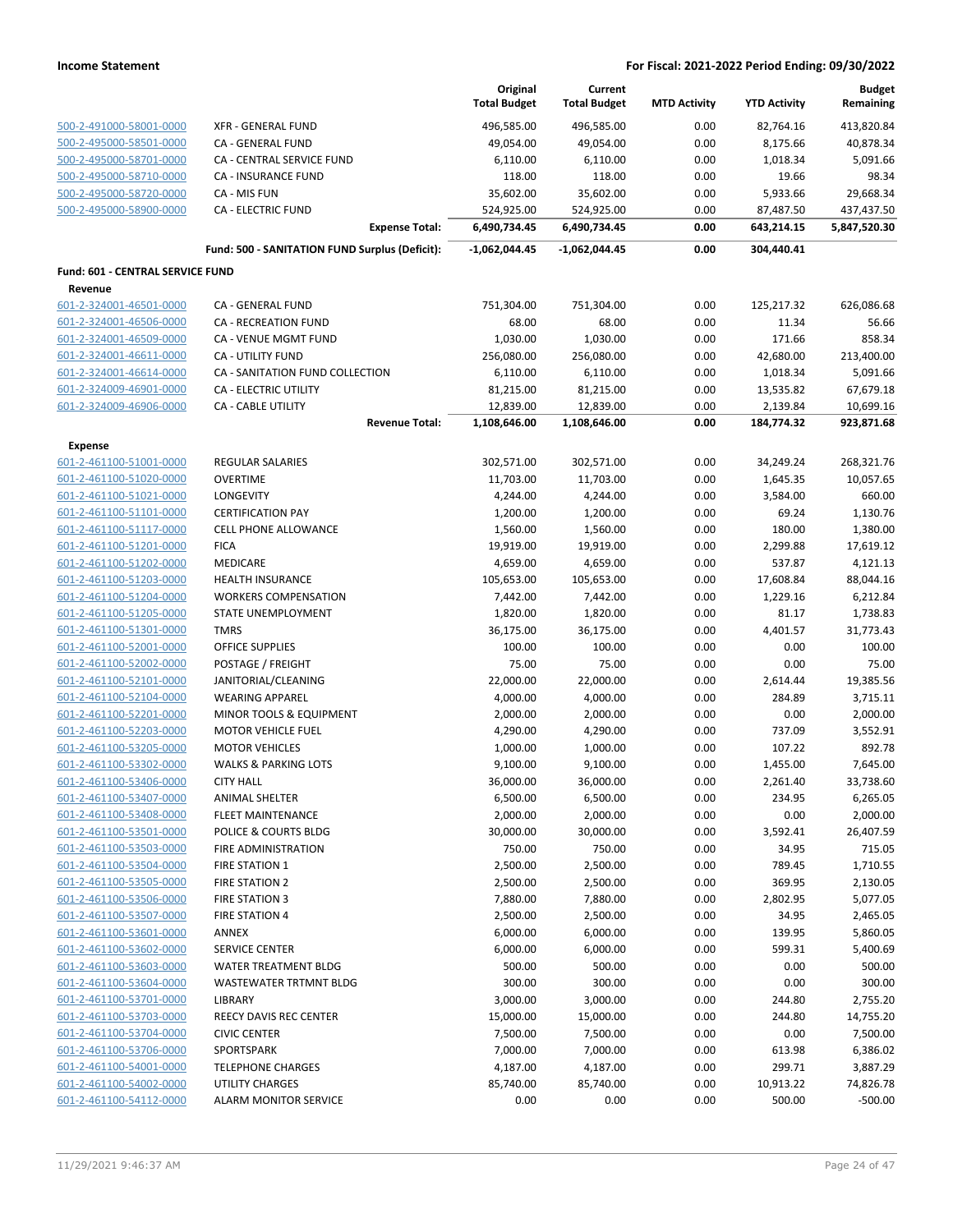**Income Statement** — For Fiscal: 2021-2022 Period Ending: 09/30/2022

| | | Original Total Budget | Current Total Budget | MTD Activity | YTD Activity | Budget Remaining |
|---|---|---|---|---|---|---|
| 500-2-491000-58001-0000 | XFR - GENERAL FUND | 496,585.00 | 496,585.00 | 0.00 | 82,764.16 | 413,820.84 |
| 500-2-495000-58501-0000 | CA - GENERAL FUND | 49,054.00 | 49,054.00 | 0.00 | 8,175.66 | 40,878.34 |
| 500-2-495000-58701-0000 | CA - CENTRAL SERVICE FUND | 6,110.00 | 6,110.00 | 0.00 | 1,018.34 | 5,091.66 |
| 500-2-495000-58710-0000 | CA - INSURANCE FUND | 118.00 | 118.00 | 0.00 | 19.66 | 98.34 |
| 500-2-495000-58720-0000 | CA - MIS FUN | 35,602.00 | 35,602.00 | 0.00 | 5,933.66 | 29,668.34 |
| 500-2-495000-58900-0000 | CA - ELECTRIC FUND | 524,925.00 | 524,925.00 | 0.00 | 87,487.50 | 437,437.50 |
| | **Expense Total:** | **6,490,734.45** | **6,490,734.45** | **0.00** | **643,214.15** | **5,847,520.30** |
| | **Fund: 500 - SANITATION FUND Surplus (Deficit):** | **-1,062,044.45** | **-1,062,044.45** | **0.00** | **304,440.41** | |

**Fund: 601 - CENTRAL SERVICE FUND**

**Revenue**

| | | Original Total Budget | Current Total Budget | MTD Activity | YTD Activity | Budget Remaining |
|---|---|---|---|---|---|---|
| 601-2-324001-46501-0000 | CA - GENERAL FUND | 751,304.00 | 751,304.00 | 0.00 | 125,217.32 | 626,086.68 |
| 601-2-324001-46506-0000 | CA - RECREATION FUND | 68.00 | 68.00 | 0.00 | 11.34 | 56.66 |
| 601-2-324001-46509-0000 | CA - VENUE MGMT FUND | 1,030.00 | 1,030.00 | 0.00 | 171.66 | 858.34 |
| 601-2-324001-46611-0000 | CA - UTILITY FUND | 256,080.00 | 256,080.00 | 0.00 | 42,680.00 | 213,400.00 |
| 601-2-324001-46614-0000 | CA - SANITATION FUND COLLECTION | 6,110.00 | 6,110.00 | 0.00 | 1,018.34 | 5,091.66 |
| 601-2-324009-46901-0000 | CA - ELECTRIC UTILITY | 81,215.00 | 81,215.00 | 0.00 | 13,535.82 | 67,679.18 |
| 601-2-324009-46906-0000 | CA - CABLE UTILITY | 12,839.00 | 12,839.00 | 0.00 | 2,139.84 | 10,699.16 |
| | **Revenue Total:** | **1,108,646.00** | **1,108,646.00** | **0.00** | **184,774.32** | **923,871.68** |

**Expense**

| | | Original Total Budget | Current Total Budget | MTD Activity | YTD Activity | Budget Remaining |
|---|---|---|---|---|---|---|
| 601-2-461100-51001-0000 | REGULAR SALARIES | 302,571.00 | 302,571.00 | 0.00 | 34,249.24 | 268,321.76 |
| 601-2-461100-51020-0000 | OVERTIME | 11,703.00 | 11,703.00 | 0.00 | 1,645.35 | 10,057.65 |
| 601-2-461100-51021-0000 | LONGEVITY | 4,244.00 | 4,244.00 | 0.00 | 3,584.00 | 660.00 |
| 601-2-461100-51101-0000 | CERTIFICATION PAY | 1,200.00 | 1,200.00 | 0.00 | 69.24 | 1,130.76 |
| 601-2-461100-51117-0000 | CELL PHONE ALLOWANCE | 1,560.00 | 1,560.00 | 0.00 | 180.00 | 1,380.00 |
| 601-2-461100-51201-0000 | FICA | 19,919.00 | 19,919.00 | 0.00 | 2,299.88 | 17,619.12 |
| 601-2-461100-51202-0000 | MEDICARE | 4,659.00 | 4,659.00 | 0.00 | 537.87 | 4,121.13 |
| 601-2-461100-51203-0000 | HEALTH INSURANCE | 105,653.00 | 105,653.00 | 0.00 | 17,608.84 | 88,044.16 |
| 601-2-461100-51204-0000 | WORKERS COMPENSATION | 7,442.00 | 7,442.00 | 0.00 | 1,229.16 | 6,212.84 |
| 601-2-461100-51205-0000 | STATE UNEMPLOYMENT | 1,820.00 | 1,820.00 | 0.00 | 81.17 | 1,738.83 |
| 601-2-461100-51301-0000 | TMRS | 36,175.00 | 36,175.00 | 0.00 | 4,401.57 | 31,773.43 |
| 601-2-461100-52001-0000 | OFFICE SUPPLIES | 100.00 | 100.00 | 0.00 | 0.00 | 100.00 |
| 601-2-461100-52002-0000 | POSTAGE / FREIGHT | 75.00 | 75.00 | 0.00 | 0.00 | 75.00 |
| 601-2-461100-52101-0000 | JANITORIAL/CLEANING | 22,000.00 | 22,000.00 | 0.00 | 2,614.44 | 19,385.56 |
| 601-2-461100-52104-0000 | WEARING APPAREL | 4,000.00 | 4,000.00 | 0.00 | 284.89 | 3,715.11 |
| 601-2-461100-52201-0000 | MINOR TOOLS & EQUIPMENT | 2,000.00 | 2,000.00 | 0.00 | 0.00 | 2,000.00 |
| 601-2-461100-52203-0000 | MOTOR VEHICLE FUEL | 4,290.00 | 4,290.00 | 0.00 | 737.09 | 3,552.91 |
| 601-2-461100-53205-0000 | MOTOR VEHICLES | 1,000.00 | 1,000.00 | 0.00 | 107.22 | 892.78 |
| 601-2-461100-53302-0000 | WALKS & PARKING LOTS | 9,100.00 | 9,100.00 | 0.00 | 1,455.00 | 7,645.00 |
| 601-2-461100-53406-0000 | CITY HALL | 36,000.00 | 36,000.00 | 0.00 | 2,261.40 | 33,738.60 |
| 601-2-461100-53407-0000 | ANIMAL SHELTER | 6,500.00 | 6,500.00 | 0.00 | 234.95 | 6,265.05 |
| 601-2-461100-53408-0000 | FLEET MAINTENANCE | 2,000.00 | 2,000.00 | 0.00 | 0.00 | 2,000.00 |
| 601-2-461100-53501-0000 | POLICE & COURTS BLDG | 30,000.00 | 30,000.00 | 0.00 | 3,592.41 | 26,407.59 |
| 601-2-461100-53503-0000 | FIRE ADMINISTRATION | 750.00 | 750.00 | 0.00 | 34.95 | 715.05 |
| 601-2-461100-53504-0000 | FIRE STATION 1 | 2,500.00 | 2,500.00 | 0.00 | 789.45 | 1,710.55 |
| 601-2-461100-53505-0000 | FIRE STATION 2 | 2,500.00 | 2,500.00 | 0.00 | 369.95 | 2,130.05 |
| 601-2-461100-53506-0000 | FIRE STATION 3 | 7,880.00 | 7,880.00 | 0.00 | 2,802.95 | 5,077.05 |
| 601-2-461100-53507-0000 | FIRE STATION 4 | 2,500.00 | 2,500.00 | 0.00 | 34.95 | 2,465.05 |
| 601-2-461100-53601-0000 | ANNEX | 6,000.00 | 6,000.00 | 0.00 | 139.95 | 5,860.05 |
| 601-2-461100-53602-0000 | SERVICE CENTER | 6,000.00 | 6,000.00 | 0.00 | 599.31 | 5,400.69 |
| 601-2-461100-53603-0000 | WATER TREATMENT BLDG | 500.00 | 500.00 | 0.00 | 0.00 | 500.00 |
| 601-2-461100-53604-0000 | WASTEWATER TRTMNT BLDG | 300.00 | 300.00 | 0.00 | 0.00 | 300.00 |
| 601-2-461100-53701-0000 | LIBRARY | 3,000.00 | 3,000.00 | 0.00 | 244.80 | 2,755.20 |
| 601-2-461100-53703-0000 | REECY DAVIS REC CENTER | 15,000.00 | 15,000.00 | 0.00 | 244.80 | 14,755.20 |
| 601-2-461100-53704-0000 | CIVIC CENTER | 7,500.00 | 7,500.00 | 0.00 | 0.00 | 7,500.00 |
| 601-2-461100-53706-0000 | SPORTSPARK | 7,000.00 | 7,000.00 | 0.00 | 613.98 | 6,386.02 |
| 601-2-461100-54001-0000 | TELEPHONE CHARGES | 4,187.00 | 4,187.00 | 0.00 | 299.71 | 3,887.29 |
| 601-2-461100-54002-0000 | UTILITY CHARGES | 85,740.00 | 85,740.00 | 0.00 | 10,913.22 | 74,826.78 |
| 601-2-461100-54112-0000 | ALARM MONITOR SERVICE | 0.00 | 0.00 | 0.00 | 500.00 | -500.00 |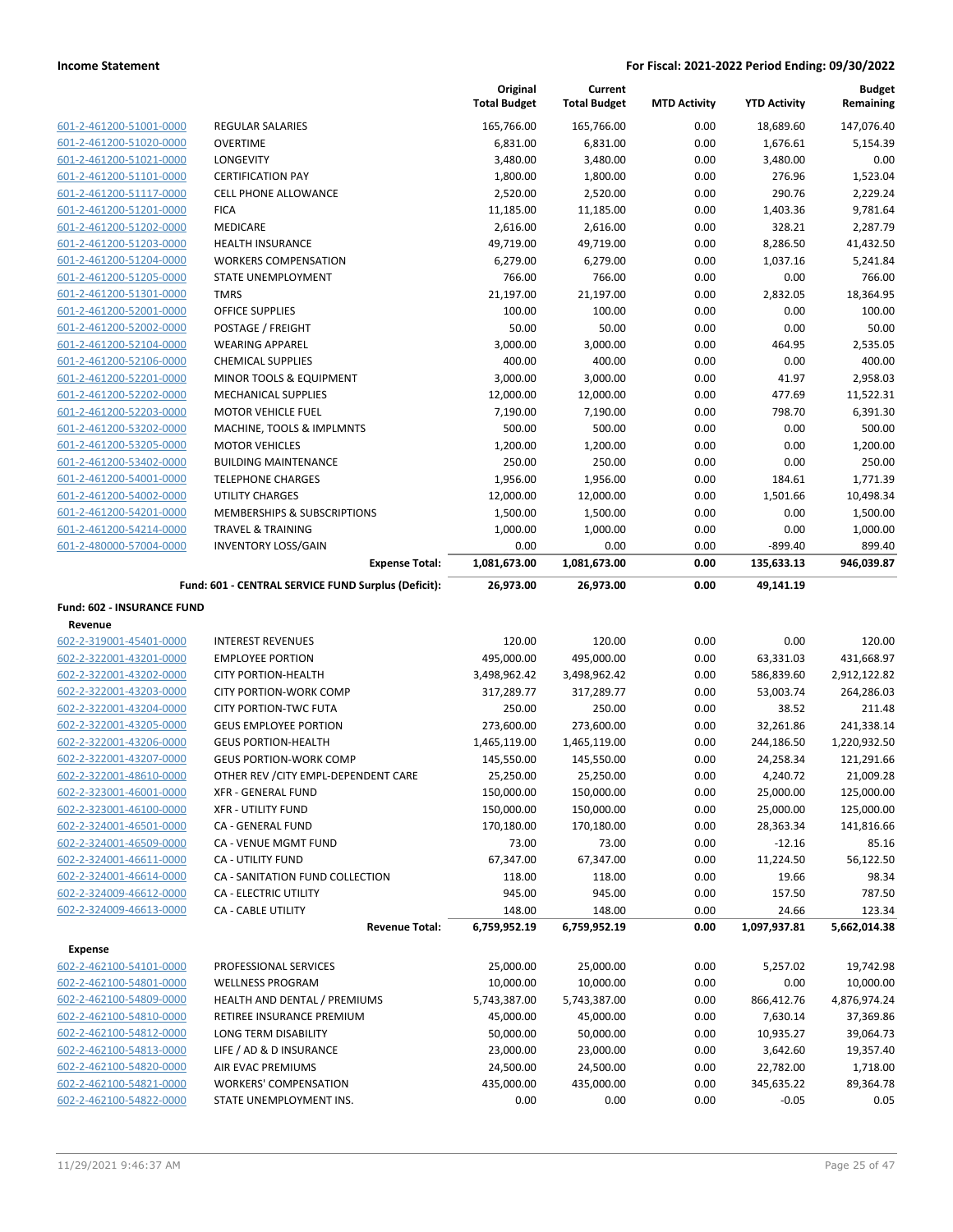|  |  | Original Total Budget | Current Total Budget | MTD Activity | YTD Activity | Budget Remaining |
|---|---|---|---|---|---|---|
| 601-2-461200-51001-0000 | REGULAR SALARIES | 165,766.00 | 165,766.00 | 0.00 | 18,689.60 | 147,076.40 |
| 601-2-461200-51020-0000 | OVERTIME | 6,831.00 | 6,831.00 | 0.00 | 1,676.61 | 5,154.39 |
| 601-2-461200-51021-0000 | LONGEVITY | 3,480.00 | 3,480.00 | 0.00 | 3,480.00 | 0.00 |
| 601-2-461200-51101-0000 | CERTIFICATION PAY | 1,800.00 | 1,800.00 | 0.00 | 276.96 | 1,523.04 |
| 601-2-461200-51117-0000 | CELL PHONE ALLOWANCE | 2,520.00 | 2,520.00 | 0.00 | 290.76 | 2,229.24 |
| 601-2-461200-51201-0000 | FICA | 11,185.00 | 11,185.00 | 0.00 | 1,403.36 | 9,781.64 |
| 601-2-461200-51202-0000 | MEDICARE | 2,616.00 | 2,616.00 | 0.00 | 328.21 | 2,287.79 |
| 601-2-461200-51203-0000 | HEALTH INSURANCE | 49,719.00 | 49,719.00 | 0.00 | 8,286.50 | 41,432.50 |
| 601-2-461200-51204-0000 | WORKERS COMPENSATION | 6,279.00 | 6,279.00 | 0.00 | 1,037.16 | 5,241.84 |
| 601-2-461200-51205-0000 | STATE UNEMPLOYMENT | 766.00 | 766.00 | 0.00 | 0.00 | 766.00 |
| 601-2-461200-51301-0000 | TMRS | 21,197.00 | 21,197.00 | 0.00 | 2,832.05 | 18,364.95 |
| 601-2-461200-52001-0000 | OFFICE SUPPLIES | 100.00 | 100.00 | 0.00 | 0.00 | 100.00 |
| 601-2-461200-52002-0000 | POSTAGE / FREIGHT | 50.00 | 50.00 | 0.00 | 0.00 | 50.00 |
| 601-2-461200-52104-0000 | WEARING APPAREL | 3,000.00 | 3,000.00 | 0.00 | 464.95 | 2,535.05 |
| 601-2-461200-52106-0000 | CHEMICAL SUPPLIES | 400.00 | 400.00 | 0.00 | 0.00 | 400.00 |
| 601-2-461200-52201-0000 | MINOR TOOLS & EQUIPMENT | 3,000.00 | 3,000.00 | 0.00 | 41.97 | 2,958.03 |
| 601-2-461200-52202-0000 | MECHANICAL SUPPLIES | 12,000.00 | 12,000.00 | 0.00 | 477.69 | 11,522.31 |
| 601-2-461200-52203-0000 | MOTOR VEHICLE FUEL | 7,190.00 | 7,190.00 | 0.00 | 798.70 | 6,391.30 |
| 601-2-461200-53202-0000 | MACHINE, TOOLS & IMPLMNTS | 500.00 | 500.00 | 0.00 | 0.00 | 500.00 |
| 601-2-461200-53205-0000 | MOTOR VEHICLES | 1,200.00 | 1,200.00 | 0.00 | 0.00 | 1,200.00 |
| 601-2-461200-53402-0000 | BUILDING MAINTENANCE | 250.00 | 250.00 | 0.00 | 0.00 | 250.00 |
| 601-2-461200-54001-0000 | TELEPHONE CHARGES | 1,956.00 | 1,956.00 | 0.00 | 184.61 | 1,771.39 |
| 601-2-461200-54002-0000 | UTILITY CHARGES | 12,000.00 | 12,000.00 | 0.00 | 1,501.66 | 10,498.34 |
| 601-2-461200-54201-0000 | MEMBERSHIPS & SUBSCRIPTIONS | 1,500.00 | 1,500.00 | 0.00 | 0.00 | 1,500.00 |
| 601-2-461200-54214-0000 | TRAVEL & TRAINING | 1,000.00 | 1,000.00 | 0.00 | 0.00 | 1,000.00 |
| 601-2-480000-57004-0000 | INVENTORY LOSS/GAIN | 0.00 | 0.00 | 0.00 | -899.40 | 899.40 |
|  | **Expense Total:** | **1,081,673.00** | **1,081,673.00** | **0.00** | **135,633.13** | **946,039.87** |
|  | **Fund: 601 - CENTRAL SERVICE FUND Surplus (Deficit):** | **26,973.00** | **26,973.00** | **0.00** | **49,141.19** |  |

**Fund: 602 - INSURANCE FUND**

**Revenue**

|  |  | Original Total Budget | Current Total Budget | MTD Activity | YTD Activity | Budget Remaining |
|---|---|---|---|---|---|---|
| 602-2-319001-45401-0000 | INTEREST REVENUES | 120.00 | 120.00 | 0.00 | 0.00 | 120.00 |
| 602-2-322001-43201-0000 | EMPLOYEE PORTION | 495,000.00 | 495,000.00 | 0.00 | 63,331.03 | 431,668.97 |
| 602-2-322001-43202-0000 | CITY PORTION-HEALTH | 3,498,962.42 | 3,498,962.42 | 0.00 | 586,839.60 | 2,912,122.82 |
| 602-2-322001-43203-0000 | CITY PORTION-WORK COMP | 317,289.77 | 317,289.77 | 0.00 | 53,003.74 | 264,286.03 |
| 602-2-322001-43204-0000 | CITY PORTION-TWC FUTA | 250.00 | 250.00 | 0.00 | 38.52 | 211.48 |
| 602-2-322001-43205-0000 | GEUS EMPLOYEE PORTION | 273,600.00 | 273,600.00 | 0.00 | 32,261.86 | 241,338.14 |
| 602-2-322001-43206-0000 | GEUS PORTION-HEALTH | 1,465,119.00 | 1,465,119.00 | 0.00 | 244,186.50 | 1,220,932.50 |
| 602-2-322001-43207-0000 | GEUS PORTION-WORK COMP | 145,550.00 | 145,550.00 | 0.00 | 24,258.34 | 121,291.66 |
| 602-2-322001-48610-0000 | OTHER REV /CITY EMPL-DEPENDENT CARE | 25,250.00 | 25,250.00 | 0.00 | 4,240.72 | 21,009.28 |
| 602-2-323001-46001-0000 | XFR - GENERAL FUND | 150,000.00 | 150,000.00 | 0.00 | 25,000.00 | 125,000.00 |
| 602-2-323001-46100-0000 | XFR - UTILITY FUND | 150,000.00 | 150,000.00 | 0.00 | 25,000.00 | 125,000.00 |
| 602-2-324001-46501-0000 | CA - GENERAL FUND | 170,180.00 | 170,180.00 | 0.00 | 28,363.34 | 141,816.66 |
| 602-2-324001-46509-0000 | CA - VENUE MGMT FUND | 73.00 | 73.00 | 0.00 | -12.16 | 85.16 |
| 602-2-324001-46611-0000 | CA - UTILITY FUND | 67,347.00 | 67,347.00 | 0.00 | 11,224.50 | 56,122.50 |
| 602-2-324001-46614-0000 | CA - SANITATION FUND COLLECTION | 118.00 | 118.00 | 0.00 | 19.66 | 98.34 |
| 602-2-324009-46612-0000 | CA - ELECTRIC UTILITY | 945.00 | 945.00 | 0.00 | 157.50 | 787.50 |
| 602-2-324009-46613-0000 | CA - CABLE UTILITY | 148.00 | 148.00 | 0.00 | 24.66 | 123.34 |
|  | **Revenue Total:** | **6,759,952.19** | **6,759,952.19** | **0.00** | **1,097,937.81** | **5,662,014.38** |

**Expense**

|  |  | Original Total Budget | Current Total Budget | MTD Activity | YTD Activity | Budget Remaining |
|---|---|---|---|---|---|---|
| 602-2-462100-54101-0000 | PROFESSIONAL SERVICES | 25,000.00 | 25,000.00 | 0.00 | 5,257.02 | 19,742.98 |
| 602-2-462100-54801-0000 | WELLNESS PROGRAM | 10,000.00 | 10,000.00 | 0.00 | 0.00 | 10,000.00 |
| 602-2-462100-54809-0000 | HEALTH AND DENTAL / PREMIUMS | 5,743,387.00 | 5,743,387.00 | 0.00 | 866,412.76 | 4,876,974.24 |
| 602-2-462100-54810-0000 | RETIREE INSURANCE PREMIUM | 45,000.00 | 45,000.00 | 0.00 | 7,630.14 | 37,369.86 |
| 602-2-462100-54812-0000 | LONG TERM DISABILITY | 50,000.00 | 50,000.00 | 0.00 | 10,935.27 | 39,064.73 |
| 602-2-462100-54813-0000 | LIFE / AD & D INSURANCE | 23,000.00 | 23,000.00 | 0.00 | 3,642.60 | 19,357.40 |
| 602-2-462100-54820-0000 | AIR EVAC PREMIUMS | 24,500.00 | 24,500.00 | 0.00 | 22,782.00 | 1,718.00 |
| 602-2-462100-54821-0000 | WORKERS' COMPENSATION | 435,000.00 | 435,000.00 | 0.00 | 345,635.22 | 89,364.78 |
| 602-2-462100-54822-0000 | STATE UNEMPLOYMENT INS. | 0.00 | 0.00 | 0.00 | -0.05 | 0.05 |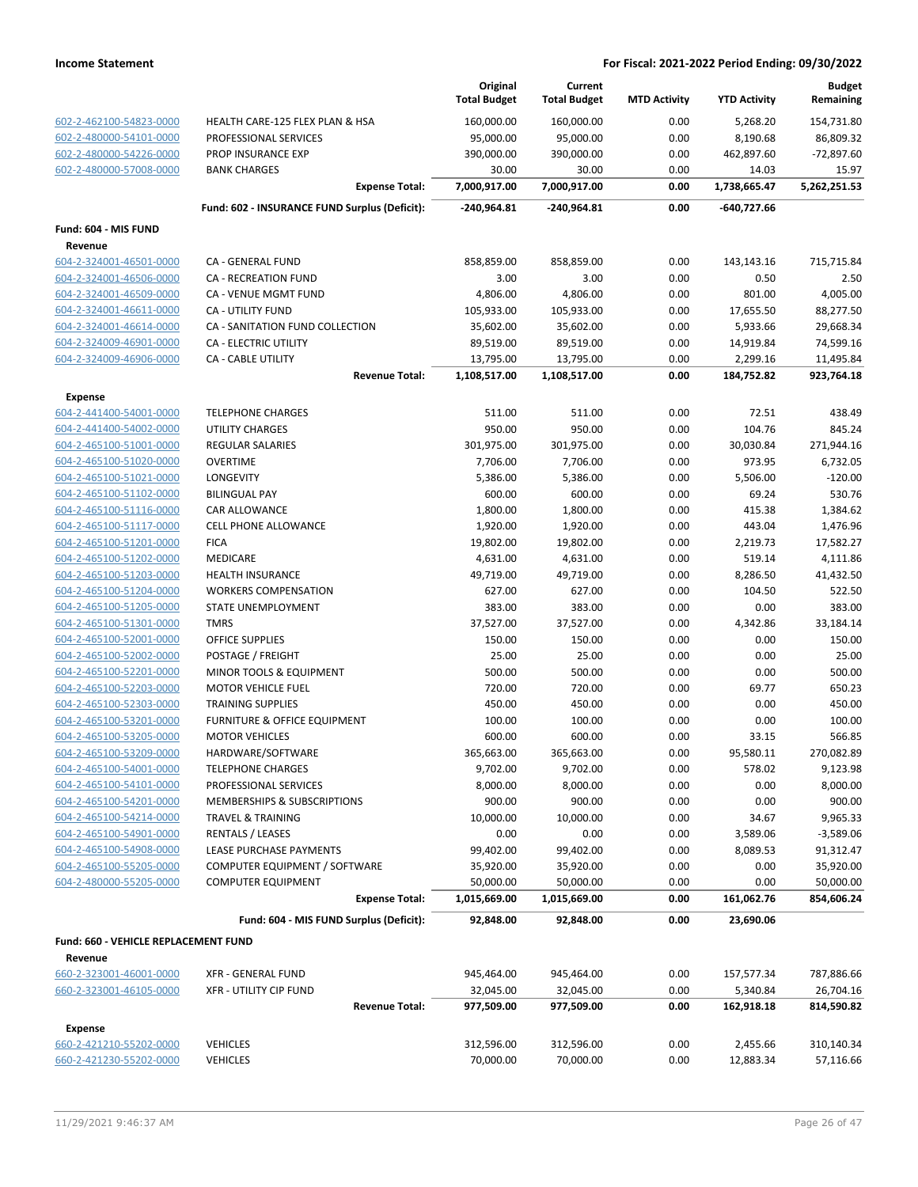| | | Original Total Budget | Current Total Budget | MTD Activity | YTD Activity | Budget Remaining |
|---|---|---|---|---|---|---|
| 602-2-462100-54823-0000 | HEALTH CARE-125 FLEX PLAN & HSA | 160,000.00 | 160,000.00 | 0.00 | 5,268.20 | 154,731.80 |
| 602-2-480000-54101-0000 | PROFESSIONAL SERVICES | 95,000.00 | 95,000.00 | 0.00 | 8,190.68 | 86,809.32 |
| 602-2-480000-54226-0000 | PROP INSURANCE EXP | 390,000.00 | 390,000.00 | 0.00 | 462,897.60 | -72,897.60 |
| 602-2-480000-57008-0000 | BANK CHARGES | 30.00 | 30.00 | 0.00 | 14.03 | 15.97 |
| | **Expense Total:** | **7,000,917.00** | **7,000,917.00** | **0.00** | **1,738,665.47** | **5,262,251.53** |
| | **Fund: 602 - INSURANCE FUND Surplus (Deficit):** | **-240,964.81** | **-240,964.81** | **0.00** | **-640,727.66** | |
| **Fund: 604 - MIS FUND** | | | | | | |
| **Revenue** | | | | | | |
| 604-2-324001-46501-0000 | CA - GENERAL FUND | 858,859.00 | 858,859.00 | 0.00 | 143,143.16 | 715,715.84 |
| 604-2-324001-46506-0000 | CA - RECREATION FUND | 3.00 | 3.00 | 0.00 | 0.50 | 2.50 |
| 604-2-324001-46509-0000 | CA - VENUE MGMT FUND | 4,806.00 | 4,806.00 | 0.00 | 801.00 | 4,005.00 |
| 604-2-324001-46611-0000 | CA - UTILITY FUND | 105,933.00 | 105,933.00 | 0.00 | 17,655.50 | 88,277.50 |
| 604-2-324001-46614-0000 | CA - SANITATION FUND COLLECTION | 35,602.00 | 35,602.00 | 0.00 | 5,933.66 | 29,668.34 |
| 604-2-324009-46901-0000 | CA - ELECTRIC UTILITY | 89,519.00 | 89,519.00 | 0.00 | 14,919.84 | 74,599.16 |
| 604-2-324009-46906-0000 | CA - CABLE UTILITY | 13,795.00 | 13,795.00 | 0.00 | 2,299.16 | 11,495.84 |
| | **Revenue Total:** | **1,108,517.00** | **1,108,517.00** | **0.00** | **184,752.82** | **923,764.18** |
| **Expense** | | | | | | |
| 604-2-441400-54001-0000 | TELEPHONE CHARGES | 511.00 | 511.00 | 0.00 | 72.51 | 438.49 |
| 604-2-441400-54002-0000 | UTILITY CHARGES | 950.00 | 950.00 | 0.00 | 104.76 | 845.24 |
| 604-2-465100-51001-0000 | REGULAR SALARIES | 301,975.00 | 301,975.00 | 0.00 | 30,030.84 | 271,944.16 |
| 604-2-465100-51020-0000 | OVERTIME | 7,706.00 | 7,706.00 | 0.00 | 973.95 | 6,732.05 |
| 604-2-465100-51021-0000 | LONGEVITY | 5,386.00 | 5,386.00 | 0.00 | 5,506.00 | -120.00 |
| 604-2-465100-51102-0000 | BILINGUAL PAY | 600.00 | 600.00 | 0.00 | 69.24 | 530.76 |
| 604-2-465100-51116-0000 | CAR ALLOWANCE | 1,800.00 | 1,800.00 | 0.00 | 415.38 | 1,384.62 |
| 604-2-465100-51117-0000 | CELL PHONE ALLOWANCE | 1,920.00 | 1,920.00 | 0.00 | 443.04 | 1,476.96 |
| 604-2-465100-51201-0000 | FICA | 19,802.00 | 19,802.00 | 0.00 | 2,219.73 | 17,582.27 |
| 604-2-465100-51202-0000 | MEDICARE | 4,631.00 | 4,631.00 | 0.00 | 519.14 | 4,111.86 |
| 604-2-465100-51203-0000 | HEALTH INSURANCE | 49,719.00 | 49,719.00 | 0.00 | 8,286.50 | 41,432.50 |
| 604-2-465100-51204-0000 | WORKERS COMPENSATION | 627.00 | 627.00 | 0.00 | 104.50 | 522.50 |
| 604-2-465100-51205-0000 | STATE UNEMPLOYMENT | 383.00 | 383.00 | 0.00 | 0.00 | 383.00 |
| 604-2-465100-51301-0000 | TMRS | 37,527.00 | 37,527.00 | 0.00 | 4,342.86 | 33,184.14 |
| 604-2-465100-52001-0000 | OFFICE SUPPLIES | 150.00 | 150.00 | 0.00 | 0.00 | 150.00 |
| 604-2-465100-52002-0000 | POSTAGE / FREIGHT | 25.00 | 25.00 | 0.00 | 0.00 | 25.00 |
| 604-2-465100-52201-0000 | MINOR TOOLS & EQUIPMENT | 500.00 | 500.00 | 0.00 | 0.00 | 500.00 |
| 604-2-465100-52203-0000 | MOTOR VEHICLE FUEL | 720.00 | 720.00 | 0.00 | 69.77 | 650.23 |
| 604-2-465100-52303-0000 | TRAINING SUPPLIES | 450.00 | 450.00 | 0.00 | 0.00 | 450.00 |
| 604-2-465100-53201-0000 | FURNITURE & OFFICE EQUIPMENT | 100.00 | 100.00 | 0.00 | 0.00 | 100.00 |
| 604-2-465100-53205-0000 | MOTOR VEHICLES | 600.00 | 600.00 | 0.00 | 33.15 | 566.85 |
| 604-2-465100-53209-0000 | HARDWARE/SOFTWARE | 365,663.00 | 365,663.00 | 0.00 | 95,580.11 | 270,082.89 |
| 604-2-465100-54001-0000 | TELEPHONE CHARGES | 9,702.00 | 9,702.00 | 0.00 | 578.02 | 9,123.98 |
| 604-2-465100-54101-0000 | PROFESSIONAL SERVICES | 8,000.00 | 8,000.00 | 0.00 | 0.00 | 8,000.00 |
| 604-2-465100-54201-0000 | MEMBERSHIPS & SUBSCRIPTIONS | 900.00 | 900.00 | 0.00 | 0.00 | 900.00 |
| 604-2-465100-54214-0000 | TRAVEL & TRAINING | 10,000.00 | 10,000.00 | 0.00 | 34.67 | 9,965.33 |
| 604-2-465100-54901-0000 | RENTALS / LEASES | 0.00 | 0.00 | 0.00 | 3,589.06 | -3,589.06 |
| 604-2-465100-54908-0000 | LEASE PURCHASE PAYMENTS | 99,402.00 | 99,402.00 | 0.00 | 8,089.53 | 91,312.47 |
| 604-2-465100-55205-0000 | COMPUTER EQUIPMENT / SOFTWARE | 35,920.00 | 35,920.00 | 0.00 | 0.00 | 35,920.00 |
| 604-2-480000-55205-0000 | COMPUTER EQUIPMENT | 50,000.00 | 50,000.00 | 0.00 | 0.00 | 50,000.00 |
| | **Expense Total:** | **1,015,669.00** | **1,015,669.00** | **0.00** | **161,062.76** | **854,606.24** |
| | **Fund: 604 - MIS FUND Surplus (Deficit):** | **92,848.00** | **92,848.00** | **0.00** | **23,690.06** | |
| **Fund: 660 - VEHICLE REPLACEMENT FUND** | | | | | | |
| **Revenue** | | | | | | |
| 660-2-323001-46001-0000 | XFR - GENERAL FUND | 945,464.00 | 945,464.00 | 0.00 | 157,577.34 | 787,886.66 |
| 660-2-323001-46105-0000 | XFR - UTILITY CIP FUND | 32,045.00 | 32,045.00 | 0.00 | 5,340.84 | 26,704.16 |
| | **Revenue Total:** | **977,509.00** | **977,509.00** | **0.00** | **162,918.18** | **814,590.82** |
| **Expense** | | | | | | |
| 660-2-421210-55202-0000 | VEHICLES | 312,596.00 | 312,596.00 | 0.00 | 2,455.66 | 310,140.34 |
| 660-2-421230-55202-0000 | VEHICLES | 70,000.00 | 70,000.00 | 0.00 | 12,883.34 | 57,116.66 |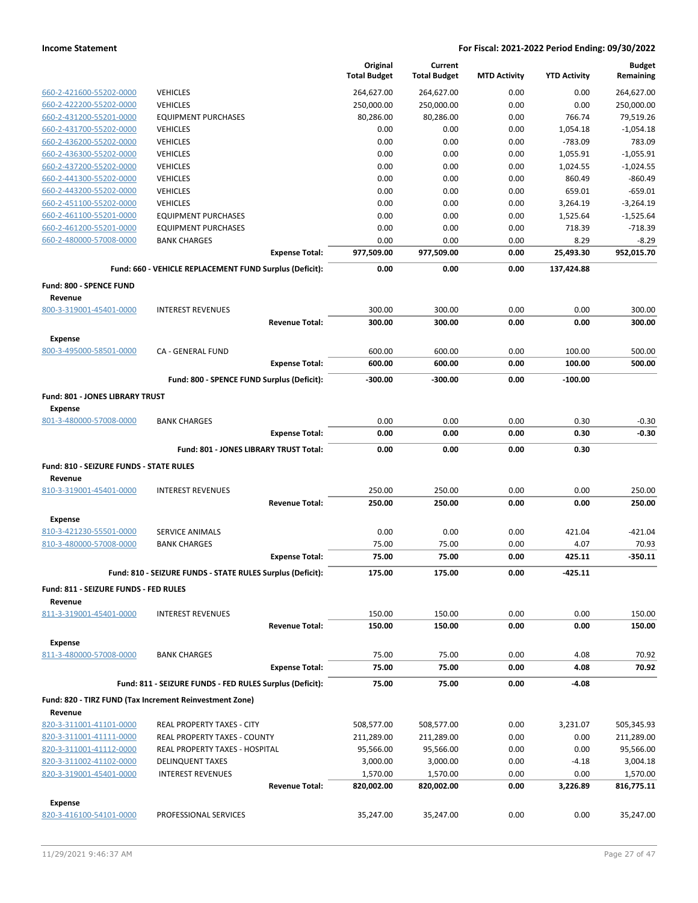| | | Original Total Budget | Current Total Budget | MTD Activity | YTD Activity | Budget Remaining |
|---|---|---|---|---|---|---|
| 660-2-421600-55202-0000 | VEHICLES | 264,627.00 | 264,627.00 | 0.00 | 0.00 | 264,627.00 |
| 660-2-422200-55202-0000 | VEHICLES | 250,000.00 | 250,000.00 | 0.00 | 0.00 | 250,000.00 |
| 660-2-431200-55201-0000 | EQUIPMENT PURCHASES | 80,286.00 | 80,286.00 | 0.00 | 766.74 | 79,519.26 |
| 660-2-431700-55202-0000 | VEHICLES | 0.00 | 0.00 | 0.00 | 1,054.18 | -1,054.18 |
| 660-2-436200-55202-0000 | VEHICLES | 0.00 | 0.00 | 0.00 | -783.09 | 783.09 |
| 660-2-436300-55202-0000 | VEHICLES | 0.00 | 0.00 | 0.00 | 1,055.91 | -1,055.91 |
| 660-2-437200-55202-0000 | VEHICLES | 0.00 | 0.00 | 0.00 | 1,024.55 | -1,024.55 |
| 660-2-441300-55202-0000 | VEHICLES | 0.00 | 0.00 | 0.00 | 860.49 | -860.49 |
| 660-2-443200-55202-0000 | VEHICLES | 0.00 | 0.00 | 0.00 | 659.01 | -659.01 |
| 660-2-451100-55202-0000 | VEHICLES | 0.00 | 0.00 | 0.00 | 3,264.19 | -3,264.19 |
| 660-2-461100-55201-0000 | EQUIPMENT PURCHASES | 0.00 | 0.00 | 0.00 | 1,525.64 | -1,525.64 |
| 660-2-461200-55201-0000 | EQUIPMENT PURCHASES | 0.00 | 0.00 | 0.00 | 718.39 | -718.39 |
| 660-2-480000-57008-0000 | BANK CHARGES | 0.00 | 0.00 | 0.00 | 8.29 | -8.29 |
| | **Expense Total:** | **977,509.00** | **977,509.00** | **0.00** | **25,493.30** | **952,015.70** |
| | **Fund: 660 - VEHICLE REPLACEMENT FUND Surplus (Deficit):** | **0.00** | **0.00** | **0.00** | **137,424.88** | |
| **Fund: 800 - SPENCE FUND** | | | | | | |
| **Revenue** | | | | | | |
| 800-3-319001-45401-0000 | INTEREST REVENUES | 300.00 | 300.00 | 0.00 | 0.00 | 300.00 |
| | **Revenue Total:** | **300.00** | **300.00** | **0.00** | **0.00** | **300.00** |
| **Expense** | | | | | | |
| 800-3-495000-58501-0000 | CA - GENERAL FUND | 600.00 | 600.00 | 0.00 | 100.00 | 500.00 |
| | **Expense Total:** | **600.00** | **600.00** | **0.00** | **100.00** | **500.00** |
| | **Fund: 800 - SPENCE FUND Surplus (Deficit):** | **-300.00** | **-300.00** | **0.00** | **-100.00** | |
| **Fund: 801 - JONES LIBRARY TRUST** | | | | | | |
| **Expense** | | | | | | |
| 801-3-480000-57008-0000 | BANK CHARGES | 0.00 | 0.00 | 0.00 | 0.30 | -0.30 |
| | **Expense Total:** | **0.00** | **0.00** | **0.00** | **0.30** | **-0.30** |
| | **Fund: 801 - JONES LIBRARY TRUST Total:** | **0.00** | **0.00** | **0.00** | **0.30** | |
| **Fund: 810 - SEIZURE FUNDS - STATE RULES** | | | | | | |
| **Revenue** | | | | | | |
| 810-3-319001-45401-0000 | INTEREST REVENUES | 250.00 | 250.00 | 0.00 | 0.00 | 250.00 |
| | **Revenue Total:** | **250.00** | **250.00** | **0.00** | **0.00** | **250.00** |
| **Expense** | | | | | | |
| 810-3-421230-55501-0000 | SERVICE ANIMALS | 0.00 | 0.00 | 0.00 | 421.04 | -421.04 |
| 810-3-480000-57008-0000 | BANK CHARGES | 75.00 | 75.00 | 0.00 | 4.07 | 70.93 |
| | **Expense Total:** | **75.00** | **75.00** | **0.00** | **425.11** | **-350.11** |
| | **Fund: 810 - SEIZURE FUNDS - STATE RULES Surplus (Deficit):** | **175.00** | **175.00** | **0.00** | **-425.11** | |
| **Fund: 811 - SEIZURE FUNDS - FED RULES** | | | | | | |
| **Revenue** | | | | | | |
| 811-3-319001-45401-0000 | INTEREST REVENUES | 150.00 | 150.00 | 0.00 | 0.00 | 150.00 |
| | **Revenue Total:** | **150.00** | **150.00** | **0.00** | **0.00** | **150.00** |
| **Expense** | | | | | | |
| 811-3-480000-57008-0000 | BANK CHARGES | 75.00 | 75.00 | 0.00 | 4.08 | 70.92 |
| | **Expense Total:** | **75.00** | **75.00** | **0.00** | **4.08** | **70.92** |
| | **Fund: 811 - SEIZURE FUNDS - FED RULES Surplus (Deficit):** | **75.00** | **75.00** | **0.00** | **-4.08** | |
| **Fund: 820 - TIRZ FUND (Tax Increment Reinvestment Zone)** | | | | | | |
| **Revenue** | | | | | | |
| 820-3-311001-41101-0000 | REAL PROPERTY TAXES - CITY | 508,577.00 | 508,577.00 | 0.00 | 3,231.07 | 505,345.93 |
| 820-3-311001-41111-0000 | REAL PROPERTY TAXES - COUNTY | 211,289.00 | 211,289.00 | 0.00 | 0.00 | 211,289.00 |
| 820-3-311001-41112-0000 | REAL PROPERTY TAXES - HOSPITAL | 95,566.00 | 95,566.00 | 0.00 | 0.00 | 95,566.00 |
| 820-3-311002-41102-0000 | DELINQUENT TAXES | 3,000.00 | 3,000.00 | 0.00 | -4.18 | 3,004.18 |
| 820-3-319001-45401-0000 | INTEREST REVENUES | 1,570.00 | 1,570.00 | 0.00 | 0.00 | 1,570.00 |
| | **Revenue Total:** | **820,002.00** | **820,002.00** | **0.00** | **3,226.89** | **816,775.11** |
| **Expense** | | | | | | |
| 820-3-416100-54101-0000 | PROFESSIONAL SERVICES | 35,247.00 | 35,247.00 | 0.00 | 0.00 | 35,247.00 |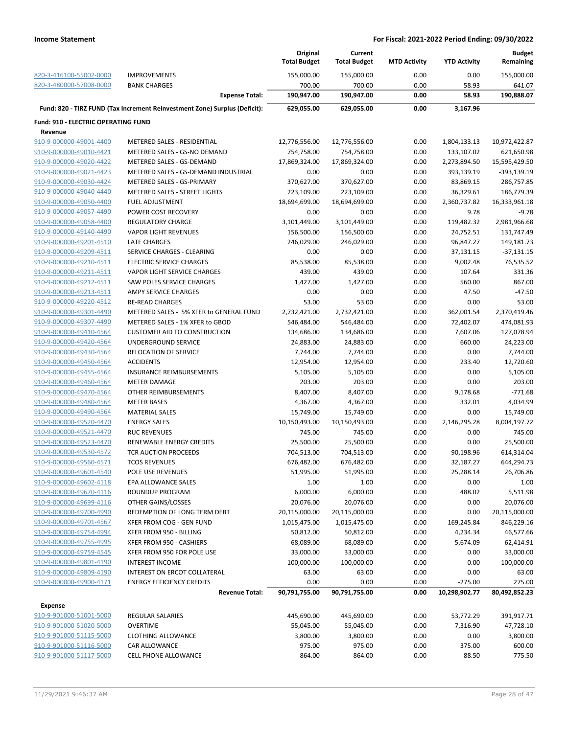| | | Original Total Budget | Current Total Budget | MTD Activity | YTD Activity | Budget Remaining |
|---|---|---|---|---|---|---|
| 820-3-416100-55002-0000 | IMPROVEMENTS | 155,000.00 | 155,000.00 | 0.00 | 0.00 | 155,000.00 |
| 820-3-480000-57008-0000 | BANK CHARGES | 700.00 | 700.00 | 0.00 | 58.93 | 641.07 |
| | **Expense Total:** | **190,947.00** | **190,947.00** | **0.00** | **58.93** | **190,888.07** |
| **Fund: 820 - TIRZ FUND (Tax Increment Reinvestment Zone) Surplus (Deficit):** | | **629,055.00** | **629,055.00** | **0.00** | **3,167.96** | |

**Fund: 910 - ELECTRIC OPERATING FUND**

**Revenue**

| | | Original Total Budget | Current Total Budget | MTD Activity | YTD Activity | Budget Remaining |
|---|---|---|---|---|---|---|
| 910-9-000000-49001-4400 | METERED SALES - RESIDENTIAL | 12,776,556.00 | 12,776,556.00 | 0.00 | 1,804,133.13 | 10,972,422.87 |
| 910-9-000000-49010-4421 | METERED SALES - GS-NO DEMAND | 754,758.00 | 754,758.00 | 0.00 | 133,107.02 | 621,650.98 |
| 910-9-000000-49020-4422 | METERED SALES - GS-DEMAND | 17,869,324.00 | 17,869,324.00 | 0.00 | 2,273,894.50 | 15,595,429.50 |
| 910-9-000000-49021-4423 | METERED SALES - GS-DEMAND INDUSTRIAL | 0.00 | 0.00 | 0.00 | 393,139.19 | -393,139.19 |
| 910-9-000000-49030-4424 | METERED SALES - GS-PRIMARY | 370,627.00 | 370,627.00 | 0.00 | 83,869.15 | 286,757.85 |
| 910-9-000000-49040-4440 | METERED SALES - STREET LIGHTS | 223,109.00 | 223,109.00 | 0.00 | 36,329.61 | 186,779.39 |
| 910-9-000000-49050-4400 | FUEL ADJUSTMENT | 18,694,699.00 | 18,694,699.00 | 0.00 | 2,360,737.82 | 16,333,961.18 |
| 910-9-000000-49057-4490 | POWER COST RECOVERY | 0.00 | 0.00 | 0.00 | 9.78 | -9.78 |
| 910-9-000000-49058-4400 | REGULATORY CHARGE | 3,101,449.00 | 3,101,449.00 | 0.00 | 119,482.32 | 2,981,966.68 |
| 910-9-000000-49140-4490 | VAPOR LIGHT REVENUES | 156,500.00 | 156,500.00 | 0.00 | 24,752.51 | 131,747.49 |
| 910-9-000000-49201-4510 | LATE CHARGES | 246,029.00 | 246,029.00 | 0.00 | 96,847.27 | 149,181.73 |
| 910-9-000000-49209-4511 | SERVICE CHARGES - CLEARING | 0.00 | 0.00 | 0.00 | 37,131.15 | -37,131.15 |
| 910-9-000000-49210-4511 | ELECTRIC SERVICE CHARGES | 85,538.00 | 85,538.00 | 0.00 | 9,002.48 | 76,535.52 |
| 910-9-000000-49211-4511 | VAPOR LIGHT SERVICE CHARGES | 439.00 | 439.00 | 0.00 | 107.64 | 331.36 |
| 910-9-000000-49212-4511 | SAW POLES SERVICE CHARGES | 1,427.00 | 1,427.00 | 0.00 | 560.00 | 867.00 |
| 910-9-000000-49213-4511 | AMPY SERVICE CHARGES | 0.00 | 0.00 | 0.00 | 47.50 | -47.50 |
| 910-9-000000-49220-4512 | RE-READ CHARGES | 53.00 | 53.00 | 0.00 | 0.00 | 53.00 |
| 910-9-000000-49301-4490 | METERED SALES - 5% XFER to GENERAL FUND | 2,732,421.00 | 2,732,421.00 | 0.00 | 362,001.54 | 2,370,419.46 |
| 910-9-000000-49307-4490 | METERED SALES - 1% XFER to GBOD | 546,484.00 | 546,484.00 | 0.00 | 72,402.07 | 474,081.93 |
| 910-9-000000-49410-4564 | CUSTOMER AID TO CONSTRUCTION | 134,686.00 | 134,686.00 | 0.00 | 7,607.06 | 127,078.94 |
| 910-9-000000-49420-4564 | UNDERGROUND SERVICE | 24,883.00 | 24,883.00 | 0.00 | 660.00 | 24,223.00 |
| 910-9-000000-49430-4564 | RELOCATION OF SERVICE | 7,744.00 | 7,744.00 | 0.00 | 0.00 | 7,744.00 |
| 910-9-000000-49450-4564 | ACCIDENTS | 12,954.00 | 12,954.00 | 0.00 | 233.40 | 12,720.60 |
| 910-9-000000-49455-4564 | INSURANCE REIMBURSEMENTS | 5,105.00 | 5,105.00 | 0.00 | 0.00 | 5,105.00 |
| 910-9-000000-49460-4564 | METER DAMAGE | 203.00 | 203.00 | 0.00 | 0.00 | 203.00 |
| 910-9-000000-49470-4564 | OTHER REIMBURSEMENTS | 8,407.00 | 8,407.00 | 0.00 | 9,178.68 | -771.68 |
| 910-9-000000-49480-4564 | METER BASES | 4,367.00 | 4,367.00 | 0.00 | 332.01 | 4,034.99 |
| 910-9-000000-49490-4564 | MATERIAL SALES | 15,749.00 | 15,749.00 | 0.00 | 0.00 | 15,749.00 |
| 910-9-000000-49520-4470 | ENERGY SALES | 10,150,493.00 | 10,150,493.00 | 0.00 | 2,146,295.28 | 8,004,197.72 |
| 910-9-000000-49521-4470 | RUC REVENUES | 745.00 | 745.00 | 0.00 | 0.00 | 745.00 |
| 910-9-000000-49523-4470 | RENEWABLE ENERGY CREDITS | 25,500.00 | 25,500.00 | 0.00 | 0.00 | 25,500.00 |
| 910-9-000000-49530-4572 | TCR AUCTION PROCEEDS | 704,513.00 | 704,513.00 | 0.00 | 90,198.96 | 614,314.04 |
| 910-9-000000-49560-4571 | TCOS REVENUES | 676,482.00 | 676,482.00 | 0.00 | 32,187.27 | 644,294.73 |
| 910-9-000000-49601-4540 | POLE USE REVENUES | 51,995.00 | 51,995.00 | 0.00 | 25,288.14 | 26,706.86 |
| 910-9-000000-49602-4118 | EPA ALLOWANCE SALES | 1.00 | 1.00 | 0.00 | 0.00 | 1.00 |
| 910-9-000000-49670-4116 | ROUNDUP PROGRAM | 6,000.00 | 6,000.00 | 0.00 | 488.02 | 5,511.98 |
| 910-9-000000-49699-4116 | OTHER GAINS/LOSSES | 20,076.00 | 20,076.00 | 0.00 | 0.00 | 20,076.00 |
| 910-9-000000-49700-4990 | REDEMPTION OF LONG TERM DEBT | 20,115,000.00 | 20,115,000.00 | 0.00 | 0.00 | 20,115,000.00 |
| 910-9-000000-49701-4567 | XFER FROM COG - GEN FUND | 1,015,475.00 | 1,015,475.00 | 0.00 | 169,245.84 | 846,229.16 |
| 910-9-000000-49754-4994 | XFER FROM 950 - BILLING | 50,812.00 | 50,812.00 | 0.00 | 4,234.34 | 46,577.66 |
| 910-9-000000-49755-4995 | XFER FROM 950 - CASHIERS | 68,089.00 | 68,089.00 | 0.00 | 5,674.09 | 62,414.91 |
| 910-9-000000-49759-4545 | XFER FROM 950 FOR POLE USE | 33,000.00 | 33,000.00 | 0.00 | 0.00 | 33,000.00 |
| 910-9-000000-49801-4190 | INTEREST INCOME | 100,000.00 | 100,000.00 | 0.00 | 0.00 | 100,000.00 |
| 910-9-000000-49809-4190 | INTEREST ON ERCOT COLLATERAL | 63.00 | 63.00 | 0.00 | 0.00 | 63.00 |
| 910-9-000000-49900-4171 | ENERGY EFFICIENCY CREDITS | 0.00 | 0.00 | 0.00 | -275.00 | 275.00 |
| | **Revenue Total:** | **90,791,755.00** | **90,791,755.00** | **0.00** | **10,298,902.77** | **80,492,852.23** |

**Expense**

| | | Original Total Budget | Current Total Budget | MTD Activity | YTD Activity | Budget Remaining |
|---|---|---|---|---|---|---|
| 910-9-901000-51001-5000 | REGULAR SALARIES | 445,690.00 | 445,690.00 | 0.00 | 53,772.29 | 391,917.71 |
| 910-9-901000-51020-5000 | OVERTIME | 55,045.00 | 55,045.00 | 0.00 | 7,316.90 | 47,728.10 |
| 910-9-901000-51115-5000 | CLOTHING ALLOWANCE | 3,800.00 | 3,800.00 | 0.00 | 0.00 | 3,800.00 |
| 910-9-901000-51116-5000 | CAR ALLOWANCE | 975.00 | 975.00 | 0.00 | 375.00 | 600.00 |
| 910-9-901000-51117-5000 | CELL PHONE ALLOWANCE | 864.00 | 864.00 | 0.00 | 88.50 | 775.50 |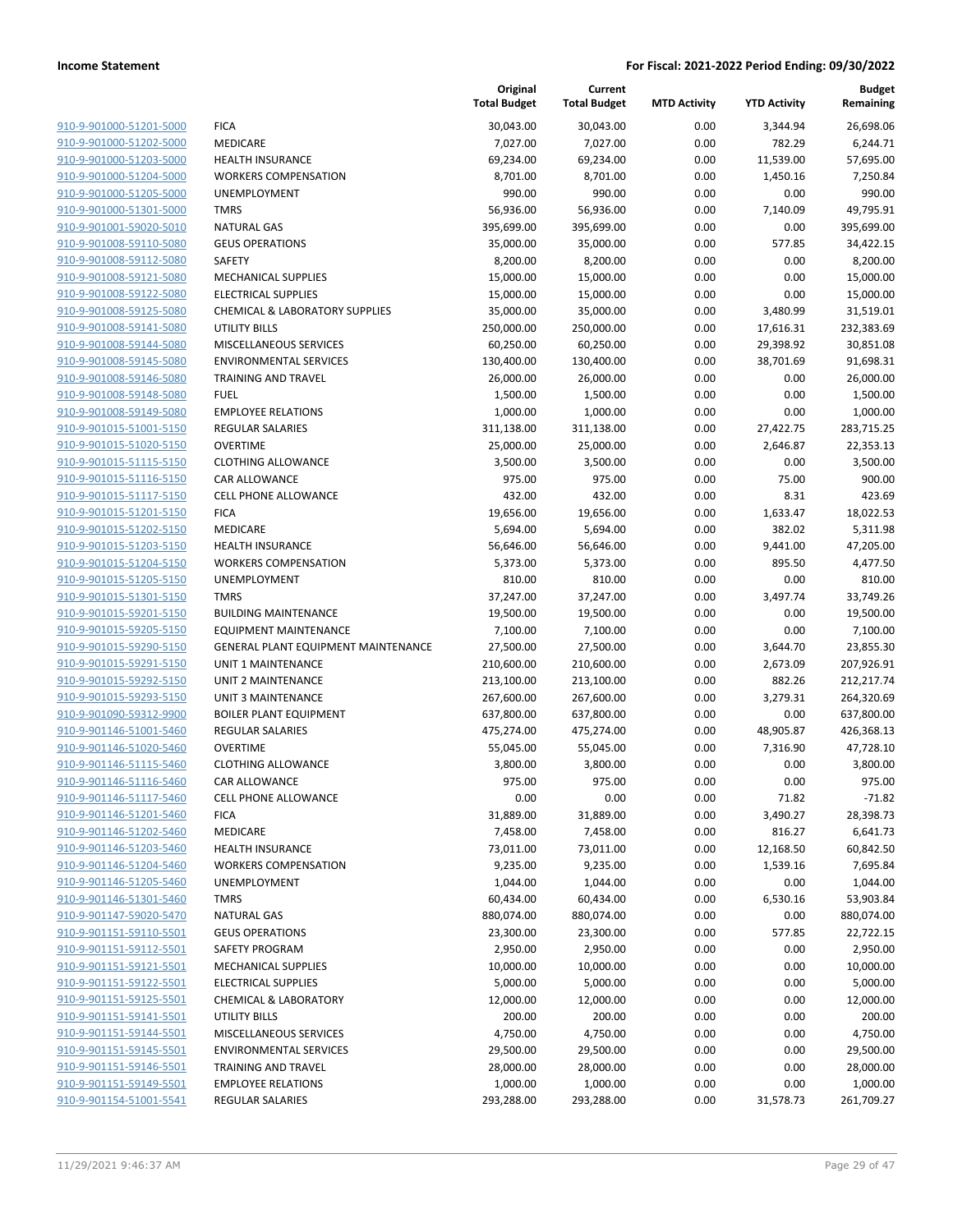**Income Statement** **For Fiscal: 2021-2022 Period Ending: 09/30/2022**

| | | Original Total Budget | Current Total Budget | MTD Activity | YTD Activity | Budget Remaining |
|---|---|---|---|---|---|---|
| 910-9-901000-51201-5000 | FICA | 30,043.00 | 30,043.00 | 0.00 | 3,344.94 | 26,698.06 |
| 910-9-901000-51202-5000 | MEDICARE | 7,027.00 | 7,027.00 | 0.00 | 782.29 | 6,244.71 |
| 910-9-901000-51203-5000 | HEALTH INSURANCE | 69,234.00 | 69,234.00 | 0.00 | 11,539.00 | 57,695.00 |
| 910-9-901000-51204-5000 | WORKERS COMPENSATION | 8,701.00 | 8,701.00 | 0.00 | 1,450.16 | 7,250.84 |
| 910-9-901000-51205-5000 | UNEMPLOYMENT | 990.00 | 990.00 | 0.00 | 0.00 | 990.00 |
| 910-9-901000-51301-5000 | TMRS | 56,936.00 | 56,936.00 | 0.00 | 7,140.09 | 49,795.91 |
| 910-9-901001-59020-5010 | NATURAL GAS | 395,699.00 | 395,699.00 | 0.00 | 0.00 | 395,699.00 |
| 910-9-901008-59110-5080 | GEUS OPERATIONS | 35,000.00 | 35,000.00 | 0.00 | 577.85 | 34,422.15 |
| 910-9-901008-59112-5080 | SAFETY | 8,200.00 | 8,200.00 | 0.00 | 0.00 | 8,200.00 |
| 910-9-901008-59121-5080 | MECHANICAL SUPPLIES | 15,000.00 | 15,000.00 | 0.00 | 0.00 | 15,000.00 |
| 910-9-901008-59122-5080 | ELECTRICAL SUPPLIES | 15,000.00 | 15,000.00 | 0.00 | 0.00 | 15,000.00 |
| 910-9-901008-59125-5080 | CHEMICAL & LABORATORY SUPPLIES | 35,000.00 | 35,000.00 | 0.00 | 3,480.99 | 31,519.01 |
| 910-9-901008-59141-5080 | UTILITY BILLS | 250,000.00 | 250,000.00 | 0.00 | 17,616.31 | 232,383.69 |
| 910-9-901008-59144-5080 | MISCELLANEOUS SERVICES | 60,250.00 | 60,250.00 | 0.00 | 29,398.92 | 30,851.08 |
| 910-9-901008-59145-5080 | ENVIRONMENTAL SERVICES | 130,400.00 | 130,400.00 | 0.00 | 38,701.69 | 91,698.31 |
| 910-9-901008-59146-5080 | TRAINING AND TRAVEL | 26,000.00 | 26,000.00 | 0.00 | 0.00 | 26,000.00 |
| 910-9-901008-59148-5080 | FUEL | 1,500.00 | 1,500.00 | 0.00 | 0.00 | 1,500.00 |
| 910-9-901008-59149-5080 | EMPLOYEE RELATIONS | 1,000.00 | 1,000.00 | 0.00 | 0.00 | 1,000.00 |
| 910-9-901015-51001-5150 | REGULAR SALARIES | 311,138.00 | 311,138.00 | 0.00 | 27,422.75 | 283,715.25 |
| 910-9-901015-51020-5150 | OVERTIME | 25,000.00 | 25,000.00 | 0.00 | 2,646.87 | 22,353.13 |
| 910-9-901015-51115-5150 | CLOTHING ALLOWANCE | 3,500.00 | 3,500.00 | 0.00 | 0.00 | 3,500.00 |
| 910-9-901015-51116-5150 | CAR ALLOWANCE | 975.00 | 975.00 | 0.00 | 75.00 | 900.00 |
| 910-9-901015-51117-5150 | CELL PHONE ALLOWANCE | 432.00 | 432.00 | 0.00 | 8.31 | 423.69 |
| 910-9-901015-51201-5150 | FICA | 19,656.00 | 19,656.00 | 0.00 | 1,633.47 | 18,022.53 |
| 910-9-901015-51202-5150 | MEDICARE | 5,694.00 | 5,694.00 | 0.00 | 382.02 | 5,311.98 |
| 910-9-901015-51203-5150 | HEALTH INSURANCE | 56,646.00 | 56,646.00 | 0.00 | 9,441.00 | 47,205.00 |
| 910-9-901015-51204-5150 | WORKERS COMPENSATION | 5,373.00 | 5,373.00 | 0.00 | 895.50 | 4,477.50 |
| 910-9-901015-51205-5150 | UNEMPLOYMENT | 810.00 | 810.00 | 0.00 | 0.00 | 810.00 |
| 910-9-901015-51301-5150 | TMRS | 37,247.00 | 37,247.00 | 0.00 | 3,497.74 | 33,749.26 |
| 910-9-901015-59201-5150 | BUILDING MAINTENANCE | 19,500.00 | 19,500.00 | 0.00 | 0.00 | 19,500.00 |
| 910-9-901015-59205-5150 | EQUIPMENT MAINTENANCE | 7,100.00 | 7,100.00 | 0.00 | 0.00 | 7,100.00 |
| 910-9-901015-59290-5150 | GENERAL PLANT EQUIPMENT MAINTENANCE | 27,500.00 | 27,500.00 | 0.00 | 3,644.70 | 23,855.30 |
| 910-9-901015-59291-5150 | UNIT 1 MAINTENANCE | 210,600.00 | 210,600.00 | 0.00 | 2,673.09 | 207,926.91 |
| 910-9-901015-59292-5150 | UNIT 2 MAINTENANCE | 213,100.00 | 213,100.00 | 0.00 | 882.26 | 212,217.74 |
| 910-9-901015-59293-5150 | UNIT 3 MAINTENANCE | 267,600.00 | 267,600.00 | 0.00 | 3,279.31 | 264,320.69 |
| 910-9-901090-59312-9900 | BOILER PLANT EQUIPMENT | 637,800.00 | 637,800.00 | 0.00 | 0.00 | 637,800.00 |
| 910-9-901146-51001-5460 | REGULAR SALARIES | 475,274.00 | 475,274.00 | 0.00 | 48,905.87 | 426,368.13 |
| 910-9-901146-51020-5460 | OVERTIME | 55,045.00 | 55,045.00 | 0.00 | 7,316.90 | 47,728.10 |
| 910-9-901146-51115-5460 | CLOTHING ALLOWANCE | 3,800.00 | 3,800.00 | 0.00 | 0.00 | 3,800.00 |
| 910-9-901146-51116-5460 | CAR ALLOWANCE | 975.00 | 975.00 | 0.00 | 0.00 | 975.00 |
| 910-9-901146-51117-5460 | CELL PHONE ALLOWANCE | 0.00 | 0.00 | 0.00 | 71.82 | -71.82 |
| 910-9-901146-51201-5460 | FICA | 31,889.00 | 31,889.00 | 0.00 | 3,490.27 | 28,398.73 |
| 910-9-901146-51202-5460 | MEDICARE | 7,458.00 | 7,458.00 | 0.00 | 816.27 | 6,641.73 |
| 910-9-901146-51203-5460 | HEALTH INSURANCE | 73,011.00 | 73,011.00 | 0.00 | 12,168.50 | 60,842.50 |
| 910-9-901146-51204-5460 | WORKERS COMPENSATION | 9,235.00 | 9,235.00 | 0.00 | 1,539.16 | 7,695.84 |
| 910-9-901146-51205-5460 | UNEMPLOYMENT | 1,044.00 | 1,044.00 | 0.00 | 0.00 | 1,044.00 |
| 910-9-901146-51301-5460 | TMRS | 60,434.00 | 60,434.00 | 0.00 | 6,530.16 | 53,903.84 |
| 910-9-901147-59020-5470 | NATURAL GAS | 880,074.00 | 880,074.00 | 0.00 | 0.00 | 880,074.00 |
| 910-9-901151-59110-5501 | GEUS OPERATIONS | 23,300.00 | 23,300.00 | 0.00 | 577.85 | 22,722.15 |
| 910-9-901151-59112-5501 | SAFETY PROGRAM | 2,950.00 | 2,950.00 | 0.00 | 0.00 | 2,950.00 |
| 910-9-901151-59121-5501 | MECHANICAL SUPPLIES | 10,000.00 | 10,000.00 | 0.00 | 0.00 | 10,000.00 |
| 910-9-901151-59122-5501 | ELECTRICAL SUPPLIES | 5,000.00 | 5,000.00 | 0.00 | 0.00 | 5,000.00 |
| 910-9-901151-59125-5501 | CHEMICAL & LABORATORY | 12,000.00 | 12,000.00 | 0.00 | 0.00 | 12,000.00 |
| 910-9-901151-59141-5501 | UTILITY BILLS | 200.00 | 200.00 | 0.00 | 0.00 | 200.00 |
| 910-9-901151-59144-5501 | MISCELLANEOUS SERVICES | 4,750.00 | 4,750.00 | 0.00 | 0.00 | 4,750.00 |
| 910-9-901151-59145-5501 | ENVIRONMENTAL SERVICES | 29,500.00 | 29,500.00 | 0.00 | 0.00 | 29,500.00 |
| 910-9-901151-59146-5501 | TRAINING AND TRAVEL | 28,000.00 | 28,000.00 | 0.00 | 0.00 | 28,000.00 |
| 910-9-901151-59149-5501 | EMPLOYEE RELATIONS | 1,000.00 | 1,000.00 | 0.00 | 0.00 | 1,000.00 |
| 910-9-901154-51001-5541 | REGULAR SALARIES | 293,288.00 | 293,288.00 | 0.00 | 31,578.73 | 261,709.27 |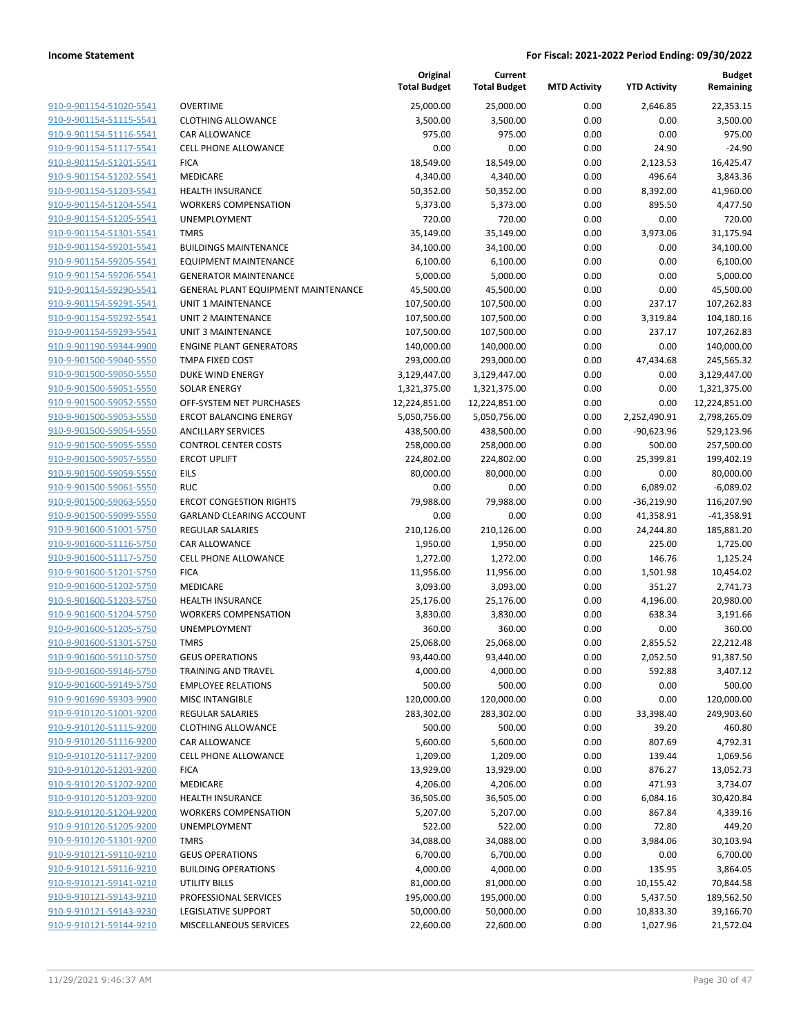| | | Original Total Budget | Current Total Budget | MTD Activity | YTD Activity | Budget Remaining |
|---|---|---|---|---|---|---|
| 910-9-901154-51020-5541 | OVERTIME | 25,000.00 | 25,000.00 | 0.00 | 2,646.85 | 22,353.15 |
| 910-9-901154-51115-5541 | CLOTHING ALLOWANCE | 3,500.00 | 3,500.00 | 0.00 | 0.00 | 3,500.00 |
| 910-9-901154-51116-5541 | CAR ALLOWANCE | 975.00 | 975.00 | 0.00 | 0.00 | 975.00 |
| 910-9-901154-51117-5541 | CELL PHONE ALLOWANCE | 0.00 | 0.00 | 0.00 | 24.90 | -24.90 |
| 910-9-901154-51201-5541 | FICA | 18,549.00 | 18,549.00 | 0.00 | 2,123.53 | 16,425.47 |
| 910-9-901154-51202-5541 | MEDICARE | 4,340.00 | 4,340.00 | 0.00 | 496.64 | 3,843.36 |
| 910-9-901154-51203-5541 | HEALTH INSURANCE | 50,352.00 | 50,352.00 | 0.00 | 8,392.00 | 41,960.00 |
| 910-9-901154-51204-5541 | WORKERS COMPENSATION | 5,373.00 | 5,373.00 | 0.00 | 895.50 | 4,477.50 |
| 910-9-901154-51205-5541 | UNEMPLOYMENT | 720.00 | 720.00 | 0.00 | 0.00 | 720.00 |
| 910-9-901154-51301-5541 | TMRS | 35,149.00 | 35,149.00 | 0.00 | 3,973.06 | 31,175.94 |
| 910-9-901154-59201-5541 | BUILDINGS MAINTENANCE | 34,100.00 | 34,100.00 | 0.00 | 0.00 | 34,100.00 |
| 910-9-901154-59205-5541 | EQUIPMENT MAINTENANCE | 6,100.00 | 6,100.00 | 0.00 | 0.00 | 6,100.00 |
| 910-9-901154-59206-5541 | GENERATOR MAINTENANCE | 5,000.00 | 5,000.00 | 0.00 | 0.00 | 5,000.00 |
| 910-9-901154-59290-5541 | GENERAL PLANT EQUIPMENT MAINTENANCE | 45,500.00 | 45,500.00 | 0.00 | 0.00 | 45,500.00 |
| 910-9-901154-59291-5541 | UNIT 1 MAINTENANCE | 107,500.00 | 107,500.00 | 0.00 | 237.17 | 107,262.83 |
| 910-9-901154-59292-5541 | UNIT 2 MAINTENANCE | 107,500.00 | 107,500.00 | 0.00 | 3,319.84 | 104,180.16 |
| 910-9-901154-59293-5541 | UNIT 3 MAINTENANCE | 107,500.00 | 107,500.00 | 0.00 | 237.17 | 107,262.83 |
| 910-9-901190-59344-9900 | ENGINE PLANT GENERATORS | 140,000.00 | 140,000.00 | 0.00 | 0.00 | 140,000.00 |
| 910-9-901500-59040-5550 | TMPA FIXED COST | 293,000.00 | 293,000.00 | 0.00 | 47,434.68 | 245,565.32 |
| 910-9-901500-59050-5550 | DUKE WIND ENERGY | 3,129,447.00 | 3,129,447.00 | 0.00 | 0.00 | 3,129,447.00 |
| 910-9-901500-59051-5550 | SOLAR ENERGY | 1,321,375.00 | 1,321,375.00 | 0.00 | 0.00 | 1,321,375.00 |
| 910-9-901500-59052-5550 | OFF-SYSTEM NET PURCHASES | 12,224,851.00 | 12,224,851.00 | 0.00 | 0.00 | 12,224,851.00 |
| 910-9-901500-59053-5550 | ERCOT BALANCING ENERGY | 5,050,756.00 | 5,050,756.00 | 0.00 | 2,252,490.91 | 2,798,265.09 |
| 910-9-901500-59054-5550 | ANCILLARY SERVICES | 438,500.00 | 438,500.00 | 0.00 | -90,623.96 | 529,123.96 |
| 910-9-901500-59055-5550 | CONTROL CENTER COSTS | 258,000.00 | 258,000.00 | 0.00 | 500.00 | 257,500.00 |
| 910-9-901500-59057-5550 | ERCOT UPLIFT | 224,802.00 | 224,802.00 | 0.00 | 25,399.81 | 199,402.19 |
| 910-9-901500-59059-5550 | EILS | 80,000.00 | 80,000.00 | 0.00 | 0.00 | 80,000.00 |
| 910-9-901500-59061-5550 | RUC | 0.00 | 0.00 | 0.00 | 6,089.02 | -6,089.02 |
| 910-9-901500-59063-5550 | ERCOT CONGESTION RIGHTS | 79,988.00 | 79,988.00 | 0.00 | -36,219.90 | 116,207.90 |
| 910-9-901500-59099-5550 | GARLAND CLEARING ACCOUNT | 0.00 | 0.00 | 0.00 | 41,358.91 | -41,358.91 |
| 910-9-901600-51001-5750 | REGULAR SALARIES | 210,126.00 | 210,126.00 | 0.00 | 24,244.80 | 185,881.20 |
| 910-9-901600-51116-5750 | CAR ALLOWANCE | 1,950.00 | 1,950.00 | 0.00 | 225.00 | 1,725.00 |
| 910-9-901600-51117-5750 | CELL PHONE ALLOWANCE | 1,272.00 | 1,272.00 | 0.00 | 146.76 | 1,125.24 |
| 910-9-901600-51201-5750 | FICA | 11,956.00 | 11,956.00 | 0.00 | 1,501.98 | 10,454.02 |
| 910-9-901600-51202-5750 | MEDICARE | 3,093.00 | 3,093.00 | 0.00 | 351.27 | 2,741.73 |
| 910-9-901600-51203-5750 | HEALTH INSURANCE | 25,176.00 | 25,176.00 | 0.00 | 4,196.00 | 20,980.00 |
| 910-9-901600-51204-5750 | WORKERS COMPENSATION | 3,830.00 | 3,830.00 | 0.00 | 638.34 | 3,191.66 |
| 910-9-901600-51205-5750 | UNEMPLOYMENT | 360.00 | 360.00 | 0.00 | 0.00 | 360.00 |
| 910-9-901600-51301-5750 | TMRS | 25,068.00 | 25,068.00 | 0.00 | 2,855.52 | 22,212.48 |
| 910-9-901600-59110-5750 | GEUS OPERATIONS | 93,440.00 | 93,440.00 | 0.00 | 2,052.50 | 91,387.50 |
| 910-9-901600-59146-5750 | TRAINING AND TRAVEL | 4,000.00 | 4,000.00 | 0.00 | 592.88 | 3,407.12 |
| 910-9-901600-59149-5750 | EMPLOYEE RELATIONS | 500.00 | 500.00 | 0.00 | 0.00 | 500.00 |
| 910-9-901690-59303-9900 | MISC INTANGIBLE | 120,000.00 | 120,000.00 | 0.00 | 0.00 | 120,000.00 |
| 910-9-910120-51001-9200 | REGULAR SALARIES | 283,302.00 | 283,302.00 | 0.00 | 33,398.40 | 249,903.60 |
| 910-9-910120-51115-9200 | CLOTHING ALLOWANCE | 500.00 | 500.00 | 0.00 | 39.20 | 460.80 |
| 910-9-910120-51116-9200 | CAR ALLOWANCE | 5,600.00 | 5,600.00 | 0.00 | 807.69 | 4,792.31 |
| 910-9-910120-51117-9200 | CELL PHONE ALLOWANCE | 1,209.00 | 1,209.00 | 0.00 | 139.44 | 1,069.56 |
| 910-9-910120-51201-9200 | FICA | 13,929.00 | 13,929.00 | 0.00 | 876.27 | 13,052.73 |
| 910-9-910120-51202-9200 | MEDICARE | 4,206.00 | 4,206.00 | 0.00 | 471.93 | 3,734.07 |
| 910-9-910120-51203-9200 | HEALTH INSURANCE | 36,505.00 | 36,505.00 | 0.00 | 6,084.16 | 30,420.84 |
| 910-9-910120-51204-9200 | WORKERS COMPENSATION | 5,207.00 | 5,207.00 | 0.00 | 867.84 | 4,339.16 |
| 910-9-910120-51205-9200 | UNEMPLOYMENT | 522.00 | 522.00 | 0.00 | 72.80 | 449.20 |
| 910-9-910120-51301-9200 | TMRS | 34,088.00 | 34,088.00 | 0.00 | 3,984.06 | 30,103.94 |
| 910-9-910121-59110-9210 | GEUS OPERATIONS | 6,700.00 | 6,700.00 | 0.00 | 0.00 | 6,700.00 |
| 910-9-910121-59116-9210 | BUILDING OPERATIONS | 4,000.00 | 4,000.00 | 0.00 | 135.95 | 3,864.05 |
| 910-9-910121-59141-9210 | UTILITY BILLS | 81,000.00 | 81,000.00 | 0.00 | 10,155.42 | 70,844.58 |
| 910-9-910121-59143-9210 | PROFESSIONAL SERVICES | 195,000.00 | 195,000.00 | 0.00 | 5,437.50 | 189,562.50 |
| 910-9-910121-59143-9230 | LEGISLATIVE SUPPORT | 50,000.00 | 50,000.00 | 0.00 | 10,833.30 | 39,166.70 |
| 910-9-910121-59144-9210 | MISCELLANEOUS SERVICES | 22,600.00 | 22,600.00 | 0.00 | 1,027.96 | 21,572.04 |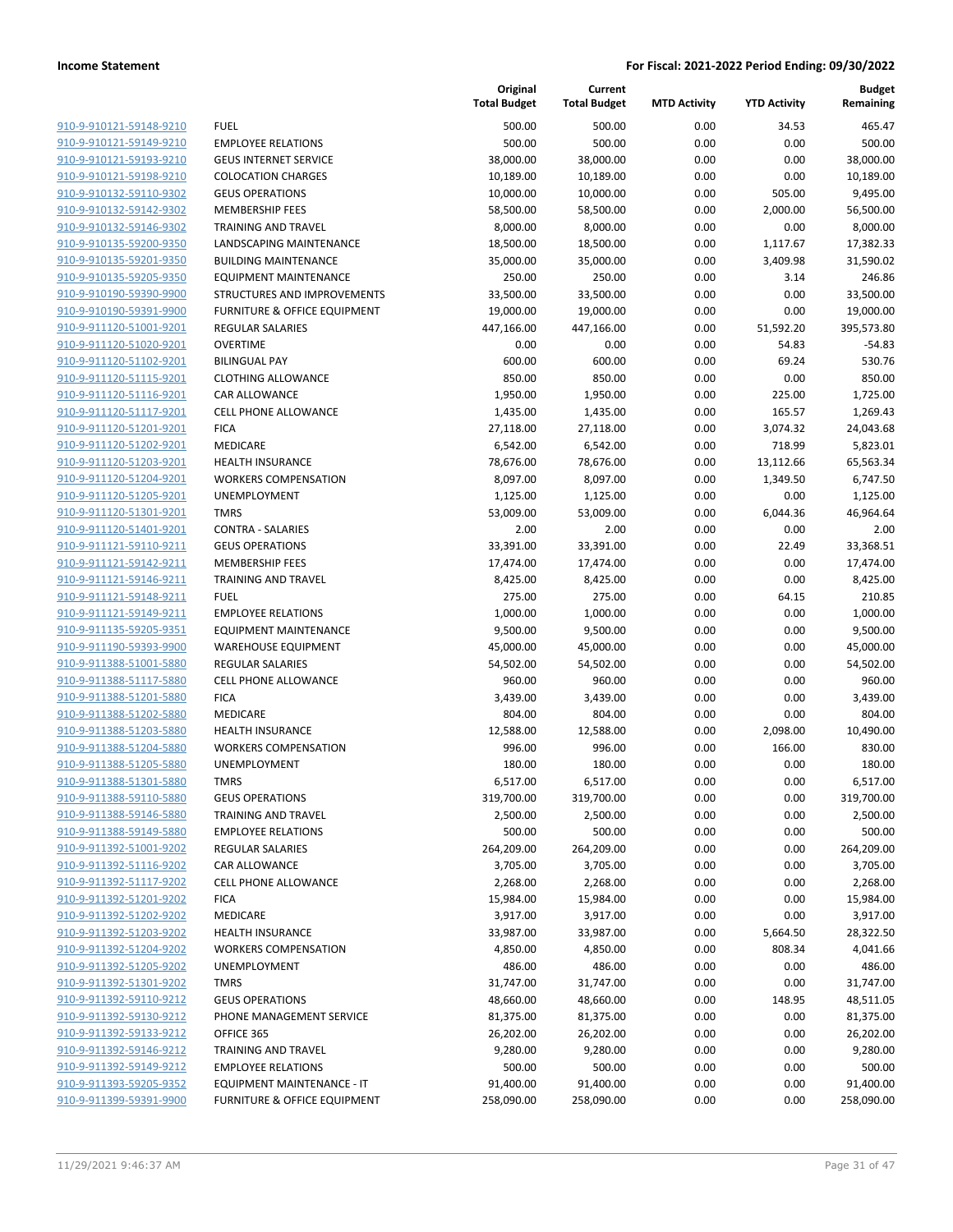| | | Original Total Budget | Current Total Budget | MTD Activity | YTD Activity | Budget Remaining |
|---|---|---|---|---|---|---|
| 910-9-910121-59148-9210 | FUEL | 500.00 | 500.00 | 0.00 | 34.53 | 465.47 |
| 910-9-910121-59149-9210 | EMPLOYEE RELATIONS | 500.00 | 500.00 | 0.00 | 0.00 | 500.00 |
| 910-9-910121-59193-9210 | GEUS INTERNET SERVICE | 38,000.00 | 38,000.00 | 0.00 | 0.00 | 38,000.00 |
| 910-9-910121-59198-9210 | COLOCATION CHARGES | 10,189.00 | 10,189.00 | 0.00 | 0.00 | 10,189.00 |
| 910-9-910132-59110-9302 | GEUS OPERATIONS | 10,000.00 | 10,000.00 | 0.00 | 505.00 | 9,495.00 |
| 910-9-910132-59142-9302 | MEMBERSHIP FEES | 58,500.00 | 58,500.00 | 0.00 | 2,000.00 | 56,500.00 |
| 910-9-910132-59146-9302 | TRAINING AND TRAVEL | 8,000.00 | 8,000.00 | 0.00 | 0.00 | 8,000.00 |
| 910-9-910135-59200-9350 | LANDSCAPING MAINTENANCE | 18,500.00 | 18,500.00 | 0.00 | 1,117.67 | 17,382.33 |
| 910-9-910135-59201-9350 | BUILDING MAINTENANCE | 35,000.00 | 35,000.00 | 0.00 | 3,409.98 | 31,590.02 |
| 910-9-910135-59205-9350 | EQUIPMENT MAINTENANCE | 250.00 | 250.00 | 0.00 | 3.14 | 246.86 |
| 910-9-910190-59390-9900 | STRUCTURES AND IMPROVEMENTS | 33,500.00 | 33,500.00 | 0.00 | 0.00 | 33,500.00 |
| 910-9-910190-59391-9900 | FURNITURE & OFFICE EQUIPMENT | 19,000.00 | 19,000.00 | 0.00 | 0.00 | 19,000.00 |
| 910-9-911120-51001-9201 | REGULAR SALARIES | 447,166.00 | 447,166.00 | 0.00 | 51,592.20 | 395,573.80 |
| 910-9-911120-51020-9201 | OVERTIME | 0.00 | 0.00 | 0.00 | 54.83 | -54.83 |
| 910-9-911120-51102-9201 | BILINGUAL PAY | 600.00 | 600.00 | 0.00 | 69.24 | 530.76 |
| 910-9-911120-51115-9201 | CLOTHING ALLOWANCE | 850.00 | 850.00 | 0.00 | 0.00 | 850.00 |
| 910-9-911120-51116-9201 | CAR ALLOWANCE | 1,950.00 | 1,950.00 | 0.00 | 225.00 | 1,725.00 |
| 910-9-911120-51117-9201 | CELL PHONE ALLOWANCE | 1,435.00 | 1,435.00 | 0.00 | 165.57 | 1,269.43 |
| 910-9-911120-51201-9201 | FICA | 27,118.00 | 27,118.00 | 0.00 | 3,074.32 | 24,043.68 |
| 910-9-911120-51202-9201 | MEDICARE | 6,542.00 | 6,542.00 | 0.00 | 718.99 | 5,823.01 |
| 910-9-911120-51203-9201 | HEALTH INSURANCE | 78,676.00 | 78,676.00 | 0.00 | 13,112.66 | 65,563.34 |
| 910-9-911120-51204-9201 | WORKERS COMPENSATION | 8,097.00 | 8,097.00 | 0.00 | 1,349.50 | 6,747.50 |
| 910-9-911120-51205-9201 | UNEMPLOYMENT | 1,125.00 | 1,125.00 | 0.00 | 0.00 | 1,125.00 |
| 910-9-911120-51301-9201 | TMRS | 53,009.00 | 53,009.00 | 0.00 | 6,044.36 | 46,964.64 |
| 910-9-911120-51401-9201 | CONTRA - SALARIES | 2.00 | 2.00 | 0.00 | 0.00 | 2.00 |
| 910-9-911121-59110-9211 | GEUS OPERATIONS | 33,391.00 | 33,391.00 | 0.00 | 22.49 | 33,368.51 |
| 910-9-911121-59142-9211 | MEMBERSHIP FEES | 17,474.00 | 17,474.00 | 0.00 | 0.00 | 17,474.00 |
| 910-9-911121-59146-9211 | TRAINING AND TRAVEL | 8,425.00 | 8,425.00 | 0.00 | 0.00 | 8,425.00 |
| 910-9-911121-59148-9211 | FUEL | 275.00 | 275.00 | 0.00 | 64.15 | 210.85 |
| 910-9-911121-59149-9211 | EMPLOYEE RELATIONS | 1,000.00 | 1,000.00 | 0.00 | 0.00 | 1,000.00 |
| 910-9-911135-59205-9351 | EQUIPMENT MAINTENANCE | 9,500.00 | 9,500.00 | 0.00 | 0.00 | 9,500.00 |
| 910-9-911190-59393-9900 | WAREHOUSE EQUIPMENT | 45,000.00 | 45,000.00 | 0.00 | 0.00 | 45,000.00 |
| 910-9-911388-51001-5880 | REGULAR SALARIES | 54,502.00 | 54,502.00 | 0.00 | 0.00 | 54,502.00 |
| 910-9-911388-51117-5880 | CELL PHONE ALLOWANCE | 960.00 | 960.00 | 0.00 | 0.00 | 960.00 |
| 910-9-911388-51201-5880 | FICA | 3,439.00 | 3,439.00 | 0.00 | 0.00 | 3,439.00 |
| 910-9-911388-51202-5880 | MEDICARE | 804.00 | 804.00 | 0.00 | 0.00 | 804.00 |
| 910-9-911388-51203-5880 | HEALTH INSURANCE | 12,588.00 | 12,588.00 | 0.00 | 2,098.00 | 10,490.00 |
| 910-9-911388-51204-5880 | WORKERS COMPENSATION | 996.00 | 996.00 | 0.00 | 166.00 | 830.00 |
| 910-9-911388-51205-5880 | UNEMPLOYMENT | 180.00 | 180.00 | 0.00 | 0.00 | 180.00 |
| 910-9-911388-51301-5880 | TMRS | 6,517.00 | 6,517.00 | 0.00 | 0.00 | 6,517.00 |
| 910-9-911388-59110-5880 | GEUS OPERATIONS | 319,700.00 | 319,700.00 | 0.00 | 0.00 | 319,700.00 |
| 910-9-911388-59146-5880 | TRAINING AND TRAVEL | 2,500.00 | 2,500.00 | 0.00 | 0.00 | 2,500.00 |
| 910-9-911388-59149-5880 | EMPLOYEE RELATIONS | 500.00 | 500.00 | 0.00 | 0.00 | 500.00 |
| 910-9-911392-51001-9202 | REGULAR SALARIES | 264,209.00 | 264,209.00 | 0.00 | 0.00 | 264,209.00 |
| 910-9-911392-51116-9202 | CAR ALLOWANCE | 3,705.00 | 3,705.00 | 0.00 | 0.00 | 3,705.00 |
| 910-9-911392-51117-9202 | CELL PHONE ALLOWANCE | 2,268.00 | 2,268.00 | 0.00 | 0.00 | 2,268.00 |
| 910-9-911392-51201-9202 | FICA | 15,984.00 | 15,984.00 | 0.00 | 0.00 | 15,984.00 |
| 910-9-911392-51202-9202 | MEDICARE | 3,917.00 | 3,917.00 | 0.00 | 0.00 | 3,917.00 |
| 910-9-911392-51203-9202 | HEALTH INSURANCE | 33,987.00 | 33,987.00 | 0.00 | 5,664.50 | 28,322.50 |
| 910-9-911392-51204-9202 | WORKERS COMPENSATION | 4,850.00 | 4,850.00 | 0.00 | 808.34 | 4,041.66 |
| 910-9-911392-51205-9202 | UNEMPLOYMENT | 486.00 | 486.00 | 0.00 | 0.00 | 486.00 |
| 910-9-911392-51301-9202 | TMRS | 31,747.00 | 31,747.00 | 0.00 | 0.00 | 31,747.00 |
| 910-9-911392-59110-9212 | GEUS OPERATIONS | 48,660.00 | 48,660.00 | 0.00 | 148.95 | 48,511.05 |
| 910-9-911392-59130-9212 | PHONE MANAGEMENT SERVICE | 81,375.00 | 81,375.00 | 0.00 | 0.00 | 81,375.00 |
| 910-9-911392-59133-9212 | OFFICE 365 | 26,202.00 | 26,202.00 | 0.00 | 0.00 | 26,202.00 |
| 910-9-911392-59146-9212 | TRAINING AND TRAVEL | 9,280.00 | 9,280.00 | 0.00 | 0.00 | 9,280.00 |
| 910-9-911392-59149-9212 | EMPLOYEE RELATIONS | 500.00 | 500.00 | 0.00 | 0.00 | 500.00 |
| 910-9-911393-59205-9352 | EQUIPMENT MAINTENANCE - IT | 91,400.00 | 91,400.00 | 0.00 | 0.00 | 91,400.00 |
| 910-9-911399-59391-9900 | FURNITURE & OFFICE EQUIPMENT | 258,090.00 | 258,090.00 | 0.00 | 0.00 | 258,090.00 |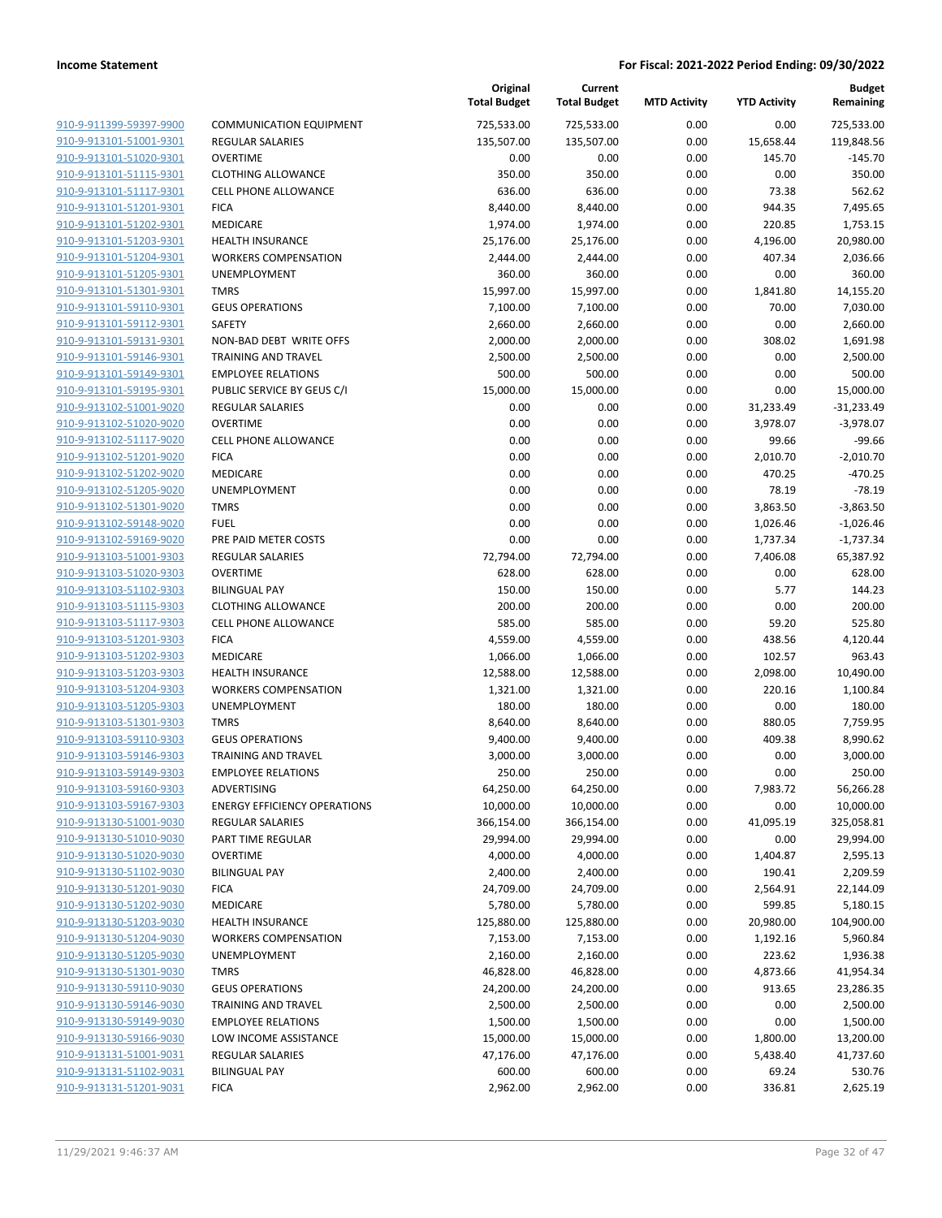**Income Statement** **For Fiscal: 2021-2022 Period Ending: 09/30/2022**

| | | Original Total Budget | Current Total Budget | MTD Activity | YTD Activity | Budget Remaining |
|---|---|---|---|---|---|---|
| 910-9-911399-59397-9900 | COMMUNICATION EQUIPMENT | 725,533.00 | 725,533.00 | 0.00 | 0.00 | 725,533.00 |
| 910-9-913101-51001-9301 | REGULAR SALARIES | 135,507.00 | 135,507.00 | 0.00 | 15,658.44 | 119,848.56 |
| 910-9-913101-51020-9301 | OVERTIME | 0.00 | 0.00 | 0.00 | 145.70 | -145.70 |
| 910-9-913101-51115-9301 | CLOTHING ALLOWANCE | 350.00 | 350.00 | 0.00 | 0.00 | 350.00 |
| 910-9-913101-51117-9301 | CELL PHONE ALLOWANCE | 636.00 | 636.00 | 0.00 | 73.38 | 562.62 |
| 910-9-913101-51201-9301 | FICA | 8,440.00 | 8,440.00 | 0.00 | 944.35 | 7,495.65 |
| 910-9-913101-51202-9301 | MEDICARE | 1,974.00 | 1,974.00 | 0.00 | 220.85 | 1,753.15 |
| 910-9-913101-51203-9301 | HEALTH INSURANCE | 25,176.00 | 25,176.00 | 0.00 | 4,196.00 | 20,980.00 |
| 910-9-913101-51204-9301 | WORKERS COMPENSATION | 2,444.00 | 2,444.00 | 0.00 | 407.34 | 2,036.66 |
| 910-9-913101-51205-9301 | UNEMPLOYMENT | 360.00 | 360.00 | 0.00 | 0.00 | 360.00 |
| 910-9-913101-51301-9301 | TMRS | 15,997.00 | 15,997.00 | 0.00 | 1,841.80 | 14,155.20 |
| 910-9-913101-59110-9301 | GEUS OPERATIONS | 7,100.00 | 7,100.00 | 0.00 | 70.00 | 7,030.00 |
| 910-9-913101-59112-9301 | SAFETY | 2,660.00 | 2,660.00 | 0.00 | 0.00 | 2,660.00 |
| 910-9-913101-59131-9301 | NON-BAD DEBT WRITE OFFS | 2,000.00 | 2,000.00 | 0.00 | 308.02 | 1,691.98 |
| 910-9-913101-59146-9301 | TRAINING AND TRAVEL | 2,500.00 | 2,500.00 | 0.00 | 0.00 | 2,500.00 |
| 910-9-913101-59149-9301 | EMPLOYEE RELATIONS | 500.00 | 500.00 | 0.00 | 0.00 | 500.00 |
| 910-9-913101-59195-9301 | PUBLIC SERVICE BY GEUS C/I | 15,000.00 | 15,000.00 | 0.00 | 0.00 | 15,000.00 |
| 910-9-913102-51001-9020 | REGULAR SALARIES | 0.00 | 0.00 | 0.00 | 31,233.49 | -31,233.49 |
| 910-9-913102-51020-9020 | OVERTIME | 0.00 | 0.00 | 0.00 | 3,978.07 | -3,978.07 |
| 910-9-913102-51117-9020 | CELL PHONE ALLOWANCE | 0.00 | 0.00 | 0.00 | 99.66 | -99.66 |
| 910-9-913102-51201-9020 | FICA | 0.00 | 0.00 | 0.00 | 2,010.70 | -2,010.70 |
| 910-9-913102-51202-9020 | MEDICARE | 0.00 | 0.00 | 0.00 | 470.25 | -470.25 |
| 910-9-913102-51205-9020 | UNEMPLOYMENT | 0.00 | 0.00 | 0.00 | 78.19 | -78.19 |
| 910-9-913102-51301-9020 | TMRS | 0.00 | 0.00 | 0.00 | 3,863.50 | -3,863.50 |
| 910-9-913102-59148-9020 | FUEL | 0.00 | 0.00 | 0.00 | 1,026.46 | -1,026.46 |
| 910-9-913102-59169-9020 | PRE PAID METER COSTS | 0.00 | 0.00 | 0.00 | 1,737.34 | -1,737.34 |
| 910-9-913103-51001-9303 | REGULAR SALARIES | 72,794.00 | 72,794.00 | 0.00 | 7,406.08 | 65,387.92 |
| 910-9-913103-51020-9303 | OVERTIME | 628.00 | 628.00 | 0.00 | 0.00 | 628.00 |
| 910-9-913103-51102-9303 | BILINGUAL PAY | 150.00 | 150.00 | 0.00 | 5.77 | 144.23 |
| 910-9-913103-51115-9303 | CLOTHING ALLOWANCE | 200.00 | 200.00 | 0.00 | 0.00 | 200.00 |
| 910-9-913103-51117-9303 | CELL PHONE ALLOWANCE | 585.00 | 585.00 | 0.00 | 59.20 | 525.80 |
| 910-9-913103-51201-9303 | FICA | 4,559.00 | 4,559.00 | 0.00 | 438.56 | 4,120.44 |
| 910-9-913103-51202-9303 | MEDICARE | 1,066.00 | 1,066.00 | 0.00 | 102.57 | 963.43 |
| 910-9-913103-51203-9303 | HEALTH INSURANCE | 12,588.00 | 12,588.00 | 0.00 | 2,098.00 | 10,490.00 |
| 910-9-913103-51204-9303 | WORKERS COMPENSATION | 1,321.00 | 1,321.00 | 0.00 | 220.16 | 1,100.84 |
| 910-9-913103-51205-9303 | UNEMPLOYMENT | 180.00 | 180.00 | 0.00 | 0.00 | 180.00 |
| 910-9-913103-51301-9303 | TMRS | 8,640.00 | 8,640.00 | 0.00 | 880.05 | 7,759.95 |
| 910-9-913103-59110-9303 | GEUS OPERATIONS | 9,400.00 | 9,400.00 | 0.00 | 409.38 | 8,990.62 |
| 910-9-913103-59146-9303 | TRAINING AND TRAVEL | 3,000.00 | 3,000.00 | 0.00 | 0.00 | 3,000.00 |
| 910-9-913103-59149-9303 | EMPLOYEE RELATIONS | 250.00 | 250.00 | 0.00 | 0.00 | 250.00 |
| 910-9-913103-59160-9303 | ADVERTISING | 64,250.00 | 64,250.00 | 0.00 | 7,983.72 | 56,266.28 |
| 910-9-913103-59167-9303 | ENERGY EFFICIENCY OPERATIONS | 10,000.00 | 10,000.00 | 0.00 | 0.00 | 10,000.00 |
| 910-9-913130-51001-9030 | REGULAR SALARIES | 366,154.00 | 366,154.00 | 0.00 | 41,095.19 | 325,058.81 |
| 910-9-913130-51010-9030 | PART TIME REGULAR | 29,994.00 | 29,994.00 | 0.00 | 0.00 | 29,994.00 |
| 910-9-913130-51020-9030 | OVERTIME | 4,000.00 | 4,000.00 | 0.00 | 1,404.87 | 2,595.13 |
| 910-9-913130-51102-9030 | BILINGUAL PAY | 2,400.00 | 2,400.00 | 0.00 | 190.41 | 2,209.59 |
| 910-9-913130-51201-9030 | FICA | 24,709.00 | 24,709.00 | 0.00 | 2,564.91 | 22,144.09 |
| 910-9-913130-51202-9030 | MEDICARE | 5,780.00 | 5,780.00 | 0.00 | 599.85 | 5,180.15 |
| 910-9-913130-51203-9030 | HEALTH INSURANCE | 125,880.00 | 125,880.00 | 0.00 | 20,980.00 | 104,900.00 |
| 910-9-913130-51204-9030 | WORKERS COMPENSATION | 7,153.00 | 7,153.00 | 0.00 | 1,192.16 | 5,960.84 |
| 910-9-913130-51205-9030 | UNEMPLOYMENT | 2,160.00 | 2,160.00 | 0.00 | 223.62 | 1,936.38 |
| 910-9-913130-51301-9030 | TMRS | 46,828.00 | 46,828.00 | 0.00 | 4,873.66 | 41,954.34 |
| 910-9-913130-59110-9030 | GEUS OPERATIONS | 24,200.00 | 24,200.00 | 0.00 | 913.65 | 23,286.35 |
| 910-9-913130-59146-9030 | TRAINING AND TRAVEL | 2,500.00 | 2,500.00 | 0.00 | 0.00 | 2,500.00 |
| 910-9-913130-59149-9030 | EMPLOYEE RELATIONS | 1,500.00 | 1,500.00 | 0.00 | 0.00 | 1,500.00 |
| 910-9-913130-59166-9030 | LOW INCOME ASSISTANCE | 15,000.00 | 15,000.00 | 0.00 | 1,800.00 | 13,200.00 |
| 910-9-913131-51001-9031 | REGULAR SALARIES | 47,176.00 | 47,176.00 | 0.00 | 5,438.40 | 41,737.60 |
| 910-9-913131-51102-9031 | BILINGUAL PAY | 600.00 | 600.00 | 0.00 | 69.24 | 530.76 |
| 910-9-913131-51201-9031 | FICA | 2,962.00 | 2,962.00 | 0.00 | 336.81 | 2,625.19 |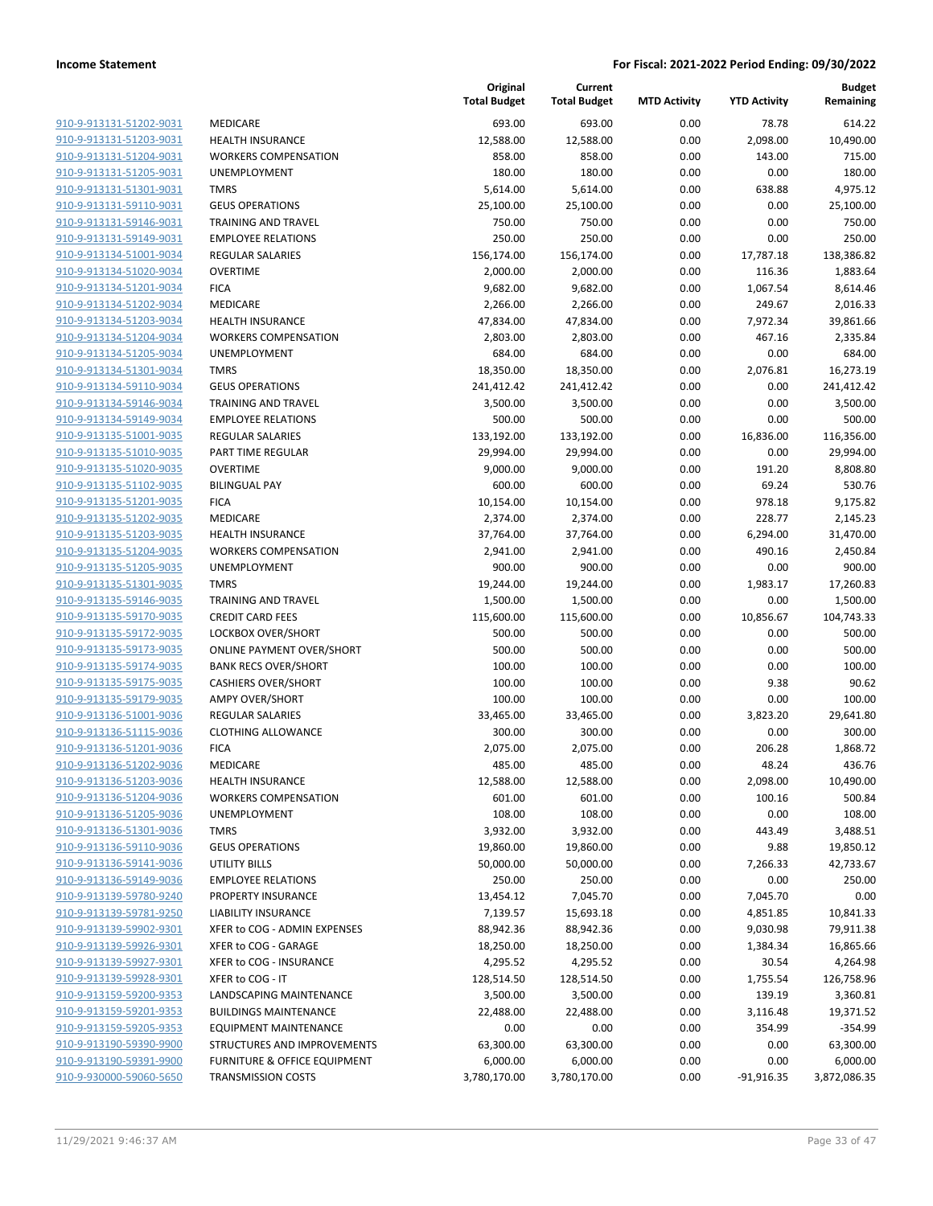| | | Original Total Budget | Current Total Budget | MTD Activity | YTD Activity | Budget Remaining |
|---|---|---|---|---|---|---|
| 910-9-913131-51202-9031 | MEDICARE | 693.00 | 693.00 | 0.00 | 78.78 | 614.22 |
| 910-9-913131-51203-9031 | HEALTH INSURANCE | 12,588.00 | 12,588.00 | 0.00 | 2,098.00 | 10,490.00 |
| 910-9-913131-51204-9031 | WORKERS COMPENSATION | 858.00 | 858.00 | 0.00 | 143.00 | 715.00 |
| 910-9-913131-51205-9031 | UNEMPLOYMENT | 180.00 | 180.00 | 0.00 | 0.00 | 180.00 |
| 910-9-913131-51301-9031 | TMRS | 5,614.00 | 5,614.00 | 0.00 | 638.88 | 4,975.12 |
| 910-9-913131-59110-9031 | GEUS OPERATIONS | 25,100.00 | 25,100.00 | 0.00 | 0.00 | 25,100.00 |
| 910-9-913131-59146-9031 | TRAINING AND TRAVEL | 750.00 | 750.00 | 0.00 | 0.00 | 750.00 |
| 910-9-913131-59149-9031 | EMPLOYEE RELATIONS | 250.00 | 250.00 | 0.00 | 0.00 | 250.00 |
| 910-9-913134-51001-9034 | REGULAR SALARIES | 156,174.00 | 156,174.00 | 0.00 | 17,787.18 | 138,386.82 |
| 910-9-913134-51020-9034 | OVERTIME | 2,000.00 | 2,000.00 | 0.00 | 116.36 | 1,883.64 |
| 910-9-913134-51201-9034 | FICA | 9,682.00 | 9,682.00 | 0.00 | 1,067.54 | 8,614.46 |
| 910-9-913134-51202-9034 | MEDICARE | 2,266.00 | 2,266.00 | 0.00 | 249.67 | 2,016.33 |
| 910-9-913134-51203-9034 | HEALTH INSURANCE | 47,834.00 | 47,834.00 | 0.00 | 7,972.34 | 39,861.66 |
| 910-9-913134-51204-9034 | WORKERS COMPENSATION | 2,803.00 | 2,803.00 | 0.00 | 467.16 | 2,335.84 |
| 910-9-913134-51205-9034 | UNEMPLOYMENT | 684.00 | 684.00 | 0.00 | 0.00 | 684.00 |
| 910-9-913134-51301-9034 | TMRS | 18,350.00 | 18,350.00 | 0.00 | 2,076.81 | 16,273.19 |
| 910-9-913134-59110-9034 | GEUS OPERATIONS | 241,412.42 | 241,412.42 | 0.00 | 0.00 | 241,412.42 |
| 910-9-913134-59146-9034 | TRAINING AND TRAVEL | 3,500.00 | 3,500.00 | 0.00 | 0.00 | 3,500.00 |
| 910-9-913134-59149-9034 | EMPLOYEE RELATIONS | 500.00 | 500.00 | 0.00 | 0.00 | 500.00 |
| 910-9-913135-51001-9035 | REGULAR SALARIES | 133,192.00 | 133,192.00 | 0.00 | 16,836.00 | 116,356.00 |
| 910-9-913135-51010-9035 | PART TIME REGULAR | 29,994.00 | 29,994.00 | 0.00 | 0.00 | 29,994.00 |
| 910-9-913135-51020-9035 | OVERTIME | 9,000.00 | 9,000.00 | 0.00 | 191.20 | 8,808.80 |
| 910-9-913135-51102-9035 | BILINGUAL PAY | 600.00 | 600.00 | 0.00 | 69.24 | 530.76 |
| 910-9-913135-51201-9035 | FICA | 10,154.00 | 10,154.00 | 0.00 | 978.18 | 9,175.82 |
| 910-9-913135-51202-9035 | MEDICARE | 2,374.00 | 2,374.00 | 0.00 | 228.77 | 2,145.23 |
| 910-9-913135-51203-9035 | HEALTH INSURANCE | 37,764.00 | 37,764.00 | 0.00 | 6,294.00 | 31,470.00 |
| 910-9-913135-51204-9035 | WORKERS COMPENSATION | 2,941.00 | 2,941.00 | 0.00 | 490.16 | 2,450.84 |
| 910-9-913135-51205-9035 | UNEMPLOYMENT | 900.00 | 900.00 | 0.00 | 0.00 | 900.00 |
| 910-9-913135-51301-9035 | TMRS | 19,244.00 | 19,244.00 | 0.00 | 1,983.17 | 17,260.83 |
| 910-9-913135-59146-9035 | TRAINING AND TRAVEL | 1,500.00 | 1,500.00 | 0.00 | 0.00 | 1,500.00 |
| 910-9-913135-59170-9035 | CREDIT CARD FEES | 115,600.00 | 115,600.00 | 0.00 | 10,856.67 | 104,743.33 |
| 910-9-913135-59172-9035 | LOCKBOX OVER/SHORT | 500.00 | 500.00 | 0.00 | 0.00 | 500.00 |
| 910-9-913135-59173-9035 | ONLINE PAYMENT OVER/SHORT | 500.00 | 500.00 | 0.00 | 0.00 | 500.00 |
| 910-9-913135-59174-9035 | BANK RECS OVER/SHORT | 100.00 | 100.00 | 0.00 | 0.00 | 100.00 |
| 910-9-913135-59175-9035 | CASHIERS OVER/SHORT | 100.00 | 100.00 | 0.00 | 9.38 | 90.62 |
| 910-9-913135-59179-9035 | AMPY OVER/SHORT | 100.00 | 100.00 | 0.00 | 0.00 | 100.00 |
| 910-9-913136-51001-9036 | REGULAR SALARIES | 33,465.00 | 33,465.00 | 0.00 | 3,823.20 | 29,641.80 |
| 910-9-913136-51115-9036 | CLOTHING ALLOWANCE | 300.00 | 300.00 | 0.00 | 0.00 | 300.00 |
| 910-9-913136-51201-9036 | FICA | 2,075.00 | 2,075.00 | 0.00 | 206.28 | 1,868.72 |
| 910-9-913136-51202-9036 | MEDICARE | 485.00 | 485.00 | 0.00 | 48.24 | 436.76 |
| 910-9-913136-51203-9036 | HEALTH INSURANCE | 12,588.00 | 12,588.00 | 0.00 | 2,098.00 | 10,490.00 |
| 910-9-913136-51204-9036 | WORKERS COMPENSATION | 601.00 | 601.00 | 0.00 | 100.16 | 500.84 |
| 910-9-913136-51205-9036 | UNEMPLOYMENT | 108.00 | 108.00 | 0.00 | 0.00 | 108.00 |
| 910-9-913136-51301-9036 | TMRS | 3,932.00 | 3,932.00 | 0.00 | 443.49 | 3,488.51 |
| 910-9-913136-59110-9036 | GEUS OPERATIONS | 19,860.00 | 19,860.00 | 0.00 | 9.88 | 19,850.12 |
| 910-9-913136-59141-9036 | UTILITY BILLS | 50,000.00 | 50,000.00 | 0.00 | 7,266.33 | 42,733.67 |
| 910-9-913136-59149-9036 | EMPLOYEE RELATIONS | 250.00 | 250.00 | 0.00 | 0.00 | 250.00 |
| 910-9-913139-59780-9240 | PROPERTY INSURANCE | 13,454.12 | 7,045.70 | 0.00 | 7,045.70 | 0.00 |
| 910-9-913139-59781-9250 | LIABILITY INSURANCE | 7,139.57 | 15,693.18 | 0.00 | 4,851.85 | 10,841.33 |
| 910-9-913139-59902-9301 | XFER to COG - ADMIN EXPENSES | 88,942.36 | 88,942.36 | 0.00 | 9,030.98 | 79,911.38 |
| 910-9-913139-59926-9301 | XFER to COG - GARAGE | 18,250.00 | 18,250.00 | 0.00 | 1,384.34 | 16,865.66 |
| 910-9-913139-59927-9301 | XFER to COG - INSURANCE | 4,295.52 | 4,295.52 | 0.00 | 30.54 | 4,264.98 |
| 910-9-913139-59928-9301 | XFER to COG - IT | 128,514.50 | 128,514.50 | 0.00 | 1,755.54 | 126,758.96 |
| 910-9-913159-59200-9353 | LANDSCAPING MAINTENANCE | 3,500.00 | 3,500.00 | 0.00 | 139.19 | 3,360.81 |
| 910-9-913159-59201-9353 | BUILDINGS MAINTENANCE | 22,488.00 | 22,488.00 | 0.00 | 3,116.48 | 19,371.52 |
| 910-9-913159-59205-9353 | EQUIPMENT MAINTENANCE | 0.00 | 0.00 | 0.00 | 354.99 | -354.99 |
| 910-9-913190-59390-9900 | STRUCTURES AND IMPROVEMENTS | 63,300.00 | 63,300.00 | 0.00 | 0.00 | 63,300.00 |
| 910-9-913190-59391-9900 | FURNITURE & OFFICE EQUIPMENT | 6,000.00 | 6,000.00 | 0.00 | 0.00 | 6,000.00 |
| 910-9-930000-59060-5650 | TRANSMISSION COSTS | 3,780,170.00 | 3,780,170.00 | 0.00 | -91,916.35 | 3,872,086.35 |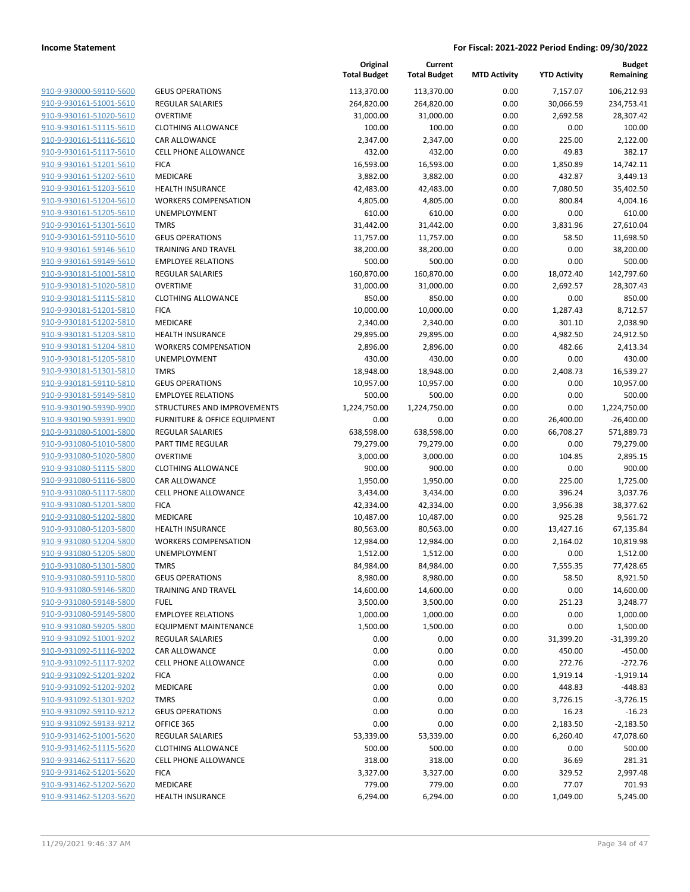**Income Statement** — **For Fiscal: 2021-2022 Period Ending: 09/30/2022**

| | | Original Total Budget | Current Total Budget | MTD Activity | YTD Activity | Budget Remaining |
|---|---|---|---|---|---|---|
| 910-9-930000-59110-5600 | GEUS OPERATIONS | 113,370.00 | 113,370.00 | 0.00 | 7,157.07 | 106,212.93 |
| 910-9-930161-51001-5610 | REGULAR SALARIES | 264,820.00 | 264,820.00 | 0.00 | 30,066.59 | 234,753.41 |
| 910-9-930161-51020-5610 | OVERTIME | 31,000.00 | 31,000.00 | 0.00 | 2,692.58 | 28,307.42 |
| 910-9-930161-51115-5610 | CLOTHING ALLOWANCE | 100.00 | 100.00 | 0.00 | 0.00 | 100.00 |
| 910-9-930161-51116-5610 | CAR ALLOWANCE | 2,347.00 | 2,347.00 | 0.00 | 225.00 | 2,122.00 |
| 910-9-930161-51117-5610 | CELL PHONE ALLOWANCE | 432.00 | 432.00 | 0.00 | 49.83 | 382.17 |
| 910-9-930161-51201-5610 | FICA | 16,593.00 | 16,593.00 | 0.00 | 1,850.89 | 14,742.11 |
| 910-9-930161-51202-5610 | MEDICARE | 3,882.00 | 3,882.00 | 0.00 | 432.87 | 3,449.13 |
| 910-9-930161-51203-5610 | HEALTH INSURANCE | 42,483.00 | 42,483.00 | 0.00 | 7,080.50 | 35,402.50 |
| 910-9-930161-51204-5610 | WORKERS COMPENSATION | 4,805.00 | 4,805.00 | 0.00 | 800.84 | 4,004.16 |
| 910-9-930161-51205-5610 | UNEMPLOYMENT | 610.00 | 610.00 | 0.00 | 0.00 | 610.00 |
| 910-9-930161-51301-5610 | TMRS | 31,442.00 | 31,442.00 | 0.00 | 3,831.96 | 27,610.04 |
| 910-9-930161-59110-5610 | GEUS OPERATIONS | 11,757.00 | 11,757.00 | 0.00 | 58.50 | 11,698.50 |
| 910-9-930161-59146-5610 | TRAINING AND TRAVEL | 38,200.00 | 38,200.00 | 0.00 | 0.00 | 38,200.00 |
| 910-9-930161-59149-5610 | EMPLOYEE RELATIONS | 500.00 | 500.00 | 0.00 | 0.00 | 500.00 |
| 910-9-930181-51001-5810 | REGULAR SALARIES | 160,870.00 | 160,870.00 | 0.00 | 18,072.40 | 142,797.60 |
| 910-9-930181-51020-5810 | OVERTIME | 31,000.00 | 31,000.00 | 0.00 | 2,692.57 | 28,307.43 |
| 910-9-930181-51115-5810 | CLOTHING ALLOWANCE | 850.00 | 850.00 | 0.00 | 0.00 | 850.00 |
| 910-9-930181-51201-5810 | FICA | 10,000.00 | 10,000.00 | 0.00 | 1,287.43 | 8,712.57 |
| 910-9-930181-51202-5810 | MEDICARE | 2,340.00 | 2,340.00 | 0.00 | 301.10 | 2,038.90 |
| 910-9-930181-51203-5810 | HEALTH INSURANCE | 29,895.00 | 29,895.00 | 0.00 | 4,982.50 | 24,912.50 |
| 910-9-930181-51204-5810 | WORKERS COMPENSATION | 2,896.00 | 2,896.00 | 0.00 | 482.66 | 2,413.34 |
| 910-9-930181-51205-5810 | UNEMPLOYMENT | 430.00 | 430.00 | 0.00 | 0.00 | 430.00 |
| 910-9-930181-51301-5810 | TMRS | 18,948.00 | 18,948.00 | 0.00 | 2,408.73 | 16,539.27 |
| 910-9-930181-59110-5810 | GEUS OPERATIONS | 10,957.00 | 10,957.00 | 0.00 | 0.00 | 10,957.00 |
| 910-9-930181-59149-5810 | EMPLOYEE RELATIONS | 500.00 | 500.00 | 0.00 | 0.00 | 500.00 |
| 910-9-930190-59390-9900 | STRUCTURES AND IMPROVEMENTS | 1,224,750.00 | 1,224,750.00 | 0.00 | 0.00 | 1,224,750.00 |
| 910-9-930190-59391-9900 | FURNITURE & OFFICE EQUIPMENT | 0.00 | 0.00 | 0.00 | 26,400.00 | -26,400.00 |
| 910-9-931080-51001-5800 | REGULAR SALARIES | 638,598.00 | 638,598.00 | 0.00 | 66,708.27 | 571,889.73 |
| 910-9-931080-51010-5800 | PART TIME REGULAR | 79,279.00 | 79,279.00 | 0.00 | 0.00 | 79,279.00 |
| 910-9-931080-51020-5800 | OVERTIME | 3,000.00 | 3,000.00 | 0.00 | 104.85 | 2,895.15 |
| 910-9-931080-51115-5800 | CLOTHING ALLOWANCE | 900.00 | 900.00 | 0.00 | 0.00 | 900.00 |
| 910-9-931080-51116-5800 | CAR ALLOWANCE | 1,950.00 | 1,950.00 | 0.00 | 225.00 | 1,725.00 |
| 910-9-931080-51117-5800 | CELL PHONE ALLOWANCE | 3,434.00 | 3,434.00 | 0.00 | 396.24 | 3,037.76 |
| 910-9-931080-51201-5800 | FICA | 42,334.00 | 42,334.00 | 0.00 | 3,956.38 | 38,377.62 |
| 910-9-931080-51202-5800 | MEDICARE | 10,487.00 | 10,487.00 | 0.00 | 925.28 | 9,561.72 |
| 910-9-931080-51203-5800 | HEALTH INSURANCE | 80,563.00 | 80,563.00 | 0.00 | 13,427.16 | 67,135.84 |
| 910-9-931080-51204-5800 | WORKERS COMPENSATION | 12,984.00 | 12,984.00 | 0.00 | 2,164.02 | 10,819.98 |
| 910-9-931080-51205-5800 | UNEMPLOYMENT | 1,512.00 | 1,512.00 | 0.00 | 0.00 | 1,512.00 |
| 910-9-931080-51301-5800 | TMRS | 84,984.00 | 84,984.00 | 0.00 | 7,555.35 | 77,428.65 |
| 910-9-931080-59110-5800 | GEUS OPERATIONS | 8,980.00 | 8,980.00 | 0.00 | 58.50 | 8,921.50 |
| 910-9-931080-59146-5800 | TRAINING AND TRAVEL | 14,600.00 | 14,600.00 | 0.00 | 0.00 | 14,600.00 |
| 910-9-931080-59148-5800 | FUEL | 3,500.00 | 3,500.00 | 0.00 | 251.23 | 3,248.77 |
| 910-9-931080-59149-5800 | EMPLOYEE RELATIONS | 1,000.00 | 1,000.00 | 0.00 | 0.00 | 1,000.00 |
| 910-9-931080-59205-5800 | EQUIPMENT MAINTENANCE | 1,500.00 | 1,500.00 | 0.00 | 0.00 | 1,500.00 |
| 910-9-931092-51001-9202 | REGULAR SALARIES | 0.00 | 0.00 | 0.00 | 31,399.20 | -31,399.20 |
| 910-9-931092-51116-9202 | CAR ALLOWANCE | 0.00 | 0.00 | 0.00 | 450.00 | -450.00 |
| 910-9-931092-51117-9202 | CELL PHONE ALLOWANCE | 0.00 | 0.00 | 0.00 | 272.76 | -272.76 |
| 910-9-931092-51201-9202 | FICA | 0.00 | 0.00 | 0.00 | 1,919.14 | -1,919.14 |
| 910-9-931092-51202-9202 | MEDICARE | 0.00 | 0.00 | 0.00 | 448.83 | -448.83 |
| 910-9-931092-51301-9202 | TMRS | 0.00 | 0.00 | 0.00 | 3,726.15 | -3,726.15 |
| 910-9-931092-59110-9212 | GEUS OPERATIONS | 0.00 | 0.00 | 0.00 | 16.23 | -16.23 |
| 910-9-931092-59133-9212 | OFFICE 365 | 0.00 | 0.00 | 0.00 | 2,183.50 | -2,183.50 |
| 910-9-931462-51001-5620 | REGULAR SALARIES | 53,339.00 | 53,339.00 | 0.00 | 6,260.40 | 47,078.60 |
| 910-9-931462-51115-5620 | CLOTHING ALLOWANCE | 500.00 | 500.00 | 0.00 | 0.00 | 500.00 |
| 910-9-931462-51117-5620 | CELL PHONE ALLOWANCE | 318.00 | 318.00 | 0.00 | 36.69 | 281.31 |
| 910-9-931462-51201-5620 | FICA | 3,327.00 | 3,327.00 | 0.00 | 329.52 | 2,997.48 |
| 910-9-931462-51202-5620 | MEDICARE | 779.00 | 779.00 | 0.00 | 77.07 | 701.93 |
| 910-9-931462-51203-5620 | HEALTH INSURANCE | 6,294.00 | 6,294.00 | 0.00 | 1,049.00 | 5,245.00 |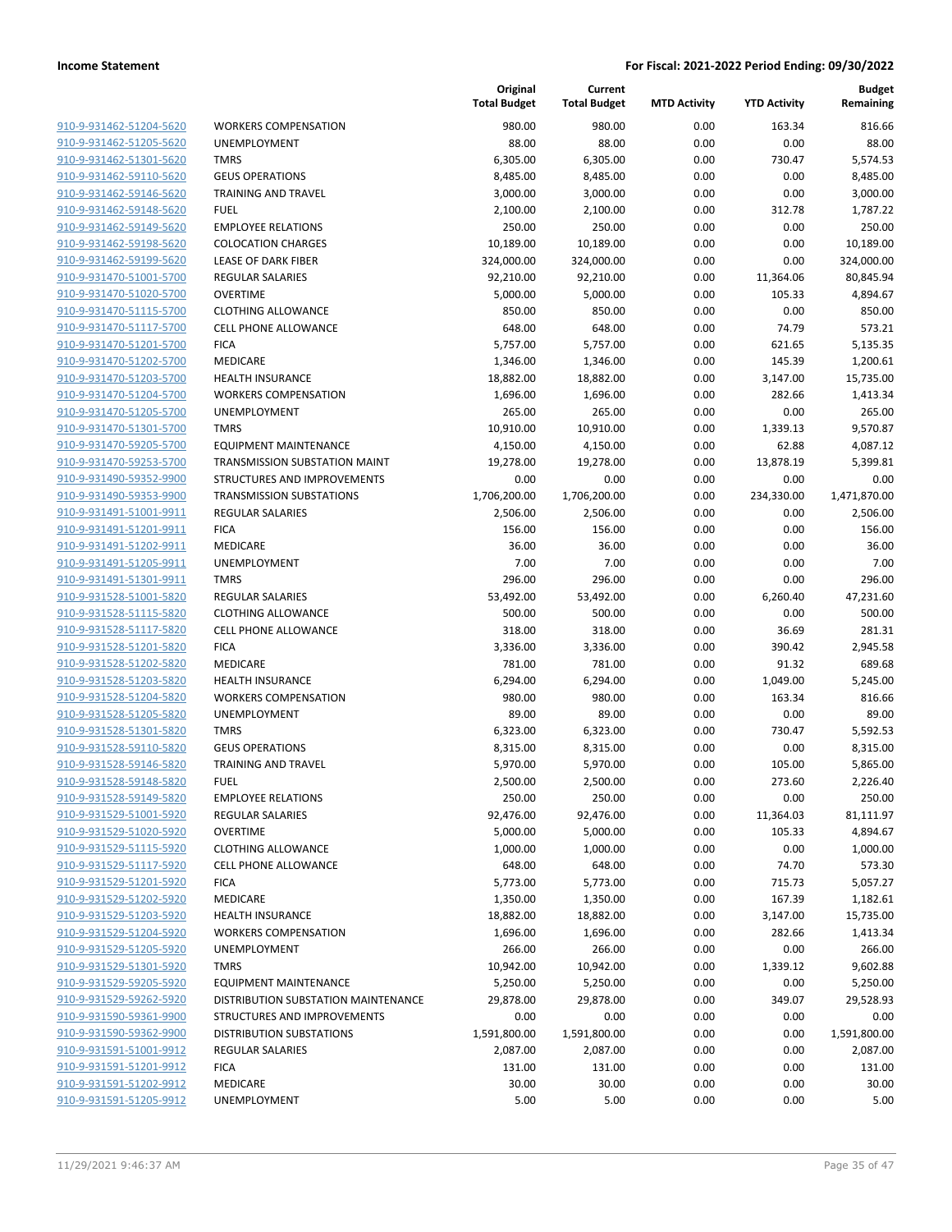**Income Statement** | **For Fiscal: 2021-2022 Period Ending: 09/30/2022**

| | | Original Total Budget | Current Total Budget | MTD Activity | YTD Activity | Budget Remaining |
|---|---|---|---|---|---|---|
| 910-9-931462-51204-5620 | WORKERS COMPENSATION | 980.00 | 980.00 | 0.00 | 163.34 | 816.66 |
| 910-9-931462-51205-5620 | UNEMPLOYMENT | 88.00 | 88.00 | 0.00 | 0.00 | 88.00 |
| 910-9-931462-51301-5620 | TMRS | 6,305.00 | 6,305.00 | 0.00 | 730.47 | 5,574.53 |
| 910-9-931462-59110-5620 | GEUS OPERATIONS | 8,485.00 | 8,485.00 | 0.00 | 0.00 | 8,485.00 |
| 910-9-931462-59146-5620 | TRAINING AND TRAVEL | 3,000.00 | 3,000.00 | 0.00 | 0.00 | 3,000.00 |
| 910-9-931462-59148-5620 | FUEL | 2,100.00 | 2,100.00 | 0.00 | 312.78 | 1,787.22 |
| 910-9-931462-59149-5620 | EMPLOYEE RELATIONS | 250.00 | 250.00 | 0.00 | 0.00 | 250.00 |
| 910-9-931462-59198-5620 | COLOCATION CHARGES | 10,189.00 | 10,189.00 | 0.00 | 0.00 | 10,189.00 |
| 910-9-931462-59199-5620 | LEASE OF DARK FIBER | 324,000.00 | 324,000.00 | 0.00 | 0.00 | 324,000.00 |
| 910-9-931470-51001-5700 | REGULAR SALARIES | 92,210.00 | 92,210.00 | 0.00 | 11,364.06 | 80,845.94 |
| 910-9-931470-51020-5700 | OVERTIME | 5,000.00 | 5,000.00 | 0.00 | 105.33 | 4,894.67 |
| 910-9-931470-51115-5700 | CLOTHING ALLOWANCE | 850.00 | 850.00 | 0.00 | 0.00 | 850.00 |
| 910-9-931470-51117-5700 | CELL PHONE ALLOWANCE | 648.00 | 648.00 | 0.00 | 74.79 | 573.21 |
| 910-9-931470-51201-5700 | FICA | 5,757.00 | 5,757.00 | 0.00 | 621.65 | 5,135.35 |
| 910-9-931470-51202-5700 | MEDICARE | 1,346.00 | 1,346.00 | 0.00 | 145.39 | 1,200.61 |
| 910-9-931470-51203-5700 | HEALTH INSURANCE | 18,882.00 | 18,882.00 | 0.00 | 3,147.00 | 15,735.00 |
| 910-9-931470-51204-5700 | WORKERS COMPENSATION | 1,696.00 | 1,696.00 | 0.00 | 282.66 | 1,413.34 |
| 910-9-931470-51205-5700 | UNEMPLOYMENT | 265.00 | 265.00 | 0.00 | 0.00 | 265.00 |
| 910-9-931470-51301-5700 | TMRS | 10,910.00 | 10,910.00 | 0.00 | 1,339.13 | 9,570.87 |
| 910-9-931470-59205-5700 | EQUIPMENT MAINTENANCE | 4,150.00 | 4,150.00 | 0.00 | 62.88 | 4,087.12 |
| 910-9-931470-59253-5700 | TRANSMISSION SUBSTATION MAINT | 19,278.00 | 19,278.00 | 0.00 | 13,878.19 | 5,399.81 |
| 910-9-931490-59352-9900 | STRUCTURES AND IMPROVEMENTS | 0.00 | 0.00 | 0.00 | 0.00 | 0.00 |
| 910-9-931490-59353-9900 | TRANSMISSION SUBSTATIONS | 1,706,200.00 | 1,706,200.00 | 0.00 | 234,330.00 | 1,471,870.00 |
| 910-9-931491-51001-9911 | REGULAR SALARIES | 2,506.00 | 2,506.00 | 0.00 | 0.00 | 2,506.00 |
| 910-9-931491-51201-9911 | FICA | 156.00 | 156.00 | 0.00 | 0.00 | 156.00 |
| 910-9-931491-51202-9911 | MEDICARE | 36.00 | 36.00 | 0.00 | 0.00 | 36.00 |
| 910-9-931491-51205-9911 | UNEMPLOYMENT | 7.00 | 7.00 | 0.00 | 0.00 | 7.00 |
| 910-9-931491-51301-9911 | TMRS | 296.00 | 296.00 | 0.00 | 0.00 | 296.00 |
| 910-9-931528-51001-5820 | REGULAR SALARIES | 53,492.00 | 53,492.00 | 0.00 | 6,260.40 | 47,231.60 |
| 910-9-931528-51115-5820 | CLOTHING ALLOWANCE | 500.00 | 500.00 | 0.00 | 0.00 | 500.00 |
| 910-9-931528-51117-5820 | CELL PHONE ALLOWANCE | 318.00 | 318.00 | 0.00 | 36.69 | 281.31 |
| 910-9-931528-51201-5820 | FICA | 3,336.00 | 3,336.00 | 0.00 | 390.42 | 2,945.58 |
| 910-9-931528-51202-5820 | MEDICARE | 781.00 | 781.00 | 0.00 | 91.32 | 689.68 |
| 910-9-931528-51203-5820 | HEALTH INSURANCE | 6,294.00 | 6,294.00 | 0.00 | 1,049.00 | 5,245.00 |
| 910-9-931528-51204-5820 | WORKERS COMPENSATION | 980.00 | 980.00 | 0.00 | 163.34 | 816.66 |
| 910-9-931528-51205-5820 | UNEMPLOYMENT | 89.00 | 89.00 | 0.00 | 0.00 | 89.00 |
| 910-9-931528-51301-5820 | TMRS | 6,323.00 | 6,323.00 | 0.00 | 730.47 | 5,592.53 |
| 910-9-931528-59110-5820 | GEUS OPERATIONS | 8,315.00 | 8,315.00 | 0.00 | 0.00 | 8,315.00 |
| 910-9-931528-59146-5820 | TRAINING AND TRAVEL | 5,970.00 | 5,970.00 | 0.00 | 105.00 | 5,865.00 |
| 910-9-931528-59148-5820 | FUEL | 2,500.00 | 2,500.00 | 0.00 | 273.60 | 2,226.40 |
| 910-9-931528-59149-5820 | EMPLOYEE RELATIONS | 250.00 | 250.00 | 0.00 | 0.00 | 250.00 |
| 910-9-931529-51001-5920 | REGULAR SALARIES | 92,476.00 | 92,476.00 | 0.00 | 11,364.03 | 81,111.97 |
| 910-9-931529-51020-5920 | OVERTIME | 5,000.00 | 5,000.00 | 0.00 | 105.33 | 4,894.67 |
| 910-9-931529-51115-5920 | CLOTHING ALLOWANCE | 1,000.00 | 1,000.00 | 0.00 | 0.00 | 1,000.00 |
| 910-9-931529-51117-5920 | CELL PHONE ALLOWANCE | 648.00 | 648.00 | 0.00 | 74.70 | 573.30 |
| 910-9-931529-51201-5920 | FICA | 5,773.00 | 5,773.00 | 0.00 | 715.73 | 5,057.27 |
| 910-9-931529-51202-5920 | MEDICARE | 1,350.00 | 1,350.00 | 0.00 | 167.39 | 1,182.61 |
| 910-9-931529-51203-5920 | HEALTH INSURANCE | 18,882.00 | 18,882.00 | 0.00 | 3,147.00 | 15,735.00 |
| 910-9-931529-51204-5920 | WORKERS COMPENSATION | 1,696.00 | 1,696.00 | 0.00 | 282.66 | 1,413.34 |
| 910-9-931529-51205-5920 | UNEMPLOYMENT | 266.00 | 266.00 | 0.00 | 0.00 | 266.00 |
| 910-9-931529-51301-5920 | TMRS | 10,942.00 | 10,942.00 | 0.00 | 1,339.12 | 9,602.88 |
| 910-9-931529-59205-5920 | EQUIPMENT MAINTENANCE | 5,250.00 | 5,250.00 | 0.00 | 0.00 | 5,250.00 |
| 910-9-931529-59262-5920 | DISTRIBUTION SUBSTATION MAINTENANCE | 29,878.00 | 29,878.00 | 0.00 | 349.07 | 29,528.93 |
| 910-9-931590-59361-9900 | STRUCTURES AND IMPROVEMENTS | 0.00 | 0.00 | 0.00 | 0.00 | 0.00 |
| 910-9-931590-59362-9900 | DISTRIBUTION SUBSTATIONS | 1,591,800.00 | 1,591,800.00 | 0.00 | 0.00 | 1,591,800.00 |
| 910-9-931591-51001-9912 | REGULAR SALARIES | 2,087.00 | 2,087.00 | 0.00 | 0.00 | 2,087.00 |
| 910-9-931591-51201-9912 | FICA | 131.00 | 131.00 | 0.00 | 0.00 | 131.00 |
| 910-9-931591-51202-9912 | MEDICARE | 30.00 | 30.00 | 0.00 | 0.00 | 30.00 |
| 910-9-931591-51205-9912 | UNEMPLOYMENT | 5.00 | 5.00 | 0.00 | 0.00 | 5.00 |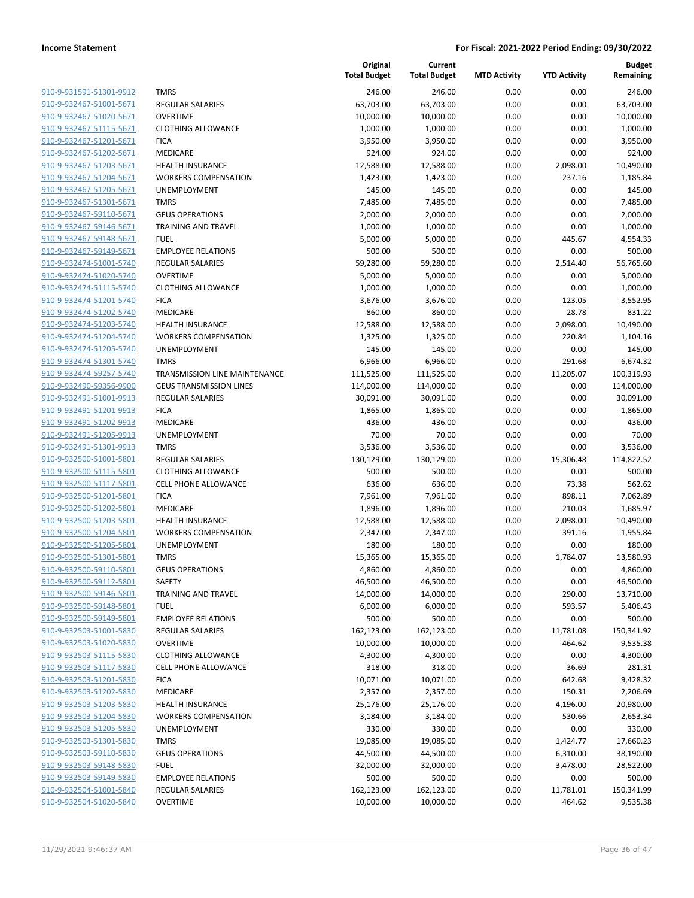| | | Original Total Budget | Current Total Budget | MTD Activity | YTD Activity | Budget Remaining |
|---|---|---|---|---|---|---|
| 910-9-931591-51301-9912 | TMRS | 246.00 | 246.00 | 0.00 | 0.00 | 246.00 |
| 910-9-932467-51001-5671 | REGULAR SALARIES | 63,703.00 | 63,703.00 | 0.00 | 0.00 | 63,703.00 |
| 910-9-932467-51020-5671 | OVERTIME | 10,000.00 | 10,000.00 | 0.00 | 0.00 | 10,000.00 |
| 910-9-932467-51115-5671 | CLOTHING ALLOWANCE | 1,000.00 | 1,000.00 | 0.00 | 0.00 | 1,000.00 |
| 910-9-932467-51201-5671 | FICA | 3,950.00 | 3,950.00 | 0.00 | 0.00 | 3,950.00 |
| 910-9-932467-51202-5671 | MEDICARE | 924.00 | 924.00 | 0.00 | 0.00 | 924.00 |
| 910-9-932467-51203-5671 | HEALTH INSURANCE | 12,588.00 | 12,588.00 | 0.00 | 2,098.00 | 10,490.00 |
| 910-9-932467-51204-5671 | WORKERS COMPENSATION | 1,423.00 | 1,423.00 | 0.00 | 237.16 | 1,185.84 |
| 910-9-932467-51205-5671 | UNEMPLOYMENT | 145.00 | 145.00 | 0.00 | 0.00 | 145.00 |
| 910-9-932467-51301-5671 | TMRS | 7,485.00 | 7,485.00 | 0.00 | 0.00 | 7,485.00 |
| 910-9-932467-59110-5671 | GEUS OPERATIONS | 2,000.00 | 2,000.00 | 0.00 | 0.00 | 2,000.00 |
| 910-9-932467-59146-5671 | TRAINING AND TRAVEL | 1,000.00 | 1,000.00 | 0.00 | 0.00 | 1,000.00 |
| 910-9-932467-59148-5671 | FUEL | 5,000.00 | 5,000.00 | 0.00 | 445.67 | 4,554.33 |
| 910-9-932467-59149-5671 | EMPLOYEE RELATIONS | 500.00 | 500.00 | 0.00 | 0.00 | 500.00 |
| 910-9-932474-51001-5740 | REGULAR SALARIES | 59,280.00 | 59,280.00 | 0.00 | 2,514.40 | 56,765.60 |
| 910-9-932474-51020-5740 | OVERTIME | 5,000.00 | 5,000.00 | 0.00 | 0.00 | 5,000.00 |
| 910-9-932474-51115-5740 | CLOTHING ALLOWANCE | 1,000.00 | 1,000.00 | 0.00 | 0.00 | 1,000.00 |
| 910-9-932474-51201-5740 | FICA | 3,676.00 | 3,676.00 | 0.00 | 123.05 | 3,552.95 |
| 910-9-932474-51202-5740 | MEDICARE | 860.00 | 860.00 | 0.00 | 28.78 | 831.22 |
| 910-9-932474-51203-5740 | HEALTH INSURANCE | 12,588.00 | 12,588.00 | 0.00 | 2,098.00 | 10,490.00 |
| 910-9-932474-51204-5740 | WORKERS COMPENSATION | 1,325.00 | 1,325.00 | 0.00 | 220.84 | 1,104.16 |
| 910-9-932474-51205-5740 | UNEMPLOYMENT | 145.00 | 145.00 | 0.00 | 0.00 | 145.00 |
| 910-9-932474-51301-5740 | TMRS | 6,966.00 | 6,966.00 | 0.00 | 291.68 | 6,674.32 |
| 910-9-932474-59257-5740 | TRANSMISSION LINE MAINTENANCE | 111,525.00 | 111,525.00 | 0.00 | 11,205.07 | 100,319.93 |
| 910-9-932490-59356-9900 | GEUS TRANSMISSION LINES | 114,000.00 | 114,000.00 | 0.00 | 0.00 | 114,000.00 |
| 910-9-932491-51001-9913 | REGULAR SALARIES | 30,091.00 | 30,091.00 | 0.00 | 0.00 | 30,091.00 |
| 910-9-932491-51201-9913 | FICA | 1,865.00 | 1,865.00 | 0.00 | 0.00 | 1,865.00 |
| 910-9-932491-51202-9913 | MEDICARE | 436.00 | 436.00 | 0.00 | 0.00 | 436.00 |
| 910-9-932491-51205-9913 | UNEMPLOYMENT | 70.00 | 70.00 | 0.00 | 0.00 | 70.00 |
| 910-9-932491-51301-9913 | TMRS | 3,536.00 | 3,536.00 | 0.00 | 0.00 | 3,536.00 |
| 910-9-932500-51001-5801 | REGULAR SALARIES | 130,129.00 | 130,129.00 | 0.00 | 15,306.48 | 114,822.52 |
| 910-9-932500-51115-5801 | CLOTHING ALLOWANCE | 500.00 | 500.00 | 0.00 | 0.00 | 500.00 |
| 910-9-932500-51117-5801 | CELL PHONE ALLOWANCE | 636.00 | 636.00 | 0.00 | 73.38 | 562.62 |
| 910-9-932500-51201-5801 | FICA | 7,961.00 | 7,961.00 | 0.00 | 898.11 | 7,062.89 |
| 910-9-932500-51202-5801 | MEDICARE | 1,896.00 | 1,896.00 | 0.00 | 210.03 | 1,685.97 |
| 910-9-932500-51203-5801 | HEALTH INSURANCE | 12,588.00 | 12,588.00 | 0.00 | 2,098.00 | 10,490.00 |
| 910-9-932500-51204-5801 | WORKERS COMPENSATION | 2,347.00 | 2,347.00 | 0.00 | 391.16 | 1,955.84 |
| 910-9-932500-51205-5801 | UNEMPLOYMENT | 180.00 | 180.00 | 0.00 | 0.00 | 180.00 |
| 910-9-932500-51301-5801 | TMRS | 15,365.00 | 15,365.00 | 0.00 | 1,784.07 | 13,580.93 |
| 910-9-932500-59110-5801 | GEUS OPERATIONS | 4,860.00 | 4,860.00 | 0.00 | 0.00 | 4,860.00 |
| 910-9-932500-59112-5801 | SAFETY | 46,500.00 | 46,500.00 | 0.00 | 0.00 | 46,500.00 |
| 910-9-932500-59146-5801 | TRAINING AND TRAVEL | 14,000.00 | 14,000.00 | 0.00 | 290.00 | 13,710.00 |
| 910-9-932500-59148-5801 | FUEL | 6,000.00 | 6,000.00 | 0.00 | 593.57 | 5,406.43 |
| 910-9-932500-59149-5801 | EMPLOYEE RELATIONS | 500.00 | 500.00 | 0.00 | 0.00 | 500.00 |
| 910-9-932503-51001-5830 | REGULAR SALARIES | 162,123.00 | 162,123.00 | 0.00 | 11,781.08 | 150,341.92 |
| 910-9-932503-51020-5830 | OVERTIME | 10,000.00 | 10,000.00 | 0.00 | 464.62 | 9,535.38 |
| 910-9-932503-51115-5830 | CLOTHING ALLOWANCE | 4,300.00 | 4,300.00 | 0.00 | 0.00 | 4,300.00 |
| 910-9-932503-51117-5830 | CELL PHONE ALLOWANCE | 318.00 | 318.00 | 0.00 | 36.69 | 281.31 |
| 910-9-932503-51201-5830 | FICA | 10,071.00 | 10,071.00 | 0.00 | 642.68 | 9,428.32 |
| 910-9-932503-51202-5830 | MEDICARE | 2,357.00 | 2,357.00 | 0.00 | 150.31 | 2,206.69 |
| 910-9-932503-51203-5830 | HEALTH INSURANCE | 25,176.00 | 25,176.00 | 0.00 | 4,196.00 | 20,980.00 |
| 910-9-932503-51204-5830 | WORKERS COMPENSATION | 3,184.00 | 3,184.00 | 0.00 | 530.66 | 2,653.34 |
| 910-9-932503-51205-5830 | UNEMPLOYMENT | 330.00 | 330.00 | 0.00 | 0.00 | 330.00 |
| 910-9-932503-51301-5830 | TMRS | 19,085.00 | 19,085.00 | 0.00 | 1,424.77 | 17,660.23 |
| 910-9-932503-59110-5830 | GEUS OPERATIONS | 44,500.00 | 44,500.00 | 0.00 | 6,310.00 | 38,190.00 |
| 910-9-932503-59148-5830 | FUEL | 32,000.00 | 32,000.00 | 0.00 | 3,478.00 | 28,522.00 |
| 910-9-932503-59149-5830 | EMPLOYEE RELATIONS | 500.00 | 500.00 | 0.00 | 0.00 | 500.00 |
| 910-9-932504-51001-5840 | REGULAR SALARIES | 162,123.00 | 162,123.00 | 0.00 | 11,781.01 | 150,341.99 |
| 910-9-932504-51020-5840 | OVERTIME | 10,000.00 | 10,000.00 | 0.00 | 464.62 | 9,535.38 |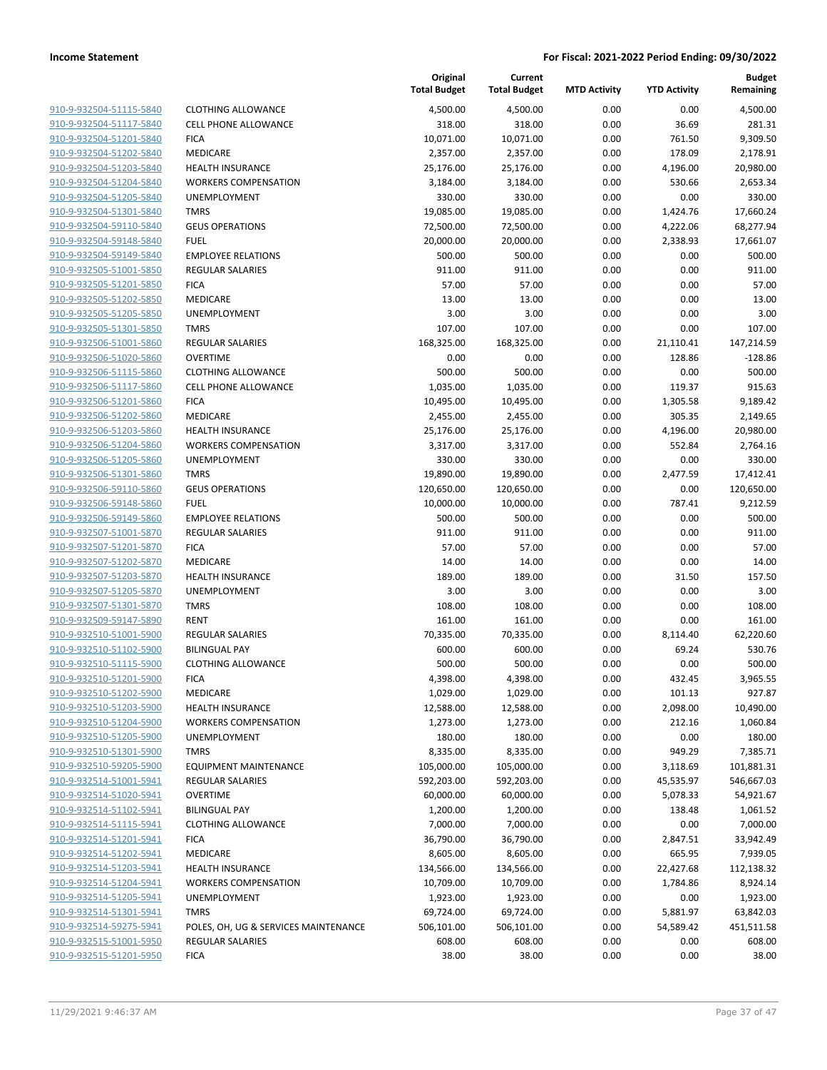**Income Statement** | **For Fiscal: 2021-2022 Period Ending: 09/30/2022**

| | | Original Total Budget | Current Total Budget | MTD Activity | YTD Activity | Budget Remaining |
|---|---|---|---|---|---|---|
| 910-9-932504-51115-5840 | CLOTHING ALLOWANCE | 4,500.00 | 4,500.00 | 0.00 | 0.00 | 4,500.00 |
| 910-9-932504-51117-5840 | CELL PHONE ALLOWANCE | 318.00 | 318.00 | 0.00 | 36.69 | 281.31 |
| 910-9-932504-51201-5840 | FICA | 10,071.00 | 10,071.00 | 0.00 | 761.50 | 9,309.50 |
| 910-9-932504-51202-5840 | MEDICARE | 2,357.00 | 2,357.00 | 0.00 | 178.09 | 2,178.91 |
| 910-9-932504-51203-5840 | HEALTH INSURANCE | 25,176.00 | 25,176.00 | 0.00 | 4,196.00 | 20,980.00 |
| 910-9-932504-51204-5840 | WORKERS COMPENSATION | 3,184.00 | 3,184.00 | 0.00 | 530.66 | 2,653.34 |
| 910-9-932504-51205-5840 | UNEMPLOYMENT | 330.00 | 330.00 | 0.00 | 0.00 | 330.00 |
| 910-9-932504-51301-5840 | TMRS | 19,085.00 | 19,085.00 | 0.00 | 1,424.76 | 17,660.24 |
| 910-9-932504-59110-5840 | GEUS OPERATIONS | 72,500.00 | 72,500.00 | 0.00 | 4,222.06 | 68,277.94 |
| 910-9-932504-59148-5840 | FUEL | 20,000.00 | 20,000.00 | 0.00 | 2,338.93 | 17,661.07 |
| 910-9-932504-59149-5840 | EMPLOYEE RELATIONS | 500.00 | 500.00 | 0.00 | 0.00 | 500.00 |
| 910-9-932505-51001-5850 | REGULAR SALARIES | 911.00 | 911.00 | 0.00 | 0.00 | 911.00 |
| 910-9-932505-51201-5850 | FICA | 57.00 | 57.00 | 0.00 | 0.00 | 57.00 |
| 910-9-932505-51202-5850 | MEDICARE | 13.00 | 13.00 | 0.00 | 0.00 | 13.00 |
| 910-9-932505-51205-5850 | UNEMPLOYMENT | 3.00 | 3.00 | 0.00 | 0.00 | 3.00 |
| 910-9-932505-51301-5850 | TMRS | 107.00 | 107.00 | 0.00 | 0.00 | 107.00 |
| 910-9-932506-51001-5860 | REGULAR SALARIES | 168,325.00 | 168,325.00 | 0.00 | 21,110.41 | 147,214.59 |
| 910-9-932506-51020-5860 | OVERTIME | 0.00 | 0.00 | 0.00 | 128.86 | -128.86 |
| 910-9-932506-51115-5860 | CLOTHING ALLOWANCE | 500.00 | 500.00 | 0.00 | 0.00 | 500.00 |
| 910-9-932506-51117-5860 | CELL PHONE ALLOWANCE | 1,035.00 | 1,035.00 | 0.00 | 119.37 | 915.63 |
| 910-9-932506-51201-5860 | FICA | 10,495.00 | 10,495.00 | 0.00 | 1,305.58 | 9,189.42 |
| 910-9-932506-51202-5860 | MEDICARE | 2,455.00 | 2,455.00 | 0.00 | 305.35 | 2,149.65 |
| 910-9-932506-51203-5860 | HEALTH INSURANCE | 25,176.00 | 25,176.00 | 0.00 | 4,196.00 | 20,980.00 |
| 910-9-932506-51204-5860 | WORKERS COMPENSATION | 3,317.00 | 3,317.00 | 0.00 | 552.84 | 2,764.16 |
| 910-9-932506-51205-5860 | UNEMPLOYMENT | 330.00 | 330.00 | 0.00 | 0.00 | 330.00 |
| 910-9-932506-51301-5860 | TMRS | 19,890.00 | 19,890.00 | 0.00 | 2,477.59 | 17,412.41 |
| 910-9-932506-59110-5860 | GEUS OPERATIONS | 120,650.00 | 120,650.00 | 0.00 | 0.00 | 120,650.00 |
| 910-9-932506-59148-5860 | FUEL | 10,000.00 | 10,000.00 | 0.00 | 787.41 | 9,212.59 |
| 910-9-932506-59149-5860 | EMPLOYEE RELATIONS | 500.00 | 500.00 | 0.00 | 0.00 | 500.00 |
| 910-9-932507-51001-5870 | REGULAR SALARIES | 911.00 | 911.00 | 0.00 | 0.00 | 911.00 |
| 910-9-932507-51201-5870 | FICA | 57.00 | 57.00 | 0.00 | 0.00 | 57.00 |
| 910-9-932507-51202-5870 | MEDICARE | 14.00 | 14.00 | 0.00 | 0.00 | 14.00 |
| 910-9-932507-51203-5870 | HEALTH INSURANCE | 189.00 | 189.00 | 0.00 | 31.50 | 157.50 |
| 910-9-932507-51205-5870 | UNEMPLOYMENT | 3.00 | 3.00 | 0.00 | 0.00 | 3.00 |
| 910-9-932507-51301-5870 | TMRS | 108.00 | 108.00 | 0.00 | 0.00 | 108.00 |
| 910-9-932509-59147-5890 | RENT | 161.00 | 161.00 | 0.00 | 0.00 | 161.00 |
| 910-9-932510-51001-5900 | REGULAR SALARIES | 70,335.00 | 70,335.00 | 0.00 | 8,114.40 | 62,220.60 |
| 910-9-932510-51102-5900 | BILINGUAL PAY | 600.00 | 600.00 | 0.00 | 69.24 | 530.76 |
| 910-9-932510-51115-5900 | CLOTHING ALLOWANCE | 500.00 | 500.00 | 0.00 | 0.00 | 500.00 |
| 910-9-932510-51201-5900 | FICA | 4,398.00 | 4,398.00 | 0.00 | 432.45 | 3,965.55 |
| 910-9-932510-51202-5900 | MEDICARE | 1,029.00 | 1,029.00 | 0.00 | 101.13 | 927.87 |
| 910-9-932510-51203-5900 | HEALTH INSURANCE | 12,588.00 | 12,588.00 | 0.00 | 2,098.00 | 10,490.00 |
| 910-9-932510-51204-5900 | WORKERS COMPENSATION | 1,273.00 | 1,273.00 | 0.00 | 212.16 | 1,060.84 |
| 910-9-932510-51205-5900 | UNEMPLOYMENT | 180.00 | 180.00 | 0.00 | 0.00 | 180.00 |
| 910-9-932510-51301-5900 | TMRS | 8,335.00 | 8,335.00 | 0.00 | 949.29 | 7,385.71 |
| 910-9-932510-59205-5900 | EQUIPMENT MAINTENANCE | 105,000.00 | 105,000.00 | 0.00 | 3,118.69 | 101,881.31 |
| 910-9-932514-51001-5941 | REGULAR SALARIES | 592,203.00 | 592,203.00 | 0.00 | 45,535.97 | 546,667.03 |
| 910-9-932514-51020-5941 | OVERTIME | 60,000.00 | 60,000.00 | 0.00 | 5,078.33 | 54,921.67 |
| 910-9-932514-51102-5941 | BILINGUAL PAY | 1,200.00 | 1,200.00 | 0.00 | 138.48 | 1,061.52 |
| 910-9-932514-51115-5941 | CLOTHING ALLOWANCE | 7,000.00 | 7,000.00 | 0.00 | 0.00 | 7,000.00 |
| 910-9-932514-51201-5941 | FICA | 36,790.00 | 36,790.00 | 0.00 | 2,847.51 | 33,942.49 |
| 910-9-932514-51202-5941 | MEDICARE | 8,605.00 | 8,605.00 | 0.00 | 665.95 | 7,939.05 |
| 910-9-932514-51203-5941 | HEALTH INSURANCE | 134,566.00 | 134,566.00 | 0.00 | 22,427.68 | 112,138.32 |
| 910-9-932514-51204-5941 | WORKERS COMPENSATION | 10,709.00 | 10,709.00 | 0.00 | 1,784.86 | 8,924.14 |
| 910-9-932514-51205-5941 | UNEMPLOYMENT | 1,923.00 | 1,923.00 | 0.00 | 0.00 | 1,923.00 |
| 910-9-932514-51301-5941 | TMRS | 69,724.00 | 69,724.00 | 0.00 | 5,881.97 | 63,842.03 |
| 910-9-932514-59275-5941 | POLES, OH, UG & SERVICES MAINTENANCE | 506,101.00 | 506,101.00 | 0.00 | 54,589.42 | 451,511.58 |
| 910-9-932515-51001-5950 | REGULAR SALARIES | 608.00 | 608.00 | 0.00 | 0.00 | 608.00 |
| 910-9-932515-51201-5950 | FICA | 38.00 | 38.00 | 0.00 | 0.00 | 38.00 |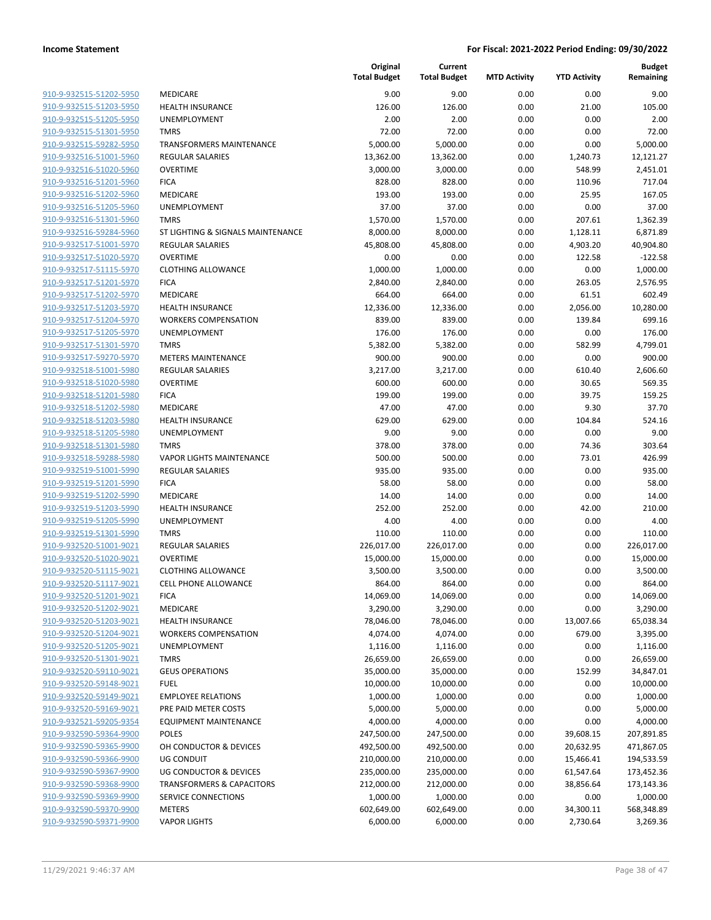**Income Statement** | **For Fiscal: 2021-2022 Period Ending: 09/30/2022**

| | | Original Total Budget | Current Total Budget | MTD Activity | YTD Activity | Budget Remaining |
|---|---|---|---|---|---|---|
| 910-9-932515-51202-5950 | MEDICARE | 9.00 | 9.00 | 0.00 | 0.00 | 9.00 |
| 910-9-932515-51203-5950 | HEALTH INSURANCE | 126.00 | 126.00 | 0.00 | 21.00 | 105.00 |
| 910-9-932515-51205-5950 | UNEMPLOYMENT | 2.00 | 2.00 | 0.00 | 0.00 | 2.00 |
| 910-9-932515-51301-5950 | TMRS | 72.00 | 72.00 | 0.00 | 0.00 | 72.00 |
| 910-9-932515-59282-5950 | TRANSFORMERS MAINTENANCE | 5,000.00 | 5,000.00 | 0.00 | 0.00 | 5,000.00 |
| 910-9-932516-51001-5960 | REGULAR SALARIES | 13,362.00 | 13,362.00 | 0.00 | 1,240.73 | 12,121.27 |
| 910-9-932516-51020-5960 | OVERTIME | 3,000.00 | 3,000.00 | 0.00 | 548.99 | 2,451.01 |
| 910-9-932516-51201-5960 | FICA | 828.00 | 828.00 | 0.00 | 110.96 | 717.04 |
| 910-9-932516-51202-5960 | MEDICARE | 193.00 | 193.00 | 0.00 | 25.95 | 167.05 |
| 910-9-932516-51205-5960 | UNEMPLOYMENT | 37.00 | 37.00 | 0.00 | 0.00 | 37.00 |
| 910-9-932516-51301-5960 | TMRS | 1,570.00 | 1,570.00 | 0.00 | 207.61 | 1,362.39 |
| 910-9-932516-59284-5960 | ST LIGHTING & SIGNALS MAINTENANCE | 8,000.00 | 8,000.00 | 0.00 | 1,128.11 | 6,871.89 |
| 910-9-932517-51001-5970 | REGULAR SALARIES | 45,808.00 | 45,808.00 | 0.00 | 4,903.20 | 40,904.80 |
| 910-9-932517-51020-5970 | OVERTIME | 0.00 | 0.00 | 0.00 | 122.58 | -122.58 |
| 910-9-932517-51115-5970 | CLOTHING ALLOWANCE | 1,000.00 | 1,000.00 | 0.00 | 0.00 | 1,000.00 |
| 910-9-932517-51201-5970 | FICA | 2,840.00 | 2,840.00 | 0.00 | 263.05 | 2,576.95 |
| 910-9-932517-51202-5970 | MEDICARE | 664.00 | 664.00 | 0.00 | 61.51 | 602.49 |
| 910-9-932517-51203-5970 | HEALTH INSURANCE | 12,336.00 | 12,336.00 | 0.00 | 2,056.00 | 10,280.00 |
| 910-9-932517-51204-5970 | WORKERS COMPENSATION | 839.00 | 839.00 | 0.00 | 139.84 | 699.16 |
| 910-9-932517-51205-5970 | UNEMPLOYMENT | 176.00 | 176.00 | 0.00 | 0.00 | 176.00 |
| 910-9-932517-51301-5970 | TMRS | 5,382.00 | 5,382.00 | 0.00 | 582.99 | 4,799.01 |
| 910-9-932517-59270-5970 | METERS MAINTENANCE | 900.00 | 900.00 | 0.00 | 0.00 | 900.00 |
| 910-9-932518-51001-5980 | REGULAR SALARIES | 3,217.00 | 3,217.00 | 0.00 | 610.40 | 2,606.60 |
| 910-9-932518-51020-5980 | OVERTIME | 600.00 | 600.00 | 0.00 | 30.65 | 569.35 |
| 910-9-932518-51201-5980 | FICA | 199.00 | 199.00 | 0.00 | 39.75 | 159.25 |
| 910-9-932518-51202-5980 | MEDICARE | 47.00 | 47.00 | 0.00 | 9.30 | 37.70 |
| 910-9-932518-51203-5980 | HEALTH INSURANCE | 629.00 | 629.00 | 0.00 | 104.84 | 524.16 |
| 910-9-932518-51205-5980 | UNEMPLOYMENT | 9.00 | 9.00 | 0.00 | 0.00 | 9.00 |
| 910-9-932518-51301-5980 | TMRS | 378.00 | 378.00 | 0.00 | 74.36 | 303.64 |
| 910-9-932518-59288-5980 | VAPOR LIGHTS MAINTENANCE | 500.00 | 500.00 | 0.00 | 73.01 | 426.99 |
| 910-9-932519-51001-5990 | REGULAR SALARIES | 935.00 | 935.00 | 0.00 | 0.00 | 935.00 |
| 910-9-932519-51201-5990 | FICA | 58.00 | 58.00 | 0.00 | 0.00 | 58.00 |
| 910-9-932519-51202-5990 | MEDICARE | 14.00 | 14.00 | 0.00 | 0.00 | 14.00 |
| 910-9-932519-51203-5990 | HEALTH INSURANCE | 252.00 | 252.00 | 0.00 | 42.00 | 210.00 |
| 910-9-932519-51205-5990 | UNEMPLOYMENT | 4.00 | 4.00 | 0.00 | 0.00 | 4.00 |
| 910-9-932519-51301-5990 | TMRS | 110.00 | 110.00 | 0.00 | 0.00 | 110.00 |
| 910-9-932520-51001-9021 | REGULAR SALARIES | 226,017.00 | 226,017.00 | 0.00 | 0.00 | 226,017.00 |
| 910-9-932520-51020-9021 | OVERTIME | 15,000.00 | 15,000.00 | 0.00 | 0.00 | 15,000.00 |
| 910-9-932520-51115-9021 | CLOTHING ALLOWANCE | 3,500.00 | 3,500.00 | 0.00 | 0.00 | 3,500.00 |
| 910-9-932520-51117-9021 | CELL PHONE ALLOWANCE | 864.00 | 864.00 | 0.00 | 0.00 | 864.00 |
| 910-9-932520-51201-9021 | FICA | 14,069.00 | 14,069.00 | 0.00 | 0.00 | 14,069.00 |
| 910-9-932520-51202-9021 | MEDICARE | 3,290.00 | 3,290.00 | 0.00 | 0.00 | 3,290.00 |
| 910-9-932520-51203-9021 | HEALTH INSURANCE | 78,046.00 | 78,046.00 | 0.00 | 13,007.66 | 65,038.34 |
| 910-9-932520-51204-9021 | WORKERS COMPENSATION | 4,074.00 | 4,074.00 | 0.00 | 679.00 | 3,395.00 |
| 910-9-932520-51205-9021 | UNEMPLOYMENT | 1,116.00 | 1,116.00 | 0.00 | 0.00 | 1,116.00 |
| 910-9-932520-51301-9021 | TMRS | 26,659.00 | 26,659.00 | 0.00 | 0.00 | 26,659.00 |
| 910-9-932520-59110-9021 | GEUS OPERATIONS | 35,000.00 | 35,000.00 | 0.00 | 152.99 | 34,847.01 |
| 910-9-932520-59148-9021 | FUEL | 10,000.00 | 10,000.00 | 0.00 | 0.00 | 10,000.00 |
| 910-9-932520-59149-9021 | EMPLOYEE RELATIONS | 1,000.00 | 1,000.00 | 0.00 | 0.00 | 1,000.00 |
| 910-9-932520-59169-9021 | PRE PAID METER COSTS | 5,000.00 | 5,000.00 | 0.00 | 0.00 | 5,000.00 |
| 910-9-932521-59205-9354 | EQUIPMENT MAINTENANCE | 4,000.00 | 4,000.00 | 0.00 | 0.00 | 4,000.00 |
| 910-9-932590-59364-9900 | POLES | 247,500.00 | 247,500.00 | 0.00 | 39,608.15 | 207,891.85 |
| 910-9-932590-59365-9900 | OH CONDUCTOR & DEVICES | 492,500.00 | 492,500.00 | 0.00 | 20,632.95 | 471,867.05 |
| 910-9-932590-59366-9900 | UG CONDUIT | 210,000.00 | 210,000.00 | 0.00 | 15,466.41 | 194,533.59 |
| 910-9-932590-59367-9900 | UG CONDUCTOR & DEVICES | 235,000.00 | 235,000.00 | 0.00 | 61,547.64 | 173,452.36 |
| 910-9-932590-59368-9900 | TRANSFORMERS & CAPACITORS | 212,000.00 | 212,000.00 | 0.00 | 38,856.64 | 173,143.36 |
| 910-9-932590-59369-9900 | SERVICE CONNECTIONS | 1,000.00 | 1,000.00 | 0.00 | 0.00 | 1,000.00 |
| 910-9-932590-59370-9900 | METERS | 602,649.00 | 602,649.00 | 0.00 | 34,300.11 | 568,348.89 |
| 910-9-932590-59371-9900 | VAPOR LIGHTS | 6,000.00 | 6,000.00 | 0.00 | 2,730.64 | 3,269.36 |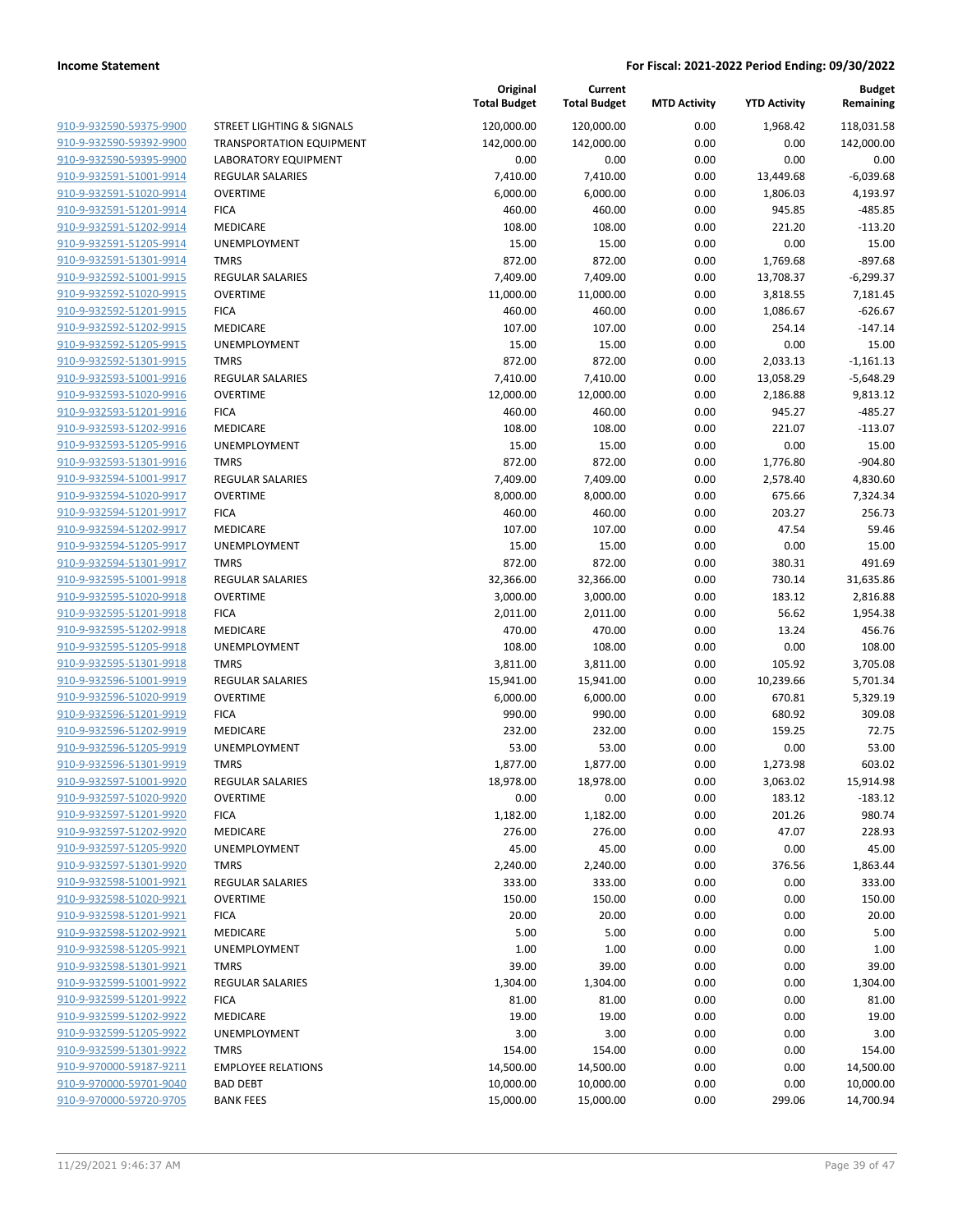**Income Statement** — **For Fiscal: 2021-2022 Period Ending: 09/30/2022**

| | | Original Total Budget | Current Total Budget | MTD Activity | YTD Activity | Budget Remaining |
|---|---|---|---|---|---|---|
| 910-9-932590-59375-9900 | STREET LIGHTING & SIGNALS | 120,000.00 | 120,000.00 | 0.00 | 1,968.42 | 118,031.58 |
| 910-9-932590-59392-9900 | TRANSPORTATION EQUIPMENT | 142,000.00 | 142,000.00 | 0.00 | 0.00 | 142,000.00 |
| 910-9-932590-59395-9900 | LABORATORY EQUIPMENT | 0.00 | 0.00 | 0.00 | 0.00 | 0.00 |
| 910-9-932591-51001-9914 | REGULAR SALARIES | 7,410.00 | 7,410.00 | 0.00 | 13,449.68 | -6,039.68 |
| 910-9-932591-51020-9914 | OVERTIME | 6,000.00 | 6,000.00 | 0.00 | 1,806.03 | 4,193.97 |
| 910-9-932591-51201-9914 | FICA | 460.00 | 460.00 | 0.00 | 945.85 | -485.85 |
| 910-9-932591-51202-9914 | MEDICARE | 108.00 | 108.00 | 0.00 | 221.20 | -113.20 |
| 910-9-932591-51205-9914 | UNEMPLOYMENT | 15.00 | 15.00 | 0.00 | 0.00 | 15.00 |
| 910-9-932591-51301-9914 | TMRS | 872.00 | 872.00 | 0.00 | 1,769.68 | -897.68 |
| 910-9-932592-51001-9915 | REGULAR SALARIES | 7,409.00 | 7,409.00 | 0.00 | 13,708.37 | -6,299.37 |
| 910-9-932592-51020-9915 | OVERTIME | 11,000.00 | 11,000.00 | 0.00 | 3,818.55 | 7,181.45 |
| 910-9-932592-51201-9915 | FICA | 460.00 | 460.00 | 0.00 | 1,086.67 | -626.67 |
| 910-9-932592-51202-9915 | MEDICARE | 107.00 | 107.00 | 0.00 | 254.14 | -147.14 |
| 910-9-932592-51205-9915 | UNEMPLOYMENT | 15.00 | 15.00 | 0.00 | 0.00 | 15.00 |
| 910-9-932592-51301-9915 | TMRS | 872.00 | 872.00 | 0.00 | 2,033.13 | -1,161.13 |
| 910-9-932593-51001-9916 | REGULAR SALARIES | 7,410.00 | 7,410.00 | 0.00 | 13,058.29 | -5,648.29 |
| 910-9-932593-51020-9916 | OVERTIME | 12,000.00 | 12,000.00 | 0.00 | 2,186.88 | 9,813.12 |
| 910-9-932593-51201-9916 | FICA | 460.00 | 460.00 | 0.00 | 945.27 | -485.27 |
| 910-9-932593-51202-9916 | MEDICARE | 108.00 | 108.00 | 0.00 | 221.07 | -113.07 |
| 910-9-932593-51205-9916 | UNEMPLOYMENT | 15.00 | 15.00 | 0.00 | 0.00 | 15.00 |
| 910-9-932593-51301-9916 | TMRS | 872.00 | 872.00 | 0.00 | 1,776.80 | -904.80 |
| 910-9-932594-51001-9917 | REGULAR SALARIES | 7,409.00 | 7,409.00 | 0.00 | 2,578.40 | 4,830.60 |
| 910-9-932594-51020-9917 | OVERTIME | 8,000.00 | 8,000.00 | 0.00 | 675.66 | 7,324.34 |
| 910-9-932594-51201-9917 | FICA | 460.00 | 460.00 | 0.00 | 203.27 | 256.73 |
| 910-9-932594-51202-9917 | MEDICARE | 107.00 | 107.00 | 0.00 | 47.54 | 59.46 |
| 910-9-932594-51205-9917 | UNEMPLOYMENT | 15.00 | 15.00 | 0.00 | 0.00 | 15.00 |
| 910-9-932594-51301-9917 | TMRS | 872.00 | 872.00 | 0.00 | 380.31 | 491.69 |
| 910-9-932595-51001-9918 | REGULAR SALARIES | 32,366.00 | 32,366.00 | 0.00 | 730.14 | 31,635.86 |
| 910-9-932595-51020-9918 | OVERTIME | 3,000.00 | 3,000.00 | 0.00 | 183.12 | 2,816.88 |
| 910-9-932595-51201-9918 | FICA | 2,011.00 | 2,011.00 | 0.00 | 56.62 | 1,954.38 |
| 910-9-932595-51202-9918 | MEDICARE | 470.00 | 470.00 | 0.00 | 13.24 | 456.76 |
| 910-9-932595-51205-9918 | UNEMPLOYMENT | 108.00 | 108.00 | 0.00 | 0.00 | 108.00 |
| 910-9-932595-51301-9918 | TMRS | 3,811.00 | 3,811.00 | 0.00 | 105.92 | 3,705.08 |
| 910-9-932596-51001-9919 | REGULAR SALARIES | 15,941.00 | 15,941.00 | 0.00 | 10,239.66 | 5,701.34 |
| 910-9-932596-51020-9919 | OVERTIME | 6,000.00 | 6,000.00 | 0.00 | 670.81 | 5,329.19 |
| 910-9-932596-51201-9919 | FICA | 990.00 | 990.00 | 0.00 | 680.92 | 309.08 |
| 910-9-932596-51202-9919 | MEDICARE | 232.00 | 232.00 | 0.00 | 159.25 | 72.75 |
| 910-9-932596-51205-9919 | UNEMPLOYMENT | 53.00 | 53.00 | 0.00 | 0.00 | 53.00 |
| 910-9-932596-51301-9919 | TMRS | 1,877.00 | 1,877.00 | 0.00 | 1,273.98 | 603.02 |
| 910-9-932597-51001-9920 | REGULAR SALARIES | 18,978.00 | 18,978.00 | 0.00 | 3,063.02 | 15,914.98 |
| 910-9-932597-51020-9920 | OVERTIME | 0.00 | 0.00 | 0.00 | 183.12 | -183.12 |
| 910-9-932597-51201-9920 | FICA | 1,182.00 | 1,182.00 | 0.00 | 201.26 | 980.74 |
| 910-9-932597-51202-9920 | MEDICARE | 276.00 | 276.00 | 0.00 | 47.07 | 228.93 |
| 910-9-932597-51205-9920 | UNEMPLOYMENT | 45.00 | 45.00 | 0.00 | 0.00 | 45.00 |
| 910-9-932597-51301-9920 | TMRS | 2,240.00 | 2,240.00 | 0.00 | 376.56 | 1,863.44 |
| 910-9-932598-51001-9921 | REGULAR SALARIES | 333.00 | 333.00 | 0.00 | 0.00 | 333.00 |
| 910-9-932598-51020-9921 | OVERTIME | 150.00 | 150.00 | 0.00 | 0.00 | 150.00 |
| 910-9-932598-51201-9921 | FICA | 20.00 | 20.00 | 0.00 | 0.00 | 20.00 |
| 910-9-932598-51202-9921 | MEDICARE | 5.00 | 5.00 | 0.00 | 0.00 | 5.00 |
| 910-9-932598-51205-9921 | UNEMPLOYMENT | 1.00 | 1.00 | 0.00 | 0.00 | 1.00 |
| 910-9-932598-51301-9921 | TMRS | 39.00 | 39.00 | 0.00 | 0.00 | 39.00 |
| 910-9-932599-51001-9922 | REGULAR SALARIES | 1,304.00 | 1,304.00 | 0.00 | 0.00 | 1,304.00 |
| 910-9-932599-51201-9922 | FICA | 81.00 | 81.00 | 0.00 | 0.00 | 81.00 |
| 910-9-932599-51202-9922 | MEDICARE | 19.00 | 19.00 | 0.00 | 0.00 | 19.00 |
| 910-9-932599-51205-9922 | UNEMPLOYMENT | 3.00 | 3.00 | 0.00 | 0.00 | 3.00 |
| 910-9-932599-51301-9922 | TMRS | 154.00 | 154.00 | 0.00 | 0.00 | 154.00 |
| 910-9-970000-59187-9211 | EMPLOYEE RELATIONS | 14,500.00 | 14,500.00 | 0.00 | 0.00 | 14,500.00 |
| 910-9-970000-59701-9040 | BAD DEBT | 10,000.00 | 10,000.00 | 0.00 | 0.00 | 10,000.00 |
| 910-9-970000-59720-9705 | BANK FEES | 15,000.00 | 15,000.00 | 0.00 | 299.06 | 14,700.94 |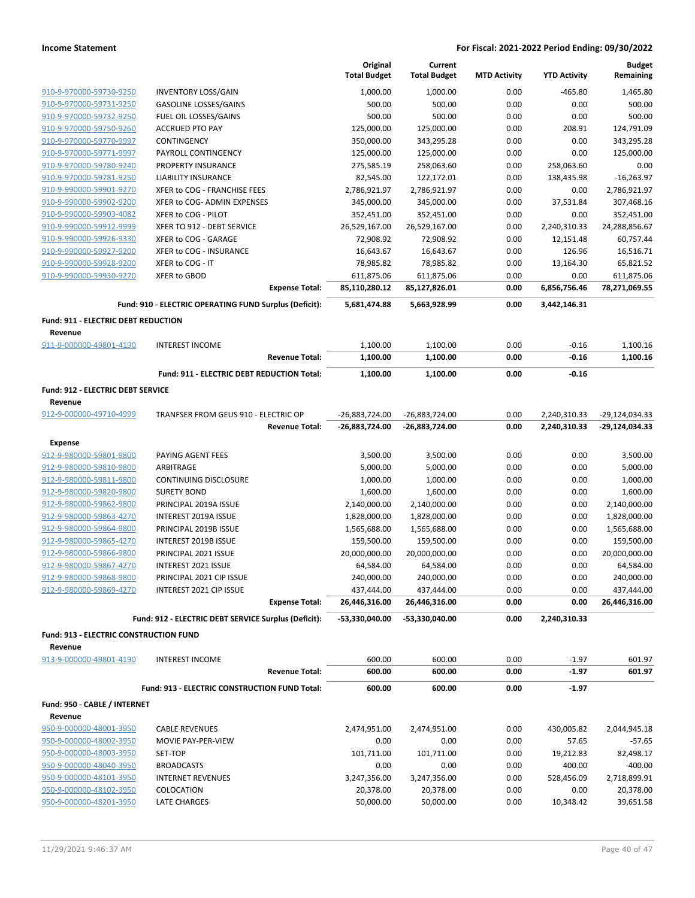**Income Statement** — For Fiscal: 2021-2022 Period Ending: 09/30/2022

| | | Original Total Budget | Current Total Budget | MTD Activity | YTD Activity | Budget Remaining |
|---|---|---|---|---|---|---|
| 910-9-970000-59730-9250 | INVENTORY LOSS/GAIN | 1,000.00 | 1,000.00 | 0.00 | -465.80 | 1,465.80 |
| 910-9-970000-59731-9250 | GASOLINE LOSSES/GAINS | 500.00 | 500.00 | 0.00 | 0.00 | 500.00 |
| 910-9-970000-59732-9250 | FUEL OIL LOSSES/GAINS | 500.00 | 500.00 | 0.00 | 0.00 | 500.00 |
| 910-9-970000-59750-9260 | ACCRUED PTO PAY | 125,000.00 | 125,000.00 | 0.00 | 208.91 | 124,791.09 |
| 910-9-970000-59770-9997 | CONTINGENCY | 350,000.00 | 343,295.28 | 0.00 | 0.00 | 343,295.28 |
| 910-9-970000-59771-9997 | PAYROLL CONTINGENCY | 125,000.00 | 125,000.00 | 0.00 | 0.00 | 125,000.00 |
| 910-9-970000-59780-9240 | PROPERTY INSURANCE | 275,585.19 | 258,063.60 | 0.00 | 258,063.60 | 0.00 |
| 910-9-970000-59781-9250 | LIABILITY INSURANCE | 82,545.00 | 122,172.01 | 0.00 | 138,435.98 | -16,263.97 |
| 910-9-990000-59901-9270 | XFER to COG - FRANCHISE FEES | 2,786,921.97 | 2,786,921.97 | 0.00 | 0.00 | 2,786,921.97 |
| 910-9-990000-59902-9200 | XFER to COG- ADMIN EXPENSES | 345,000.00 | 345,000.00 | 0.00 | 37,531.84 | 307,468.16 |
| 910-9-990000-59903-4082 | XFER to COG - PILOT | 352,451.00 | 352,451.00 | 0.00 | 0.00 | 352,451.00 |
| 910-9-990000-59912-9999 | XFER TO 912 - DEBT SERVICE | 26,529,167.00 | 26,529,167.00 | 0.00 | 2,240,310.33 | 24,288,856.67 |
| 910-9-990000-59926-9330 | XFER to COG - GARAGE | 72,908.92 | 72,908.92 | 0.00 | 12,151.48 | 60,757.44 |
| 910-9-990000-59927-9200 | XFER to COG - INSURANCE | 16,643.67 | 16,643.67 | 0.00 | 126.96 | 16,516.71 |
| 910-9-990000-59928-9200 | XFER to COG - IT | 78,985.82 | 78,985.82 | 0.00 | 13,164.30 | 65,821.52 |
| 910-9-990000-59930-9270 | XFER to GBOD | 611,875.06 | 611,875.06 | 0.00 | 0.00 | 611,875.06 |
| | **Expense Total:** | **85,110,280.12** | **85,127,826.01** | **0.00** | **6,856,756.46** | **78,271,069.55** |
| | **Fund: 910 - ELECTRIC OPERATING FUND Surplus (Deficit):** | **5,681,474.88** | **5,663,928.99** | **0.00** | **3,442,146.31** | |
| **Fund: 911 - ELECTRIC DEBT REDUCTION** | | | | | | |
| **Revenue** | | | | | | |
| 911-9-000000-49801-4190 | INTEREST INCOME | 1,100.00 | 1,100.00 | 0.00 | -0.16 | 1,100.16 |
| | **Revenue Total:** | **1,100.00** | **1,100.00** | **0.00** | **-0.16** | **1,100.16** |
| | **Fund: 911 - ELECTRIC DEBT REDUCTION Total:** | **1,100.00** | **1,100.00** | **0.00** | **-0.16** | |
| **Fund: 912 - ELECTRIC DEBT SERVICE** | | | | | | |
| **Revenue** | | | | | | |
| 912-9-000000-49710-4999 | TRANFSER FROM GEUS 910 - ELECTRIC OP | -26,883,724.00 | -26,883,724.00 | 0.00 | 2,240,310.33 | -29,124,034.33 |
| | **Revenue Total:** | **-26,883,724.00** | **-26,883,724.00** | **0.00** | **2,240,310.33** | **-29,124,034.33** |
| **Expense** | | | | | | |
| 912-9-980000-59801-9800 | PAYING AGENT FEES | 3,500.00 | 3,500.00 | 0.00 | 0.00 | 3,500.00 |
| 912-9-980000-59810-9800 | ARBITRAGE | 5,000.00 | 5,000.00 | 0.00 | 0.00 | 5,000.00 |
| 912-9-980000-59811-9800 | CONTINUING DISCLOSURE | 1,000.00 | 1,000.00 | 0.00 | 0.00 | 1,000.00 |
| 912-9-980000-59820-9800 | SURETY BOND | 1,600.00 | 1,600.00 | 0.00 | 0.00 | 1,600.00 |
| 912-9-980000-59862-9800 | PRINCIPAL 2019A ISSUE | 2,140,000.00 | 2,140,000.00 | 0.00 | 0.00 | 2,140,000.00 |
| 912-9-980000-59863-4270 | INTEREST 2019A ISSUE | 1,828,000.00 | 1,828,000.00 | 0.00 | 0.00 | 1,828,000.00 |
| 912-9-980000-59864-9800 | PRINCIPAL 2019B ISSUE | 1,565,688.00 | 1,565,688.00 | 0.00 | 0.00 | 1,565,688.00 |
| 912-9-980000-59865-4270 | INTEREST 2019B ISSUE | 159,500.00 | 159,500.00 | 0.00 | 0.00 | 159,500.00 |
| 912-9-980000-59866-9800 | PRINCIPAL 2021 ISSUE | 20,000,000.00 | 20,000,000.00 | 0.00 | 0.00 | 20,000,000.00 |
| 912-9-980000-59867-4270 | INTEREST 2021 ISSUE | 64,584.00 | 64,584.00 | 0.00 | 0.00 | 64,584.00 |
| 912-9-980000-59868-9800 | PRINCIPAL 2021 CIP ISSUE | 240,000.00 | 240,000.00 | 0.00 | 0.00 | 240,000.00 |
| 912-9-980000-59869-4270 | INTEREST 2021 CIP ISSUE | 437,444.00 | 437,444.00 | 0.00 | 0.00 | 437,444.00 |
| | **Expense Total:** | **26,446,316.00** | **26,446,316.00** | **0.00** | **0.00** | **26,446,316.00** |
| | **Fund: 912 - ELECTRIC DEBT SERVICE Surplus (Deficit):** | **-53,330,040.00** | **-53,330,040.00** | **0.00** | **2,240,310.33** | |
| **Fund: 913 - ELECTRIC CONSTRUCTION FUND** | | | | | | |
| **Revenue** | | | | | | |
| 913-9-000000-49801-4190 | INTEREST INCOME | 600.00 | 600.00 | 0.00 | -1.97 | 601.97 |
| | **Revenue Total:** | **600.00** | **600.00** | **0.00** | **-1.97** | **601.97** |
| | **Fund: 913 - ELECTRIC CONSTRUCTION FUND Total:** | **600.00** | **600.00** | **0.00** | **-1.97** | |
| **Fund: 950 - CABLE / INTERNET** | | | | | | |
| **Revenue** | | | | | | |
| 950-9-000000-48001-3950 | CABLE REVENUES | 2,474,951.00 | 2,474,951.00 | 0.00 | 430,005.82 | 2,044,945.18 |
| 950-9-000000-48002-3950 | MOVIE PAY-PER-VIEW | 0.00 | 0.00 | 0.00 | 57.65 | -57.65 |
| 950-9-000000-48003-3950 | SET-TOP | 101,711.00 | 101,711.00 | 0.00 | 19,212.83 | 82,498.17 |
| 950-9-000000-48040-3950 | BROADCASTS | 0.00 | 0.00 | 0.00 | 400.00 | -400.00 |
| 950-9-000000-48101-3950 | INTERNET REVENUES | 3,247,356.00 | 3,247,356.00 | 0.00 | 528,456.09 | 2,718,899.91 |
| 950-9-000000-48102-3950 | COLOCATION | 20,378.00 | 20,378.00 | 0.00 | 0.00 | 20,378.00 |
| 950-9-000000-48201-3950 | LATE CHARGES | 50,000.00 | 50,000.00 | 0.00 | 10,348.42 | 39,651.58 |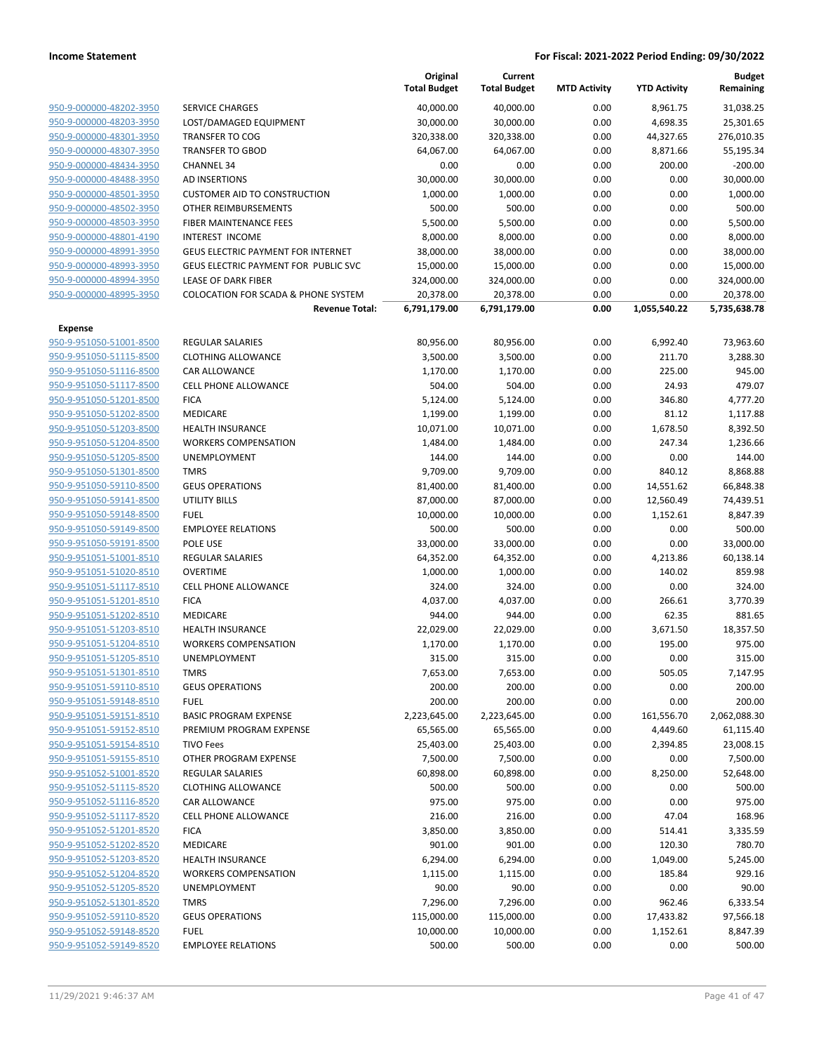| | | Original Total Budget | Current Total Budget | MTD Activity | YTD Activity | Budget Remaining |
|---|---|---|---|---|---|---|
| 950-9-000000-48202-3950 | SERVICE CHARGES | 40,000.00 | 40,000.00 | 0.00 | 8,961.75 | 31,038.25 |
| 950-9-000000-48203-3950 | LOST/DAMAGED EQUIPMENT | 30,000.00 | 30,000.00 | 0.00 | 4,698.35 | 25,301.65 |
| 950-9-000000-48301-3950 | TRANSFER TO COG | 320,338.00 | 320,338.00 | 0.00 | 44,327.65 | 276,010.35 |
| 950-9-000000-48307-3950 | TRANSFER TO GBOD | 64,067.00 | 64,067.00 | 0.00 | 8,871.66 | 55,195.34 |
| 950-9-000000-48434-3950 | CHANNEL 34 | 0.00 | 0.00 | 0.00 | 200.00 | -200.00 |
| 950-9-000000-48488-3950 | AD INSERTIONS | 30,000.00 | 30,000.00 | 0.00 | 0.00 | 30,000.00 |
| 950-9-000000-48501-3950 | CUSTOMER AID TO CONSTRUCTION | 1,000.00 | 1,000.00 | 0.00 | 0.00 | 1,000.00 |
| 950-9-000000-48502-3950 | OTHER REIMBURSEMENTS | 500.00 | 500.00 | 0.00 | 0.00 | 500.00 |
| 950-9-000000-48503-3950 | FIBER MAINTENANCE FEES | 5,500.00 | 5,500.00 | 0.00 | 0.00 | 5,500.00 |
| 950-9-000000-48801-4190 | INTEREST INCOME | 8,000.00 | 8,000.00 | 0.00 | 0.00 | 8,000.00 |
| 950-9-000000-48991-3950 | GEUS ELECTRIC PAYMENT FOR INTERNET | 38,000.00 | 38,000.00 | 0.00 | 0.00 | 38,000.00 |
| 950-9-000000-48993-3950 | GEUS ELECTRIC PAYMENT FOR PUBLIC SVC | 15,000.00 | 15,000.00 | 0.00 | 0.00 | 15,000.00 |
| 950-9-000000-48994-3950 | LEASE OF DARK FIBER | 324,000.00 | 324,000.00 | 0.00 | 0.00 | 324,000.00 |
| 950-9-000000-48995-3950 | COLOCATION FOR SCADA & PHONE SYSTEM | 20,378.00 | 20,378.00 | 0.00 | 0.00 | 20,378.00 |
| | **Revenue Total:** | **6,791,179.00** | **6,791,179.00** | **0.00** | **1,055,540.22** | **5,735,638.78** |
| **Expense** | | | | | | |
| 950-9-951050-51001-8500 | REGULAR SALARIES | 80,956.00 | 80,956.00 | 0.00 | 6,992.40 | 73,963.60 |
| 950-9-951050-51115-8500 | CLOTHING ALLOWANCE | 3,500.00 | 3,500.00 | 0.00 | 211.70 | 3,288.30 |
| 950-9-951050-51116-8500 | CAR ALLOWANCE | 1,170.00 | 1,170.00 | 0.00 | 225.00 | 945.00 |
| 950-9-951050-51117-8500 | CELL PHONE ALLOWANCE | 504.00 | 504.00 | 0.00 | 24.93 | 479.07 |
| 950-9-951050-51201-8500 | FICA | 5,124.00 | 5,124.00 | 0.00 | 346.80 | 4,777.20 |
| 950-9-951050-51202-8500 | MEDICARE | 1,199.00 | 1,199.00 | 0.00 | 81.12 | 1,117.88 |
| 950-9-951050-51203-8500 | HEALTH INSURANCE | 10,071.00 | 10,071.00 | 0.00 | 1,678.50 | 8,392.50 |
| 950-9-951050-51204-8500 | WORKERS COMPENSATION | 1,484.00 | 1,484.00 | 0.00 | 247.34 | 1,236.66 |
| 950-9-951050-51205-8500 | UNEMPLOYMENT | 144.00 | 144.00 | 0.00 | 0.00 | 144.00 |
| 950-9-951050-51301-8500 | TMRS | 9,709.00 | 9,709.00 | 0.00 | 840.12 | 8,868.88 |
| 950-9-951050-59110-8500 | GEUS OPERATIONS | 81,400.00 | 81,400.00 | 0.00 | 14,551.62 | 66,848.38 |
| 950-9-951050-59141-8500 | UTILITY BILLS | 87,000.00 | 87,000.00 | 0.00 | 12,560.49 | 74,439.51 |
| 950-9-951050-59148-8500 | FUEL | 10,000.00 | 10,000.00 | 0.00 | 1,152.61 | 8,847.39 |
| 950-9-951050-59149-8500 | EMPLOYEE RELATIONS | 500.00 | 500.00 | 0.00 | 0.00 | 500.00 |
| 950-9-951050-59191-8500 | POLE USE | 33,000.00 | 33,000.00 | 0.00 | 0.00 | 33,000.00 |
| 950-9-951051-51001-8510 | REGULAR SALARIES | 64,352.00 | 64,352.00 | 0.00 | 4,213.86 | 60,138.14 |
| 950-9-951051-51020-8510 | OVERTIME | 1,000.00 | 1,000.00 | 0.00 | 140.02 | 859.98 |
| 950-9-951051-51117-8510 | CELL PHONE ALLOWANCE | 324.00 | 324.00 | 0.00 | 0.00 | 324.00 |
| 950-9-951051-51201-8510 | FICA | 4,037.00 | 4,037.00 | 0.00 | 266.61 | 3,770.39 |
| 950-9-951051-51202-8510 | MEDICARE | 944.00 | 944.00 | 0.00 | 62.35 | 881.65 |
| 950-9-951051-51203-8510 | HEALTH INSURANCE | 22,029.00 | 22,029.00 | 0.00 | 3,671.50 | 18,357.50 |
| 950-9-951051-51204-8510 | WORKERS COMPENSATION | 1,170.00 | 1,170.00 | 0.00 | 195.00 | 975.00 |
| 950-9-951051-51205-8510 | UNEMPLOYMENT | 315.00 | 315.00 | 0.00 | 0.00 | 315.00 |
| 950-9-951051-51301-8510 | TMRS | 7,653.00 | 7,653.00 | 0.00 | 505.05 | 7,147.95 |
| 950-9-951051-59110-8510 | GEUS OPERATIONS | 200.00 | 200.00 | 0.00 | 0.00 | 200.00 |
| 950-9-951051-59148-8510 | FUEL | 200.00 | 200.00 | 0.00 | 0.00 | 200.00 |
| 950-9-951051-59151-8510 | BASIC PROGRAM EXPENSE | 2,223,645.00 | 2,223,645.00 | 0.00 | 161,556.70 | 2,062,088.30 |
| 950-9-951051-59152-8510 | PREMIUM PROGRAM EXPENSE | 65,565.00 | 65,565.00 | 0.00 | 4,449.60 | 61,115.40 |
| 950-9-951051-59154-8510 | TIVO Fees | 25,403.00 | 25,403.00 | 0.00 | 2,394.85 | 23,008.15 |
| 950-9-951051-59155-8510 | OTHER PROGRAM EXPENSE | 7,500.00 | 7,500.00 | 0.00 | 0.00 | 7,500.00 |
| 950-9-951052-51001-8520 | REGULAR SALARIES | 60,898.00 | 60,898.00 | 0.00 | 8,250.00 | 52,648.00 |
| 950-9-951052-51115-8520 | CLOTHING ALLOWANCE | 500.00 | 500.00 | 0.00 | 0.00 | 500.00 |
| 950-9-951052-51116-8520 | CAR ALLOWANCE | 975.00 | 975.00 | 0.00 | 0.00 | 975.00 |
| 950-9-951052-51117-8520 | CELL PHONE ALLOWANCE | 216.00 | 216.00 | 0.00 | 47.04 | 168.96 |
| 950-9-951052-51201-8520 | FICA | 3,850.00 | 3,850.00 | 0.00 | 514.41 | 3,335.59 |
| 950-9-951052-51202-8520 | MEDICARE | 901.00 | 901.00 | 0.00 | 120.30 | 780.70 |
| 950-9-951052-51203-8520 | HEALTH INSURANCE | 6,294.00 | 6,294.00 | 0.00 | 1,049.00 | 5,245.00 |
| 950-9-951052-51204-8520 | WORKERS COMPENSATION | 1,115.00 | 1,115.00 | 0.00 | 185.84 | 929.16 |
| 950-9-951052-51205-8520 | UNEMPLOYMENT | 90.00 | 90.00 | 0.00 | 0.00 | 90.00 |
| 950-9-951052-51301-8520 | TMRS | 7,296.00 | 7,296.00 | 0.00 | 962.46 | 6,333.54 |
| 950-9-951052-59110-8520 | GEUS OPERATIONS | 115,000.00 | 115,000.00 | 0.00 | 17,433.82 | 97,566.18 |
| 950-9-951052-59148-8520 | FUEL | 10,000.00 | 10,000.00 | 0.00 | 1,152.61 | 8,847.39 |
| 950-9-951052-59149-8520 | EMPLOYEE RELATIONS | 500.00 | 500.00 | 0.00 | 0.00 | 500.00 |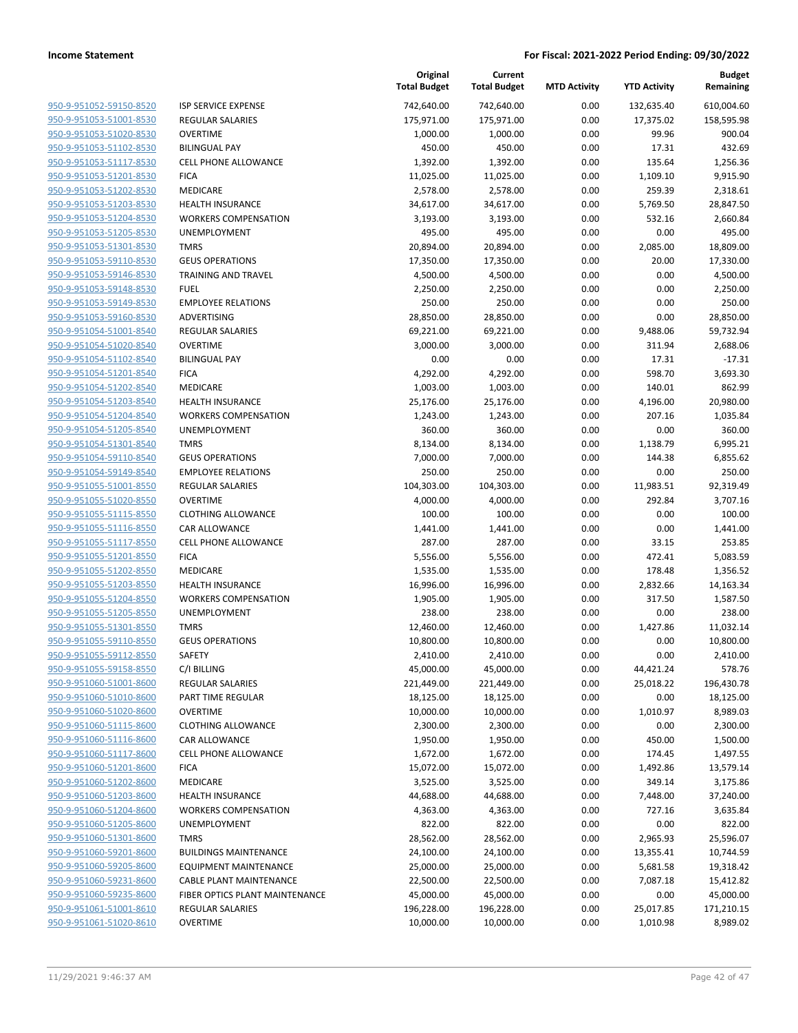| | | Original Total Budget | Current Total Budget | MTD Activity | YTD Activity | Budget Remaining |
|---|---|---|---|---|---|---|
| 950-9-951052-59150-8520 | ISP SERVICE EXPENSE | 742,640.00 | 742,640.00 | 0.00 | 132,635.40 | 610,004.60 |
| 950-9-951053-51001-8530 | REGULAR SALARIES | 175,971.00 | 175,971.00 | 0.00 | 17,375.02 | 158,595.98 |
| 950-9-951053-51020-8530 | OVERTIME | 1,000.00 | 1,000.00 | 0.00 | 99.96 | 900.04 |
| 950-9-951053-51102-8530 | BILINGUAL PAY | 450.00 | 450.00 | 0.00 | 17.31 | 432.69 |
| 950-9-951053-51117-8530 | CELL PHONE ALLOWANCE | 1,392.00 | 1,392.00 | 0.00 | 135.64 | 1,256.36 |
| 950-9-951053-51201-8530 | FICA | 11,025.00 | 11,025.00 | 0.00 | 1,109.10 | 9,915.90 |
| 950-9-951053-51202-8530 | MEDICARE | 2,578.00 | 2,578.00 | 0.00 | 259.39 | 2,318.61 |
| 950-9-951053-51203-8530 | HEALTH INSURANCE | 34,617.00 | 34,617.00 | 0.00 | 5,769.50 | 28,847.50 |
| 950-9-951053-51204-8530 | WORKERS COMPENSATION | 3,193.00 | 3,193.00 | 0.00 | 532.16 | 2,660.84 |
| 950-9-951053-51205-8530 | UNEMPLOYMENT | 495.00 | 495.00 | 0.00 | 0.00 | 495.00 |
| 950-9-951053-51301-8530 | TMRS | 20,894.00 | 20,894.00 | 0.00 | 2,085.00 | 18,809.00 |
| 950-9-951053-59110-8530 | GEUS OPERATIONS | 17,350.00 | 17,350.00 | 0.00 | 20.00 | 17,330.00 |
| 950-9-951053-59146-8530 | TRAINING AND TRAVEL | 4,500.00 | 4,500.00 | 0.00 | 0.00 | 4,500.00 |
| 950-9-951053-59148-8530 | FUEL | 2,250.00 | 2,250.00 | 0.00 | 0.00 | 2,250.00 |
| 950-9-951053-59149-8530 | EMPLOYEE RELATIONS | 250.00 | 250.00 | 0.00 | 0.00 | 250.00 |
| 950-9-951053-59160-8530 | ADVERTISING | 28,850.00 | 28,850.00 | 0.00 | 0.00 | 28,850.00 |
| 950-9-951054-51001-8540 | REGULAR SALARIES | 69,221.00 | 69,221.00 | 0.00 | 9,488.06 | 59,732.94 |
| 950-9-951054-51020-8540 | OVERTIME | 3,000.00 | 3,000.00 | 0.00 | 311.94 | 2,688.06 |
| 950-9-951054-51102-8540 | BILINGUAL PAY | 0.00 | 0.00 | 0.00 | 17.31 | -17.31 |
| 950-9-951054-51201-8540 | FICA | 4,292.00 | 4,292.00 | 0.00 | 598.70 | 3,693.30 |
| 950-9-951054-51202-8540 | MEDICARE | 1,003.00 | 1,003.00 | 0.00 | 140.01 | 862.99 |
| 950-9-951054-51203-8540 | HEALTH INSURANCE | 25,176.00 | 25,176.00 | 0.00 | 4,196.00 | 20,980.00 |
| 950-9-951054-51204-8540 | WORKERS COMPENSATION | 1,243.00 | 1,243.00 | 0.00 | 207.16 | 1,035.84 |
| 950-9-951054-51205-8540 | UNEMPLOYMENT | 360.00 | 360.00 | 0.00 | 0.00 | 360.00 |
| 950-9-951054-51301-8540 | TMRS | 8,134.00 | 8,134.00 | 0.00 | 1,138.79 | 6,995.21 |
| 950-9-951054-59110-8540 | GEUS OPERATIONS | 7,000.00 | 7,000.00 | 0.00 | 144.38 | 6,855.62 |
| 950-9-951054-59149-8540 | EMPLOYEE RELATIONS | 250.00 | 250.00 | 0.00 | 0.00 | 250.00 |
| 950-9-951055-51001-8550 | REGULAR SALARIES | 104,303.00 | 104,303.00 | 0.00 | 11,983.51 | 92,319.49 |
| 950-9-951055-51020-8550 | OVERTIME | 4,000.00 | 4,000.00 | 0.00 | 292.84 | 3,707.16 |
| 950-9-951055-51115-8550 | CLOTHING ALLOWANCE | 100.00 | 100.00 | 0.00 | 0.00 | 100.00 |
| 950-9-951055-51116-8550 | CAR ALLOWANCE | 1,441.00 | 1,441.00 | 0.00 | 0.00 | 1,441.00 |
| 950-9-951055-51117-8550 | CELL PHONE ALLOWANCE | 287.00 | 287.00 | 0.00 | 33.15 | 253.85 |
| 950-9-951055-51201-8550 | FICA | 5,556.00 | 5,556.00 | 0.00 | 472.41 | 5,083.59 |
| 950-9-951055-51202-8550 | MEDICARE | 1,535.00 | 1,535.00 | 0.00 | 178.48 | 1,356.52 |
| 950-9-951055-51203-8550 | HEALTH INSURANCE | 16,996.00 | 16,996.00 | 0.00 | 2,832.66 | 14,163.34 |
| 950-9-951055-51204-8550 | WORKERS COMPENSATION | 1,905.00 | 1,905.00 | 0.00 | 317.50 | 1,587.50 |
| 950-9-951055-51205-8550 | UNEMPLOYMENT | 238.00 | 238.00 | 0.00 | 0.00 | 238.00 |
| 950-9-951055-51301-8550 | TMRS | 12,460.00 | 12,460.00 | 0.00 | 1,427.86 | 11,032.14 |
| 950-9-951055-59110-8550 | GEUS OPERATIONS | 10,800.00 | 10,800.00 | 0.00 | 0.00 | 10,800.00 |
| 950-9-951055-59112-8550 | SAFETY | 2,410.00 | 2,410.00 | 0.00 | 0.00 | 2,410.00 |
| 950-9-951055-59158-8550 | C/I BILLING | 45,000.00 | 45,000.00 | 0.00 | 44,421.24 | 578.76 |
| 950-9-951060-51001-8600 | REGULAR SALARIES | 221,449.00 | 221,449.00 | 0.00 | 25,018.22 | 196,430.78 |
| 950-9-951060-51010-8600 | PART TIME REGULAR | 18,125.00 | 18,125.00 | 0.00 | 0.00 | 18,125.00 |
| 950-9-951060-51020-8600 | OVERTIME | 10,000.00 | 10,000.00 | 0.00 | 1,010.97 | 8,989.03 |
| 950-9-951060-51115-8600 | CLOTHING ALLOWANCE | 2,300.00 | 2,300.00 | 0.00 | 0.00 | 2,300.00 |
| 950-9-951060-51116-8600 | CAR ALLOWANCE | 1,950.00 | 1,950.00 | 0.00 | 450.00 | 1,500.00 |
| 950-9-951060-51117-8600 | CELL PHONE ALLOWANCE | 1,672.00 | 1,672.00 | 0.00 | 174.45 | 1,497.55 |
| 950-9-951060-51201-8600 | FICA | 15,072.00 | 15,072.00 | 0.00 | 1,492.86 | 13,579.14 |
| 950-9-951060-51202-8600 | MEDICARE | 3,525.00 | 3,525.00 | 0.00 | 349.14 | 3,175.86 |
| 950-9-951060-51203-8600 | HEALTH INSURANCE | 44,688.00 | 44,688.00 | 0.00 | 7,448.00 | 37,240.00 |
| 950-9-951060-51204-8600 | WORKERS COMPENSATION | 4,363.00 | 4,363.00 | 0.00 | 727.16 | 3,635.84 |
| 950-9-951060-51205-8600 | UNEMPLOYMENT | 822.00 | 822.00 | 0.00 | 0.00 | 822.00 |
| 950-9-951060-51301-8600 | TMRS | 28,562.00 | 28,562.00 | 0.00 | 2,965.93 | 25,596.07 |
| 950-9-951060-59201-8600 | BUILDINGS MAINTENANCE | 24,100.00 | 24,100.00 | 0.00 | 13,355.41 | 10,744.59 |
| 950-9-951060-59205-8600 | EQUIPMENT MAINTENANCE | 25,000.00 | 25,000.00 | 0.00 | 5,681.58 | 19,318.42 |
| 950-9-951060-59231-8600 | CABLE PLANT MAINTENANCE | 22,500.00 | 22,500.00 | 0.00 | 7,087.18 | 15,412.82 |
| 950-9-951060-59235-8600 | FIBER OPTICS PLANT MAINTENANCE | 45,000.00 | 45,000.00 | 0.00 | 0.00 | 45,000.00 |
| 950-9-951061-51001-8610 | REGULAR SALARIES | 196,228.00 | 196,228.00 | 0.00 | 25,017.85 | 171,210.15 |
| 950-9-951061-51020-8610 | OVERTIME | 10,000.00 | 10,000.00 | 0.00 | 1,010.98 | 8,989.02 |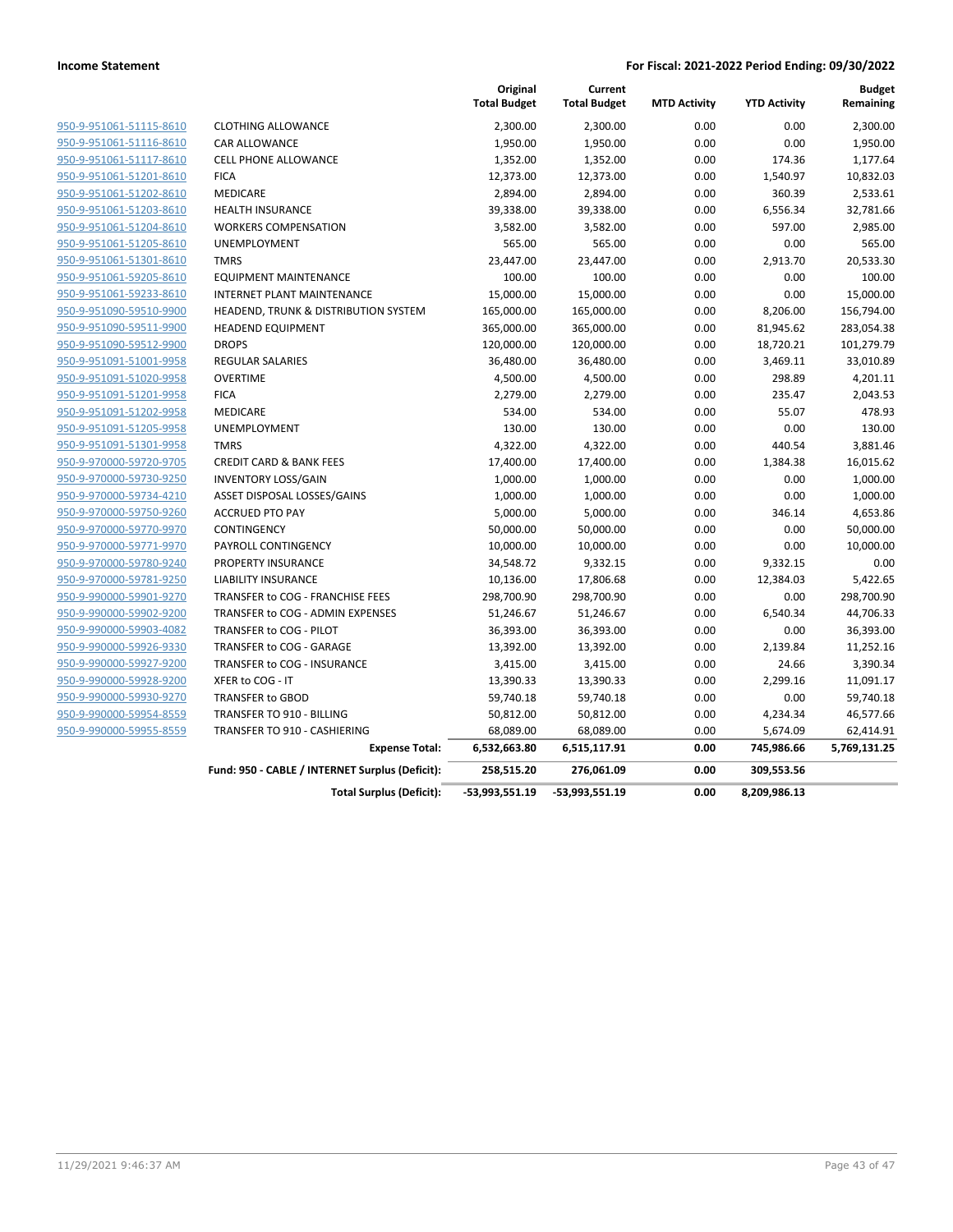**Income Statement** — For Fiscal: 2021-2022 Period Ending: 09/30/2022

| | | Original Total Budget | Current Total Budget | MTD Activity | YTD Activity | Budget Remaining |
|---|---|---|---|---|---|---|
| 950-9-951061-51115-8610 | CLOTHING ALLOWANCE | 2,300.00 | 2,300.00 | 0.00 | 0.00 | 2,300.00 |
| 950-9-951061-51116-8610 | CAR ALLOWANCE | 1,950.00 | 1,950.00 | 0.00 | 0.00 | 1,950.00 |
| 950-9-951061-51117-8610 | CELL PHONE ALLOWANCE | 1,352.00 | 1,352.00 | 0.00 | 174.36 | 1,177.64 |
| 950-9-951061-51201-8610 | FICA | 12,373.00 | 12,373.00 | 0.00 | 1,540.97 | 10,832.03 |
| 950-9-951061-51202-8610 | MEDICARE | 2,894.00 | 2,894.00 | 0.00 | 360.39 | 2,533.61 |
| 950-9-951061-51203-8610 | HEALTH INSURANCE | 39,338.00 | 39,338.00 | 0.00 | 6,556.34 | 32,781.66 |
| 950-9-951061-51204-8610 | WORKERS COMPENSATION | 3,582.00 | 3,582.00 | 0.00 | 597.00 | 2,985.00 |
| 950-9-951061-51205-8610 | UNEMPLOYMENT | 565.00 | 565.00 | 0.00 | 0.00 | 565.00 |
| 950-9-951061-51301-8610 | TMRS | 23,447.00 | 23,447.00 | 0.00 | 2,913.70 | 20,533.30 |
| 950-9-951061-59205-8610 | EQUIPMENT MAINTENANCE | 100.00 | 100.00 | 0.00 | 0.00 | 100.00 |
| 950-9-951061-59233-8610 | INTERNET PLANT MAINTENANCE | 15,000.00 | 15,000.00 | 0.00 | 0.00 | 15,000.00 |
| 950-9-951090-59510-9900 | HEADEND, TRUNK & DISTRIBUTION SYSTEM | 165,000.00 | 165,000.00 | 0.00 | 8,206.00 | 156,794.00 |
| 950-9-951090-59511-9900 | HEADEND EQUIPMENT | 365,000.00 | 365,000.00 | 0.00 | 81,945.62 | 283,054.38 |
| 950-9-951090-59512-9900 | DROPS | 120,000.00 | 120,000.00 | 0.00 | 18,720.21 | 101,279.79 |
| 950-9-951091-51001-9958 | REGULAR SALARIES | 36,480.00 | 36,480.00 | 0.00 | 3,469.11 | 33,010.89 |
| 950-9-951091-51020-9958 | OVERTIME | 4,500.00 | 4,500.00 | 0.00 | 298.89 | 4,201.11 |
| 950-9-951091-51201-9958 | FICA | 2,279.00 | 2,279.00 | 0.00 | 235.47 | 2,043.53 |
| 950-9-951091-51202-9958 | MEDICARE | 534.00 | 534.00 | 0.00 | 55.07 | 478.93 |
| 950-9-951091-51205-9958 | UNEMPLOYMENT | 130.00 | 130.00 | 0.00 | 0.00 | 130.00 |
| 950-9-951091-51301-9958 | TMRS | 4,322.00 | 4,322.00 | 0.00 | 440.54 | 3,881.46 |
| 950-9-970000-59720-9705 | CREDIT CARD & BANK FEES | 17,400.00 | 17,400.00 | 0.00 | 1,384.38 | 16,015.62 |
| 950-9-970000-59730-9250 | INVENTORY LOSS/GAIN | 1,000.00 | 1,000.00 | 0.00 | 0.00 | 1,000.00 |
| 950-9-970000-59734-4210 | ASSET DISPOSAL LOSSES/GAINS | 1,000.00 | 1,000.00 | 0.00 | 0.00 | 1,000.00 |
| 950-9-970000-59750-9260 | ACCRUED PTO PAY | 5,000.00 | 5,000.00 | 0.00 | 346.14 | 4,653.86 |
| 950-9-970000-59770-9970 | CONTINGENCY | 50,000.00 | 50,000.00 | 0.00 | 0.00 | 50,000.00 |
| 950-9-970000-59771-9970 | PAYROLL CONTINGENCY | 10,000.00 | 10,000.00 | 0.00 | 0.00 | 10,000.00 |
| 950-9-970000-59780-9240 | PROPERTY INSURANCE | 34,548.72 | 9,332.15 | 0.00 | 9,332.15 | 0.00 |
| 950-9-970000-59781-9250 | LIABILITY INSURANCE | 10,136.00 | 17,806.68 | 0.00 | 12,384.03 | 5,422.65 |
| 950-9-990000-59901-9270 | TRANSFER to COG - FRANCHISE FEES | 298,700.90 | 298,700.90 | 0.00 | 0.00 | 298,700.90 |
| 950-9-990000-59902-9200 | TRANSFER to COG - ADMIN EXPENSES | 51,246.67 | 51,246.67 | 0.00 | 6,540.34 | 44,706.33 |
| 950-9-990000-59903-4082 | TRANSFER to COG - PILOT | 36,393.00 | 36,393.00 | 0.00 | 0.00 | 36,393.00 |
| 950-9-990000-59926-9330 | TRANSFER to COG - GARAGE | 13,392.00 | 13,392.00 | 0.00 | 2,139.84 | 11,252.16 |
| 950-9-990000-59927-9200 | TRANSFER to COG - INSURANCE | 3,415.00 | 3,415.00 | 0.00 | 24.66 | 3,390.34 |
| 950-9-990000-59928-9200 | XFER to COG - IT | 13,390.33 | 13,390.33 | 0.00 | 2,299.16 | 11,091.17 |
| 950-9-990000-59930-9270 | TRANSFER to GBOD | 59,740.18 | 59,740.18 | 0.00 | 0.00 | 59,740.18 |
| 950-9-990000-59954-8559 | TRANSFER TO 910 - BILLING | 50,812.00 | 50,812.00 | 0.00 | 4,234.34 | 46,577.66 |
| 950-9-990000-59955-8559 | TRANSFER TO 910 - CASHIERING | 68,089.00 | 68,089.00 | 0.00 | 5,674.09 | 62,414.91 |
| | **Expense Total:** | **6,532,663.80** | **6,515,117.91** | **0.00** | **745,986.66** | **5,769,131.25** |
| | **Fund: 950 - CABLE / INTERNET Surplus (Deficit):** | **258,515.20** | **276,061.09** | **0.00** | **309,553.56** | |
| | **Total Surplus (Deficit):** | **-53,993,551.19** | **-53,993,551.19** | **0.00** | **8,209,986.13** | |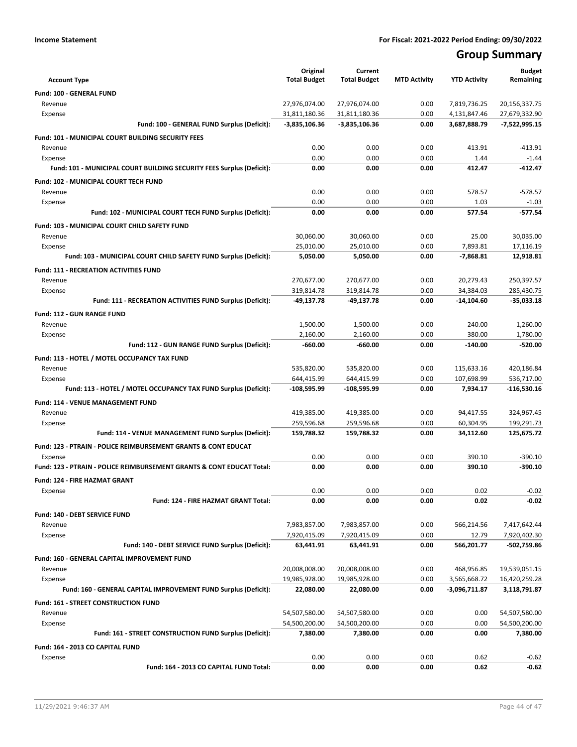**Income Statement** | **For Fiscal: 2021-2022 Period Ending: 09/30/2022**

# Group Summary

| Account Type | Original Total Budget | Current Total Budget | MTD Activity | YTD Activity | Budget Remaining |
|---|---|---|---|---|---|
| **Fund: 100 - GENERAL FUND** | | | | | |
| Revenue | 27,976,074.00 | 27,976,074.00 | 0.00 | 7,819,736.25 | 20,156,337.75 |
| Expense | 31,811,180.36 | 31,811,180.36 | 0.00 | 4,131,847.46 | 27,679,332.90 |
| **Fund: 100 - GENERAL FUND Surplus (Deficit):** | **-3,835,106.36** | **-3,835,106.36** | **0.00** | **3,687,888.79** | **-7,522,995.15** |
| **Fund: 101 - MUNICIPAL COURT BUILDING SECURITY FEES** | | | | | |
| Revenue | 0.00 | 0.00 | 0.00 | 413.91 | -413.91 |
| Expense | 0.00 | 0.00 | 0.00 | 1.44 | -1.44 |
| **Fund: 101 - MUNICIPAL COURT BUILDING SECURITY FEES Surplus (Deficit):** | **0.00** | **0.00** | **0.00** | **412.47** | **-412.47** |
| **Fund: 102 - MUNICIPAL COURT TECH FUND** | | | | | |
| Revenue | 0.00 | 0.00 | 0.00 | 578.57 | -578.57 |
| Expense | 0.00 | 0.00 | 0.00 | 1.03 | -1.03 |
| **Fund: 102 - MUNICIPAL COURT TECH FUND Surplus (Deficit):** | **0.00** | **0.00** | **0.00** | **577.54** | **-577.54** |
| **Fund: 103 - MUNICIPAL COURT CHILD SAFETY FUND** | | | | | |
| Revenue | 30,060.00 | 30,060.00 | 0.00 | 25.00 | 30,035.00 |
| Expense | 25,010.00 | 25,010.00 | 0.00 | 7,893.81 | 17,116.19 |
| **Fund: 103 - MUNICIPAL COURT CHILD SAFETY FUND Surplus (Deficit):** | **5,050.00** | **5,050.00** | **0.00** | **-7,868.81** | **12,918.81** |
| **Fund: 111 - RECREATION ACTIVITIES FUND** | | | | | |
| Revenue | 270,677.00 | 270,677.00 | 0.00 | 20,279.43 | 250,397.57 |
| Expense | 319,814.78 | 319,814.78 | 0.00 | 34,384.03 | 285,430.75 |
| **Fund: 111 - RECREATION ACTIVITIES FUND Surplus (Deficit):** | **-49,137.78** | **-49,137.78** | **0.00** | **-14,104.60** | **-35,033.18** |
| **Fund: 112 - GUN RANGE FUND** | | | | | |
| Revenue | 1,500.00 | 1,500.00 | 0.00 | 240.00 | 1,260.00 |
| Expense | 2,160.00 | 2,160.00 | 0.00 | 380.00 | 1,780.00 |
| **Fund: 112 - GUN RANGE FUND Surplus (Deficit):** | **-660.00** | **-660.00** | **0.00** | **-140.00** | **-520.00** |
| **Fund: 113 - HOTEL / MOTEL OCCUPANCY TAX FUND** | | | | | |
| Revenue | 535,820.00 | 535,820.00 | 0.00 | 115,633.16 | 420,186.84 |
| Expense | 644,415.99 | 644,415.99 | 0.00 | 107,698.99 | 536,717.00 |
| **Fund: 113 - HOTEL / MOTEL OCCUPANCY TAX FUND Surplus (Deficit):** | **-108,595.99** | **-108,595.99** | **0.00** | **7,934.17** | **-116,530.16** |
| **Fund: 114 - VENUE MANAGEMENT FUND** | | | | | |
| Revenue | 419,385.00 | 419,385.00 | 0.00 | 94,417.55 | 324,967.45 |
| Expense | 259,596.68 | 259,596.68 | 0.00 | 60,304.95 | 199,291.73 |
| **Fund: 114 - VENUE MANAGEMENT FUND Surplus (Deficit):** | **159,788.32** | **159,788.32** | **0.00** | **34,112.60** | **125,675.72** |
| **Fund: 123 - PTRAIN - POLICE REIMBURSEMENT GRANTS & CONT EDUCAT** | | | | | |
| Expense | 0.00 | 0.00 | 0.00 | 390.10 | -390.10 |
| **Fund: 123 - PTRAIN - POLICE REIMBURSEMENT GRANTS & CONT EDUCAT Total:** | **0.00** | **0.00** | **0.00** | **390.10** | **-390.10** |
| **Fund: 124 - FIRE HAZMAT GRANT** | | | | | |
| Expense | 0.00 | 0.00 | 0.00 | 0.02 | -0.02 |
| **Fund: 124 - FIRE HAZMAT GRANT Total:** | **0.00** | **0.00** | **0.00** | **0.02** | **-0.02** |
| **Fund: 140 - DEBT SERVICE FUND** | | | | | |
| Revenue | 7,983,857.00 | 7,983,857.00 | 0.00 | 566,214.56 | 7,417,642.44 |
| Expense | 7,920,415.09 | 7,920,415.09 | 0.00 | 12.79 | 7,920,402.30 |
| **Fund: 140 - DEBT SERVICE FUND Surplus (Deficit):** | **63,441.91** | **63,441.91** | **0.00** | **566,201.77** | **-502,759.86** |
| **Fund: 160 - GENERAL CAPITAL IMPROVEMENT FUND** | | | | | |
| Revenue | 20,008,008.00 | 20,008,008.00 | 0.00 | 468,956.85 | 19,539,051.15 |
| Expense | 19,985,928.00 | 19,985,928.00 | 0.00 | 3,565,668.72 | 16,420,259.28 |
| **Fund: 160 - GENERAL CAPITAL IMPROVEMENT FUND Surplus (Deficit):** | **22,080.00** | **22,080.00** | **0.00** | **-3,096,711.87** | **3,118,791.87** |
| **Fund: 161 - STREET CONSTRUCTION FUND** | | | | | |
| Revenue | 54,507,580.00 | 54,507,580.00 | 0.00 | 0.00 | 54,507,580.00 |
| Expense | 54,500,200.00 | 54,500,200.00 | 0.00 | 0.00 | 54,500,200.00 |
| **Fund: 161 - STREET CONSTRUCTION FUND Surplus (Deficit):** | **7,380.00** | **7,380.00** | **0.00** | **0.00** | **7,380.00** |
| **Fund: 164 - 2013 CO CAPITAL FUND** | | | | | |
| Expense | 0.00 | 0.00 | 0.00 | 0.62 | -0.62 |
| **Fund: 164 - 2013 CO CAPITAL FUND Total:** | **0.00** | **0.00** | **0.00** | **0.62** | **-0.62** |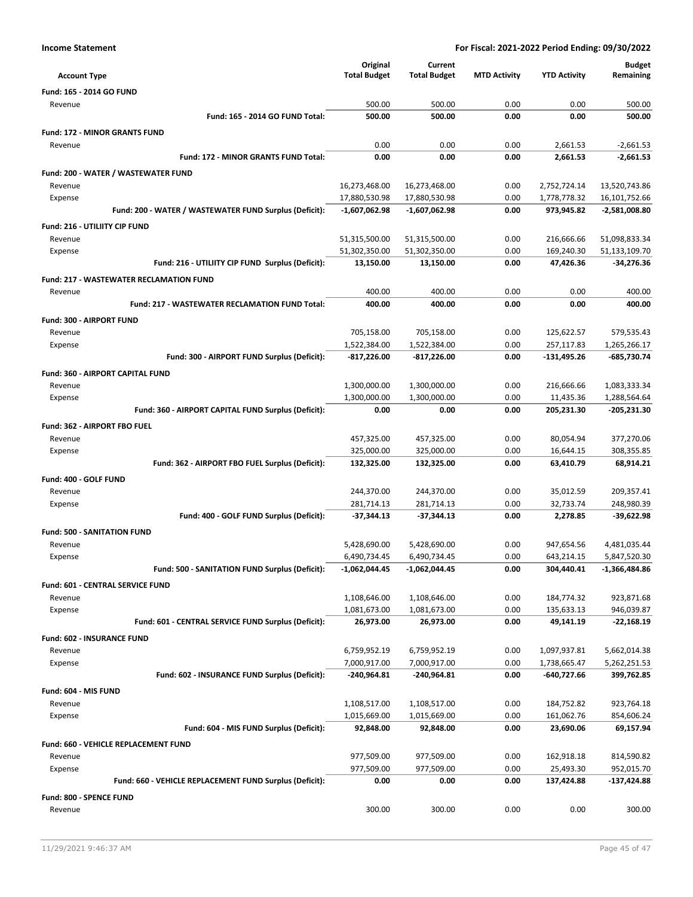**Income Statement** | **For Fiscal: 2021-2022 Period Ending: 09/30/2022**

| Account Type | Original Total Budget | Current Total Budget | MTD Activity | YTD Activity | Budget Remaining |
|---|---|---|---|---|---|
| **Fund: 165 - 2014 GO FUND** | | | | | |
| Revenue | 500.00 | 500.00 | 0.00 | 0.00 | 500.00 |
| **Fund: 165 - 2014 GO FUND Total:** | **500.00** | **500.00** | **0.00** | **0.00** | **500.00** |
| **Fund: 172 - MINOR GRANTS FUND** | | | | | |
| Revenue | 0.00 | 0.00 | 0.00 | 2,661.53 | -2,661.53 |
| **Fund: 172 - MINOR GRANTS FUND Total:** | **0.00** | **0.00** | **0.00** | **2,661.53** | **-2,661.53** |
| **Fund: 200 - WATER / WASTEWATER FUND** | | | | | |
| Revenue | 16,273,468.00 | 16,273,468.00 | 0.00 | 2,752,724.14 | 13,520,743.86 |
| Expense | 17,880,530.98 | 17,880,530.98 | 0.00 | 1,778,778.32 | 16,101,752.66 |
| **Fund: 200 - WATER / WASTEWATER FUND Surplus (Deficit):** | **-1,607,062.98** | **-1,607,062.98** | **0.00** | **973,945.82** | **-2,581,008.80** |
| **Fund: 216 - UTILIITY CIP FUND** | | | | | |
| Revenue | 51,315,500.00 | 51,315,500.00 | 0.00 | 216,666.66 | 51,098,833.34 |
| Expense | 51,302,350.00 | 51,302,350.00 | 0.00 | 169,240.30 | 51,133,109.70 |
| **Fund: 216 - UTILIITY CIP FUND Surplus (Deficit):** | **13,150.00** | **13,150.00** | **0.00** | **47,426.36** | **-34,276.36** |
| **Fund: 217 - WASTEWATER RECLAMATION FUND** | | | | | |
| Revenue | 400.00 | 400.00 | 0.00 | 0.00 | 400.00 |
| **Fund: 217 - WASTEWATER RECLAMATION FUND Total:** | **400.00** | **400.00** | **0.00** | **0.00** | **400.00** |
| **Fund: 300 - AIRPORT FUND** | | | | | |
| Revenue | 705,158.00 | 705,158.00 | 0.00 | 125,622.57 | 579,535.43 |
| Expense | 1,522,384.00 | 1,522,384.00 | 0.00 | 257,117.83 | 1,265,266.17 |
| **Fund: 300 - AIRPORT FUND Surplus (Deficit):** | **-817,226.00** | **-817,226.00** | **0.00** | **-131,495.26** | **-685,730.74** |
| **Fund: 360 - AIRPORT CAPITAL FUND** | | | | | |
| Revenue | 1,300,000.00 | 1,300,000.00 | 0.00 | 216,666.66 | 1,083,333.34 |
| Expense | 1,300,000.00 | 1,300,000.00 | 0.00 | 11,435.36 | 1,288,564.64 |
| **Fund: 360 - AIRPORT CAPITAL FUND Surplus (Deficit):** | **0.00** | **0.00** | **0.00** | **205,231.30** | **-205,231.30** |
| **Fund: 362 - AIRPORT FBO FUEL** | | | | | |
| Revenue | 457,325.00 | 457,325.00 | 0.00 | 80,054.94 | 377,270.06 |
| Expense | 325,000.00 | 325,000.00 | 0.00 | 16,644.15 | 308,355.85 |
| **Fund: 362 - AIRPORT FBO FUEL Surplus (Deficit):** | **132,325.00** | **132,325.00** | **0.00** | **63,410.79** | **68,914.21** |
| **Fund: 400 - GOLF FUND** | | | | | |
| Revenue | 244,370.00 | 244,370.00 | 0.00 | 35,012.59 | 209,357.41 |
| Expense | 281,714.13 | 281,714.13 | 0.00 | 32,733.74 | 248,980.39 |
| **Fund: 400 - GOLF FUND Surplus (Deficit):** | **-37,344.13** | **-37,344.13** | **0.00** | **2,278.85** | **-39,622.98** |
| **Fund: 500 - SANITATION FUND** | | | | | |
| Revenue | 5,428,690.00 | 5,428,690.00 | 0.00 | 947,654.56 | 4,481,035.44 |
| Expense | 6,490,734.45 | 6,490,734.45 | 0.00 | 643,214.15 | 5,847,520.30 |
| **Fund: 500 - SANITATION FUND Surplus (Deficit):** | **-1,062,044.45** | **-1,062,044.45** | **0.00** | **304,440.41** | **-1,366,484.86** |
| **Fund: 601 - CENTRAL SERVICE FUND** | | | | | |
| Revenue | 1,108,646.00 | 1,108,646.00 | 0.00 | 184,774.32 | 923,871.68 |
| Expense | 1,081,673.00 | 1,081,673.00 | 0.00 | 135,633.13 | 946,039.87 |
| **Fund: 601 - CENTRAL SERVICE FUND Surplus (Deficit):** | **26,973.00** | **26,973.00** | **0.00** | **49,141.19** | **-22,168.19** |
| **Fund: 602 - INSURANCE FUND** | | | | | |
| Revenue | 6,759,952.19 | 6,759,952.19 | 0.00 | 1,097,937.81 | 5,662,014.38 |
| Expense | 7,000,917.00 | 7,000,917.00 | 0.00 | 1,738,665.47 | 5,262,251.53 |
| **Fund: 602 - INSURANCE FUND Surplus (Deficit):** | **-240,964.81** | **-240,964.81** | **0.00** | **-640,727.66** | **399,762.85** |
| **Fund: 604 - MIS FUND** | | | | | |
| Revenue | 1,108,517.00 | 1,108,517.00 | 0.00 | 184,752.82 | 923,764.18 |
| Expense | 1,015,669.00 | 1,015,669.00 | 0.00 | 161,062.76 | 854,606.24 |
| **Fund: 604 - MIS FUND Surplus (Deficit):** | **92,848.00** | **92,848.00** | **0.00** | **23,690.06** | **69,157.94** |
| **Fund: 660 - VEHICLE REPLACEMENT FUND** | | | | | |
| Revenue | 977,509.00 | 977,509.00 | 0.00 | 162,918.18 | 814,590.82 |
| Expense | 977,509.00 | 977,509.00 | 0.00 | 25,493.30 | 952,015.70 |
| **Fund: 660 - VEHICLE REPLACEMENT FUND Surplus (Deficit):** | **0.00** | **0.00** | **0.00** | **137,424.88** | **-137,424.88** |
| **Fund: 800 - SPENCE FUND** | | | | | |
| Revenue | 300.00 | 300.00 | 0.00 | 0.00 | 300.00 |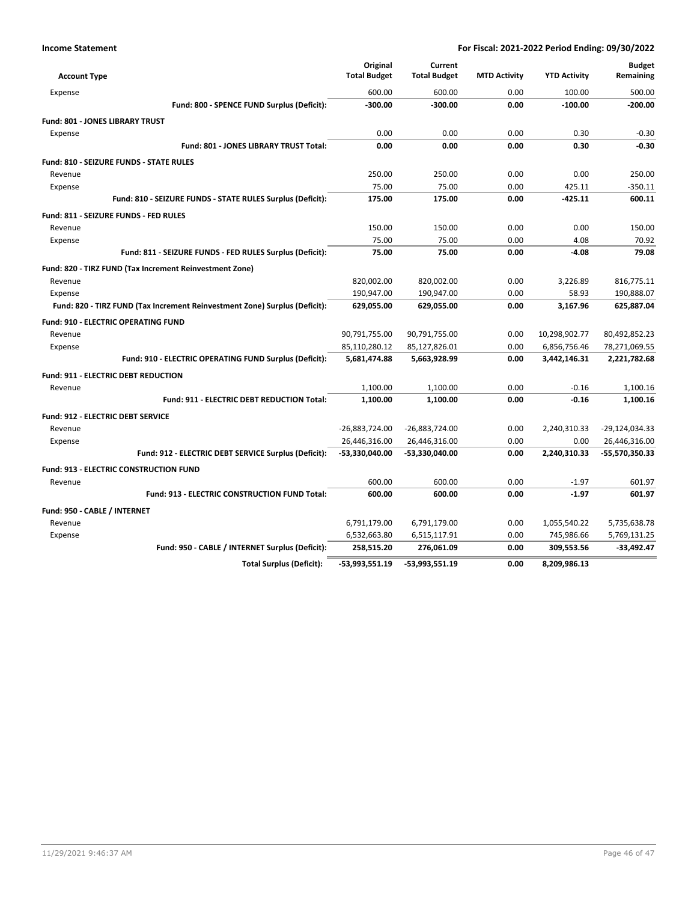**Income Statement** | **For Fiscal: 2021-2022 Period Ending: 09/30/2022**

| Account Type | Original Total Budget | Current Total Budget | MTD Activity | YTD Activity | Budget Remaining |
|---|---|---|---|---|---|
| Expense | 600.00 | 600.00 | 0.00 | 100.00 | 500.00 |
| **Fund: 800 - SPENCE FUND Surplus (Deficit):** | **-300.00** | **-300.00** | **0.00** | **-100.00** | **-200.00** |
| **Fund: 801 - JONES LIBRARY TRUST** | | | | | |
| Expense | 0.00 | 0.00 | 0.00 | 0.30 | -0.30 |
| **Fund: 801 - JONES LIBRARY TRUST Total:** | **0.00** | **0.00** | **0.00** | **0.30** | **-0.30** |
| **Fund: 810 - SEIZURE FUNDS - STATE RULES** | | | | | |
| Revenue | 250.00 | 250.00 | 0.00 | 0.00 | 250.00 |
| Expense | 75.00 | 75.00 | 0.00 | 425.11 | -350.11 |
| **Fund: 810 - SEIZURE FUNDS - STATE RULES Surplus (Deficit):** | **175.00** | **175.00** | **0.00** | **-425.11** | **600.11** |
| **Fund: 811 - SEIZURE FUNDS - FED RULES** | | | | | |
| Revenue | 150.00 | 150.00 | 0.00 | 0.00 | 150.00 |
| Expense | 75.00 | 75.00 | 0.00 | 4.08 | 70.92 |
| **Fund: 811 - SEIZURE FUNDS - FED RULES Surplus (Deficit):** | **75.00** | **75.00** | **0.00** | **-4.08** | **79.08** |
| **Fund: 820 - TIRZ FUND (Tax Increment Reinvestment Zone)** | | | | | |
| Revenue | 820,002.00 | 820,002.00 | 0.00 | 3,226.89 | 816,775.11 |
| Expense | 190,947.00 | 190,947.00 | 0.00 | 58.93 | 190,888.07 |
| **Fund: 820 - TIRZ FUND (Tax Increment Reinvestment Zone) Surplus (Deficit):** | **629,055.00** | **629,055.00** | **0.00** | **3,167.96** | **625,887.04** |
| **Fund: 910 - ELECTRIC OPERATING FUND** | | | | | |
| Revenue | 90,791,755.00 | 90,791,755.00 | 0.00 | 10,298,902.77 | 80,492,852.23 |
| Expense | 85,110,280.12 | 85,127,826.01 | 0.00 | 6,856,756.46 | 78,271,069.55 |
| **Fund: 910 - ELECTRIC OPERATING FUND Surplus (Deficit):** | **5,681,474.88** | **5,663,928.99** | **0.00** | **3,442,146.31** | **2,221,782.68** |
| **Fund: 911 - ELECTRIC DEBT REDUCTION** | | | | | |
| Revenue | 1,100.00 | 1,100.00 | 0.00 | -0.16 | 1,100.16 |
| **Fund: 911 - ELECTRIC DEBT REDUCTION Total:** | **1,100.00** | **1,100.00** | **0.00** | **-0.16** | **1,100.16** |
| **Fund: 912 - ELECTRIC DEBT SERVICE** | | | | | |
| Revenue | -26,883,724.00 | -26,883,724.00 | 0.00 | 2,240,310.33 | -29,124,034.33 |
| Expense | 26,446,316.00 | 26,446,316.00 | 0.00 | 0.00 | 26,446,316.00 |
| **Fund: 912 - ELECTRIC DEBT SERVICE Surplus (Deficit):** | **-53,330,040.00** | **-53,330,040.00** | **0.00** | **2,240,310.33** | **-55,570,350.33** |
| **Fund: 913 - ELECTRIC CONSTRUCTION FUND** | | | | | |
| Revenue | 600.00 | 600.00 | 0.00 | -1.97 | 601.97 |
| **Fund: 913 - ELECTRIC CONSTRUCTION FUND Total:** | **600.00** | **600.00** | **0.00** | **-1.97** | **601.97** |
| **Fund: 950 - CABLE / INTERNET** | | | | | |
| Revenue | 6,791,179.00 | 6,791,179.00 | 0.00 | 1,055,540.22 | 5,735,638.78 |
| Expense | 6,532,663.80 | 6,515,117.91 | 0.00 | 745,986.66 | 5,769,131.25 |
| **Fund: 950 - CABLE / INTERNET Surplus (Deficit):** | **258,515.20** | **276,061.09** | **0.00** | **309,553.56** | **-33,492.47** |
| **Total Surplus (Deficit):** | **-53,993,551.19** | **-53,993,551.19** | **0.00** | **8,209,986.13** | |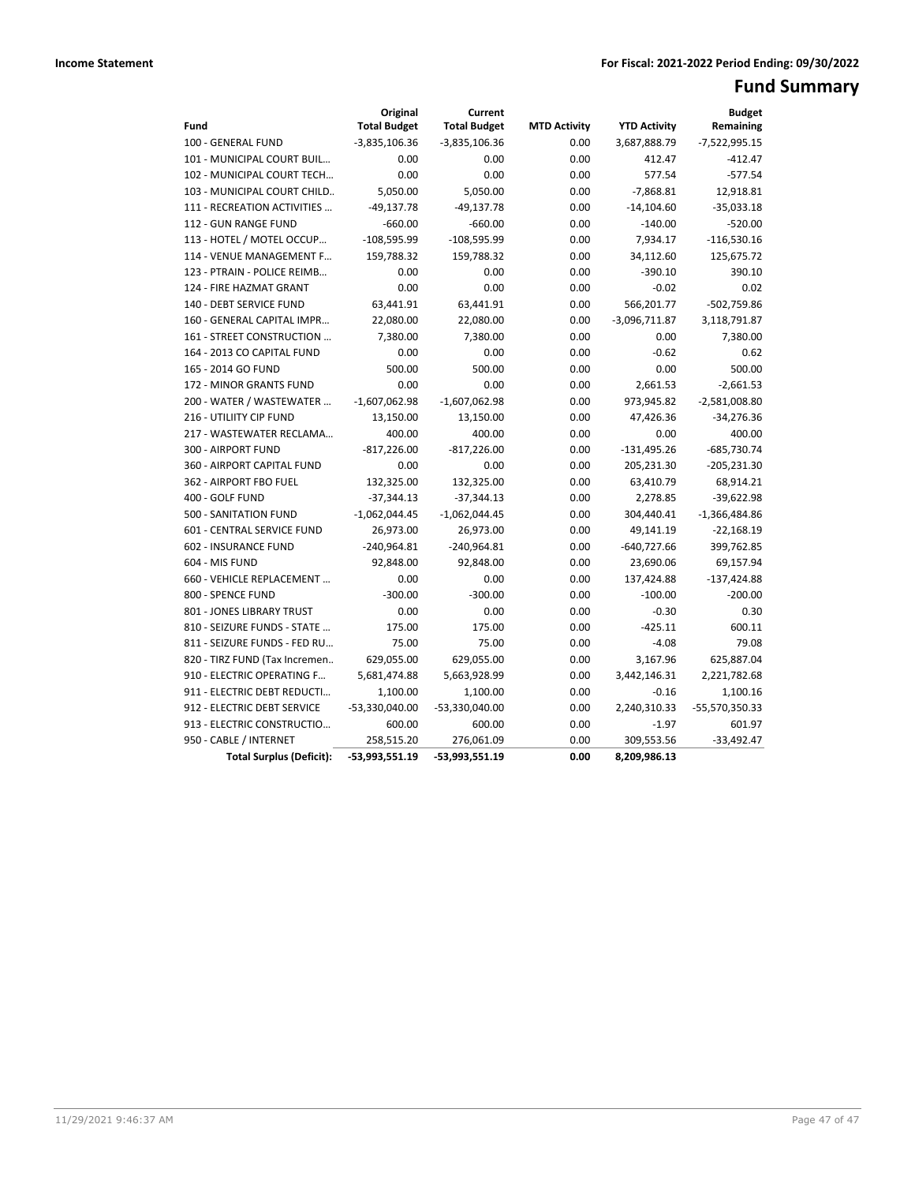**Income Statement** **For Fiscal: 2021-2022 Period Ending: 09/30/2022**

# Fund Summary

| Fund | Original Total Budget | Current Total Budget | MTD Activity | YTD Activity | Budget Remaining |
|---|---|---|---|---|---|
| 100 - GENERAL FUND | -3,835,106.36 | -3,835,106.36 | 0.00 | 3,687,888.79 | -7,522,995.15 |
| 101 - MUNICIPAL COURT BUIL… | 0.00 | 0.00 | 0.00 | 412.47 | -412.47 |
| 102 - MUNICIPAL COURT TECH… | 0.00 | 0.00 | 0.00 | 577.54 | -577.54 |
| 103 - MUNICIPAL COURT CHILD.. | 5,050.00 | 5,050.00 | 0.00 | -7,868.81 | 12,918.81 |
| 111 - RECREATION ACTIVITIES … | -49,137.78 | -49,137.78 | 0.00 | -14,104.60 | -35,033.18 |
| 112 - GUN RANGE FUND | -660.00 | -660.00 | 0.00 | -140.00 | -520.00 |
| 113 - HOTEL / MOTEL OCCUP… | -108,595.99 | -108,595.99 | 0.00 | 7,934.17 | -116,530.16 |
| 114 - VENUE MANAGEMENT F… | 159,788.32 | 159,788.32 | 0.00 | 34,112.60 | 125,675.72 |
| 123 - PTRAIN - POLICE REIMB… | 0.00 | 0.00 | 0.00 | -390.10 | 390.10 |
| 124 - FIRE HAZMAT GRANT | 0.00 | 0.00 | 0.00 | -0.02 | 0.02 |
| 140 - DEBT SERVICE FUND | 63,441.91 | 63,441.91 | 0.00 | 566,201.77 | -502,759.86 |
| 160 - GENERAL CAPITAL IMPR… | 22,080.00 | 22,080.00 | 0.00 | -3,096,711.87 | 3,118,791.87 |
| 161 - STREET CONSTRUCTION … | 7,380.00 | 7,380.00 | 0.00 | 0.00 | 7,380.00 |
| 164 - 2013 CO CAPITAL FUND | 0.00 | 0.00 | 0.00 | -0.62 | 0.62 |
| 165 - 2014 GO FUND | 500.00 | 500.00 | 0.00 | 0.00 | 500.00 |
| 172 - MINOR GRANTS FUND | 0.00 | 0.00 | 0.00 | 2,661.53 | -2,661.53 |
| 200 - WATER / WASTEWATER … | -1,607,062.98 | -1,607,062.98 | 0.00 | 973,945.82 | -2,581,008.80 |
| 216 - UTILIITY CIP FUND | 13,150.00 | 13,150.00 | 0.00 | 47,426.36 | -34,276.36 |
| 217 - WASTEWATER RECLAMA… | 400.00 | 400.00 | 0.00 | 0.00 | 400.00 |
| 300 - AIRPORT FUND | -817,226.00 | -817,226.00 | 0.00 | -131,495.26 | -685,730.74 |
| 360 - AIRPORT CAPITAL FUND | 0.00 | 0.00 | 0.00 | 205,231.30 | -205,231.30 |
| 362 - AIRPORT FBO FUEL | 132,325.00 | 132,325.00 | 0.00 | 63,410.79 | 68,914.21 |
| 400 - GOLF FUND | -37,344.13 | -37,344.13 | 0.00 | 2,278.85 | -39,622.98 |
| 500 - SANITATION FUND | -1,062,044.45 | -1,062,044.45 | 0.00 | 304,440.41 | -1,366,484.86 |
| 601 - CENTRAL SERVICE FUND | 26,973.00 | 26,973.00 | 0.00 | 49,141.19 | -22,168.19 |
| 602 - INSURANCE FUND | -240,964.81 | -240,964.81 | 0.00 | -640,727.66 | 399,762.85 |
| 604 - MIS FUND | 92,848.00 | 92,848.00 | 0.00 | 23,690.06 | 69,157.94 |
| 660 - VEHICLE REPLACEMENT … | 0.00 | 0.00 | 0.00 | 137,424.88 | -137,424.88 |
| 800 - SPENCE FUND | -300.00 | -300.00 | 0.00 | -100.00 | -200.00 |
| 801 - JONES LIBRARY TRUST | 0.00 | 0.00 | 0.00 | -0.30 | 0.30 |
| 810 - SEIZURE FUNDS - STATE … | 175.00 | 175.00 | 0.00 | -425.11 | 600.11 |
| 811 - SEIZURE FUNDS - FED RU… | 75.00 | 75.00 | 0.00 | -4.08 | 79.08 |
| 820 - TIRZ FUND (Tax Incremen.. | 629,055.00 | 629,055.00 | 0.00 | 3,167.96 | 625,887.04 |
| 910 - ELECTRIC OPERATING F… | 5,681,474.88 | 5,663,928.99 | 0.00 | 3,442,146.31 | 2,221,782.68 |
| 911 - ELECTRIC DEBT REDUCTI… | 1,100.00 | 1,100.00 | 0.00 | -0.16 | 1,100.16 |
| 912 - ELECTRIC DEBT SERVICE | -53,330,040.00 | -53,330,040.00 | 0.00 | 2,240,310.33 | -55,570,350.33 |
| 913 - ELECTRIC CONSTRUCTIO… | 600.00 | 600.00 | 0.00 | -1.97 | 601.97 |
| 950 - CABLE / INTERNET | 258,515.20 | 276,061.09 | 0.00 | 309,553.56 | -33,492.47 |
| **Total Surplus (Deficit):** | **-53,993,551.19** | **-53,993,551.19** | **0.00** | **8,209,986.13** | |